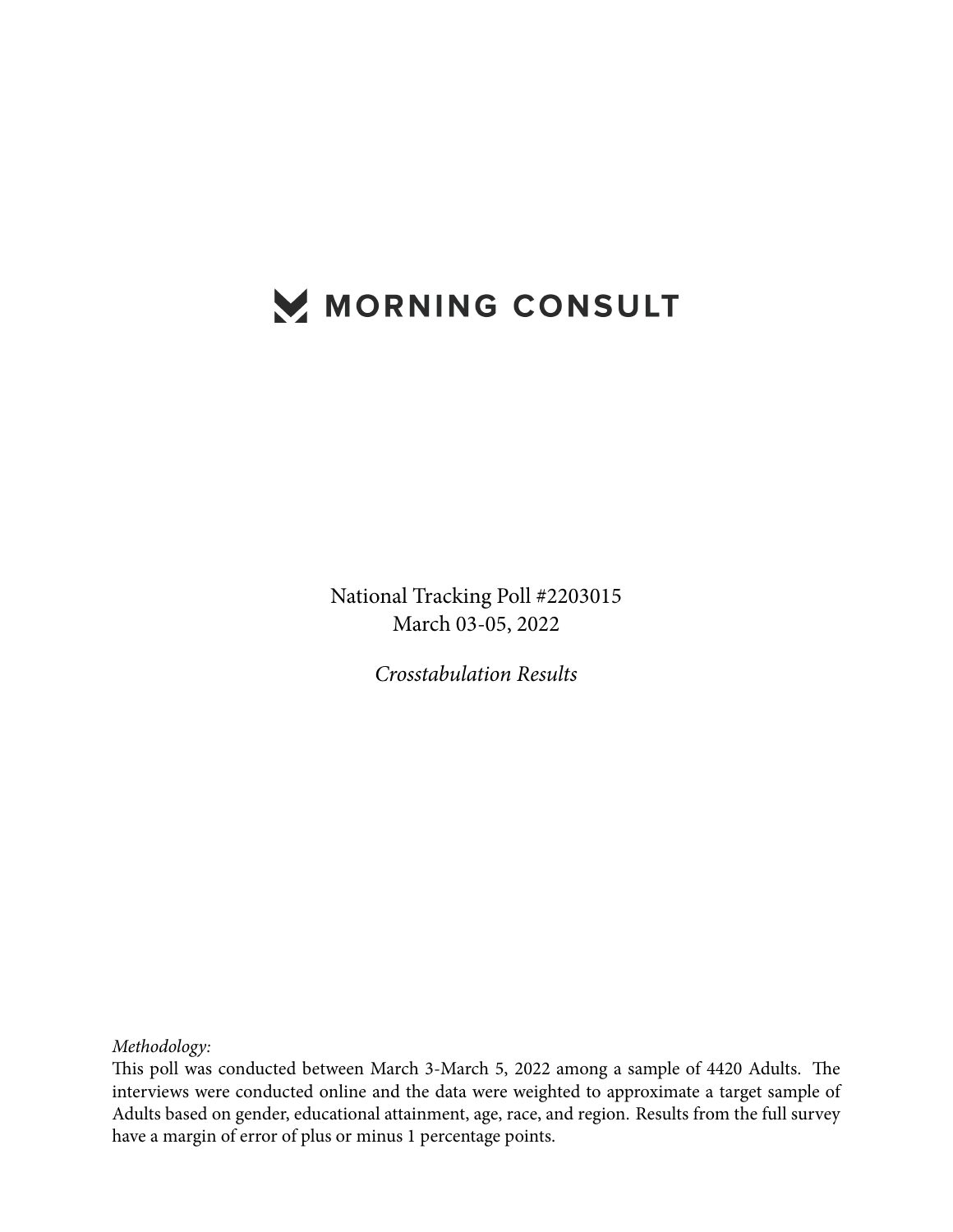# MORNING CONSULT

National Tracking Poll #2203015
March 03-05, 2022

*Crosstabulation Results*

*Methodology:*
This poll was conducted between March 3-March 5, 2022 among a sample of 4420 Adults. The interviews were conducted online and the data were weighted to approximate a target sample of Adults based on gender, educational attainment, age, race, and region. Results from the full survey have a margin of error of plus or minus 1 percentage points.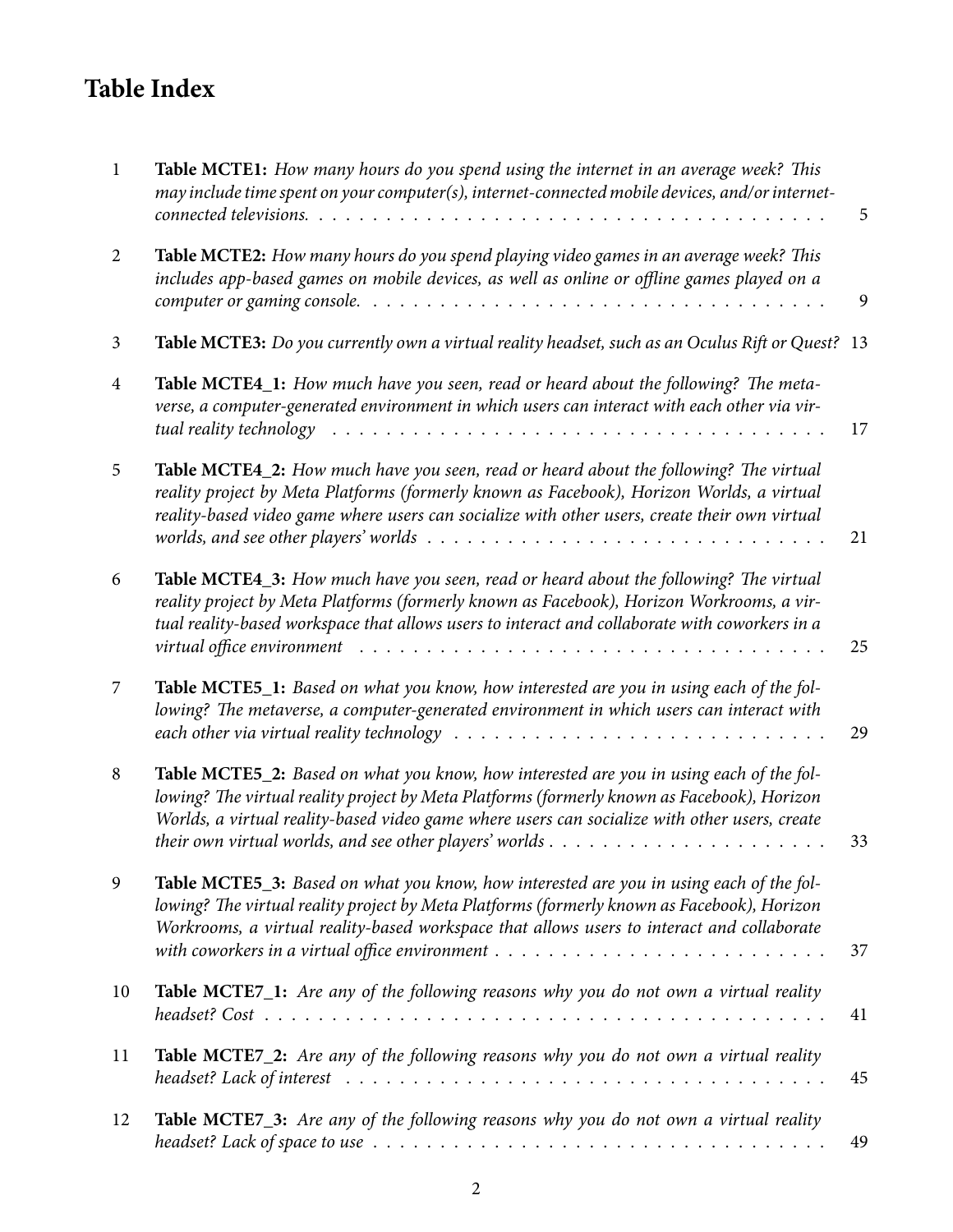# Table Index

| | | |
|---|---|---|
| 1 | **Table MCTE1:** *How many hours do you spend using the internet in an average week? This may include time spent on your computer(s), internet-connected mobile devices, and/or internet-connected televisions.* | 5 |
| 2 | **Table MCTE2:** *How many hours do you spend playing video games in an average week? This includes app-based games on mobile devices, as well as online or offline games played on a computer or gaming console.* | 9 |
| 3 | **Table MCTE3:** *Do you currently own a virtual reality headset, such as an Oculus Rift or Quest?* | 13 |
| 4 | **Table MCTE4_1:** *How much have you seen, read or heard about the following? The metaverse, a computer-generated environment in which users can interact with each other via virtual reality technology* | 17 |
| 5 | **Table MCTE4_2:** *How much have you seen, read or heard about the following? The virtual reality project by Meta Platforms (formerly known as Facebook), Horizon Worlds, a virtual reality-based video game where users can socialize with other users, create their own virtual worlds, and see other players' worlds* | 21 |
| 6 | **Table MCTE4_3:** *How much have you seen, read or heard about the following? The virtual reality project by Meta Platforms (formerly known as Facebook), Horizon Workrooms, a virtual reality-based workspace that allows users to interact and collaborate with coworkers in a virtual office environment* | 25 |
| 7 | **Table MCTE5_1:** *Based on what you know, how interested are you in using each of the following? The metaverse, a computer-generated environment in which users can interact with each other via virtual reality technology* | 29 |
| 8 | **Table MCTE5_2:** *Based on what you know, how interested are you in using each of the following? The virtual reality project by Meta Platforms (formerly known as Facebook), Horizon Worlds, a virtual reality-based video game where users can socialize with other users, create their own virtual worlds, and see other players' worlds* | 33 |
| 9 | **Table MCTE5_3:** *Based on what you know, how interested are you in using each of the following? The virtual reality project by Meta Platforms (formerly known as Facebook), Horizon Workrooms, a virtual reality-based workspace that allows users to interact and collaborate with coworkers in a virtual office environment* | 37 |
| 10 | **Table MCTE7_1:** *Are any of the following reasons why you do not own a virtual reality headset? Cost* | 41 |
| 11 | **Table MCTE7_2:** *Are any of the following reasons why you do not own a virtual reality headset? Lack of interest* | 45 |
| 12 | **Table MCTE7_3:** *Are any of the following reasons why you do not own a virtual reality headset? Lack of space to use* | 49 |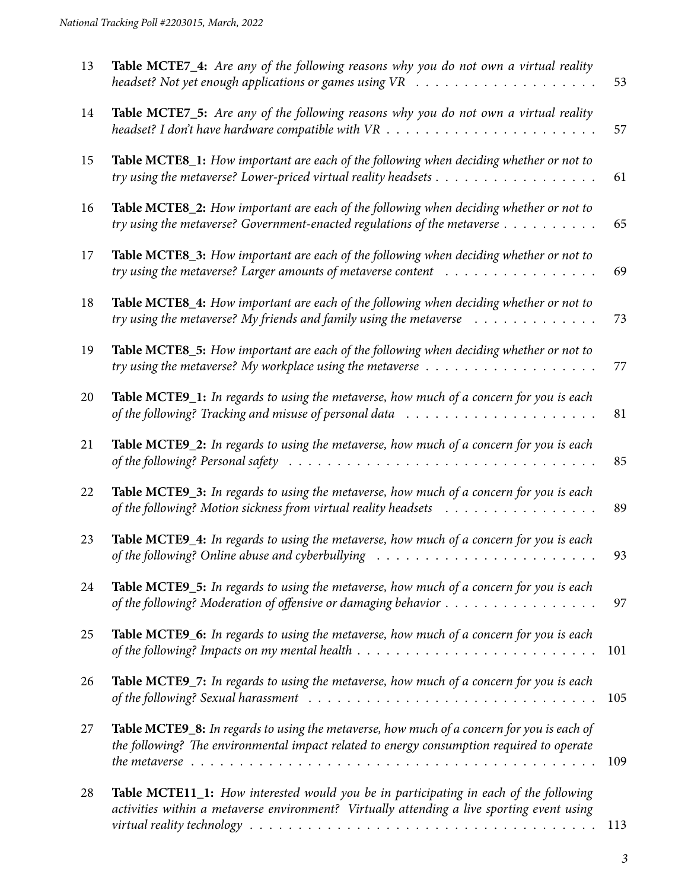| | | |
|---|---|---|
| 13 | **Table MCTE7_4:** *Are any of the following reasons why you do not own a virtual reality headset? Not yet enough applications or games using VR* | 53 |
| 14 | **Table MCTE7_5:** *Are any of the following reasons why you do not own a virtual reality headset? I don't have hardware compatible with VR* | 57 |
| 15 | **Table MCTE8_1:** *How important are each of the following when deciding whether or not to try using the metaverse? Lower-priced virtual reality headsets* | 61 |
| 16 | **Table MCTE8_2:** *How important are each of the following when deciding whether or not to try using the metaverse? Government-enacted regulations of the metaverse* | 65 |
| 17 | **Table MCTE8_3:** *How important are each of the following when deciding whether or not to try using the metaverse? Larger amounts of metaverse content* | 69 |
| 18 | **Table MCTE8_4:** *How important are each of the following when deciding whether or not to try using the metaverse? My friends and family using the metaverse* | 73 |
| 19 | **Table MCTE8_5:** *How important are each of the following when deciding whether or not to try using the metaverse? My workplace using the metaverse* | 77 |
| 20 | **Table MCTE9_1:** *In regards to using the metaverse, how much of a concern for you is each of the following? Tracking and misuse of personal data* | 81 |
| 21 | **Table MCTE9_2:** *In regards to using the metaverse, how much of a concern for you is each of the following? Personal safety* | 85 |
| 22 | **Table MCTE9_3:** *In regards to using the metaverse, how much of a concern for you is each of the following? Motion sickness from virtual reality headsets* | 89 |
| 23 | **Table MCTE9_4:** *In regards to using the metaverse, how much of a concern for you is each of the following? Online abuse and cyberbullying* | 93 |
| 24 | **Table MCTE9_5:** *In regards to using the metaverse, how much of a concern for you is each of the following? Moderation of offensive or damaging behavior* | 97 |
| 25 | **Table MCTE9_6:** *In regards to using the metaverse, how much of a concern for you is each of the following? Impacts on my mental health* | 101 |
| 26 | **Table MCTE9_7:** *In regards to using the metaverse, how much of a concern for you is each of the following? Sexual harassment* | 105 |
| 27 | **Table MCTE9_8:** *In regards to using the metaverse, how much of a concern for you is each of the following? The environmental impact related to energy consumption required to operate the metaverse* | 109 |
| 28 | **Table MCTE11_1:** *How interested would you be in participating in each of the following activities within a metaverse environment? Virtually attending a live sporting event using virtual reality technology* | 113 |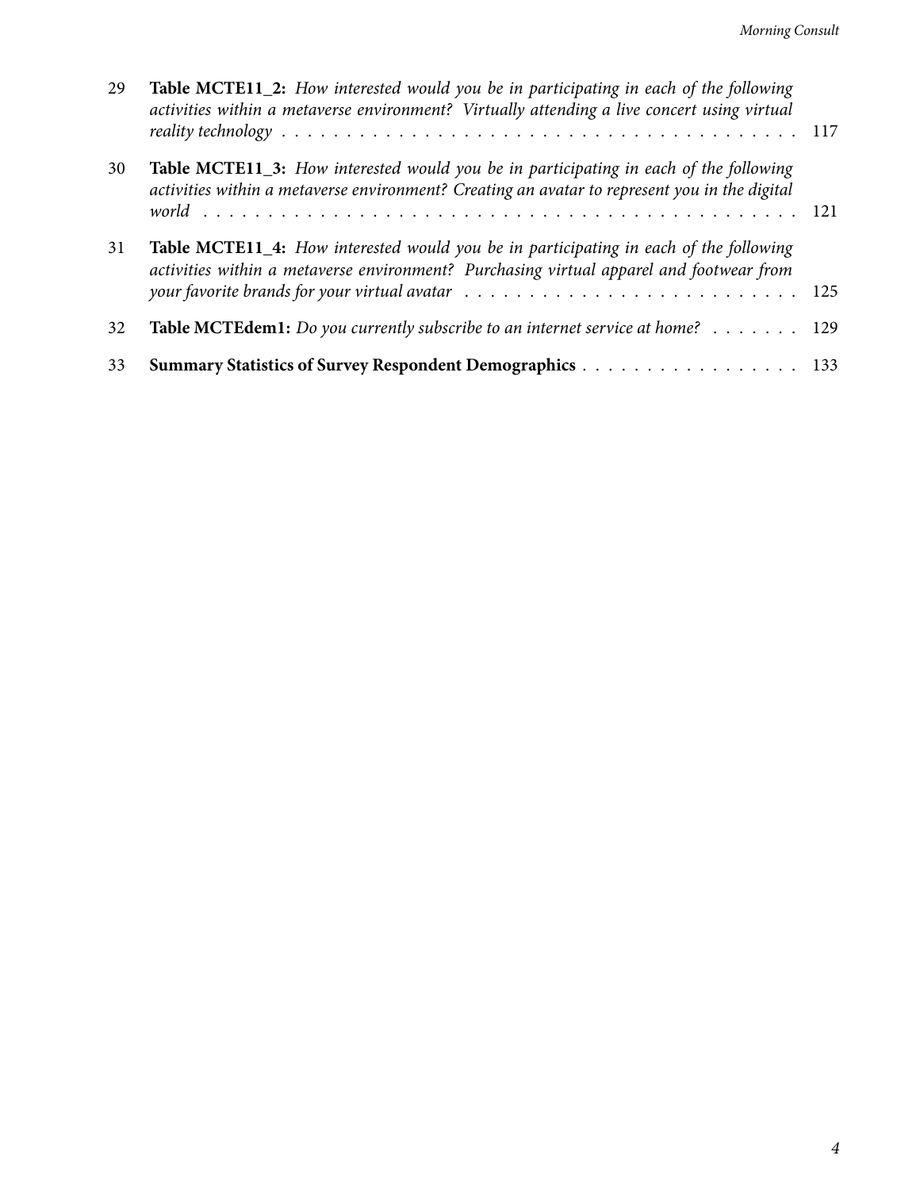29 **Table MCTE11_2:** *How interested would you be in participating in each of the following activities within a metaverse environment? Virtually attending a live concert using virtual reality technology* . . . . . . . . . . . . . . . . . . . . . . . . . . . . . . . . . . . . . . . . 117

30 **Table MCTE11_3:** *How interested would you be in participating in each of the following activities within a metaverse environment? Creating an avatar to represent you in the digital world* . . . . . . . . . . . . . . . . . . . . . . . . . . . . . . . . . . . . . . . . . . . . . . 121

31 **Table MCTE11_4:** *How interested would you be in participating in each of the following activities within a metaverse environment? Purchasing virtual apparel and footwear from your favorite brands for your virtual avatar* . . . . . . . . . . . . . . . . . . . . . . . . 125

32 **Table MCTEdem1:** *Do you currently subscribe to an internet service at home?* . . . . . . . 129

33 **Summary Statistics of Survey Respondent Demographics** . . . . . . . . . . . . . . . . . 133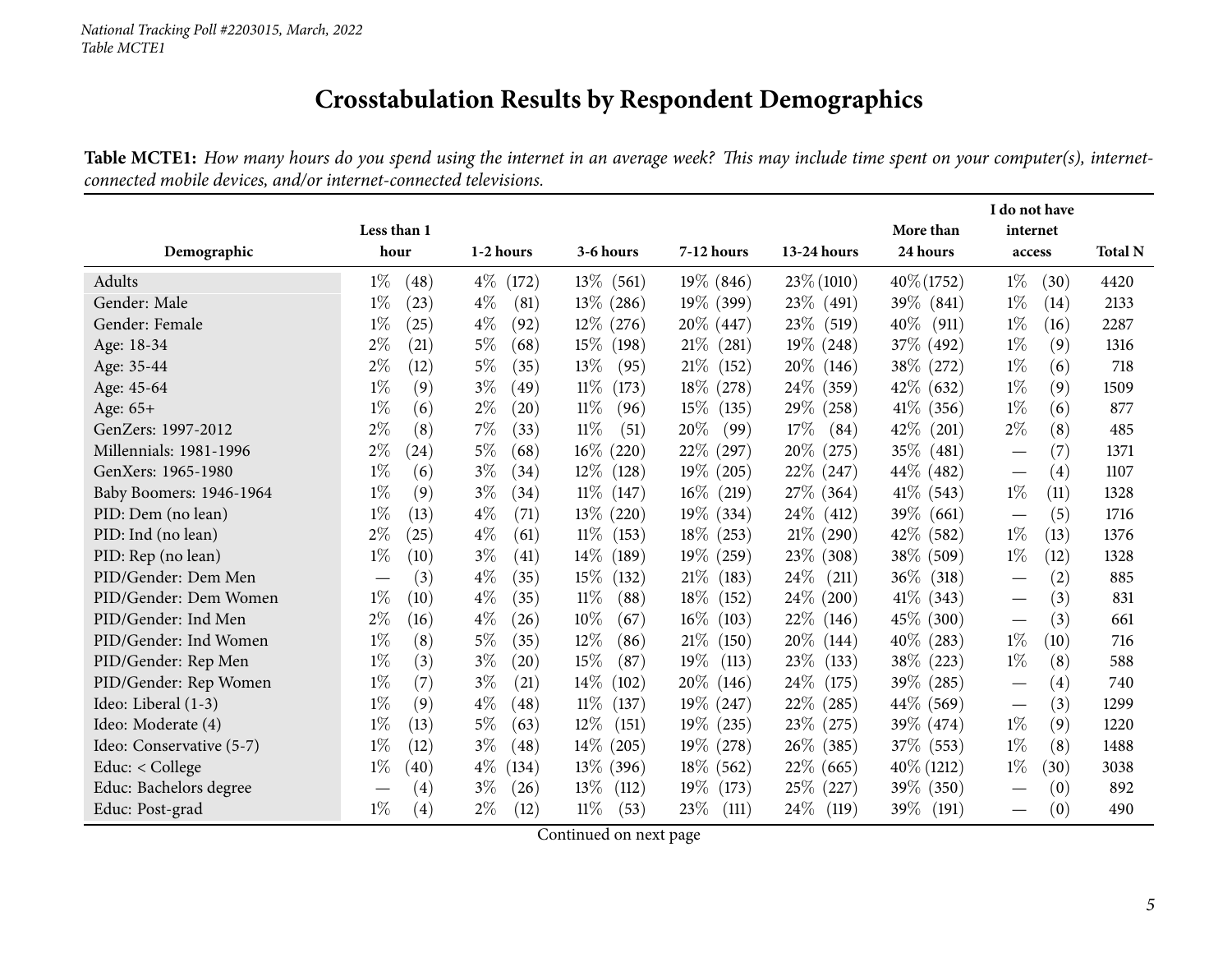*National Tracking Poll #2203015, March, 2022*
*Table MCTE1*

# Crosstabulation Results by Respondent Demographics

**Table MCTE1:** *How many hours do you spend using the internet in an average week? This may include time spent on your computer(s), internet-connected mobile devices, and/or internet-connected televisions.*

| Demographic | Less than 1 hour | 1-2 hours | 3-6 hours | 7-12 hours | 13-24 hours | More than 24 hours | I do not have internet access | Total N |
|---|---|---|---|---|---|---|---|---|
| Adults | 1% (48) | 4% (172) | 13% (561) | 19% (846) | 23% (1010) | 40% (1752) | 1% (30) | 4420 |
| Gender: Male | 1% (23) | 4% (81) | 13% (286) | 19% (399) | 23% (491) | 39% (841) | 1% (14) | 2133 |
| Gender: Female | 1% (25) | 4% (92) | 12% (276) | 20% (447) | 23% (519) | 40% (911) | 1% (16) | 2287 |
| Age: 18-34 | 2% (21) | 5% (68) | 15% (198) | 21% (281) | 19% (248) | 37% (492) | 1% (9) | 1316 |
| Age: 35-44 | 2% (12) | 5% (35) | 13% (95) | 21% (152) | 20% (146) | 38% (272) | 1% (6) | 718 |
| Age: 45-64 | 1% (9) | 3% (49) | 11% (173) | 18% (278) | 24% (359) | 42% (632) | 1% (9) | 1509 |
| Age: 65+ | 1% (6) | 2% (20) | 11% (96) | 15% (135) | 29% (258) | 41% (356) | 1% (6) | 877 |
| GenZers: 1997-2012 | 2% (8) | 7% (33) | 11% (51) | 20% (99) | 17% (84) | 42% (201) | 2% (8) | 485 |
| Millennials: 1981-1996 | 2% (24) | 5% (68) | 16% (220) | 22% (297) | 20% (275) | 35% (481) | — (7) | 1371 |
| GenXers: 1965-1980 | 1% (6) | 3% (34) | 12% (128) | 19% (205) | 22% (247) | 44% (482) | — (4) | 1107 |
| Baby Boomers: 1946-1964 | 1% (9) | 3% (34) | 11% (147) | 16% (219) | 27% (364) | 41% (543) | 1% (11) | 1328 |
| PID: Dem (no lean) | 1% (13) | 4% (71) | 13% (220) | 19% (334) | 24% (412) | 39% (661) | — (5) | 1716 |
| PID: Ind (no lean) | 2% (25) | 4% (61) | 11% (153) | 18% (253) | 21% (290) | 42% (582) | 1% (13) | 1376 |
| PID: Rep (no lean) | 1% (10) | 3% (41) | 14% (189) | 19% (259) | 23% (308) | 38% (509) | 1% (12) | 1328 |
| PID/Gender: Dem Men | — (3) | 4% (35) | 15% (132) | 21% (183) | 24% (211) | 36% (318) | — (2) | 885 |
| PID/Gender: Dem Women | 1% (10) | 4% (35) | 11% (88) | 18% (152) | 24% (200) | 41% (343) | — (3) | 831 |
| PID/Gender: Ind Men | 2% (16) | 4% (26) | 10% (67) | 16% (103) | 22% (146) | 45% (300) | — (3) | 661 |
| PID/Gender: Ind Women | 1% (8) | 5% (35) | 12% (86) | 21% (150) | 20% (144) | 40% (283) | 1% (10) | 716 |
| PID/Gender: Rep Men | 1% (3) | 3% (20) | 15% (87) | 19% (113) | 23% (133) | 38% (223) | 1% (8) | 588 |
| PID/Gender: Rep Women | 1% (7) | 3% (21) | 14% (102) | 20% (146) | 24% (175) | 39% (285) | — (4) | 740 |
| Ideo: Liberal (1-3) | 1% (9) | 4% (48) | 11% (137) | 19% (247) | 22% (285) | 44% (569) | — (3) | 1299 |
| Ideo: Moderate (4) | 1% (13) | 5% (63) | 12% (151) | 19% (235) | 23% (275) | 39% (474) | 1% (9) | 1220 |
| Ideo: Conservative (5-7) | 1% (12) | 3% (48) | 14% (205) | 19% (278) | 26% (385) | 37% (553) | 1% (8) | 1488 |
| Educ: < College | 1% (40) | 4% (134) | 13% (396) | 18% (562) | 22% (665) | 40% (1212) | 1% (30) | 3038 |
| Educ: Bachelors degree | — (4) | 3% (26) | 13% (112) | 19% (173) | 25% (227) | 39% (350) | — (0) | 892 |
| Educ: Post-grad | 1% (4) | 2% (12) | 11% (53) | 23% (111) | 24% (119) | 39% (191) | — (0) | 490 |

Continued on next page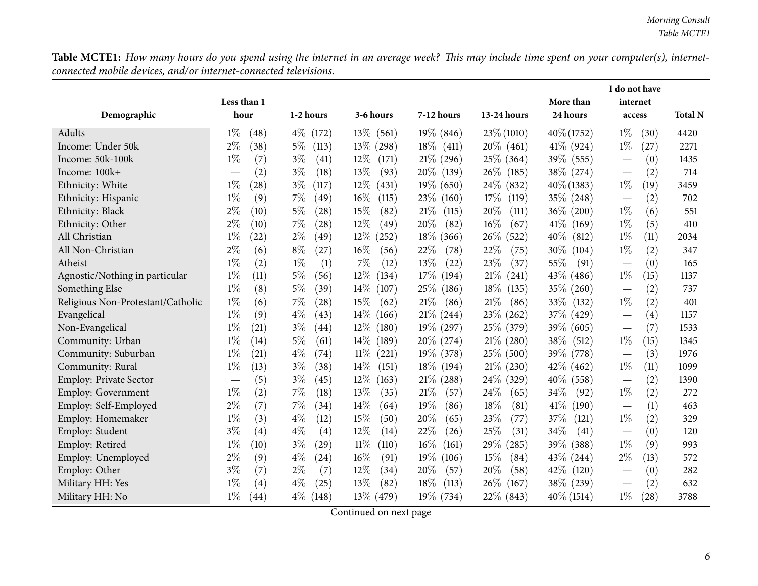**Table MCTE1:** *How many hours do you spend using the internet in an average week? This may include time spent on your computer(s), internet-connected mobile devices, and/or internet-connected televisions.*

| Demographic | Less than 1 hour | 1-2 hours | 3-6 hours | 7-12 hours | 13-24 hours | More than 24 hours | I do not have internet access | Total N |
|---|---|---|---|---|---|---|---|---|
| Adults | 1% (48) | 4% (172) | 13% (561) | 19% (846) | 23% (1010) | 40% (1752) | 1% (30) | 4420 |
| Income: Under 50k | 2% (38) | 5% (113) | 13% (298) | 18% (411) | 20% (461) | 41% (924) | 1% (27) | 2271 |
| Income: 50k-100k | 1% (7) | 3% (41) | 12% (171) | 21% (296) | 25% (364) | 39% (555) | — (0) | 1435 |
| Income: 100k+ | — (2) | 3% (18) | 13% (93) | 20% (139) | 26% (185) | 38% (274) | — (2) | 714 |
| Ethnicity: White | 1% (28) | 3% (117) | 12% (431) | 19% (650) | 24% (832) | 40% (1383) | 1% (19) | 3459 |
| Ethnicity: Hispanic | 1% (9) | 7% (49) | 16% (115) | 23% (160) | 17% (119) | 35% (248) | — (2) | 702 |
| Ethnicity: Black | 2% (10) | 5% (28) | 15% (82) | 21% (115) | 20% (111) | 36% (200) | 1% (6) | 551 |
| Ethnicity: Other | 2% (10) | 7% (28) | 12% (49) | 20% (82) | 16% (67) | 41% (169) | 1% (5) | 410 |
| All Christian | 1% (22) | 2% (49) | 12% (252) | 18% (366) | 26% (522) | 40% (812) | 1% (11) | 2034 |
| All Non-Christian | 2% (6) | 8% (27) | 16% (56) | 22% (78) | 22% (75) | 30% (104) | 1% (2) | 347 |
| Atheist | 1% (2) | 1% (1) | 7% (12) | 13% (22) | 23% (37) | 55% (91) | — (0) | 165 |
| Agnostic/Nothing in particular | 1% (11) | 5% (56) | 12% (134) | 17% (194) | 21% (241) | 43% (486) | 1% (15) | 1137 |
| Something Else | 1% (8) | 5% (39) | 14% (107) | 25% (186) | 18% (135) | 35% (260) | — (2) | 737 |
| Religious Non-Protestant/Catholic | 1% (6) | 7% (28) | 15% (62) | 21% (86) | 21% (86) | 33% (132) | 1% (2) | 401 |
| Evangelical | 1% (9) | 4% (43) | 14% (166) | 21% (244) | 23% (262) | 37% (429) | — (4) | 1157 |
| Non-Evangelical | 1% (21) | 3% (44) | 12% (180) | 19% (297) | 25% (379) | 39% (605) | — (7) | 1533 |
| Community: Urban | 1% (14) | 5% (61) | 14% (189) | 20% (274) | 21% (280) | 38% (512) | 1% (15) | 1345 |
| Community: Suburban | 1% (21) | 4% (74) | 11% (221) | 19% (378) | 25% (500) | 39% (778) | — (3) | 1976 |
| Community: Rural | 1% (13) | 3% (38) | 14% (151) | 18% (194) | 21% (230) | 42% (462) | 1% (11) | 1099 |
| Employ: Private Sector | — (5) | 3% (45) | 12% (163) | 21% (288) | 24% (329) | 40% (558) | — (2) | 1390 |
| Employ: Government | 1% (2) | 7% (18) | 13% (35) | 21% (57) | 24% (65) | 34% (92) | 1% (2) | 272 |
| Employ: Self-Employed | 2% (7) | 7% (34) | 14% (64) | 19% (86) | 18% (81) | 41% (190) | — (1) | 463 |
| Employ: Homemaker | 1% (3) | 4% (12) | 15% (50) | 20% (65) | 23% (77) | 37% (121) | 1% (2) | 329 |
| Employ: Student | 3% (4) | 4% (4) | 12% (14) | 22% (26) | 25% (31) | 34% (41) | — (0) | 120 |
| Employ: Retired | 1% (10) | 3% (29) | 11% (110) | 16% (161) | 29% (285) | 39% (388) | 1% (9) | 993 |
| Employ: Unemployed | 2% (9) | 4% (24) | 16% (91) | 19% (106) | 15% (84) | 43% (244) | 2% (13) | 572 |
| Employ: Other | 3% (7) | 2% (7) | 12% (34) | 20% (57) | 20% (58) | 42% (120) | — (0) | 282 |
| Military HH: Yes | 1% (4) | 4% (25) | 13% (82) | 18% (113) | 26% (167) | 38% (239) | — (2) | 632 |
| Military HH: No | 1% (44) | 4% (148) | 13% (479) | 19% (734) | 22% (843) | 40% (1514) | 1% (28) | 3788 |

Continued on next page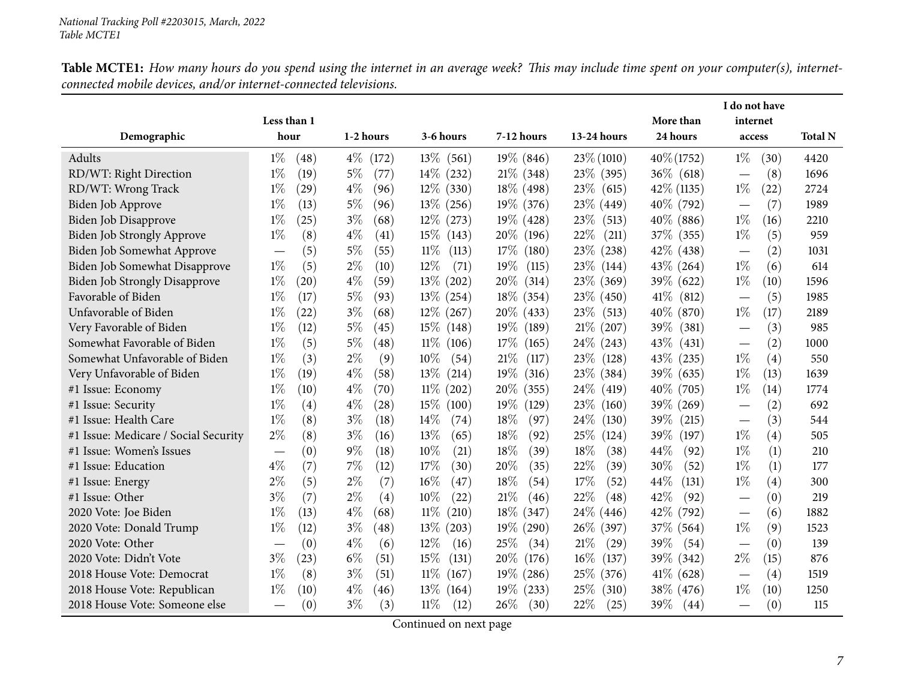**Table MCTE1:** *How many hours do you spend using the internet in an average week? This may include time spent on your computer(s), internet-connected mobile devices, and/or internet-connected televisions.*

| Demographic | Less than 1 hour | 1-2 hours | 3-6 hours | 7-12 hours | 13-24 hours | More than 24 hours | I do not have internet access | Total N |
|---|---|---|---|---|---|---|---|---|
| Adults | 1% (48) | 4% (172) | 13% (561) | 19% (846) | 23% (1010) | 40% (1752) | 1% (30) | 4420 |
| RD/WT: Right Direction | 1% (19) | 5% (77) | 14% (232) | 21% (348) | 23% (395) | 36% (618) | — (8) | 1696 |
| RD/WT: Wrong Track | 1% (29) | 4% (96) | 12% (330) | 18% (498) | 23% (615) | 42% (1135) | 1% (22) | 2724 |
| Biden Job Approve | 1% (13) | 5% (96) | 13% (256) | 19% (376) | 23% (449) | 40% (792) | — (7) | 1989 |
| Biden Job Disapprove | 1% (25) | 3% (68) | 12% (273) | 19% (428) | 23% (513) | 40% (886) | 1% (16) | 2210 |
| Biden Job Strongly Approve | 1% (8) | 4% (41) | 15% (143) | 20% (196) | 22% (211) | 37% (355) | 1% (5) | 959 |
| Biden Job Somewhat Approve | — (5) | 5% (55) | 11% (113) | 17% (180) | 23% (238) | 42% (438) | — (2) | 1031 |
| Biden Job Somewhat Disapprove | 1% (5) | 2% (10) | 12% (71) | 19% (115) | 23% (144) | 43% (264) | 1% (6) | 614 |
| Biden Job Strongly Disapprove | 1% (20) | 4% (59) | 13% (202) | 20% (314) | 23% (369) | 39% (622) | 1% (10) | 1596 |
| Favorable of Biden | 1% (17) | 5% (93) | 13% (254) | 18% (354) | 23% (450) | 41% (812) | — (5) | 1985 |
| Unfavorable of Biden | 1% (22) | 3% (68) | 12% (267) | 20% (433) | 23% (513) | 40% (870) | 1% (17) | 2189 |
| Very Favorable of Biden | 1% (12) | 5% (45) | 15% (148) | 19% (189) | 21% (207) | 39% (381) | — (3) | 985 |
| Somewhat Favorable of Biden | 1% (5) | 5% (48) | 11% (106) | 17% (165) | 24% (243) | 43% (431) | — (2) | 1000 |
| Somewhat Unfavorable of Biden | 1% (3) | 2% (9) | 10% (54) | 21% (117) | 23% (128) | 43% (235) | 1% (4) | 550 |
| Very Unfavorable of Biden | 1% (19) | 4% (58) | 13% (214) | 19% (316) | 23% (384) | 39% (635) | 1% (13) | 1639 |
| #1 Issue: Economy | 1% (10) | 4% (70) | 11% (202) | 20% (355) | 24% (419) | 40% (705) | 1% (14) | 1774 |
| #1 Issue: Security | 1% (4) | 4% (28) | 15% (100) | 19% (129) | 23% (160) | 39% (269) | — (2) | 692 |
| #1 Issue: Health Care | 1% (8) | 3% (18) | 14% (74) | 18% (97) | 24% (130) | 39% (215) | — (3) | 544 |
| #1 Issue: Medicare / Social Security | 2% (8) | 3% (16) | 13% (65) | 18% (92) | 25% (124) | 39% (197) | 1% (4) | 505 |
| #1 Issue: Women's Issues | — (0) | 9% (18) | 10% (21) | 18% (39) | 18% (38) | 44% (92) | 1% (1) | 210 |
| #1 Issue: Education | 4% (7) | 7% (12) | 17% (30) | 20% (35) | 22% (39) | 30% (52) | 1% (1) | 177 |
| #1 Issue: Energy | 2% (5) | 2% (7) | 16% (47) | 18% (54) | 17% (52) | 44% (131) | 1% (4) | 300 |
| #1 Issue: Other | 3% (7) | 2% (4) | 10% (22) | 21% (46) | 22% (48) | 42% (92) | — (0) | 219 |
| 2020 Vote: Joe Biden | 1% (13) | 4% (68) | 11% (210) | 18% (347) | 24% (446) | 42% (792) | — (6) | 1882 |
| 2020 Vote: Donald Trump | 1% (12) | 3% (48) | 13% (203) | 19% (290) | 26% (397) | 37% (564) | 1% (9) | 1523 |
| 2020 Vote: Other | — (0) | 4% (6) | 12% (16) | 25% (34) | 21% (29) | 39% (54) | — (0) | 139 |
| 2020 Vote: Didn't Vote | 3% (23) | 6% (51) | 15% (131) | 20% (176) | 16% (137) | 39% (342) | 2% (15) | 876 |
| 2018 House Vote: Democrat | 1% (8) | 3% (51) | 11% (167) | 19% (286) | 25% (376) | 41% (628) | — (4) | 1519 |
| 2018 House Vote: Republican | 1% (10) | 4% (46) | 13% (164) | 19% (233) | 25% (310) | 38% (476) | 1% (10) | 1250 |
| 2018 House Vote: Someone else | — (0) | 3% (3) | 11% (12) | 26% (30) | 22% (25) | 39% (44) | — (0) | 115 |

Continued on next page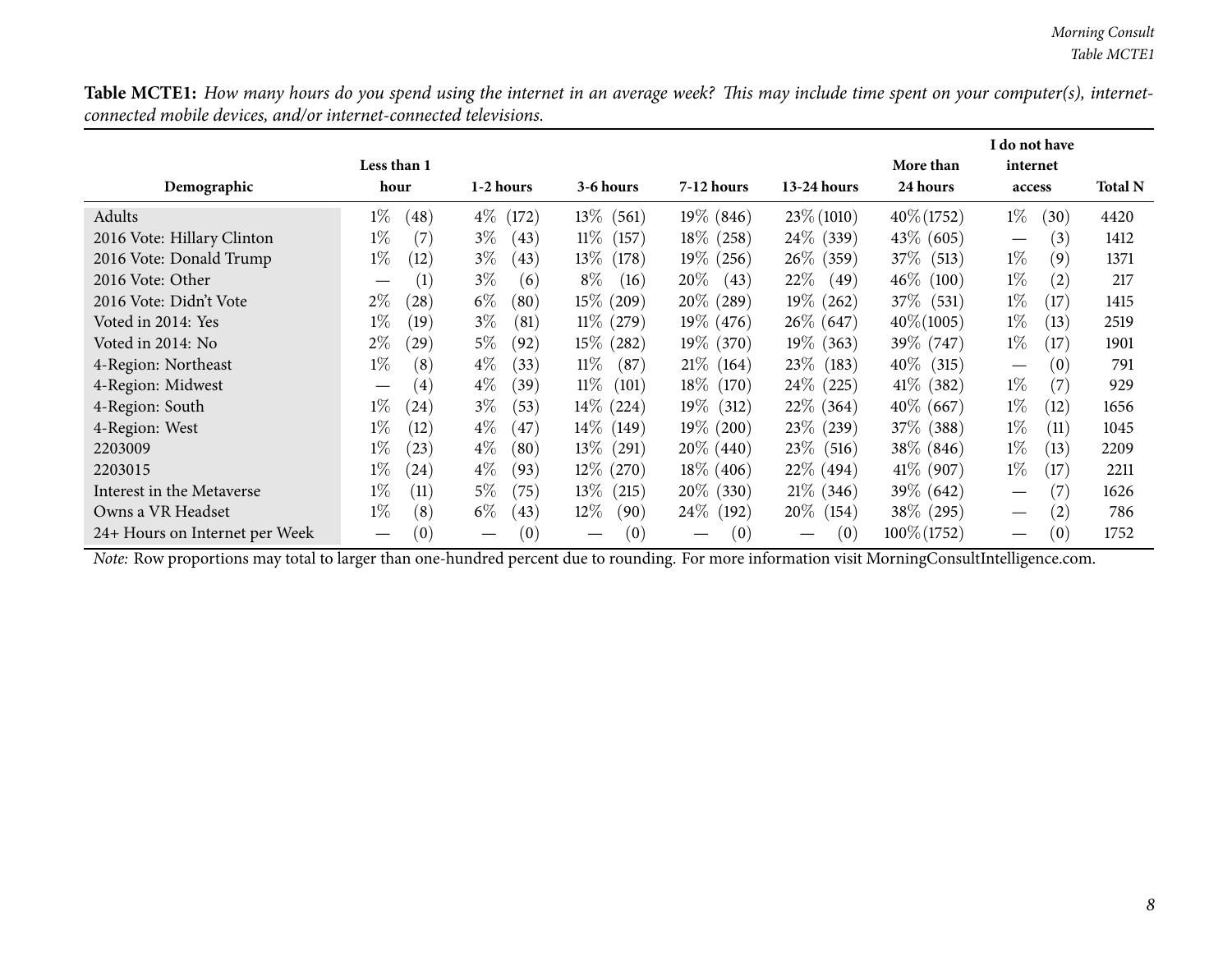**Table MCTE1:** *How many hours do you spend using the internet in an average week? This may include time spent on your computer(s), internet-connected mobile devices, and/or internet-connected televisions.*

| Demographic | Less than 1 hour | 1-2 hours | 3-6 hours | 7-12 hours | 13-24 hours | More than 24 hours | I do not have internet access | Total N |
|---|---|---|---|---|---|---|---|---|
| Adults | 1% (48) | 4% (172) | 13% (561) | 19% (846) | 23% (1010) | 40% (1752) | 1% (30) | 4420 |
| 2016 Vote: Hillary Clinton | 1% (7) | 3% (43) | 11% (157) | 18% (258) | 24% (339) | 43% (605) | — (3) | 1412 |
| 2016 Vote: Donald Trump | 1% (12) | 3% (43) | 13% (178) | 19% (256) | 26% (359) | 37% (513) | 1% (9) | 1371 |
| 2016 Vote: Other | — (1) | 3% (6) | 8% (16) | 20% (43) | 22% (49) | 46% (100) | 1% (2) | 217 |
| 2016 Vote: Didn't Vote | 2% (28) | 6% (80) | 15% (209) | 20% (289) | 19% (262) | 37% (531) | 1% (17) | 1415 |
| Voted in 2014: Yes | 1% (19) | 3% (81) | 11% (279) | 19% (476) | 26% (647) | 40% (1005) | 1% (13) | 2519 |
| Voted in 2014: No | 2% (29) | 5% (92) | 15% (282) | 19% (370) | 19% (363) | 39% (747) | 1% (17) | 1901 |
| 4-Region: Northeast | 1% (8) | 4% (33) | 11% (87) | 21% (164) | 23% (183) | 40% (315) | — (0) | 791 |
| 4-Region: Midwest | — (4) | 4% (39) | 11% (101) | 18% (170) | 24% (225) | 41% (382) | 1% (7) | 929 |
| 4-Region: South | 1% (24) | 3% (53) | 14% (224) | 19% (312) | 22% (364) | 40% (667) | 1% (12) | 1656 |
| 4-Region: West | 1% (12) | 4% (47) | 14% (149) | 19% (200) | 23% (239) | 37% (388) | 1% (11) | 1045 |
| 2203009 | 1% (23) | 4% (80) | 13% (291) | 20% (440) | 23% (516) | 38% (846) | 1% (13) | 2209 |
| 2203015 | 1% (24) | 4% (93) | 12% (270) | 18% (406) | 22% (494) | 41% (907) | 1% (17) | 2211 |
| Interest in the Metaverse | 1% (11) | 5% (75) | 13% (215) | 20% (330) | 21% (346) | 39% (642) | — (7) | 1626 |
| Owns a VR Headset | 1% (8) | 6% (43) | 12% (90) | 24% (192) | 20% (154) | 38% (295) | — (2) | 786 |
| 24+ Hours on Internet per Week | — (0) | — (0) | — (0) | — (0) | — (0) | 100% (1752) | — (0) | 1752 |

*Note:* Row proportions may total to larger than one-hundred percent due to rounding. For more information visit MorningConsultIntelligence.com.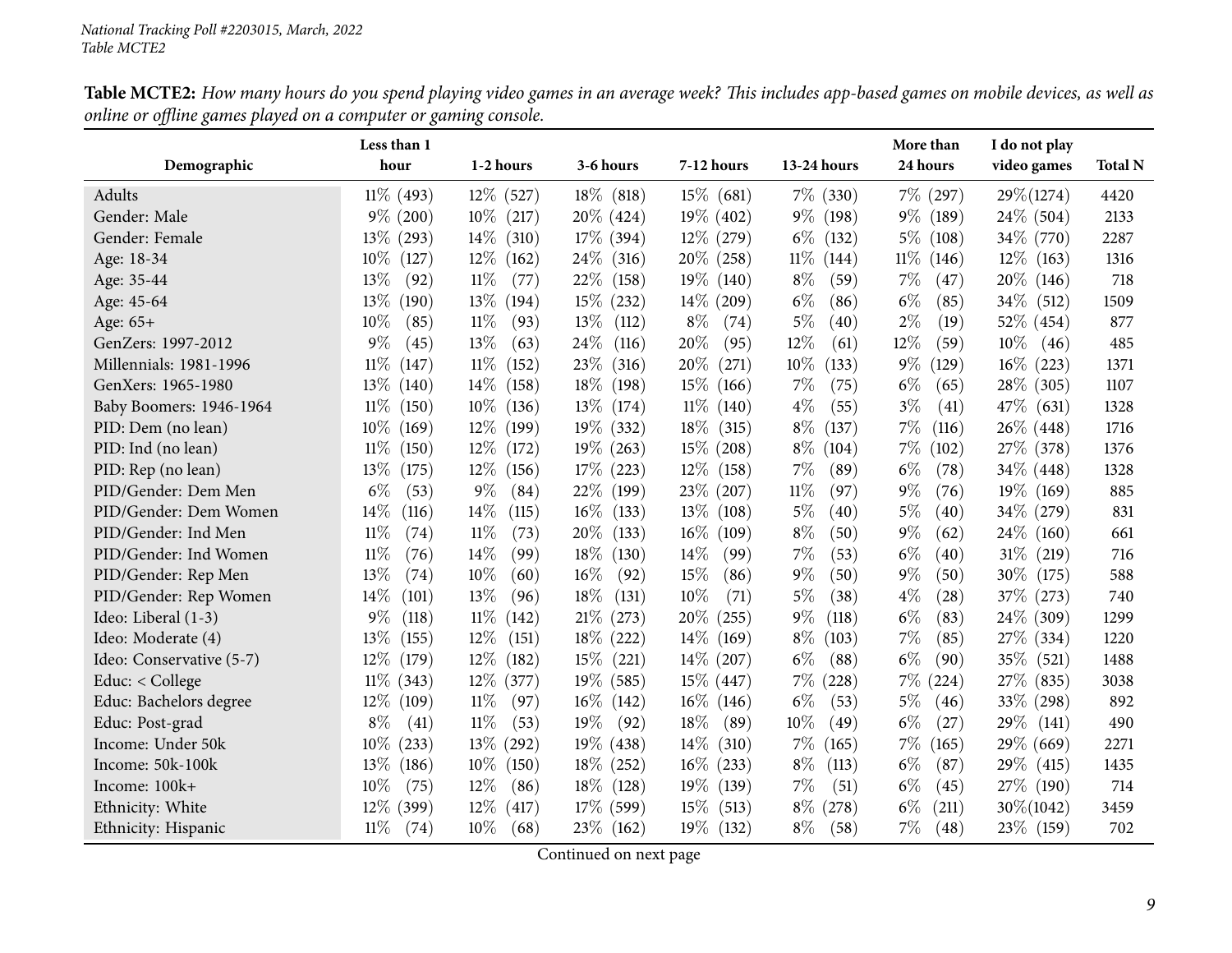*National Tracking Poll #2203015, March, 2022*
*Table MCTE2*

**Table MCTE2:** *How many hours do you spend playing video games in an average week? This includes app-based games on mobile devices, as well as online or offline games played on a computer or gaming console.*

| Demographic | Less than 1 hour | 1-2 hours | 3-6 hours | 7-12 hours | 13-24 hours | More than 24 hours | I do not play video games | Total N |
|---|---|---|---|---|---|---|---|---|
| Adults | 11% (493) | 12% (527) | 18% (818) | 15% (681) | 7% (330) | 7% (297) | 29%(1274) | 4420 |
| Gender: Male | 9% (200) | 10% (217) | 20% (424) | 19% (402) | 9% (198) | 9% (189) | 24% (504) | 2133 |
| Gender: Female | 13% (293) | 14% (310) | 17% (394) | 12% (279) | 6% (132) | 5% (108) | 34% (770) | 2287 |
| Age: 18-34 | 10% (127) | 12% (162) | 24% (316) | 20% (258) | 11% (144) | 11% (146) | 12% (163) | 1316 |
| Age: 35-44 | 13% (92) | 11% (77) | 22% (158) | 19% (140) | 8% (59) | 7% (47) | 20% (146) | 718 |
| Age: 45-64 | 13% (190) | 13% (194) | 15% (232) | 14% (209) | 6% (86) | 6% (85) | 34% (512) | 1509 |
| Age: 65+ | 10% (85) | 11% (93) | 13% (112) | 8% (74) | 5% (40) | 2% (19) | 52% (454) | 877 |
| GenZers: 1997-2012 | 9% (45) | 13% (63) | 24% (116) | 20% (95) | 12% (61) | 12% (59) | 10% (46) | 485 |
| Millennials: 1981-1996 | 11% (147) | 11% (152) | 23% (316) | 20% (271) | 10% (133) | 9% (129) | 16% (223) | 1371 |
| GenXers: 1965-1980 | 13% (140) | 14% (158) | 18% (198) | 15% (166) | 7% (75) | 6% (65) | 28% (305) | 1107 |
| Baby Boomers: 1946-1964 | 11% (150) | 10% (136) | 13% (174) | 11% (140) | 4% (55) | 3% (41) | 47% (631) | 1328 |
| PID: Dem (no lean) | 10% (169) | 12% (199) | 19% (332) | 18% (315) | 8% (137) | 7% (116) | 26% (448) | 1716 |
| PID: Ind (no lean) | 11% (150) | 12% (172) | 19% (263) | 15% (208) | 8% (104) | 7% (102) | 27% (378) | 1376 |
| PID: Rep (no lean) | 13% (175) | 12% (156) | 17% (223) | 12% (158) | 7% (89) | 6% (78) | 34% (448) | 1328 |
| PID/Gender: Dem Men | 6% (53) | 9% (84) | 22% (199) | 23% (207) | 11% (97) | 9% (76) | 19% (169) | 885 |
| PID/Gender: Dem Women | 14% (116) | 14% (115) | 16% (133) | 13% (108) | 5% (40) | 5% (40) | 34% (279) | 831 |
| PID/Gender: Ind Men | 11% (74) | 11% (73) | 20% (133) | 16% (109) | 8% (50) | 9% (62) | 24% (160) | 661 |
| PID/Gender: Ind Women | 11% (76) | 14% (99) | 18% (130) | 14% (99) | 7% (53) | 6% (40) | 31% (219) | 716 |
| PID/Gender: Rep Men | 13% (74) | 10% (60) | 16% (92) | 15% (86) | 9% (50) | 9% (50) | 30% (175) | 588 |
| PID/Gender: Rep Women | 14% (101) | 13% (96) | 18% (131) | 10% (71) | 5% (38) | 4% (28) | 37% (273) | 740 |
| Ideo: Liberal (1-3) | 9% (118) | 11% (142) | 21% (273) | 20% (255) | 9% (118) | 6% (83) | 24% (309) | 1299 |
| Ideo: Moderate (4) | 13% (155) | 12% (151) | 18% (222) | 14% (169) | 8% (103) | 7% (85) | 27% (334) | 1220 |
| Ideo: Conservative (5-7) | 12% (179) | 12% (182) | 15% (221) | 14% (207) | 6% (88) | 6% (90) | 35% (521) | 1488 |
| Educ: < College | 11% (343) | 12% (377) | 19% (585) | 15% (447) | 7% (228) | 7% (224) | 27% (835) | 3038 |
| Educ: Bachelors degree | 12% (109) | 11% (97) | 16% (142) | 16% (146) | 6% (53) | 5% (46) | 33% (298) | 892 |
| Educ: Post-grad | 8% (41) | 11% (53) | 19% (92) | 18% (89) | 10% (49) | 6% (27) | 29% (141) | 490 |
| Income: Under 50k | 10% (233) | 13% (292) | 19% (438) | 14% (310) | 7% (165) | 7% (165) | 29% (669) | 2271 |
| Income: 50k-100k | 13% (186) | 10% (150) | 18% (252) | 16% (233) | 8% (113) | 6% (87) | 29% (415) | 1435 |
| Income: 100k+ | 10% (75) | 12% (86) | 18% (128) | 19% (139) | 7% (51) | 6% (45) | 27% (190) | 714 |
| Ethnicity: White | 12% (399) | 12% (417) | 17% (599) | 15% (513) | 8% (278) | 6% (211) | 30%(1042) | 3459 |
| Ethnicity: Hispanic | 11% (74) | 10% (68) | 23% (162) | 19% (132) | 8% (58) | 7% (48) | 23% (159) | 702 |

Continued on next page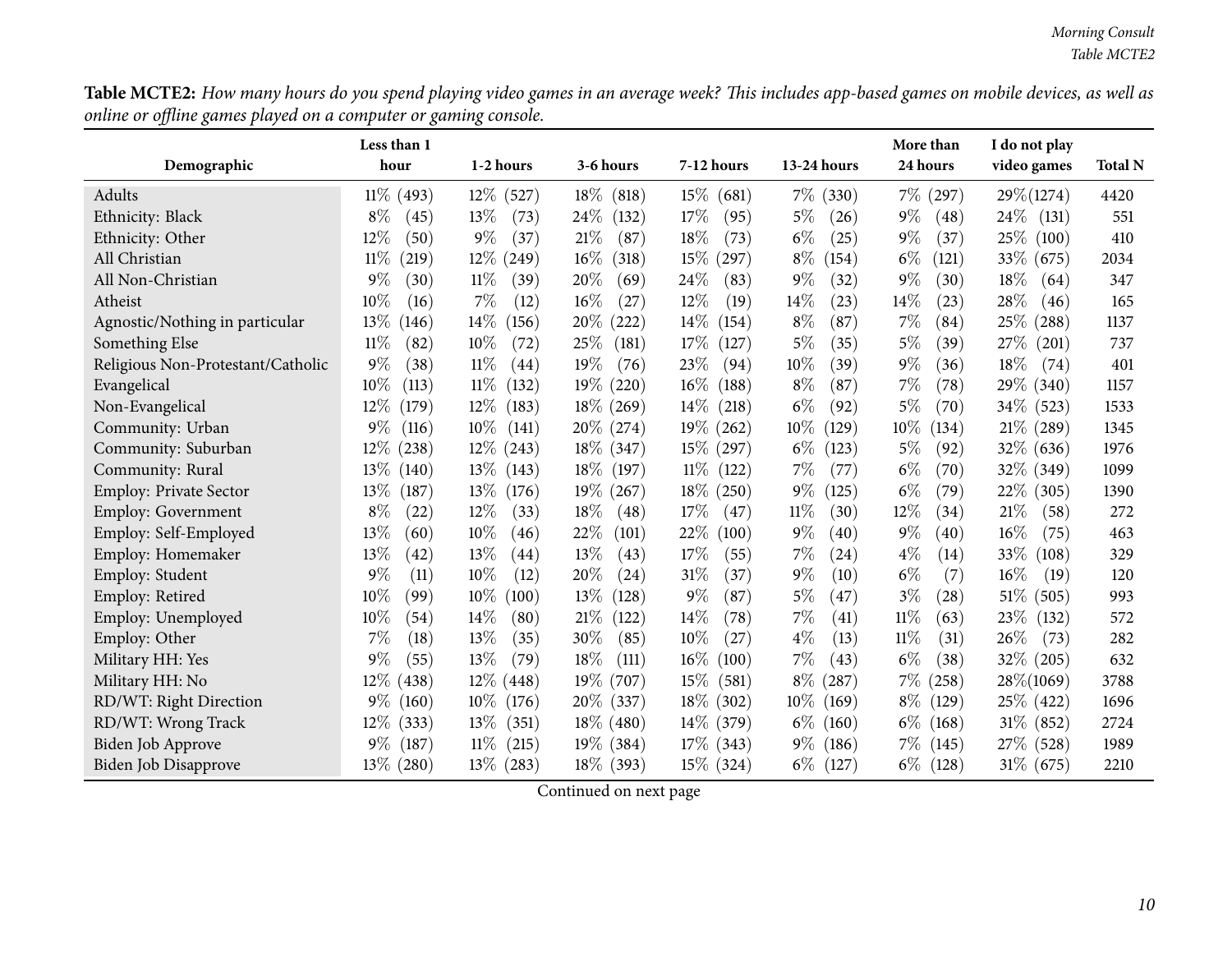**Table MCTE2:** *How many hours do you spend playing video games in an average week? This includes app-based games on mobile devices, as well as online or offline games played on a computer or gaming console.*

| Demographic | Less than 1 hour | 1-2 hours | 3-6 hours | 7-12 hours | 13-24 hours | More than 24 hours | I do not play video games | Total N |
|---|---|---|---|---|---|---|---|---|
| Adults | 11% (493) | 12% (527) | 18% (818) | 15% (681) | 7% (330) | 7% (297) | 29%(1274) | 4420 |
| Ethnicity: Black | 8% (45) | 13% (73) | 24% (132) | 17% (95) | 5% (26) | 9% (48) | 24% (131) | 551 |
| Ethnicity: Other | 12% (50) | 9% (37) | 21% (87) | 18% (73) | 6% (25) | 9% (37) | 25% (100) | 410 |
| All Christian | 11% (219) | 12% (249) | 16% (318) | 15% (297) | 8% (154) | 6% (121) | 33% (675) | 2034 |
| All Non-Christian | 9% (30) | 11% (39) | 20% (69) | 24% (83) | 9% (32) | 9% (30) | 18% (64) | 347 |
| Atheist | 10% (16) | 7% (12) | 16% (27) | 12% (19) | 14% (23) | 14% (23) | 28% (46) | 165 |
| Agnostic/Nothing in particular | 13% (146) | 14% (156) | 20% (222) | 14% (154) | 8% (87) | 7% (84) | 25% (288) | 1137 |
| Something Else | 11% (82) | 10% (72) | 25% (181) | 17% (127) | 5% (35) | 5% (39) | 27% (201) | 737 |
| Religious Non-Protestant/Catholic | 9% (38) | 11% (44) | 19% (76) | 23% (94) | 10% (39) | 9% (36) | 18% (74) | 401 |
| Evangelical | 10% (113) | 11% (132) | 19% (220) | 16% (188) | 8% (87) | 7% (78) | 29% (340) | 1157 |
| Non-Evangelical | 12% (179) | 12% (183) | 18% (269) | 14% (218) | 6% (92) | 5% (70) | 34% (523) | 1533 |
| Community: Urban | 9% (116) | 10% (141) | 20% (274) | 19% (262) | 10% (129) | 10% (134) | 21% (289) | 1345 |
| Community: Suburban | 12% (238) | 12% (243) | 18% (347) | 15% (297) | 6% (123) | 5% (92) | 32% (636) | 1976 |
| Community: Rural | 13% (140) | 13% (143) | 18% (197) | 11% (122) | 7% (77) | 6% (70) | 32% (349) | 1099 |
| Employ: Private Sector | 13% (187) | 13% (176) | 19% (267) | 18% (250) | 9% (125) | 6% (79) | 22% (305) | 1390 |
| Employ: Government | 8% (22) | 12% (33) | 18% (48) | 17% (47) | 11% (30) | 12% (34) | 21% (58) | 272 |
| Employ: Self-Employed | 13% (60) | 10% (46) | 22% (101) | 22% (100) | 9% (40) | 9% (40) | 16% (75) | 463 |
| Employ: Homemaker | 13% (42) | 13% (44) | 13% (43) | 17% (55) | 7% (24) | 4% (14) | 33% (108) | 329 |
| Employ: Student | 9% (11) | 10% (12) | 20% (24) | 31% (37) | 9% (10) | 6% (7) | 16% (19) | 120 |
| Employ: Retired | 10% (99) | 10% (100) | 13% (128) | 9% (87) | 5% (47) | 3% (28) | 51% (505) | 993 |
| Employ: Unemployed | 10% (54) | 14% (80) | 21% (122) | 14% (78) | 7% (41) | 11% (63) | 23% (132) | 572 |
| Employ: Other | 7% (18) | 13% (35) | 30% (85) | 10% (27) | 4% (13) | 11% (31) | 26% (73) | 282 |
| Military HH: Yes | 9% (55) | 13% (79) | 18% (111) | 16% (100) | 7% (43) | 6% (38) | 32% (205) | 632 |
| Military HH: No | 12% (438) | 12% (448) | 19% (707) | 15% (581) | 8% (287) | 7% (258) | 28%(1069) | 3788 |
| RD/WT: Right Direction | 9% (160) | 10% (176) | 20% (337) | 18% (302) | 10% (169) | 8% (129) | 25% (422) | 1696 |
| RD/WT: Wrong Track | 12% (333) | 13% (351) | 18% (480) | 14% (379) | 6% (160) | 6% (168) | 31% (852) | 2724 |
| Biden Job Approve | 9% (187) | 11% (215) | 19% (384) | 17% (343) | 9% (186) | 7% (145) | 27% (528) | 1989 |
| Biden Job Disapprove | 13% (280) | 13% (283) | 18% (393) | 15% (324) | 6% (127) | 6% (128) | 31% (675) | 2210 |

Continued on next page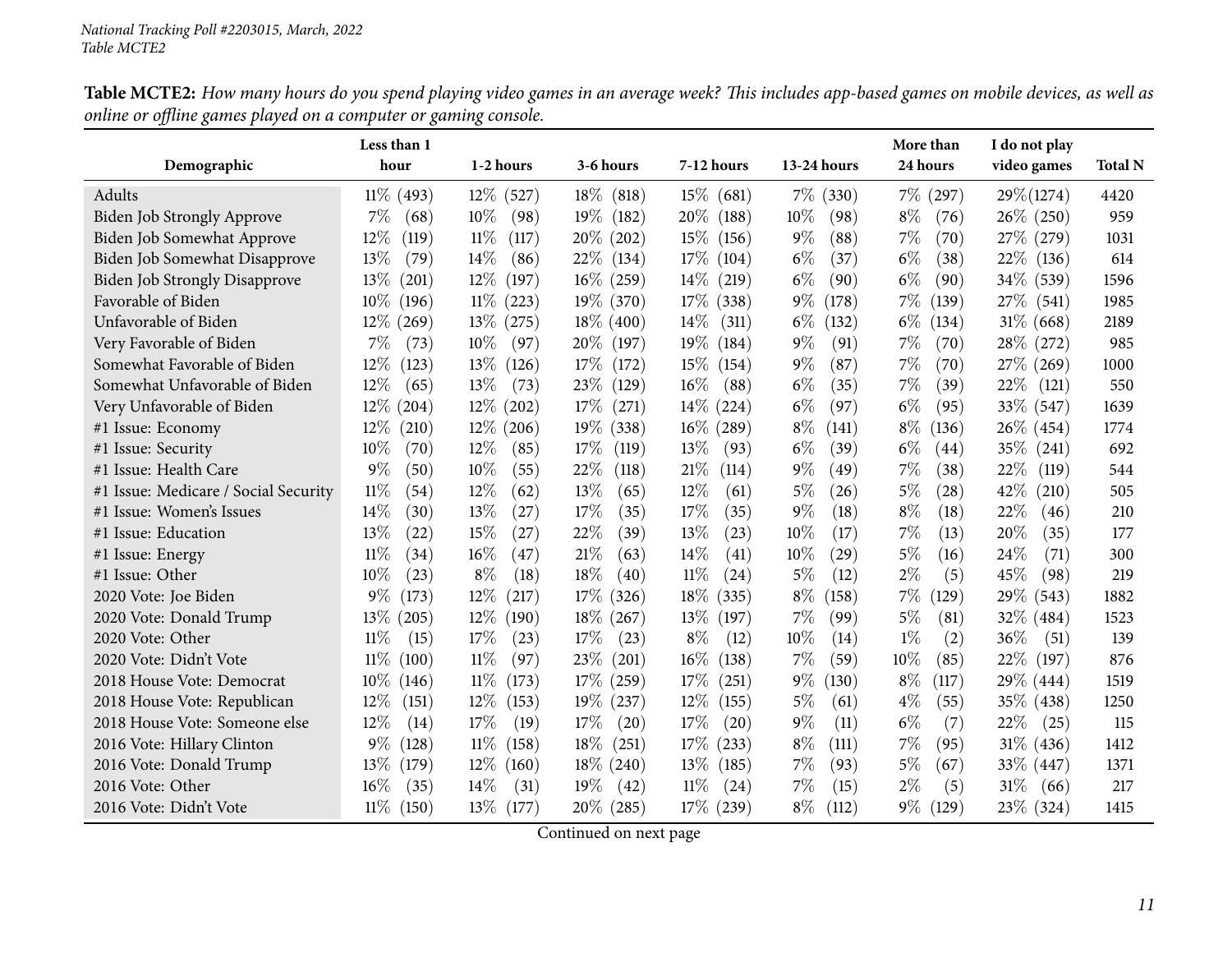**Table MCTE2:** *How many hours do you spend playing video games in an average week? This includes app-based games on mobile devices, as well as online or offline games played on a computer or gaming console.*

| Demographic | Less than 1 hour | 1-2 hours | 3-6 hours | 7-12 hours | 13-24 hours | More than 24 hours | I do not play video games | Total N |
|---|---|---|---|---|---|---|---|---|
| Adults | 11% (493) | 12% (527) | 18% (818) | 15% (681) | 7% (330) | 7% (297) | 29% (1274) | 4420 |
| Biden Job Strongly Approve | 7% (68) | 10% (98) | 19% (182) | 20% (188) | 10% (98) | 8% (76) | 26% (250) | 959 |
| Biden Job Somewhat Approve | 12% (119) | 11% (117) | 20% (202) | 15% (156) | 9% (88) | 7% (70) | 27% (279) | 1031 |
| Biden Job Somewhat Disapprove | 13% (79) | 14% (86) | 22% (134) | 17% (104) | 6% (37) | 6% (38) | 22% (136) | 614 |
| Biden Job Strongly Disapprove | 13% (201) | 12% (197) | 16% (259) | 14% (219) | 6% (90) | 6% (90) | 34% (539) | 1596 |
| Favorable of Biden | 10% (196) | 11% (223) | 19% (370) | 17% (338) | 9% (178) | 7% (139) | 27% (541) | 1985 |
| Unfavorable of Biden | 12% (269) | 13% (275) | 18% (400) | 14% (311) | 6% (132) | 6% (134) | 31% (668) | 2189 |
| Very Favorable of Biden | 7% (73) | 10% (97) | 20% (197) | 19% (184) | 9% (91) | 7% (70) | 28% (272) | 985 |
| Somewhat Favorable of Biden | 12% (123) | 13% (126) | 17% (172) | 15% (154) | 9% (87) | 7% (70) | 27% (269) | 1000 |
| Somewhat Unfavorable of Biden | 12% (65) | 13% (73) | 23% (129) | 16% (88) | 6% (35) | 7% (39) | 22% (121) | 550 |
| Very Unfavorable of Biden | 12% (204) | 12% (202) | 17% (271) | 14% (224) | 6% (97) | 6% (95) | 33% (547) | 1639 |
| #1 Issue: Economy | 12% (210) | 12% (206) | 19% (338) | 16% (289) | 8% (141) | 8% (136) | 26% (454) | 1774 |
| #1 Issue: Security | 10% (70) | 12% (85) | 17% (119) | 13% (93) | 6% (39) | 6% (44) | 35% (241) | 692 |
| #1 Issue: Health Care | 9% (50) | 10% (55) | 22% (118) | 21% (114) | 9% (49) | 7% (38) | 22% (119) | 544 |
| #1 Issue: Medicare / Social Security | 11% (54) | 12% (62) | 13% (65) | 12% (61) | 5% (26) | 5% (28) | 42% (210) | 505 |
| #1 Issue: Women's Issues | 14% (30) | 13% (27) | 17% (35) | 17% (35) | 9% (18) | 8% (18) | 22% (46) | 210 |
| #1 Issue: Education | 13% (22) | 15% (27) | 22% (39) | 13% (23) | 10% (17) | 7% (13) | 20% (35) | 177 |
| #1 Issue: Energy | 11% (34) | 16% (47) | 21% (63) | 14% (41) | 10% (29) | 5% (16) | 24% (71) | 300 |
| #1 Issue: Other | 10% (23) | 8% (18) | 18% (40) | 11% (24) | 5% (12) | 2% (5) | 45% (98) | 219 |
| 2020 Vote: Joe Biden | 9% (173) | 12% (217) | 17% (326) | 18% (335) | 8% (158) | 7% (129) | 29% (543) | 1882 |
| 2020 Vote: Donald Trump | 13% (205) | 12% (190) | 18% (267) | 13% (197) | 7% (99) | 5% (81) | 32% (484) | 1523 |
| 2020 Vote: Other | 11% (15) | 17% (23) | 17% (23) | 8% (12) | 10% (14) | 1% (2) | 36% (51) | 139 |
| 2020 Vote: Didn't Vote | 11% (100) | 11% (97) | 23% (201) | 16% (138) | 7% (59) | 10% (85) | 22% (197) | 876 |
| 2018 House Vote: Democrat | 10% (146) | 11% (173) | 17% (259) | 17% (251) | 9% (130) | 8% (117) | 29% (444) | 1519 |
| 2018 House Vote: Republican | 12% (151) | 12% (153) | 19% (237) | 12% (155) | 5% (61) | 4% (55) | 35% (438) | 1250 |
| 2018 House Vote: Someone else | 12% (14) | 17% (19) | 17% (20) | 17% (20) | 9% (11) | 6% (7) | 22% (25) | 115 |
| 2016 Vote: Hillary Clinton | 9% (128) | 11% (158) | 18% (251) | 17% (233) | 8% (111) | 7% (95) | 31% (436) | 1412 |
| 2016 Vote: Donald Trump | 13% (179) | 12% (160) | 18% (240) | 13% (185) | 7% (93) | 5% (67) | 33% (447) | 1371 |
| 2016 Vote: Other | 16% (35) | 14% (31) | 19% (42) | 11% (24) | 7% (15) | 2% (5) | 31% (66) | 217 |
| 2016 Vote: Didn't Vote | 11% (150) | 13% (177) | 20% (285) | 17% (239) | 8% (112) | 9% (129) | 23% (324) | 1415 |

Continued on next page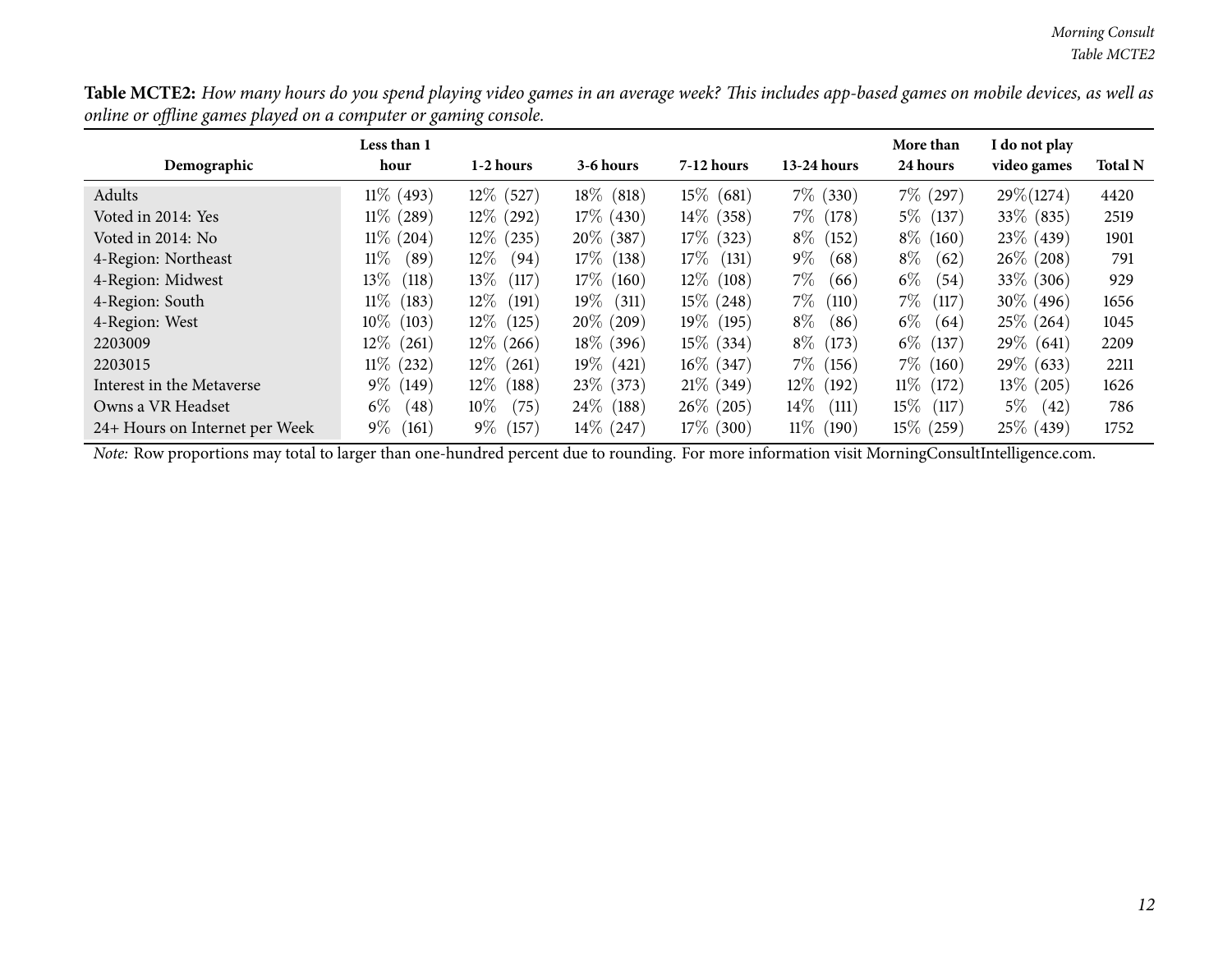**Table MCTE2:** *How many hours do you spend playing video games in an average week? This includes app-based games on mobile devices, as well as online or offline games played on a computer or gaming console.*

| Demographic | Less than 1 hour | 1-2 hours | 3-6 hours | 7-12 hours | 13-24 hours | More than 24 hours | I do not play video games | Total N |
|---|---|---|---|---|---|---|---|---|
| Adults | 11% (493) | 12% (527) | 18% (818) | 15% (681) | 7% (330) | 7% (297) | 29%(1274) | 4420 |
| Voted in 2014: Yes | 11% (289) | 12% (292) | 17% (430) | 14% (358) | 7% (178) | 5% (137) | 33% (835) | 2519 |
| Voted in 2014: No | 11% (204) | 12% (235) | 20% (387) | 17% (323) | 8% (152) | 8% (160) | 23% (439) | 1901 |
| 4-Region: Northeast | 11% (89) | 12% (94) | 17% (138) | 17% (131) | 9% (68) | 8% (62) | 26% (208) | 791 |
| 4-Region: Midwest | 13% (118) | 13% (117) | 17% (160) | 12% (108) | 7% (66) | 6% (54) | 33% (306) | 929 |
| 4-Region: South | 11% (183) | 12% (191) | 19% (311) | 15% (248) | 7% (110) | 7% (117) | 30% (496) | 1656 |
| 4-Region: West | 10% (103) | 12% (125) | 20% (209) | 19% (195) | 8% (86) | 6% (64) | 25% (264) | 1045 |
| 2203009 | 12% (261) | 12% (266) | 18% (396) | 15% (334) | 8% (173) | 6% (137) | 29% (641) | 2209 |
| 2203015 | 11% (232) | 12% (261) | 19% (421) | 16% (347) | 7% (156) | 7% (160) | 29% (633) | 2211 |
| Interest in the Metaverse | 9% (149) | 12% (188) | 23% (373) | 21% (349) | 12% (192) | 11% (172) | 13% (205) | 1626 |
| Owns a VR Headset | 6% (48) | 10% (75) | 24% (188) | 26% (205) | 14% (111) | 15% (117) | 5% (42) | 786 |
| 24+ Hours on Internet per Week | 9% (161) | 9% (157) | 14% (247) | 17% (300) | 11% (190) | 15% (259) | 25% (439) | 1752 |

*Note:* Row proportions may total to larger than one-hundred percent due to rounding. For more information visit MorningConsultIntelligence.com.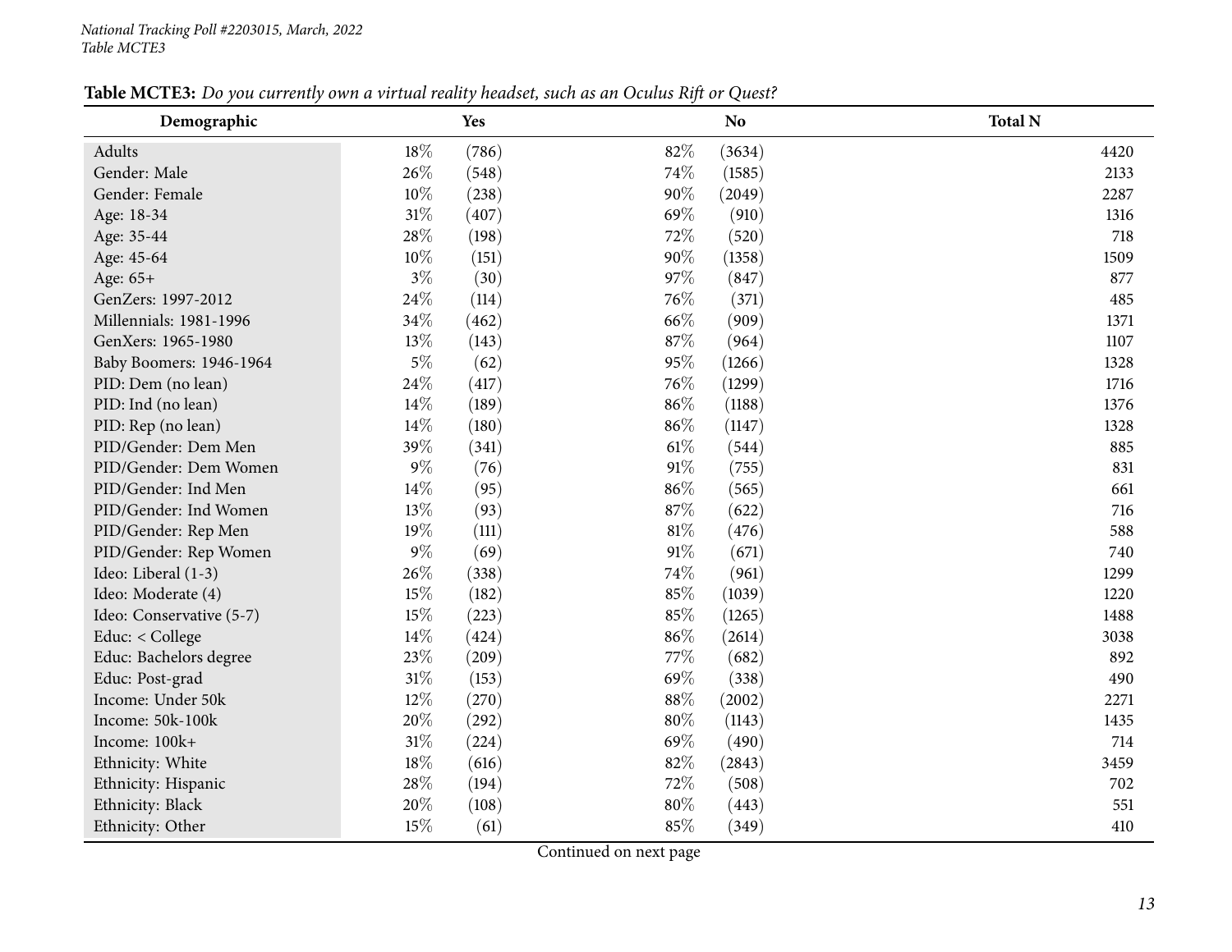*National Tracking Poll #2203015, March, 2022*
*Table MCTE3*

**Table MCTE3:** *Do you currently own a virtual reality headset, such as an Oculus Rift or Quest?*

| Demographic | Yes | | No | | Total N |
|---|---|---|---|---|---|
| Adults | 18% | (786) | 82% | (3634) | 4420 |
| Gender: Male | 26% | (548) | 74% | (1585) | 2133 |
| Gender: Female | 10% | (238) | 90% | (2049) | 2287 |
| Age: 18-34 | 31% | (407) | 69% | (910) | 1316 |
| Age: 35-44 | 28% | (198) | 72% | (520) | 718 |
| Age: 45-64 | 10% | (151) | 90% | (1358) | 1509 |
| Age: 65+ | 3% | (30) | 97% | (847) | 877 |
| GenZers: 1997-2012 | 24% | (114) | 76% | (371) | 485 |
| Millennials: 1981-1996 | 34% | (462) | 66% | (909) | 1371 |
| GenXers: 1965-1980 | 13% | (143) | 87% | (964) | 1107 |
| Baby Boomers: 1946-1964 | 5% | (62) | 95% | (1266) | 1328 |
| PID: Dem (no lean) | 24% | (417) | 76% | (1299) | 1716 |
| PID: Ind (no lean) | 14% | (189) | 86% | (1188) | 1376 |
| PID: Rep (no lean) | 14% | (180) | 86% | (1147) | 1328 |
| PID/Gender: Dem Men | 39% | (341) | 61% | (544) | 885 |
| PID/Gender: Dem Women | 9% | (76) | 91% | (755) | 831 |
| PID/Gender: Ind Men | 14% | (95) | 86% | (565) | 661 |
| PID/Gender: Ind Women | 13% | (93) | 87% | (622) | 716 |
| PID/Gender: Rep Men | 19% | (111) | 81% | (476) | 588 |
| PID/Gender: Rep Women | 9% | (69) | 91% | (671) | 740 |
| Ideo: Liberal (1-3) | 26% | (338) | 74% | (961) | 1299 |
| Ideo: Moderate (4) | 15% | (182) | 85% | (1039) | 1220 |
| Ideo: Conservative (5-7) | 15% | (223) | 85% | (1265) | 1488 |
| Educ: < College | 14% | (424) | 86% | (2614) | 3038 |
| Educ: Bachelors degree | 23% | (209) | 77% | (682) | 892 |
| Educ: Post-grad | 31% | (153) | 69% | (338) | 490 |
| Income: Under 50k | 12% | (270) | 88% | (2002) | 2271 |
| Income: 50k-100k | 20% | (292) | 80% | (1143) | 1435 |
| Income: 100k+ | 31% | (224) | 69% | (490) | 714 |
| Ethnicity: White | 18% | (616) | 82% | (2843) | 3459 |
| Ethnicity: Hispanic | 28% | (194) | 72% | (508) | 702 |
| Ethnicity: Black | 20% | (108) | 80% | (443) | 551 |
| Ethnicity: Other | 15% | (61) | 85% | (349) | 410 |

Continued on next page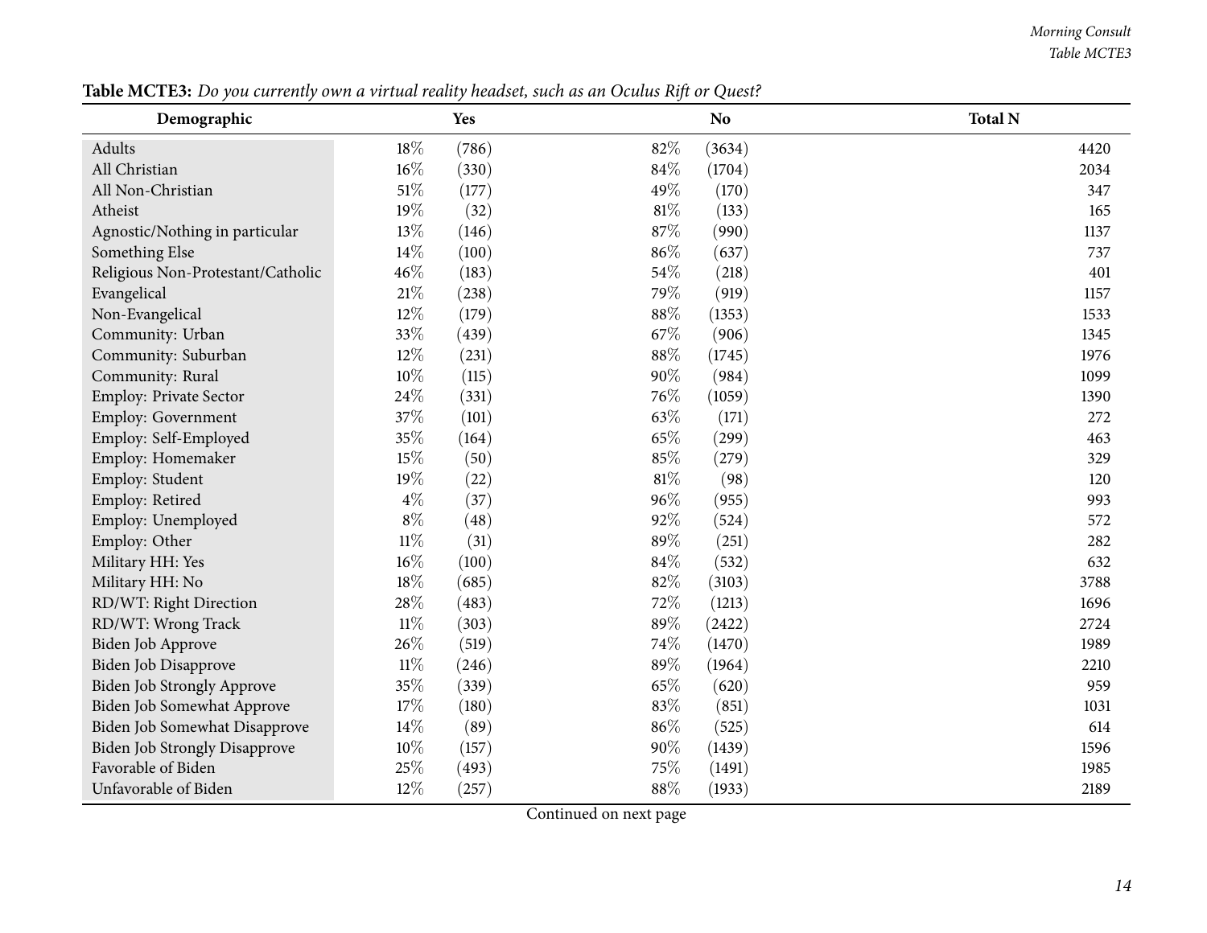**Table MCTE3:** *Do you currently own a virtual reality headset, such as an Oculus Rift or Quest?*

| Demographic | Yes | | No | | Total N |
|---|---|---|---|---|---|
| Adults | 18% | (786) | 82% | (3634) | 4420 |
| All Christian | 16% | (330) | 84% | (1704) | 2034 |
| All Non-Christian | 51% | (177) | 49% | (170) | 347 |
| Atheist | 19% | (32) | 81% | (133) | 165 |
| Agnostic/Nothing in particular | 13% | (146) | 87% | (990) | 1137 |
| Something Else | 14% | (100) | 86% | (637) | 737 |
| Religious Non-Protestant/Catholic | 46% | (183) | 54% | (218) | 401 |
| Evangelical | 21% | (238) | 79% | (919) | 1157 |
| Non-Evangelical | 12% | (179) | 88% | (1353) | 1533 |
| Community: Urban | 33% | (439) | 67% | (906) | 1345 |
| Community: Suburban | 12% | (231) | 88% | (1745) | 1976 |
| Community: Rural | 10% | (115) | 90% | (984) | 1099 |
| Employ: Private Sector | 24% | (331) | 76% | (1059) | 1390 |
| Employ: Government | 37% | (101) | 63% | (171) | 272 |
| Employ: Self-Employed | 35% | (164) | 65% | (299) | 463 |
| Employ: Homemaker | 15% | (50) | 85% | (279) | 329 |
| Employ: Student | 19% | (22) | 81% | (98) | 120 |
| Employ: Retired | 4% | (37) | 96% | (955) | 993 |
| Employ: Unemployed | 8% | (48) | 92% | (524) | 572 |
| Employ: Other | 11% | (31) | 89% | (251) | 282 |
| Military HH: Yes | 16% | (100) | 84% | (532) | 632 |
| Military HH: No | 18% | (685) | 82% | (3103) | 3788 |
| RD/WT: Right Direction | 28% | (483) | 72% | (1213) | 1696 |
| RD/WT: Wrong Track | 11% | (303) | 89% | (2422) | 2724 |
| Biden Job Approve | 26% | (519) | 74% | (1470) | 1989 |
| Biden Job Disapprove | 11% | (246) | 89% | (1964) | 2210 |
| Biden Job Strongly Approve | 35% | (339) | 65% | (620) | 959 |
| Biden Job Somewhat Approve | 17% | (180) | 83% | (851) | 1031 |
| Biden Job Somewhat Disapprove | 14% | (89) | 86% | (525) | 614 |
| Biden Job Strongly Disapprove | 10% | (157) | 90% | (1439) | 1596 |
| Favorable of Biden | 25% | (493) | 75% | (1491) | 1985 |
| Unfavorable of Biden | 12% | (257) | 88% | (1933) | 2189 |

Continued on next page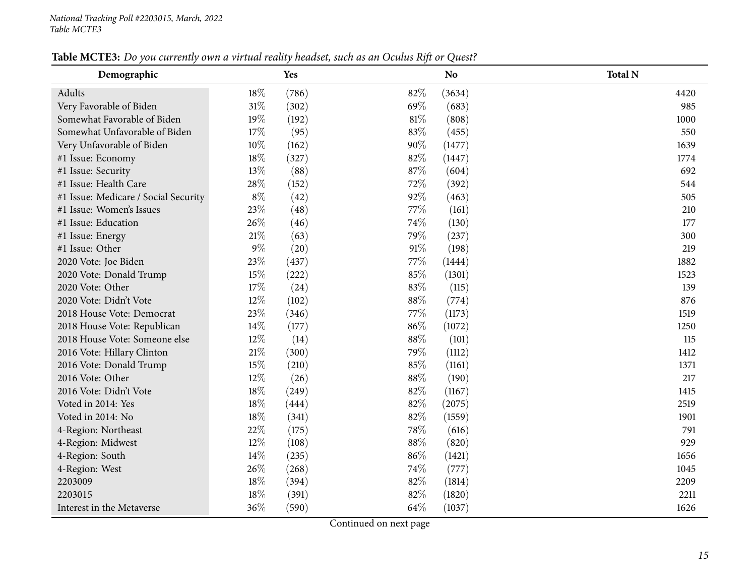**Table MCTE3:** *Do you currently own a virtual reality headset, such as an Oculus Rift or Quest?*

| Demographic | Yes | | No | | Total N |
|---|---|---|---|---|---|
| Adults | 18% | (786) | 82% | (3634) | 4420 |
| Very Favorable of Biden | 31% | (302) | 69% | (683) | 985 |
| Somewhat Favorable of Biden | 19% | (192) | 81% | (808) | 1000 |
| Somewhat Unfavorable of Biden | 17% | (95) | 83% | (455) | 550 |
| Very Unfavorable of Biden | 10% | (162) | 90% | (1477) | 1639 |
| #1 Issue: Economy | 18% | (327) | 82% | (1447) | 1774 |
| #1 Issue: Security | 13% | (88) | 87% | (604) | 692 |
| #1 Issue: Health Care | 28% | (152) | 72% | (392) | 544 |
| #1 Issue: Medicare / Social Security | 8% | (42) | 92% | (463) | 505 |
| #1 Issue: Women's Issues | 23% | (48) | 77% | (161) | 210 |
| #1 Issue: Education | 26% | (46) | 74% | (130) | 177 |
| #1 Issue: Energy | 21% | (63) | 79% | (237) | 300 |
| #1 Issue: Other | 9% | (20) | 91% | (198) | 219 |
| 2020 Vote: Joe Biden | 23% | (437) | 77% | (1444) | 1882 |
| 2020 Vote: Donald Trump | 15% | (222) | 85% | (1301) | 1523 |
| 2020 Vote: Other | 17% | (24) | 83% | (115) | 139 |
| 2020 Vote: Didn't Vote | 12% | (102) | 88% | (774) | 876 |
| 2018 House Vote: Democrat | 23% | (346) | 77% | (1173) | 1519 |
| 2018 House Vote: Republican | 14% | (177) | 86% | (1072) | 1250 |
| 2018 House Vote: Someone else | 12% | (14) | 88% | (101) | 115 |
| 2016 Vote: Hillary Clinton | 21% | (300) | 79% | (1112) | 1412 |
| 2016 Vote: Donald Trump | 15% | (210) | 85% | (1161) | 1371 |
| 2016 Vote: Other | 12% | (26) | 88% | (190) | 217 |
| 2016 Vote: Didn't Vote | 18% | (249) | 82% | (1167) | 1415 |
| Voted in 2014: Yes | 18% | (444) | 82% | (2075) | 2519 |
| Voted in 2014: No | 18% | (341) | 82% | (1559) | 1901 |
| 4-Region: Northeast | 22% | (175) | 78% | (616) | 791 |
| 4-Region: Midwest | 12% | (108) | 88% | (820) | 929 |
| 4-Region: South | 14% | (235) | 86% | (1421) | 1656 |
| 4-Region: West | 26% | (268) | 74% | (777) | 1045 |
| 2203009 | 18% | (394) | 82% | (1814) | 2209 |
| 2203015 | 18% | (391) | 82% | (1820) | 2211 |
| Interest in the Metaverse | 36% | (590) | 64% | (1037) | 1626 |

Continued on next page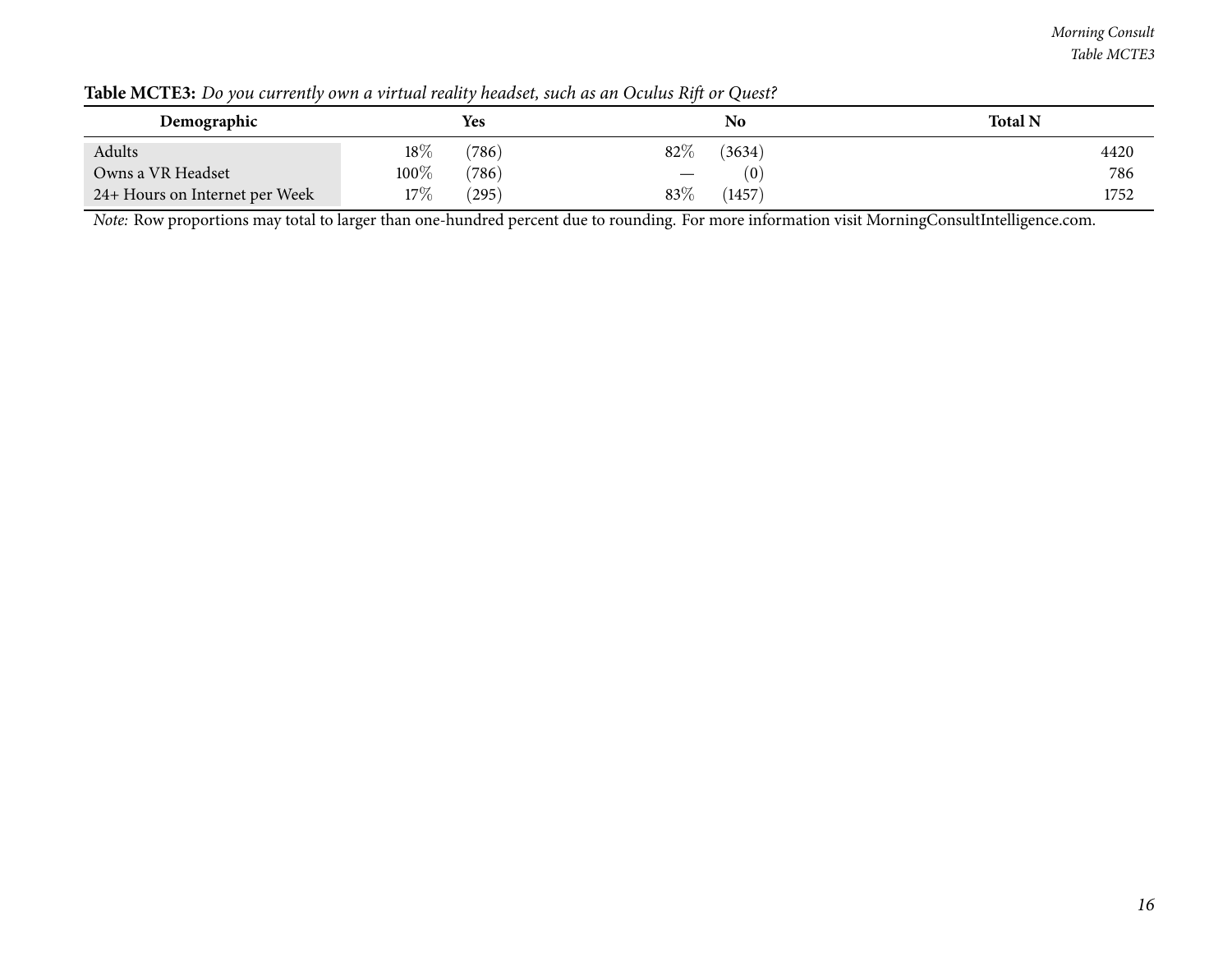**Table MCTE3:** *Do you currently own a virtual reality headset, such as an Oculus Rift or Quest?*

| Demographic | Yes | | No | | Total N |
|---|---|---|---|---|---|
| Adults | 18% | (786) | 82% | (3634) | 4420 |
| Owns a VR Headset | 100% | (786) | — | (0) | 786 |
| 24+ Hours on Internet per Week | 17% | (295) | 83% | (1457) | 1752 |

*Note:* Row proportions may total to larger than one-hundred percent due to rounding. For more information visit MorningConsultIntelligence.com.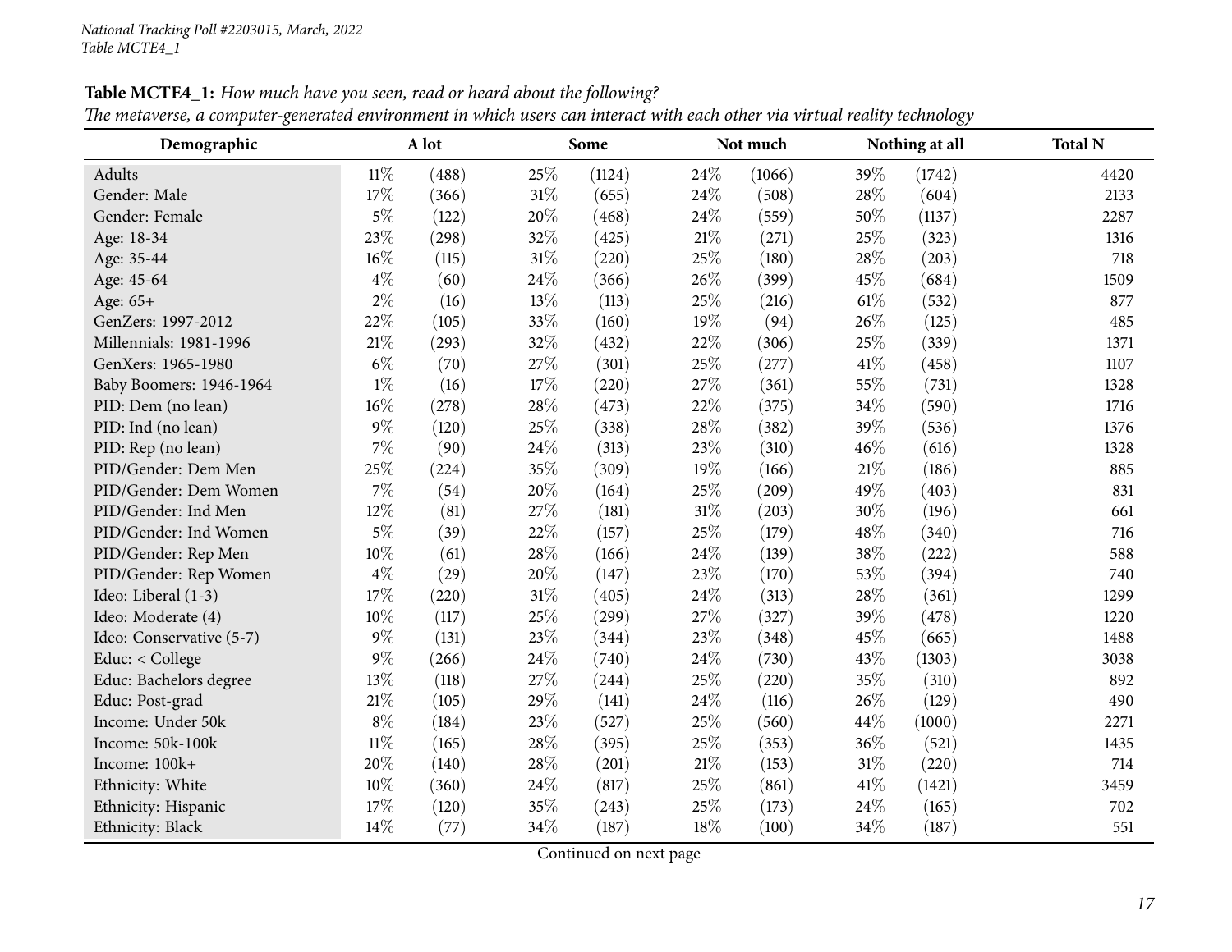**Table MCTE4_1:** *How much have you seen, read or heard about the following?*
*The metaverse, a computer-generated environment in which users can interact with each other via virtual reality technology*

| Demographic | A lot | | Some | | Not much | | Nothing at all | | Total N |
|---|---|---|---|---|---|---|---|---|---|
| Adults | 11% | (488) | 25% | (1124) | 24% | (1066) | 39% | (1742) | 4420 |
| Gender: Male | 17% | (366) | 31% | (655) | 24% | (508) | 28% | (604) | 2133 |
| Gender: Female | 5% | (122) | 20% | (468) | 24% | (559) | 50% | (1137) | 2287 |
| Age: 18-34 | 23% | (298) | 32% | (425) | 21% | (271) | 25% | (323) | 1316 |
| Age: 35-44 | 16% | (115) | 31% | (220) | 25% | (180) | 28% | (203) | 718 |
| Age: 45-64 | 4% | (60) | 24% | (366) | 26% | (399) | 45% | (684) | 1509 |
| Age: 65+ | 2% | (16) | 13% | (113) | 25% | (216) | 61% | (532) | 877 |
| GenZers: 1997-2012 | 22% | (105) | 33% | (160) | 19% | (94) | 26% | (125) | 485 |
| Millennials: 1981-1996 | 21% | (293) | 32% | (432) | 22% | (306) | 25% | (339) | 1371 |
| GenXers: 1965-1980 | 6% | (70) | 27% | (301) | 25% | (277) | 41% | (458) | 1107 |
| Baby Boomers: 1946-1964 | 1% | (16) | 17% | (220) | 27% | (361) | 55% | (731) | 1328 |
| PID: Dem (no lean) | 16% | (278) | 28% | (473) | 22% | (375) | 34% | (590) | 1716 |
| PID: Ind (no lean) | 9% | (120) | 25% | (338) | 28% | (382) | 39% | (536) | 1376 |
| PID: Rep (no lean) | 7% | (90) | 24% | (313) | 23% | (310) | 46% | (616) | 1328 |
| PID/Gender: Dem Men | 25% | (224) | 35% | (309) | 19% | (166) | 21% | (186) | 885 |
| PID/Gender: Dem Women | 7% | (54) | 20% | (164) | 25% | (209) | 49% | (403) | 831 |
| PID/Gender: Ind Men | 12% | (81) | 27% | (181) | 31% | (203) | 30% | (196) | 661 |
| PID/Gender: Ind Women | 5% | (39) | 22% | (157) | 25% | (179) | 48% | (340) | 716 |
| PID/Gender: Rep Men | 10% | (61) | 28% | (166) | 24% | (139) | 38% | (222) | 588 |
| PID/Gender: Rep Women | 4% | (29) | 20% | (147) | 23% | (170) | 53% | (394) | 740 |
| Ideo: Liberal (1-3) | 17% | (220) | 31% | (405) | 24% | (313) | 28% | (361) | 1299 |
| Ideo: Moderate (4) | 10% | (117) | 25% | (299) | 27% | (327) | 39% | (478) | 1220 |
| Ideo: Conservative (5-7) | 9% | (131) | 23% | (344) | 23% | (348) | 45% | (665) | 1488 |
| Educ: < College | 9% | (266) | 24% | (740) | 24% | (730) | 43% | (1303) | 3038 |
| Educ: Bachelors degree | 13% | (118) | 27% | (244) | 25% | (220) | 35% | (310) | 892 |
| Educ: Post-grad | 21% | (105) | 29% | (141) | 24% | (116) | 26% | (129) | 490 |
| Income: Under 50k | 8% | (184) | 23% | (527) | 25% | (560) | 44% | (1000) | 2271 |
| Income: 50k-100k | 11% | (165) | 28% | (395) | 25% | (353) | 36% | (521) | 1435 |
| Income: 100k+ | 20% | (140) | 28% | (201) | 21% | (153) | 31% | (220) | 714 |
| Ethnicity: White | 10% | (360) | 24% | (817) | 25% | (861) | 41% | (1421) | 3459 |
| Ethnicity: Hispanic | 17% | (120) | 35% | (243) | 25% | (173) | 24% | (165) | 702 |
| Ethnicity: Black | 14% | (77) | 34% | (187) | 18% | (100) | 34% | (187) | 551 |

Continued on next page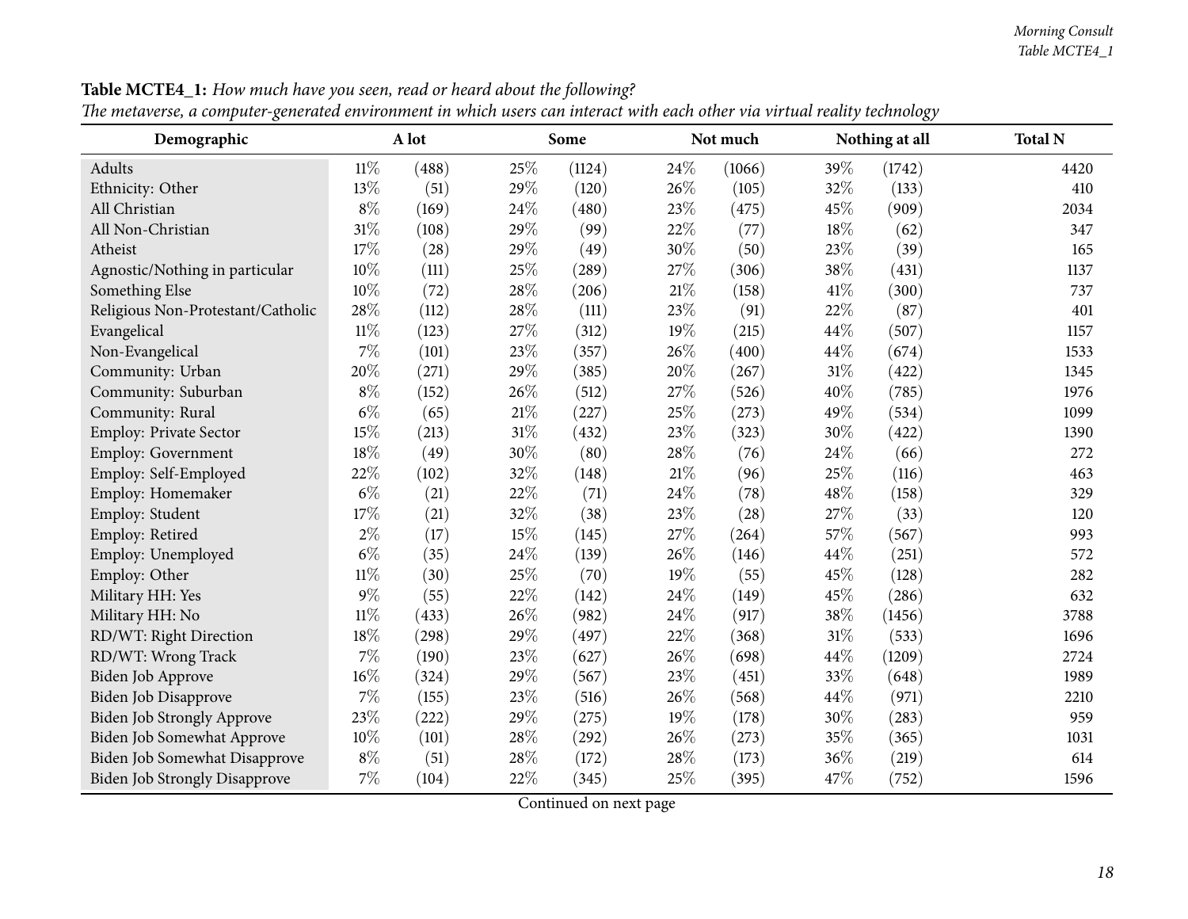**Table MCTE4_1:** *How much have you seen, read or heard about the following?*
*The metaverse, a computer-generated environment in which users can interact with each other via virtual reality technology*

| Demographic | A lot | | Some | | Not much | | Nothing at all | | Total N |
|---|---|---|---|---|---|---|---|---|---|
| Adults | 11% | (488) | 25% | (1124) | 24% | (1066) | 39% | (1742) | 4420 |
| Ethnicity: Other | 13% | (51) | 29% | (120) | 26% | (105) | 32% | (133) | 410 |
| All Christian | 8% | (169) | 24% | (480) | 23% | (475) | 45% | (909) | 2034 |
| All Non-Christian | 31% | (108) | 29% | (99) | 22% | (77) | 18% | (62) | 347 |
| Atheist | 17% | (28) | 29% | (49) | 30% | (50) | 23% | (39) | 165 |
| Agnostic/Nothing in particular | 10% | (111) | 25% | (289) | 27% | (306) | 38% | (431) | 1137 |
| Something Else | 10% | (72) | 28% | (206) | 21% | (158) | 41% | (300) | 737 |
| Religious Non-Protestant/Catholic | 28% | (112) | 28% | (111) | 23% | (91) | 22% | (87) | 401 |
| Evangelical | 11% | (123) | 27% | (312) | 19% | (215) | 44% | (507) | 1157 |
| Non-Evangelical | 7% | (101) | 23% | (357) | 26% | (400) | 44% | (674) | 1533 |
| Community: Urban | 20% | (271) | 29% | (385) | 20% | (267) | 31% | (422) | 1345 |
| Community: Suburban | 8% | (152) | 26% | (512) | 27% | (526) | 40% | (785) | 1976 |
| Community: Rural | 6% | (65) | 21% | (227) | 25% | (273) | 49% | (534) | 1099 |
| Employ: Private Sector | 15% | (213) | 31% | (432) | 23% | (323) | 30% | (422) | 1390 |
| Employ: Government | 18% | (49) | 30% | (80) | 28% | (76) | 24% | (66) | 272 |
| Employ: Self-Employed | 22% | (102) | 32% | (148) | 21% | (96) | 25% | (116) | 463 |
| Employ: Homemaker | 6% | (21) | 22% | (71) | 24% | (78) | 48% | (158) | 329 |
| Employ: Student | 17% | (21) | 32% | (38) | 23% | (28) | 27% | (33) | 120 |
| Employ: Retired | 2% | (17) | 15% | (145) | 27% | (264) | 57% | (567) | 993 |
| Employ: Unemployed | 6% | (35) | 24% | (139) | 26% | (146) | 44% | (251) | 572 |
| Employ: Other | 11% | (30) | 25% | (70) | 19% | (55) | 45% | (128) | 282 |
| Military HH: Yes | 9% | (55) | 22% | (142) | 24% | (149) | 45% | (286) | 632 |
| Military HH: No | 11% | (433) | 26% | (982) | 24% | (917) | 38% | (1456) | 3788 |
| RD/WT: Right Direction | 18% | (298) | 29% | (497) | 22% | (368) | 31% | (533) | 1696 |
| RD/WT: Wrong Track | 7% | (190) | 23% | (627) | 26% | (698) | 44% | (1209) | 2724 |
| Biden Job Approve | 16% | (324) | 29% | (567) | 23% | (451) | 33% | (648) | 1989 |
| Biden Job Disapprove | 7% | (155) | 23% | (516) | 26% | (568) | 44% | (971) | 2210 |
| Biden Job Strongly Approve | 23% | (222) | 29% | (275) | 19% | (178) | 30% | (283) | 959 |
| Biden Job Somewhat Approve | 10% | (101) | 28% | (292) | 26% | (273) | 35% | (365) | 1031 |
| Biden Job Somewhat Disapprove | 8% | (51) | 28% | (172) | 28% | (173) | 36% | (219) | 614 |
| Biden Job Strongly Disapprove | 7% | (104) | 22% | (345) | 25% | (395) | 47% | (752) | 1596 |

Continued on next page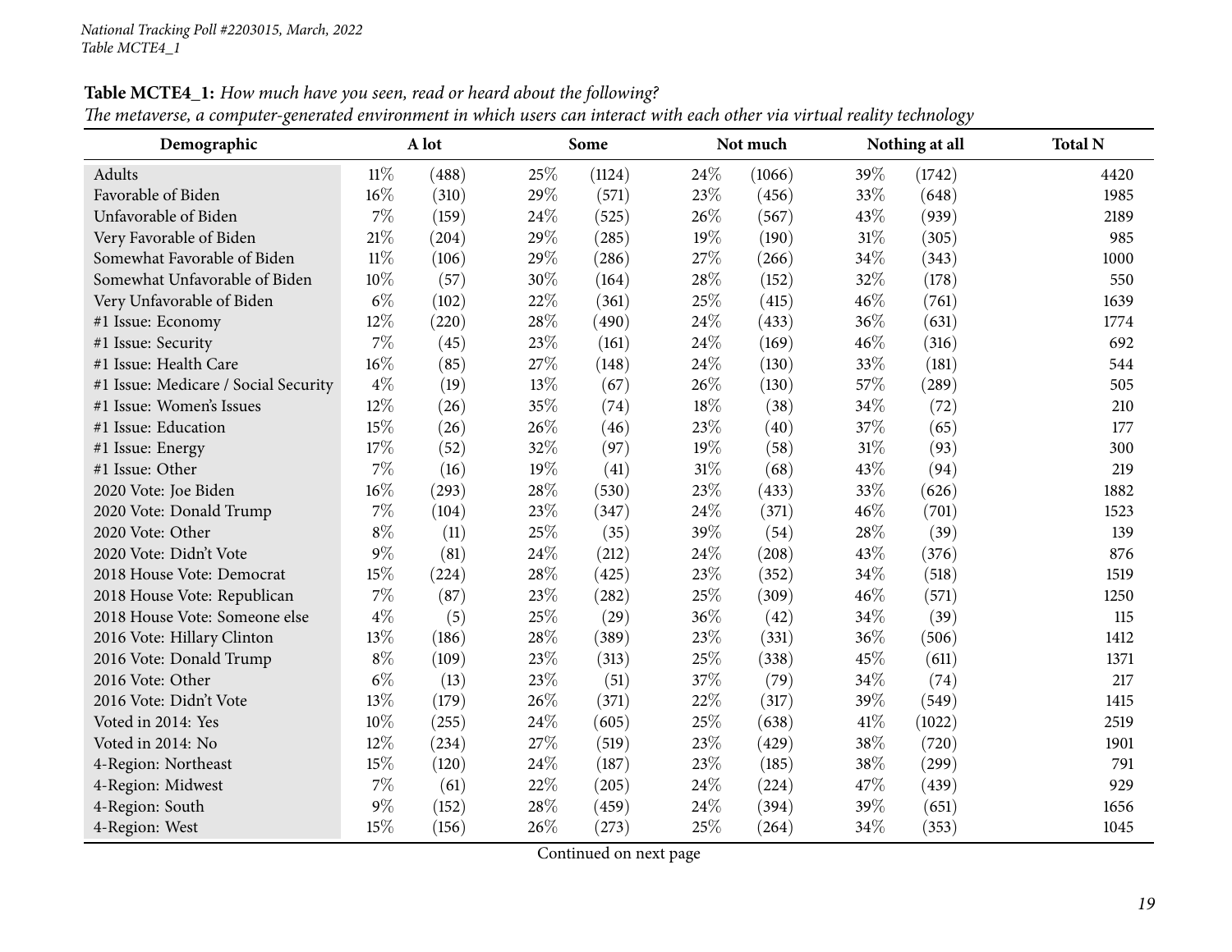**Table MCTE4_1:** *How much have you seen, read or heard about the following?*
*The metaverse, a computer-generated environment in which users can interact with each other via virtual reality technology*

| Demographic | A lot | | Some | | Not much | | Nothing at all | | Total N |
|---|---|---|---|---|---|---|---|---|---|
| Adults | 11% | (488) | 25% | (1124) | 24% | (1066) | 39% | (1742) | 4420 |
| Favorable of Biden | 16% | (310) | 29% | (571) | 23% | (456) | 33% | (648) | 1985 |
| Unfavorable of Biden | 7% | (159) | 24% | (525) | 26% | (567) | 43% | (939) | 2189 |
| Very Favorable of Biden | 21% | (204) | 29% | (285) | 19% | (190) | 31% | (305) | 985 |
| Somewhat Favorable of Biden | 11% | (106) | 29% | (286) | 27% | (266) | 34% | (343) | 1000 |
| Somewhat Unfavorable of Biden | 10% | (57) | 30% | (164) | 28% | (152) | 32% | (178) | 550 |
| Very Unfavorable of Biden | 6% | (102) | 22% | (361) | 25% | (415) | 46% | (761) | 1639 |
| #1 Issue: Economy | 12% | (220) | 28% | (490) | 24% | (433) | 36% | (631) | 1774 |
| #1 Issue: Security | 7% | (45) | 23% | (161) | 24% | (169) | 46% | (316) | 692 |
| #1 Issue: Health Care | 16% | (85) | 27% | (148) | 24% | (130) | 33% | (181) | 544 |
| #1 Issue: Medicare / Social Security | 4% | (19) | 13% | (67) | 26% | (130) | 57% | (289) | 505 |
| #1 Issue: Women's Issues | 12% | (26) | 35% | (74) | 18% | (38) | 34% | (72) | 210 |
| #1 Issue: Education | 15% | (26) | 26% | (46) | 23% | (40) | 37% | (65) | 177 |
| #1 Issue: Energy | 17% | (52) | 32% | (97) | 19% | (58) | 31% | (93) | 300 |
| #1 Issue: Other | 7% | (16) | 19% | (41) | 31% | (68) | 43% | (94) | 219 |
| 2020 Vote: Joe Biden | 16% | (293) | 28% | (530) | 23% | (433) | 33% | (626) | 1882 |
| 2020 Vote: Donald Trump | 7% | (104) | 23% | (347) | 24% | (371) | 46% | (701) | 1523 |
| 2020 Vote: Other | 8% | (11) | 25% | (35) | 39% | (54) | 28% | (39) | 139 |
| 2020 Vote: Didn't Vote | 9% | (81) | 24% | (212) | 24% | (208) | 43% | (376) | 876 |
| 2018 House Vote: Democrat | 15% | (224) | 28% | (425) | 23% | (352) | 34% | (518) | 1519 |
| 2018 House Vote: Republican | 7% | (87) | 23% | (282) | 25% | (309) | 46% | (571) | 1250 |
| 2018 House Vote: Someone else | 4% | (5) | 25% | (29) | 36% | (42) | 34% | (39) | 115 |
| 2016 Vote: Hillary Clinton | 13% | (186) | 28% | (389) | 23% | (331) | 36% | (506) | 1412 |
| 2016 Vote: Donald Trump | 8% | (109) | 23% | (313) | 25% | (338) | 45% | (611) | 1371 |
| 2016 Vote: Other | 6% | (13) | 23% | (51) | 37% | (79) | 34% | (74) | 217 |
| 2016 Vote: Didn't Vote | 13% | (179) | 26% | (371) | 22% | (317) | 39% | (549) | 1415 |
| Voted in 2014: Yes | 10% | (255) | 24% | (605) | 25% | (638) | 41% | (1022) | 2519 |
| Voted in 2014: No | 12% | (234) | 27% | (519) | 23% | (429) | 38% | (720) | 1901 |
| 4-Region: Northeast | 15% | (120) | 24% | (187) | 23% | (185) | 38% | (299) | 791 |
| 4-Region: Midwest | 7% | (61) | 22% | (205) | 24% | (224) | 47% | (439) | 929 |
| 4-Region: South | 9% | (152) | 28% | (459) | 24% | (394) | 39% | (651) | 1656 |
| 4-Region: West | 15% | (156) | 26% | (273) | 25% | (264) | 34% | (353) | 1045 |

Continued on next page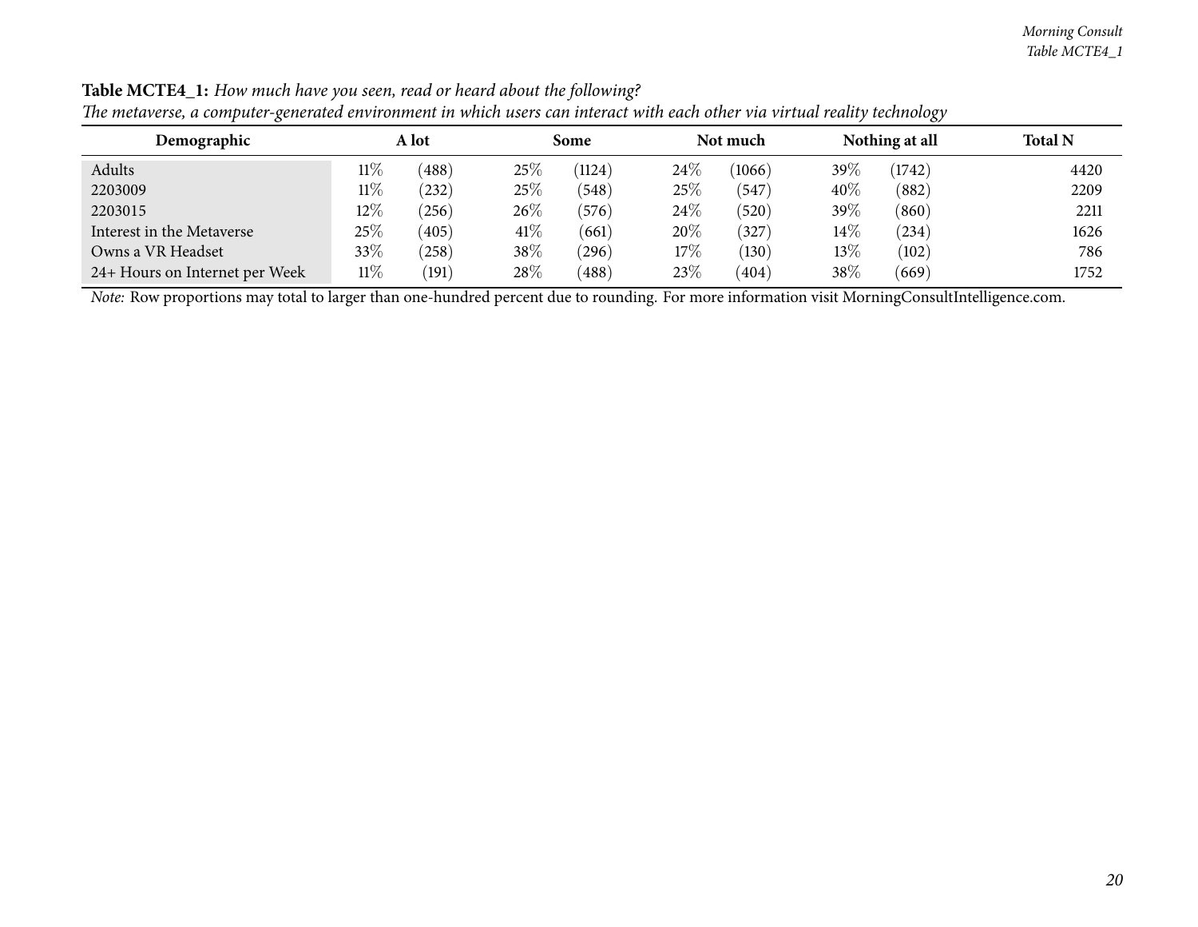**Table MCTE4_1:** *How much have you seen, read or heard about the following?*
*The metaverse, a computer-generated environment in which users can interact with each other via virtual reality technology*

| Demographic | A lot | | Some | | Not much | | Nothing at all | | Total N |
|---|---|---|---|---|---|---|---|---|---|
| Adults | 11% | (488) | 25% | (1124) | 24% | (1066) | 39% | (1742) | 4420 |
| 2203009 | 11% | (232) | 25% | (548) | 25% | (547) | 40% | (882) | 2209 |
| 2203015 | 12% | (256) | 26% | (576) | 24% | (520) | 39% | (860) | 2211 |
| Interest in the Metaverse | 25% | (405) | 41% | (661) | 20% | (327) | 14% | (234) | 1626 |
| Owns a VR Headset | 33% | (258) | 38% | (296) | 17% | (130) | 13% | (102) | 786 |
| 24+ Hours on Internet per Week | 11% | (191) | 28% | (488) | 23% | (404) | 38% | (669) | 1752 |

*Note:* Row proportions may total to larger than one-hundred percent due to rounding. For more information visit MorningConsultIntelligence.com.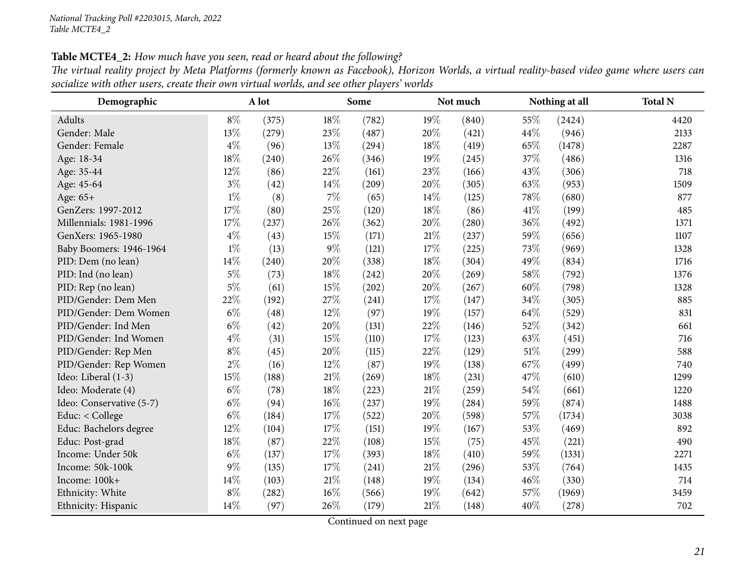**Table MCTE4_2:** *How much have you seen, read or heard about the following?*

*The virtual reality project by Meta Platforms (formerly known as Facebook), Horizon Worlds, a virtual reality-based video game where users can socialize with other users, create their own virtual worlds, and see other players' worlds*

| Demographic | A lot | | Some | | Not much | | Nothing at all | | Total N |
|---|---|---|---|---|---|---|---|---|---|
| Adults | 8% | (375) | 18% | (782) | 19% | (840) | 55% | (2424) | 4420 |
| Gender: Male | 13% | (279) | 23% | (487) | 20% | (421) | 44% | (946) | 2133 |
| Gender: Female | 4% | (96) | 13% | (294) | 18% | (419) | 65% | (1478) | 2287 |
| Age: 18-34 | 18% | (240) | 26% | (346) | 19% | (245) | 37% | (486) | 1316 |
| Age: 35-44 | 12% | (86) | 22% | (161) | 23% | (166) | 43% | (306) | 718 |
| Age: 45-64 | 3% | (42) | 14% | (209) | 20% | (305) | 63% | (953) | 1509 |
| Age: 65+ | 1% | (8) | 7% | (65) | 14% | (125) | 78% | (680) | 877 |
| GenZers: 1997-2012 | 17% | (80) | 25% | (120) | 18% | (86) | 41% | (199) | 485 |
| Millennials: 1981-1996 | 17% | (237) | 26% | (362) | 20% | (280) | 36% | (492) | 1371 |
| GenXers: 1965-1980 | 4% | (43) | 15% | (171) | 21% | (237) | 59% | (656) | 1107 |
| Baby Boomers: 1946-1964 | 1% | (13) | 9% | (121) | 17% | (225) | 73% | (969) | 1328 |
| PID: Dem (no lean) | 14% | (240) | 20% | (338) | 18% | (304) | 49% | (834) | 1716 |
| PID: Ind (no lean) | 5% | (73) | 18% | (242) | 20% | (269) | 58% | (792) | 1376 |
| PID: Rep (no lean) | 5% | (61) | 15% | (202) | 20% | (267) | 60% | (798) | 1328 |
| PID/Gender: Dem Men | 22% | (192) | 27% | (241) | 17% | (147) | 34% | (305) | 885 |
| PID/Gender: Dem Women | 6% | (48) | 12% | (97) | 19% | (157) | 64% | (529) | 831 |
| PID/Gender: Ind Men | 6% | (42) | 20% | (131) | 22% | (146) | 52% | (342) | 661 |
| PID/Gender: Ind Women | 4% | (31) | 15% | (110) | 17% | (123) | 63% | (451) | 716 |
| PID/Gender: Rep Men | 8% | (45) | 20% | (115) | 22% | (129) | 51% | (299) | 588 |
| PID/Gender: Rep Women | 2% | (16) | 12% | (87) | 19% | (138) | 67% | (499) | 740 |
| Ideo: Liberal (1-3) | 15% | (188) | 21% | (269) | 18% | (231) | 47% | (610) | 1299 |
| Ideo: Moderate (4) | 6% | (78) | 18% | (223) | 21% | (259) | 54% | (661) | 1220 |
| Ideo: Conservative (5-7) | 6% | (94) | 16% | (237) | 19% | (284) | 59% | (874) | 1488 |
| Educ: < College | 6% | (184) | 17% | (522) | 20% | (598) | 57% | (1734) | 3038 |
| Educ: Bachelors degree | 12% | (104) | 17% | (151) | 19% | (167) | 53% | (469) | 892 |
| Educ: Post-grad | 18% | (87) | 22% | (108) | 15% | (75) | 45% | (221) | 490 |
| Income: Under 50k | 6% | (137) | 17% | (393) | 18% | (410) | 59% | (1331) | 2271 |
| Income: 50k-100k | 9% | (135) | 17% | (241) | 21% | (296) | 53% | (764) | 1435 |
| Income: 100k+ | 14% | (103) | 21% | (148) | 19% | (134) | 46% | (330) | 714 |
| Ethnicity: White | 8% | (282) | 16% | (566) | 19% | (642) | 57% | (1969) | 3459 |
| Ethnicity: Hispanic | 14% | (97) | 26% | (179) | 21% | (148) | 40% | (278) | 702 |

Continued on next page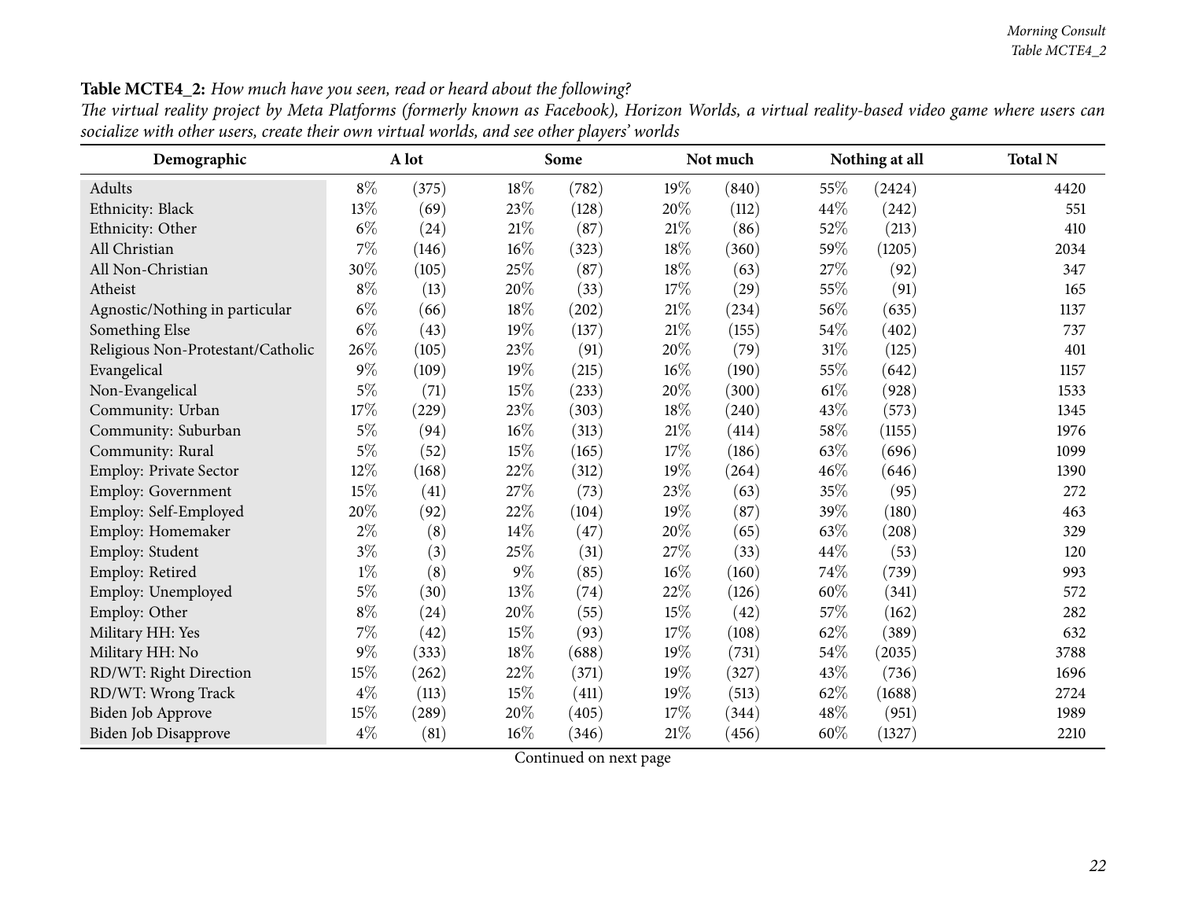**Table MCTE4_2:** *How much have you seen, read or heard about the following?*

*The virtual reality project by Meta Platforms (formerly known as Facebook), Horizon Worlds, a virtual reality-based video game where users can socialize with other users, create their own virtual worlds, and see other players' worlds*

| Demographic | A lot | | Some | | Not much | | Nothing at all | | Total N |
|---|---|---|---|---|---|---|---|---|---|
| Adults | 8% | (375) | 18% | (782) | 19% | (840) | 55% | (2424) | 4420 |
| Ethnicity: Black | 13% | (69) | 23% | (128) | 20% | (112) | 44% | (242) | 551 |
| Ethnicity: Other | 6% | (24) | 21% | (87) | 21% | (86) | 52% | (213) | 410 |
| All Christian | 7% | (146) | 16% | (323) | 18% | (360) | 59% | (1205) | 2034 |
| All Non-Christian | 30% | (105) | 25% | (87) | 18% | (63) | 27% | (92) | 347 |
| Atheist | 8% | (13) | 20% | (33) | 17% | (29) | 55% | (91) | 165 |
| Agnostic/Nothing in particular | 6% | (66) | 18% | (202) | 21% | (234) | 56% | (635) | 1137 |
| Something Else | 6% | (43) | 19% | (137) | 21% | (155) | 54% | (402) | 737 |
| Religious Non-Protestant/Catholic | 26% | (105) | 23% | (91) | 20% | (79) | 31% | (125) | 401 |
| Evangelical | 9% | (109) | 19% | (215) | 16% | (190) | 55% | (642) | 1157 |
| Non-Evangelical | 5% | (71) | 15% | (233) | 20% | (300) | 61% | (928) | 1533 |
| Community: Urban | 17% | (229) | 23% | (303) | 18% | (240) | 43% | (573) | 1345 |
| Community: Suburban | 5% | (94) | 16% | (313) | 21% | (414) | 58% | (1155) | 1976 |
| Community: Rural | 5% | (52) | 15% | (165) | 17% | (186) | 63% | (696) | 1099 |
| Employ: Private Sector | 12% | (168) | 22% | (312) | 19% | (264) | 46% | (646) | 1390 |
| Employ: Government | 15% | (41) | 27% | (73) | 23% | (63) | 35% | (95) | 272 |
| Employ: Self-Employed | 20% | (92) | 22% | (104) | 19% | (87) | 39% | (180) | 463 |
| Employ: Homemaker | 2% | (8) | 14% | (47) | 20% | (65) | 63% | (208) | 329 |
| Employ: Student | 3% | (3) | 25% | (31) | 27% | (33) | 44% | (53) | 120 |
| Employ: Retired | 1% | (8) | 9% | (85) | 16% | (160) | 74% | (739) | 993 |
| Employ: Unemployed | 5% | (30) | 13% | (74) | 22% | (126) | 60% | (341) | 572 |
| Employ: Other | 8% | (24) | 20% | (55) | 15% | (42) | 57% | (162) | 282 |
| Military HH: Yes | 7% | (42) | 15% | (93) | 17% | (108) | 62% | (389) | 632 |
| Military HH: No | 9% | (333) | 18% | (688) | 19% | (731) | 54% | (2035) | 3788 |
| RD/WT: Right Direction | 15% | (262) | 22% | (371) | 19% | (327) | 43% | (736) | 1696 |
| RD/WT: Wrong Track | 4% | (113) | 15% | (411) | 19% | (513) | 62% | (1688) | 2724 |
| Biden Job Approve | 15% | (289) | 20% | (405) | 17% | (344) | 48% | (951) | 1989 |
| Biden Job Disapprove | 4% | (81) | 16% | (346) | 21% | (456) | 60% | (1327) | 2210 |

Continued on next page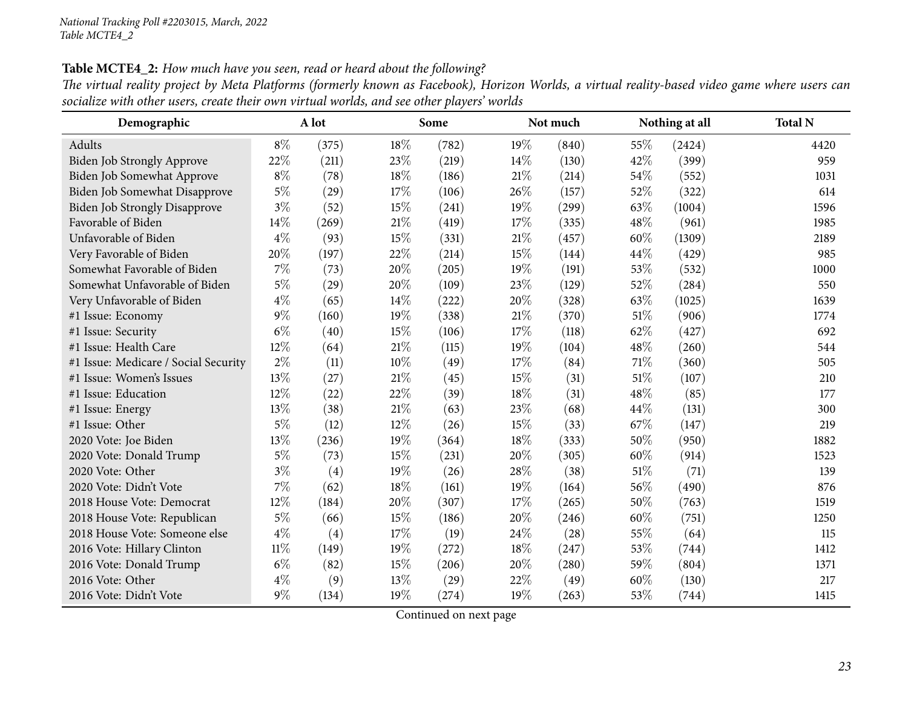**Table MCTE4_2:** *How much have you seen, read or heard about the following?*

*The virtual reality project by Meta Platforms (formerly known as Facebook), Horizon Worlds, a virtual reality-based video game where users can socialize with other users, create their own virtual worlds, and see other players' worlds*

| Demographic | A lot | | Some | | Not much | | Nothing at all | | Total N |
|---|---|---|---|---|---|---|---|---|---|
| Adults | 8% | (375) | 18% | (782) | 19% | (840) | 55% | (2424) | 4420 |
| Biden Job Strongly Approve | 22% | (211) | 23% | (219) | 14% | (130) | 42% | (399) | 959 |
| Biden Job Somewhat Approve | 8% | (78) | 18% | (186) | 21% | (214) | 54% | (552) | 1031 |
| Biden Job Somewhat Disapprove | 5% | (29) | 17% | (106) | 26% | (157) | 52% | (322) | 614 |
| Biden Job Strongly Disapprove | 3% | (52) | 15% | (241) | 19% | (299) | 63% | (1004) | 1596 |
| Favorable of Biden | 14% | (269) | 21% | (419) | 17% | (335) | 48% | (961) | 1985 |
| Unfavorable of Biden | 4% | (93) | 15% | (331) | 21% | (457) | 60% | (1309) | 2189 |
| Very Favorable of Biden | 20% | (197) | 22% | (214) | 15% | (144) | 44% | (429) | 985 |
| Somewhat Favorable of Biden | 7% | (73) | 20% | (205) | 19% | (191) | 53% | (532) | 1000 |
| Somewhat Unfavorable of Biden | 5% | (29) | 20% | (109) | 23% | (129) | 52% | (284) | 550 |
| Very Unfavorable of Biden | 4% | (65) | 14% | (222) | 20% | (328) | 63% | (1025) | 1639 |
| #1 Issue: Economy | 9% | (160) | 19% | (338) | 21% | (370) | 51% | (906) | 1774 |
| #1 Issue: Security | 6% | (40) | 15% | (106) | 17% | (118) | 62% | (427) | 692 |
| #1 Issue: Health Care | 12% | (64) | 21% | (115) | 19% | (104) | 48% | (260) | 544 |
| #1 Issue: Medicare / Social Security | 2% | (11) | 10% | (49) | 17% | (84) | 71% | (360) | 505 |
| #1 Issue: Women's Issues | 13% | (27) | 21% | (45) | 15% | (31) | 51% | (107) | 210 |
| #1 Issue: Education | 12% | (22) | 22% | (39) | 18% | (31) | 48% | (85) | 177 |
| #1 Issue: Energy | 13% | (38) | 21% | (63) | 23% | (68) | 44% | (131) | 300 |
| #1 Issue: Other | 5% | (12) | 12% | (26) | 15% | (33) | 67% | (147) | 219 |
| 2020 Vote: Joe Biden | 13% | (236) | 19% | (364) | 18% | (333) | 50% | (950) | 1882 |
| 2020 Vote: Donald Trump | 5% | (73) | 15% | (231) | 20% | (305) | 60% | (914) | 1523 |
| 2020 Vote: Other | 3% | (4) | 19% | (26) | 28% | (38) | 51% | (71) | 139 |
| 2020 Vote: Didn't Vote | 7% | (62) | 18% | (161) | 19% | (164) | 56% | (490) | 876 |
| 2018 House Vote: Democrat | 12% | (184) | 20% | (307) | 17% | (265) | 50% | (763) | 1519 |
| 2018 House Vote: Republican | 5% | (66) | 15% | (186) | 20% | (246) | 60% | (751) | 1250 |
| 2018 House Vote: Someone else | 4% | (4) | 17% | (19) | 24% | (28) | 55% | (64) | 115 |
| 2016 Vote: Hillary Clinton | 11% | (149) | 19% | (272) | 18% | (247) | 53% | (744) | 1412 |
| 2016 Vote: Donald Trump | 6% | (82) | 15% | (206) | 20% | (280) | 59% | (804) | 1371 |
| 2016 Vote: Other | 4% | (9) | 13% | (29) | 22% | (49) | 60% | (130) | 217 |
| 2016 Vote: Didn't Vote | 9% | (134) | 19% | (274) | 19% | (263) | 53% | (744) | 1415 |

Continued on next page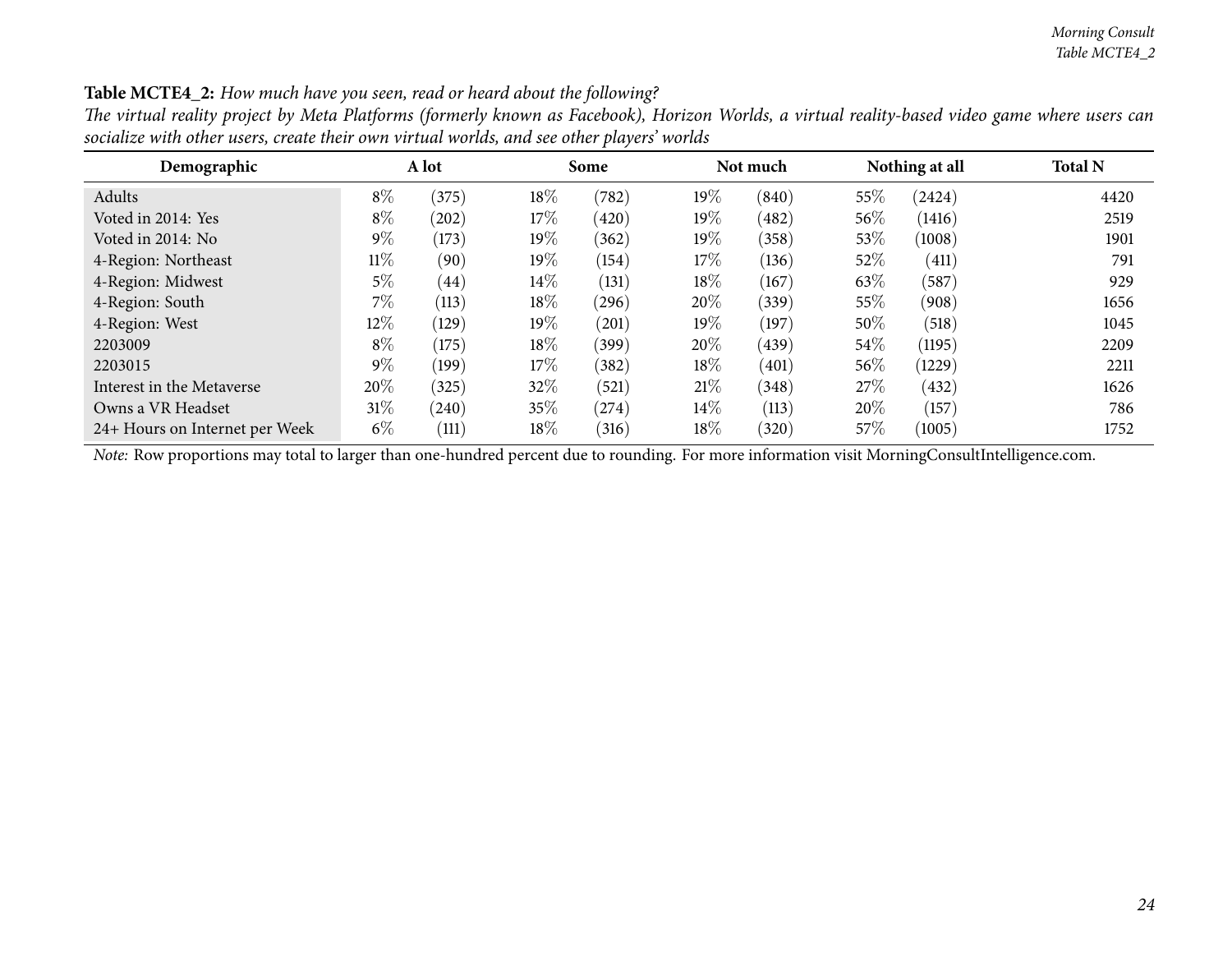**Table MCTE4_2:** *How much have you seen, read or heard about the following?*

*The virtual reality project by Meta Platforms (formerly known as Facebook), Horizon Worlds, a virtual reality-based video game where users can socialize with other users, create their own virtual worlds, and see other players' worlds*

| Demographic | A lot | | Some | | Not much | | Nothing at all | | Total N |
|---|---|---|---|---|---|---|---|---|---|
| Adults | 8% | (375) | 18% | (782) | 19% | (840) | 55% | (2424) | 4420 |
| Voted in 2014: Yes | 8% | (202) | 17% | (420) | 19% | (482) | 56% | (1416) | 2519 |
| Voted in 2014: No | 9% | (173) | 19% | (362) | 19% | (358) | 53% | (1008) | 1901 |
| 4-Region: Northeast | 11% | (90) | 19% | (154) | 17% | (136) | 52% | (411) | 791 |
| 4-Region: Midwest | 5% | (44) | 14% | (131) | 18% | (167) | 63% | (587) | 929 |
| 4-Region: South | 7% | (113) | 18% | (296) | 20% | (339) | 55% | (908) | 1656 |
| 4-Region: West | 12% | (129) | 19% | (201) | 19% | (197) | 50% | (518) | 1045 |
| 2203009 | 8% | (175) | 18% | (399) | 20% | (439) | 54% | (1195) | 2209 |
| 2203015 | 9% | (199) | 17% | (382) | 18% | (401) | 56% | (1229) | 2211 |
| Interest in the Metaverse | 20% | (325) | 32% | (521) | 21% | (348) | 27% | (432) | 1626 |
| Owns a VR Headset | 31% | (240) | 35% | (274) | 14% | (113) | 20% | (157) | 786 |
| 24+ Hours on Internet per Week | 6% | (111) | 18% | (316) | 18% | (320) | 57% | (1005) | 1752 |

*Note:* Row proportions may total to larger than one-hundred percent due to rounding. For more information visit MorningConsultIntelligence.com.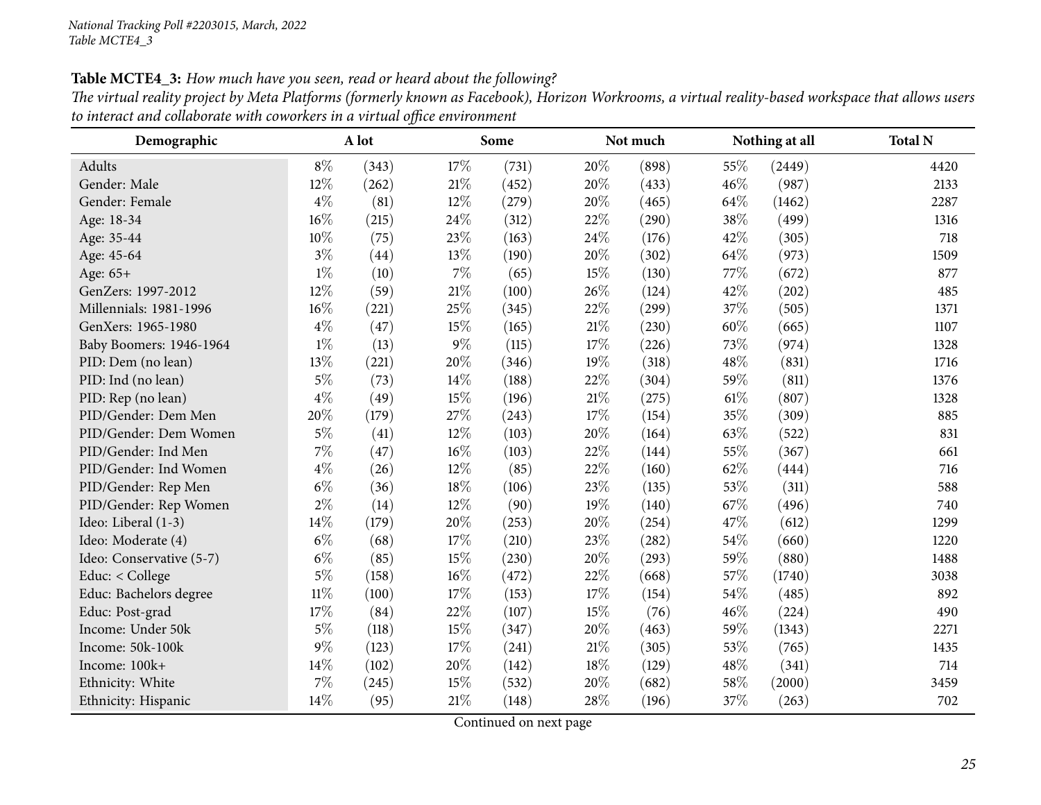*National Tracking Poll #2203015, March, 2022*
*Table MCTE4_3*

**Table MCTE4_3:** *How much have you seen, read or heard about the following?*
*The virtual reality project by Meta Platforms (formerly known as Facebook), Horizon Workrooms, a virtual reality-based workspace that allows users to interact and collaborate with coworkers in a virtual office environment*

| Demographic | A lot | | Some | | Not much | | Nothing at all | | Total N |
|---|---|---|---|---|---|---|---|---|---|
| Adults | 8% | (343) | 17% | (731) | 20% | (898) | 55% | (2449) | 4420 |
| Gender: Male | 12% | (262) | 21% | (452) | 20% | (433) | 46% | (987) | 2133 |
| Gender: Female | 4% | (81) | 12% | (279) | 20% | (465) | 64% | (1462) | 2287 |
| Age: 18-34 | 16% | (215) | 24% | (312) | 22% | (290) | 38% | (499) | 1316 |
| Age: 35-44 | 10% | (75) | 23% | (163) | 24% | (176) | 42% | (305) | 718 |
| Age: 45-64 | 3% | (44) | 13% | (190) | 20% | (302) | 64% | (973) | 1509 |
| Age: 65+ | 1% | (10) | 7% | (65) | 15% | (130) | 77% | (672) | 877 |
| GenZers: 1997-2012 | 12% | (59) | 21% | (100) | 26% | (124) | 42% | (202) | 485 |
| Millennials: 1981-1996 | 16% | (221) | 25% | (345) | 22% | (299) | 37% | (505) | 1371 |
| GenXers: 1965-1980 | 4% | (47) | 15% | (165) | 21% | (230) | 60% | (665) | 1107 |
| Baby Boomers: 1946-1964 | 1% | (13) | 9% | (115) | 17% | (226) | 73% | (974) | 1328 |
| PID: Dem (no lean) | 13% | (221) | 20% | (346) | 19% | (318) | 48% | (831) | 1716 |
| PID: Ind (no lean) | 5% | (73) | 14% | (188) | 22% | (304) | 59% | (811) | 1376 |
| PID: Rep (no lean) | 4% | (49) | 15% | (196) | 21% | (275) | 61% | (807) | 1328 |
| PID/Gender: Dem Men | 20% | (179) | 27% | (243) | 17% | (154) | 35% | (309) | 885 |
| PID/Gender: Dem Women | 5% | (41) | 12% | (103) | 20% | (164) | 63% | (522) | 831 |
| PID/Gender: Ind Men | 7% | (47) | 16% | (103) | 22% | (144) | 55% | (367) | 661 |
| PID/Gender: Ind Women | 4% | (26) | 12% | (85) | 22% | (160) | 62% | (444) | 716 |
| PID/Gender: Rep Men | 6% | (36) | 18% | (106) | 23% | (135) | 53% | (311) | 588 |
| PID/Gender: Rep Women | 2% | (14) | 12% | (90) | 19% | (140) | 67% | (496) | 740 |
| Ideo: Liberal (1-3) | 14% | (179) | 20% | (253) | 20% | (254) | 47% | (612) | 1299 |
| Ideo: Moderate (4) | 6% | (68) | 17% | (210) | 23% | (282) | 54% | (660) | 1220 |
| Ideo: Conservative (5-7) | 6% | (85) | 15% | (230) | 20% | (293) | 59% | (880) | 1488 |
| Educ: < College | 5% | (158) | 16% | (472) | 22% | (668) | 57% | (1740) | 3038 |
| Educ: Bachelors degree | 11% | (100) | 17% | (153) | 17% | (154) | 54% | (485) | 892 |
| Educ: Post-grad | 17% | (84) | 22% | (107) | 15% | (76) | 46% | (224) | 490 |
| Income: Under 50k | 5% | (118) | 15% | (347) | 20% | (463) | 59% | (1343) | 2271 |
| Income: 50k-100k | 9% | (123) | 17% | (241) | 21% | (305) | 53% | (765) | 1435 |
| Income: 100k+ | 14% | (102) | 20% | (142) | 18% | (129) | 48% | (341) | 714 |
| Ethnicity: White | 7% | (245) | 15% | (532) | 20% | (682) | 58% | (2000) | 3459 |
| Ethnicity: Hispanic | 14% | (95) | 21% | (148) | 28% | (196) | 37% | (263) | 702 |

Continued on next page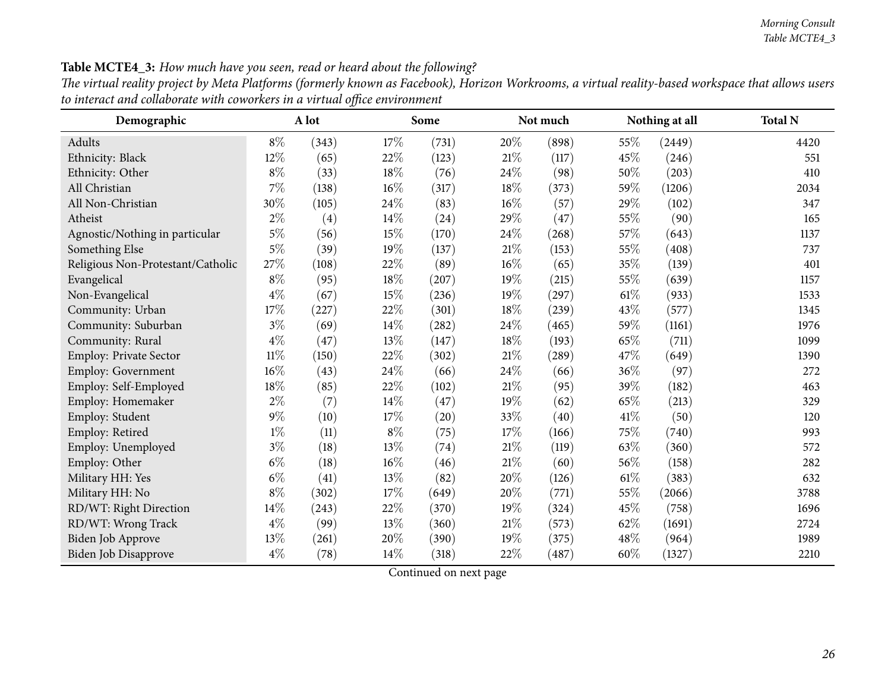**Table MCTE4_3:** *How much have you seen, read or heard about the following?*

*The virtual reality project by Meta Platforms (formerly known as Facebook), Horizon Workrooms, a virtual reality-based workspace that allows users to interact and collaborate with coworkers in a virtual office environment*

| Demographic | A lot | | Some | | Not much | | Nothing at all | | Total N |
|---|---|---|---|---|---|---|---|---|---|
| Adults | 8% | (343) | 17% | (731) | 20% | (898) | 55% | (2449) | 4420 |
| Ethnicity: Black | 12% | (65) | 22% | (123) | 21% | (117) | 45% | (246) | 551 |
| Ethnicity: Other | 8% | (33) | 18% | (76) | 24% | (98) | 50% | (203) | 410 |
| All Christian | 7% | (138) | 16% | (317) | 18% | (373) | 59% | (1206) | 2034 |
| All Non-Christian | 30% | (105) | 24% | (83) | 16% | (57) | 29% | (102) | 347 |
| Atheist | 2% | (4) | 14% | (24) | 29% | (47) | 55% | (90) | 165 |
| Agnostic/Nothing in particular | 5% | (56) | 15% | (170) | 24% | (268) | 57% | (643) | 1137 |
| Something Else | 5% | (39) | 19% | (137) | 21% | (153) | 55% | (408) | 737 |
| Religious Non-Protestant/Catholic | 27% | (108) | 22% | (89) | 16% | (65) | 35% | (139) | 401 |
| Evangelical | 8% | (95) | 18% | (207) | 19% | (215) | 55% | (639) | 1157 |
| Non-Evangelical | 4% | (67) | 15% | (236) | 19% | (297) | 61% | (933) | 1533 |
| Community: Urban | 17% | (227) | 22% | (301) | 18% | (239) | 43% | (577) | 1345 |
| Community: Suburban | 3% | (69) | 14% | (282) | 24% | (465) | 59% | (1161) | 1976 |
| Community: Rural | 4% | (47) | 13% | (147) | 18% | (193) | 65% | (711) | 1099 |
| Employ: Private Sector | 11% | (150) | 22% | (302) | 21% | (289) | 47% | (649) | 1390 |
| Employ: Government | 16% | (43) | 24% | (66) | 24% | (66) | 36% | (97) | 272 |
| Employ: Self-Employed | 18% | (85) | 22% | (102) | 21% | (95) | 39% | (182) | 463 |
| Employ: Homemaker | 2% | (7) | 14% | (47) | 19% | (62) | 65% | (213) | 329 |
| Employ: Student | 9% | (10) | 17% | (20) | 33% | (40) | 41% | (50) | 120 |
| Employ: Retired | 1% | (11) | 8% | (75) | 17% | (166) | 75% | (740) | 993 |
| Employ: Unemployed | 3% | (18) | 13% | (74) | 21% | (119) | 63% | (360) | 572 |
| Employ: Other | 6% | (18) | 16% | (46) | 21% | (60) | 56% | (158) | 282 |
| Military HH: Yes | 6% | (41) | 13% | (82) | 20% | (126) | 61% | (383) | 632 |
| Military HH: No | 8% | (302) | 17% | (649) | 20% | (771) | 55% | (2066) | 3788 |
| RD/WT: Right Direction | 14% | (243) | 22% | (370) | 19% | (324) | 45% | (758) | 1696 |
| RD/WT: Wrong Track | 4% | (99) | 13% | (360) | 21% | (573) | 62% | (1691) | 2724 |
| Biden Job Approve | 13% | (261) | 20% | (390) | 19% | (375) | 48% | (964) | 1989 |
| Biden Job Disapprove | 4% | (78) | 14% | (318) | 22% | (487) | 60% | (1327) | 2210 |

Continued on next page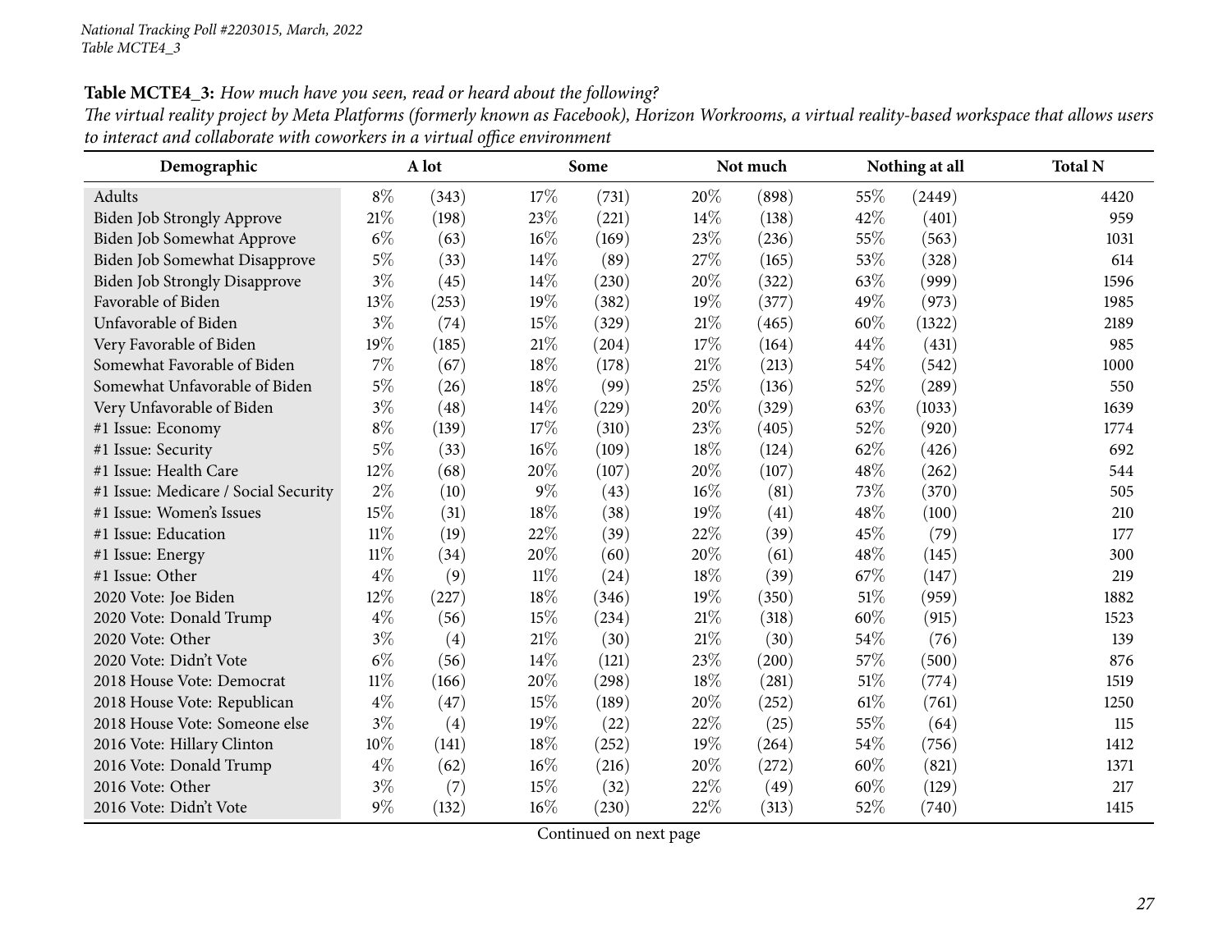National Tracking Poll #2203015, March, 2022
Table MCTE4_3

**Table MCTE4_3:** *How much have you seen, read or heard about the following?*
*The virtual reality project by Meta Platforms (formerly known as Facebook), Horizon Workrooms, a virtual reality-based workspace that allows users to interact and collaborate with coworkers in a virtual office environment*

| Demographic | A lot | | Some | | Not much | | Nothing at all | | Total N |
|---|---|---|---|---|---|---|---|---|---|
| Adults | 8% | (343) | 17% | (731) | 20% | (898) | 55% | (2449) | 4420 |
| Biden Job Strongly Approve | 21% | (198) | 23% | (221) | 14% | (138) | 42% | (401) | 959 |
| Biden Job Somewhat Approve | 6% | (63) | 16% | (169) | 23% | (236) | 55% | (563) | 1031 |
| Biden Job Somewhat Disapprove | 5% | (33) | 14% | (89) | 27% | (165) | 53% | (328) | 614 |
| Biden Job Strongly Disapprove | 3% | (45) | 14% | (230) | 20% | (322) | 63% | (999) | 1596 |
| Favorable of Biden | 13% | (253) | 19% | (382) | 19% | (377) | 49% | (973) | 1985 |
| Unfavorable of Biden | 3% | (74) | 15% | (329) | 21% | (465) | 60% | (1322) | 2189 |
| Very Favorable of Biden | 19% | (185) | 21% | (204) | 17% | (164) | 44% | (431) | 985 |
| Somewhat Favorable of Biden | 7% | (67) | 18% | (178) | 21% | (213) | 54% | (542) | 1000 |
| Somewhat Unfavorable of Biden | 5% | (26) | 18% | (99) | 25% | (136) | 52% | (289) | 550 |
| Very Unfavorable of Biden | 3% | (48) | 14% | (229) | 20% | (329) | 63% | (1033) | 1639 |
| #1 Issue: Economy | 8% | (139) | 17% | (310) | 23% | (405) | 52% | (920) | 1774 |
| #1 Issue: Security | 5% | (33) | 16% | (109) | 18% | (124) | 62% | (426) | 692 |
| #1 Issue: Health Care | 12% | (68) | 20% | (107) | 20% | (107) | 48% | (262) | 544 |
| #1 Issue: Medicare / Social Security | 2% | (10) | 9% | (43) | 16% | (81) | 73% | (370) | 505 |
| #1 Issue: Women's Issues | 15% | (31) | 18% | (38) | 19% | (41) | 48% | (100) | 210 |
| #1 Issue: Education | 11% | (19) | 22% | (39) | 22% | (39) | 45% | (79) | 177 |
| #1 Issue: Energy | 11% | (34) | 20% | (60) | 20% | (61) | 48% | (145) | 300 |
| #1 Issue: Other | 4% | (9) | 11% | (24) | 18% | (39) | 67% | (147) | 219 |
| 2020 Vote: Joe Biden | 12% | (227) | 18% | (346) | 19% | (350) | 51% | (959) | 1882 |
| 2020 Vote: Donald Trump | 4% | (56) | 15% | (234) | 21% | (318) | 60% | (915) | 1523 |
| 2020 Vote: Other | 3% | (4) | 21% | (30) | 21% | (30) | 54% | (76) | 139 |
| 2020 Vote: Didn't Vote | 6% | (56) | 14% | (121) | 23% | (200) | 57% | (500) | 876 |
| 2018 House Vote: Democrat | 11% | (166) | 20% | (298) | 18% | (281) | 51% | (774) | 1519 |
| 2018 House Vote: Republican | 4% | (47) | 15% | (189) | 20% | (252) | 61% | (761) | 1250 |
| 2018 House Vote: Someone else | 3% | (4) | 19% | (22) | 22% | (25) | 55% | (64) | 115 |
| 2016 Vote: Hillary Clinton | 10% | (141) | 18% | (252) | 19% | (264) | 54% | (756) | 1412 |
| 2016 Vote: Donald Trump | 4% | (62) | 16% | (216) | 20% | (272) | 60% | (821) | 1371 |
| 2016 Vote: Other | 3% | (7) | 15% | (32) | 22% | (49) | 60% | (129) | 217 |
| 2016 Vote: Didn't Vote | 9% | (132) | 16% | (230) | 22% | (313) | 52% | (740) | 1415 |

Continued on next page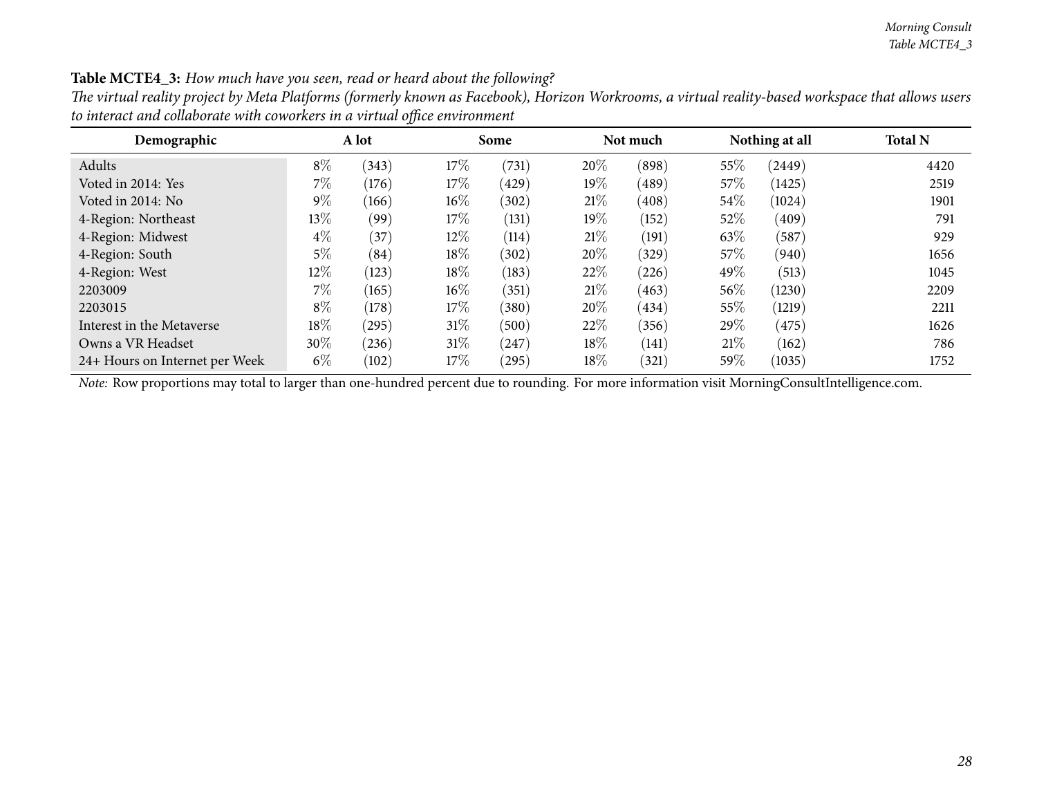**Table MCTE4_3:** *How much have you seen, read or heard about the following?*

*The virtual reality project by Meta Platforms (formerly known as Facebook), Horizon Workrooms, a virtual reality-based workspace that allows users to interact and collaborate with coworkers in a virtual office environment*

| Demographic | A lot | | Some | | Not much | | Nothing at all | | Total N |
|---|---|---|---|---|---|---|---|---|---|
| Adults | 8% | (343) | 17% | (731) | 20% | (898) | 55% | (2449) | 4420 |
| Voted in 2014: Yes | 7% | (176) | 17% | (429) | 19% | (489) | 57% | (1425) | 2519 |
| Voted in 2014: No | 9% | (166) | 16% | (302) | 21% | (408) | 54% | (1024) | 1901 |
| 4-Region: Northeast | 13% | (99) | 17% | (131) | 19% | (152) | 52% | (409) | 791 |
| 4-Region: Midwest | 4% | (37) | 12% | (114) | 21% | (191) | 63% | (587) | 929 |
| 4-Region: South | 5% | (84) | 18% | (302) | 20% | (329) | 57% | (940) | 1656 |
| 4-Region: West | 12% | (123) | 18% | (183) | 22% | (226) | 49% | (513) | 1045 |
| 2203009 | 7% | (165) | 16% | (351) | 21% | (463) | 56% | (1230) | 2209 |
| 2203015 | 8% | (178) | 17% | (380) | 20% | (434) | 55% | (1219) | 2211 |
| Interest in the Metaverse | 18% | (295) | 31% | (500) | 22% | (356) | 29% | (475) | 1626 |
| Owns a VR Headset | 30% | (236) | 31% | (247) | 18% | (141) | 21% | (162) | 786 |
| 24+ Hours on Internet per Week | 6% | (102) | 17% | (295) | 18% | (321) | 59% | (1035) | 1752 |

*Note:* Row proportions may total to larger than one-hundred percent due to rounding. For more information visit MorningConsultIntelligence.com.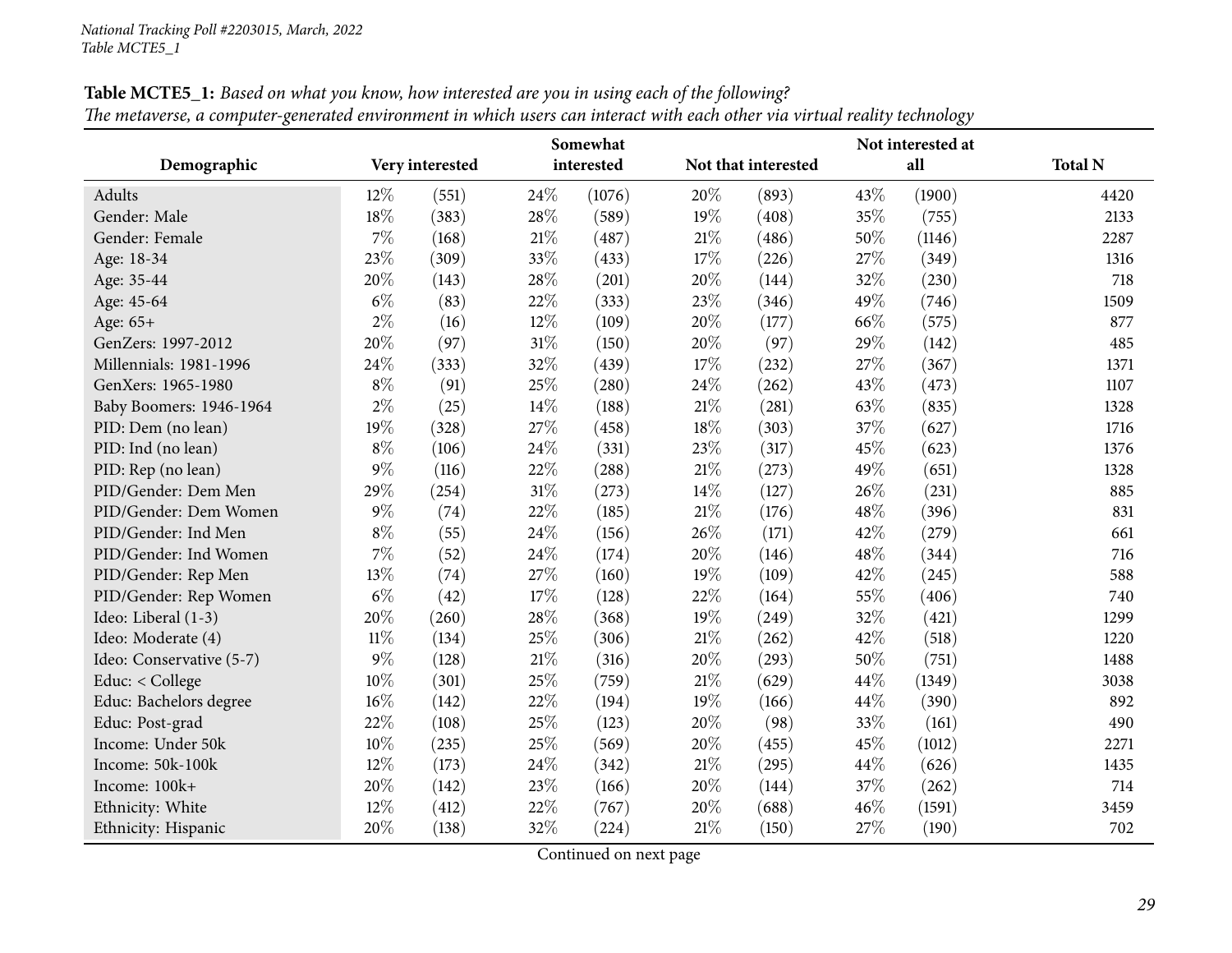National Tracking Poll #2203015, March, 2022
Table MCTE5_1

**Table MCTE5_1:** *Based on what you know, how interested are you in using each of the following?*
*The metaverse, a computer-generated environment in which users can interact with each other via virtual reality technology*

| Demographic | Very interested | | Somewhat interested | | Not that interested | | Not interested at all | | Total N |
|---|---|---|---|---|---|---|---|---|---|
| Adults | 12% | (551) | 24% | (1076) | 20% | (893) | 43% | (1900) | 4420 |
| Gender: Male | 18% | (383) | 28% | (589) | 19% | (408) | 35% | (755) | 2133 |
| Gender: Female | 7% | (168) | 21% | (487) | 21% | (486) | 50% | (1146) | 2287 |
| Age: 18-34 | 23% | (309) | 33% | (433) | 17% | (226) | 27% | (349) | 1316 |
| Age: 35-44 | 20% | (143) | 28% | (201) | 20% | (144) | 32% | (230) | 718 |
| Age: 45-64 | 6% | (83) | 22% | (333) | 23% | (346) | 49% | (746) | 1509 |
| Age: 65+ | 2% | (16) | 12% | (109) | 20% | (177) | 66% | (575) | 877 |
| GenZers: 1997-2012 | 20% | (97) | 31% | (150) | 20% | (97) | 29% | (142) | 485 |
| Millennials: 1981-1996 | 24% | (333) | 32% | (439) | 17% | (232) | 27% | (367) | 1371 |
| GenXers: 1965-1980 | 8% | (91) | 25% | (280) | 24% | (262) | 43% | (473) | 1107 |
| Baby Boomers: 1946-1964 | 2% | (25) | 14% | (188) | 21% | (281) | 63% | (835) | 1328 |
| PID: Dem (no lean) | 19% | (328) | 27% | (458) | 18% | (303) | 37% | (627) | 1716 |
| PID: Ind (no lean) | 8% | (106) | 24% | (331) | 23% | (317) | 45% | (623) | 1376 |
| PID: Rep (no lean) | 9% | (116) | 22% | (288) | 21% | (273) | 49% | (651) | 1328 |
| PID/Gender: Dem Men | 29% | (254) | 31% | (273) | 14% | (127) | 26% | (231) | 885 |
| PID/Gender: Dem Women | 9% | (74) | 22% | (185) | 21% | (176) | 48% | (396) | 831 |
| PID/Gender: Ind Men | 8% | (55) | 24% | (156) | 26% | (171) | 42% | (279) | 661 |
| PID/Gender: Ind Women | 7% | (52) | 24% | (174) | 20% | (146) | 48% | (344) | 716 |
| PID/Gender: Rep Men | 13% | (74) | 27% | (160) | 19% | (109) | 42% | (245) | 588 |
| PID/Gender: Rep Women | 6% | (42) | 17% | (128) | 22% | (164) | 55% | (406) | 740 |
| Ideo: Liberal (1-3) | 20% | (260) | 28% | (368) | 19% | (249) | 32% | (421) | 1299 |
| Ideo: Moderate (4) | 11% | (134) | 25% | (306) | 21% | (262) | 42% | (518) | 1220 |
| Ideo: Conservative (5-7) | 9% | (128) | 21% | (316) | 20% | (293) | 50% | (751) | 1488 |
| Educ: < College | 10% | (301) | 25% | (759) | 21% | (629) | 44% | (1349) | 3038 |
| Educ: Bachelors degree | 16% | (142) | 22% | (194) | 19% | (166) | 44% | (390) | 892 |
| Educ: Post-grad | 22% | (108) | 25% | (123) | 20% | (98) | 33% | (161) | 490 |
| Income: Under 50k | 10% | (235) | 25% | (569) | 20% | (455) | 45% | (1012) | 2271 |
| Income: 50k-100k | 12% | (173) | 24% | (342) | 21% | (295) | 44% | (626) | 1435 |
| Income: 100k+ | 20% | (142) | 23% | (166) | 20% | (144) | 37% | (262) | 714 |
| Ethnicity: White | 12% | (412) | 22% | (767) | 20% | (688) | 46% | (1591) | 3459 |
| Ethnicity: Hispanic | 20% | (138) | 32% | (224) | 21% | (150) | 27% | (190) | 702 |

Continued on next page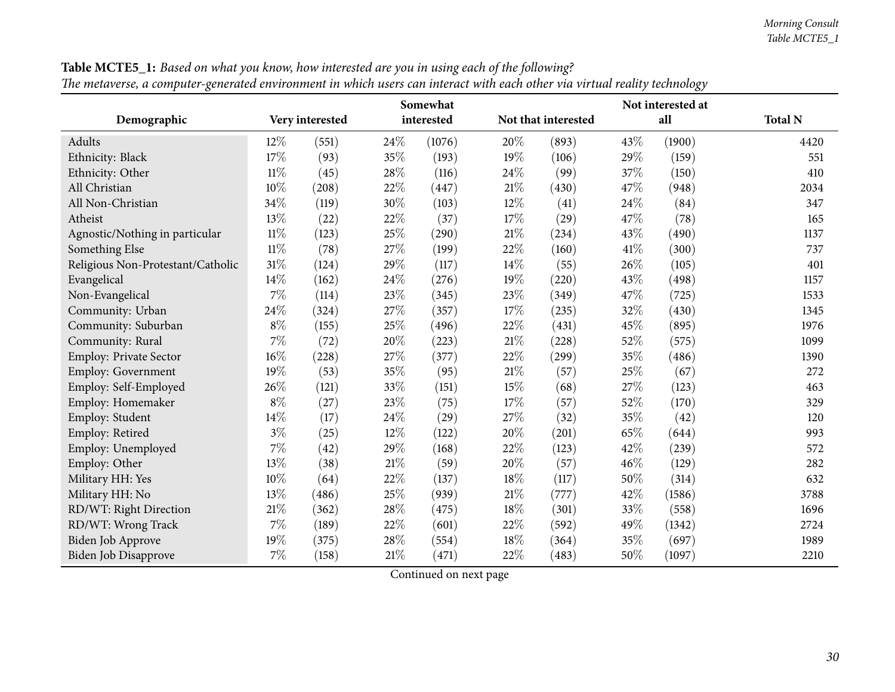**Table MCTE5_1:** *Based on what you know, how interested are you in using each of the following?*
*The metaverse, a computer-generated environment in which users can interact with each other via virtual reality technology*

| Demographic | Very interested | | Somewhat interested | | Not that interested | | Not interested at all | | Total N |
|---|---|---|---|---|---|---|---|---|---|
| Adults | 12% | (551) | 24% | (1076) | 20% | (893) | 43% | (1900) | 4420 |
| Ethnicity: Black | 17% | (93) | 35% | (193) | 19% | (106) | 29% | (159) | 551 |
| Ethnicity: Other | 11% | (45) | 28% | (116) | 24% | (99) | 37% | (150) | 410 |
| All Christian | 10% | (208) | 22% | (447) | 21% | (430) | 47% | (948) | 2034 |
| All Non-Christian | 34% | (119) | 30% | (103) | 12% | (41) | 24% | (84) | 347 |
| Atheist | 13% | (22) | 22% | (37) | 17% | (29) | 47% | (78) | 165 |
| Agnostic/Nothing in particular | 11% | (123) | 25% | (290) | 21% | (234) | 43% | (490) | 1137 |
| Something Else | 11% | (78) | 27% | (199) | 22% | (160) | 41% | (300) | 737 |
| Religious Non-Protestant/Catholic | 31% | (124) | 29% | (117) | 14% | (55) | 26% | (105) | 401 |
| Evangelical | 14% | (162) | 24% | (276) | 19% | (220) | 43% | (498) | 1157 |
| Non-Evangelical | 7% | (114) | 23% | (345) | 23% | (349) | 47% | (725) | 1533 |
| Community: Urban | 24% | (324) | 27% | (357) | 17% | (235) | 32% | (430) | 1345 |
| Community: Suburban | 8% | (155) | 25% | (496) | 22% | (431) | 45% | (895) | 1976 |
| Community: Rural | 7% | (72) | 20% | (223) | 21% | (228) | 52% | (575) | 1099 |
| Employ: Private Sector | 16% | (228) | 27% | (377) | 22% | (299) | 35% | (486) | 1390 |
| Employ: Government | 19% | (53) | 35% | (95) | 21% | (57) | 25% | (67) | 272 |
| Employ: Self-Employed | 26% | (121) | 33% | (151) | 15% | (68) | 27% | (123) | 463 |
| Employ: Homemaker | 8% | (27) | 23% | (75) | 17% | (57) | 52% | (170) | 329 |
| Employ: Student | 14% | (17) | 24% | (29) | 27% | (32) | 35% | (42) | 120 |
| Employ: Retired | 3% | (25) | 12% | (122) | 20% | (201) | 65% | (644) | 993 |
| Employ: Unemployed | 7% | (42) | 29% | (168) | 22% | (123) | 42% | (239) | 572 |
| Employ: Other | 13% | (38) | 21% | (59) | 20% | (57) | 46% | (129) | 282 |
| Military HH: Yes | 10% | (64) | 22% | (137) | 18% | (117) | 50% | (314) | 632 |
| Military HH: No | 13% | (486) | 25% | (939) | 21% | (777) | 42% | (1586) | 3788 |
| RD/WT: Right Direction | 21% | (362) | 28% | (475) | 18% | (301) | 33% | (558) | 1696 |
| RD/WT: Wrong Track | 7% | (189) | 22% | (601) | 22% | (592) | 49% | (1342) | 2724 |
| Biden Job Approve | 19% | (375) | 28% | (554) | 18% | (364) | 35% | (697) | 1989 |
| Biden Job Disapprove | 7% | (158) | 21% | (471) | 22% | (483) | 50% | (1097) | 2210 |

Continued on next page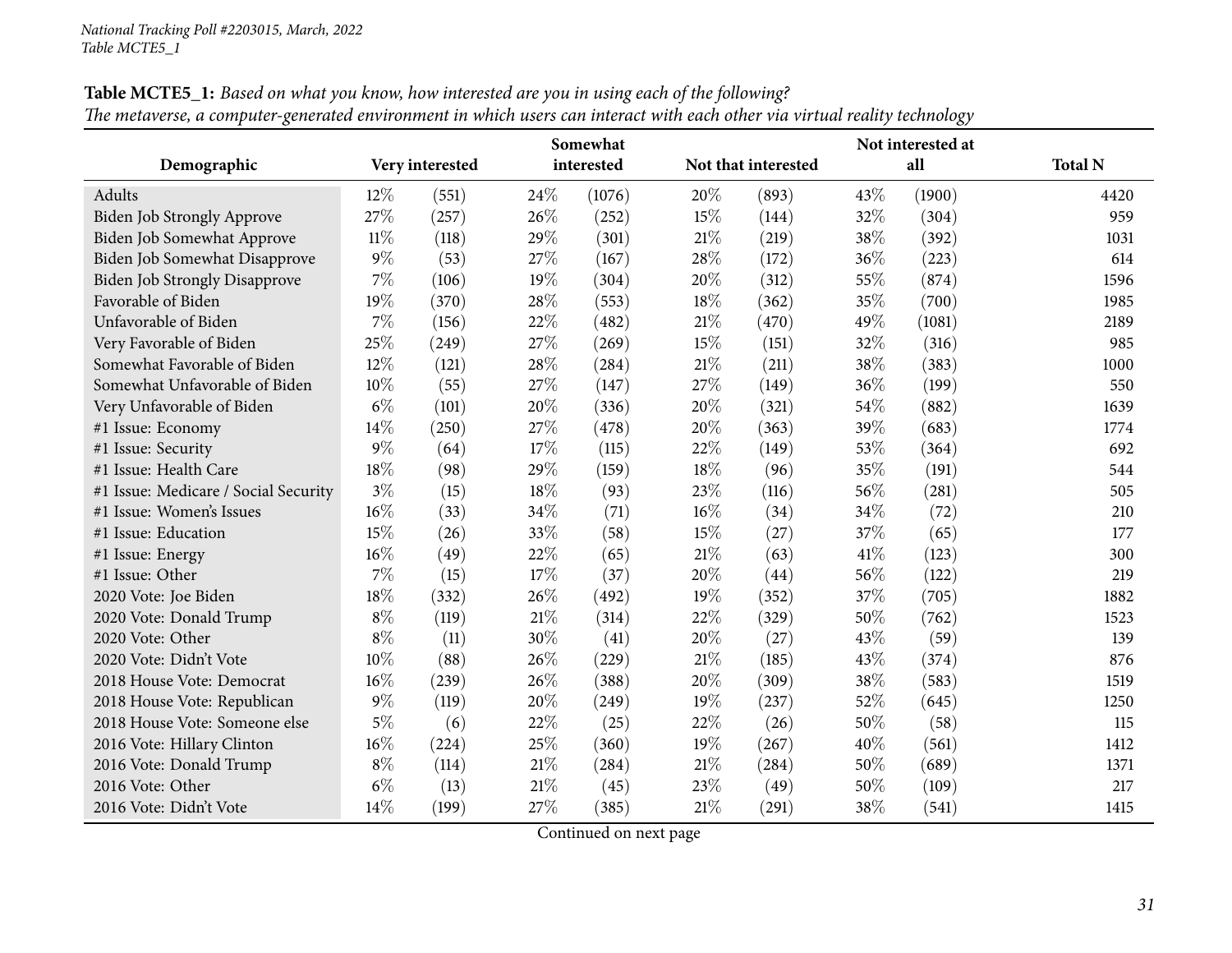*National Tracking Poll #2203015, March, 2022*
*Table MCTE5_1*

**Table MCTE5_1:** *Based on what you know, how interested are you in using each of the following?*
*The metaverse, a computer-generated environment in which users can interact with each other via virtual reality technology*

| Demographic | Very interested | | Somewhat interested | | Not that interested | | Not interested at all | | Total N |
|---|---|---|---|---|---|---|---|---|---|
| Adults | 12% | (551) | 24% | (1076) | 20% | (893) | 43% | (1900) | 4420 |
| Biden Job Strongly Approve | 27% | (257) | 26% | (252) | 15% | (144) | 32% | (304) | 959 |
| Biden Job Somewhat Approve | 11% | (118) | 29% | (301) | 21% | (219) | 38% | (392) | 1031 |
| Biden Job Somewhat Disapprove | 9% | (53) | 27% | (167) | 28% | (172) | 36% | (223) | 614 |
| Biden Job Strongly Disapprove | 7% | (106) | 19% | (304) | 20% | (312) | 55% | (874) | 1596 |
| Favorable of Biden | 19% | (370) | 28% | (553) | 18% | (362) | 35% | (700) | 1985 |
| Unfavorable of Biden | 7% | (156) | 22% | (482) | 21% | (470) | 49% | (1081) | 2189 |
| Very Favorable of Biden | 25% | (249) | 27% | (269) | 15% | (151) | 32% | (316) | 985 |
| Somewhat Favorable of Biden | 12% | (121) | 28% | (284) | 21% | (211) | 38% | (383) | 1000 |
| Somewhat Unfavorable of Biden | 10% | (55) | 27% | (147) | 27% | (149) | 36% | (199) | 550 |
| Very Unfavorable of Biden | 6% | (101) | 20% | (336) | 20% | (321) | 54% | (882) | 1639 |
| #1 Issue: Economy | 14% | (250) | 27% | (478) | 20% | (363) | 39% | (683) | 1774 |
| #1 Issue: Security | 9% | (64) | 17% | (115) | 22% | (149) | 53% | (364) | 692 |
| #1 Issue: Health Care | 18% | (98) | 29% | (159) | 18% | (96) | 35% | (191) | 544 |
| #1 Issue: Medicare / Social Security | 3% | (15) | 18% | (93) | 23% | (116) | 56% | (281) | 505 |
| #1 Issue: Women's Issues | 16% | (33) | 34% | (71) | 16% | (34) | 34% | (72) | 210 |
| #1 Issue: Education | 15% | (26) | 33% | (58) | 15% | (27) | 37% | (65) | 177 |
| #1 Issue: Energy | 16% | (49) | 22% | (65) | 21% | (63) | 41% | (123) | 300 |
| #1 Issue: Other | 7% | (15) | 17% | (37) | 20% | (44) | 56% | (122) | 219 |
| 2020 Vote: Joe Biden | 18% | (332) | 26% | (492) | 19% | (352) | 37% | (705) | 1882 |
| 2020 Vote: Donald Trump | 8% | (119) | 21% | (314) | 22% | (329) | 50% | (762) | 1523 |
| 2020 Vote: Other | 8% | (11) | 30% | (41) | 20% | (27) | 43% | (59) | 139 |
| 2020 Vote: Didn't Vote | 10% | (88) | 26% | (229) | 21% | (185) | 43% | (374) | 876 |
| 2018 House Vote: Democrat | 16% | (239) | 26% | (388) | 20% | (309) | 38% | (583) | 1519 |
| 2018 House Vote: Republican | 9% | (119) | 20% | (249) | 19% | (237) | 52% | (645) | 1250 |
| 2018 House Vote: Someone else | 5% | (6) | 22% | (25) | 22% | (26) | 50% | (58) | 115 |
| 2016 Vote: Hillary Clinton | 16% | (224) | 25% | (360) | 19% | (267) | 40% | (561) | 1412 |
| 2016 Vote: Donald Trump | 8% | (114) | 21% | (284) | 21% | (284) | 50% | (689) | 1371 |
| 2016 Vote: Other | 6% | (13) | 21% | (45) | 23% | (49) | 50% | (109) | 217 |
| 2016 Vote: Didn't Vote | 14% | (199) | 27% | (385) | 21% | (291) | 38% | (541) | 1415 |

Continued on next page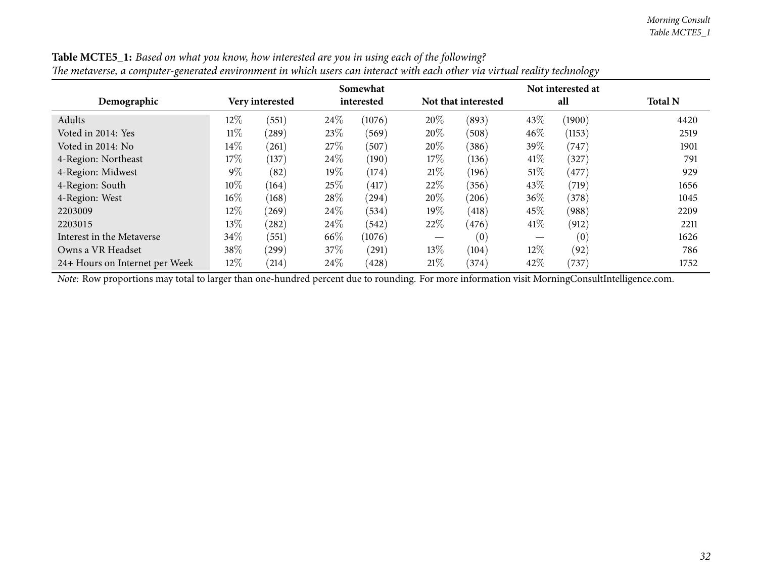**Table MCTE5_1:** *Based on what you know, how interested are you in using each of the following?*
*The metaverse, a computer-generated environment in which users can interact with each other via virtual reality technology*

| Demographic | Very interested | | Somewhat interested | | Not that interested | | Not interested at all | | Total N |
|---|---|---|---|---|---|---|---|---|---|
| Adults | 12% | (551) | 24% | (1076) | 20% | (893) | 43% | (1900) | 4420 |
| Voted in 2014: Yes | 11% | (289) | 23% | (569) | 20% | (508) | 46% | (1153) | 2519 |
| Voted in 2014: No | 14% | (261) | 27% | (507) | 20% | (386) | 39% | (747) | 1901 |
| 4-Region: Northeast | 17% | (137) | 24% | (190) | 17% | (136) | 41% | (327) | 791 |
| 4-Region: Midwest | 9% | (82) | 19% | (174) | 21% | (196) | 51% | (477) | 929 |
| 4-Region: South | 10% | (164) | 25% | (417) | 22% | (356) | 43% | (719) | 1656 |
| 4-Region: West | 16% | (168) | 28% | (294) | 20% | (206) | 36% | (378) | 1045 |
| 2203009 | 12% | (269) | 24% | (534) | 19% | (418) | 45% | (988) | 2209 |
| 2203015 | 13% | (282) | 24% | (542) | 22% | (476) | 41% | (912) | 2211 |
| Interest in the Metaverse | 34% | (551) | 66% | (1076) | — | (0) | — | (0) | 1626 |
| Owns a VR Headset | 38% | (299) | 37% | (291) | 13% | (104) | 12% | (92) | 786 |
| 24+ Hours on Internet per Week | 12% | (214) | 24% | (428) | 21% | (374) | 42% | (737) | 1752 |

*Note:* Row proportions may total to larger than one-hundred percent due to rounding. For more information visit MorningConsultIntelligence.com.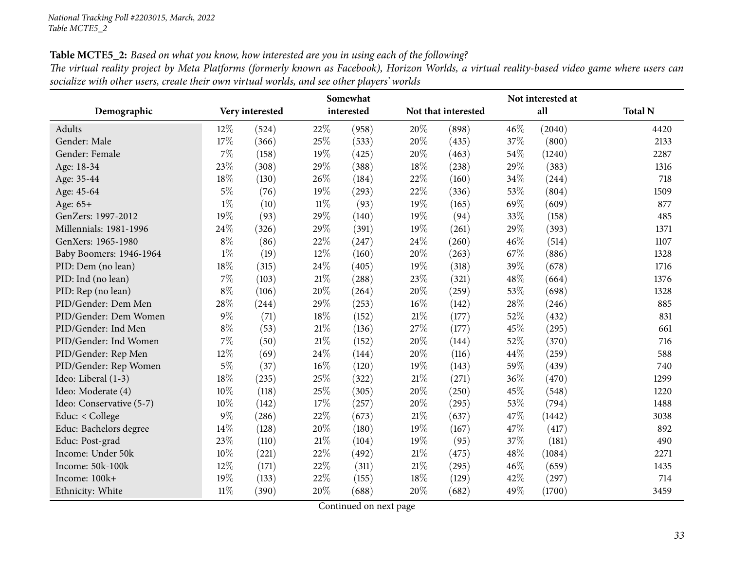**Table MCTE5_2:** *Based on what you know, how interested are you in using each of the following?*

*The virtual reality project by Meta Platforms (formerly known as Facebook), Horizon Worlds, a virtual reality-based video game where users can socialize with other users, create their own virtual worlds, and see other players' worlds*

| Demographic | Very interested | | Somewhat interested | | Not that interested | | Not interested at all | | Total N |
|---|---|---|---|---|---|---|---|---|---|
| Adults | 12% | (524) | 22% | (958) | 20% | (898) | 46% | (2040) | 4420 |
| Gender: Male | 17% | (366) | 25% | (533) | 20% | (435) | 37% | (800) | 2133 |
| Gender: Female | 7% | (158) | 19% | (425) | 20% | (463) | 54% | (1240) | 2287 |
| Age: 18-34 | 23% | (308) | 29% | (388) | 18% | (238) | 29% | (383) | 1316 |
| Age: 35-44 | 18% | (130) | 26% | (184) | 22% | (160) | 34% | (244) | 718 |
| Age: 45-64 | 5% | (76) | 19% | (293) | 22% | (336) | 53% | (804) | 1509 |
| Age: 65+ | 1% | (10) | 11% | (93) | 19% | (165) | 69% | (609) | 877 |
| GenZers: 1997-2012 | 19% | (93) | 29% | (140) | 19% | (94) | 33% | (158) | 485 |
| Millennials: 1981-1996 | 24% | (326) | 29% | (391) | 19% | (261) | 29% | (393) | 1371 |
| GenXers: 1965-1980 | 8% | (86) | 22% | (247) | 24% | (260) | 46% | (514) | 1107 |
| Baby Boomers: 1946-1964 | 1% | (19) | 12% | (160) | 20% | (263) | 67% | (886) | 1328 |
| PID: Dem (no lean) | 18% | (315) | 24% | (405) | 19% | (318) | 39% | (678) | 1716 |
| PID: Ind (no lean) | 7% | (103) | 21% | (288) | 23% | (321) | 48% | (664) | 1376 |
| PID: Rep (no lean) | 8% | (106) | 20% | (264) | 20% | (259) | 53% | (698) | 1328 |
| PID/Gender: Dem Men | 28% | (244) | 29% | (253) | 16% | (142) | 28% | (246) | 885 |
| PID/Gender: Dem Women | 9% | (71) | 18% | (152) | 21% | (177) | 52% | (432) | 831 |
| PID/Gender: Ind Men | 8% | (53) | 21% | (136) | 27% | (177) | 45% | (295) | 661 |
| PID/Gender: Ind Women | 7% | (50) | 21% | (152) | 20% | (144) | 52% | (370) | 716 |
| PID/Gender: Rep Men | 12% | (69) | 24% | (144) | 20% | (116) | 44% | (259) | 588 |
| PID/Gender: Rep Women | 5% | (37) | 16% | (120) | 19% | (143) | 59% | (439) | 740 |
| Ideo: Liberal (1-3) | 18% | (235) | 25% | (322) | 21% | (271) | 36% | (470) | 1299 |
| Ideo: Moderate (4) | 10% | (118) | 25% | (305) | 20% | (250) | 45% | (548) | 1220 |
| Ideo: Conservative (5-7) | 10% | (142) | 17% | (257) | 20% | (295) | 53% | (794) | 1488 |
| Educ: < College | 9% | (286) | 22% | (673) | 21% | (637) | 47% | (1442) | 3038 |
| Educ: Bachelors degree | 14% | (128) | 20% | (180) | 19% | (167) | 47% | (417) | 892 |
| Educ: Post-grad | 23% | (110) | 21% | (104) | 19% | (95) | 37% | (181) | 490 |
| Income: Under 50k | 10% | (221) | 22% | (492) | 21% | (475) | 48% | (1084) | 2271 |
| Income: 50k-100k | 12% | (171) | 22% | (311) | 21% | (295) | 46% | (659) | 1435 |
| Income: 100k+ | 19% | (133) | 22% | (155) | 18% | (129) | 42% | (297) | 714 |
| Ethnicity: White | 11% | (390) | 20% | (688) | 20% | (682) | 49% | (1700) | 3459 |

Continued on next page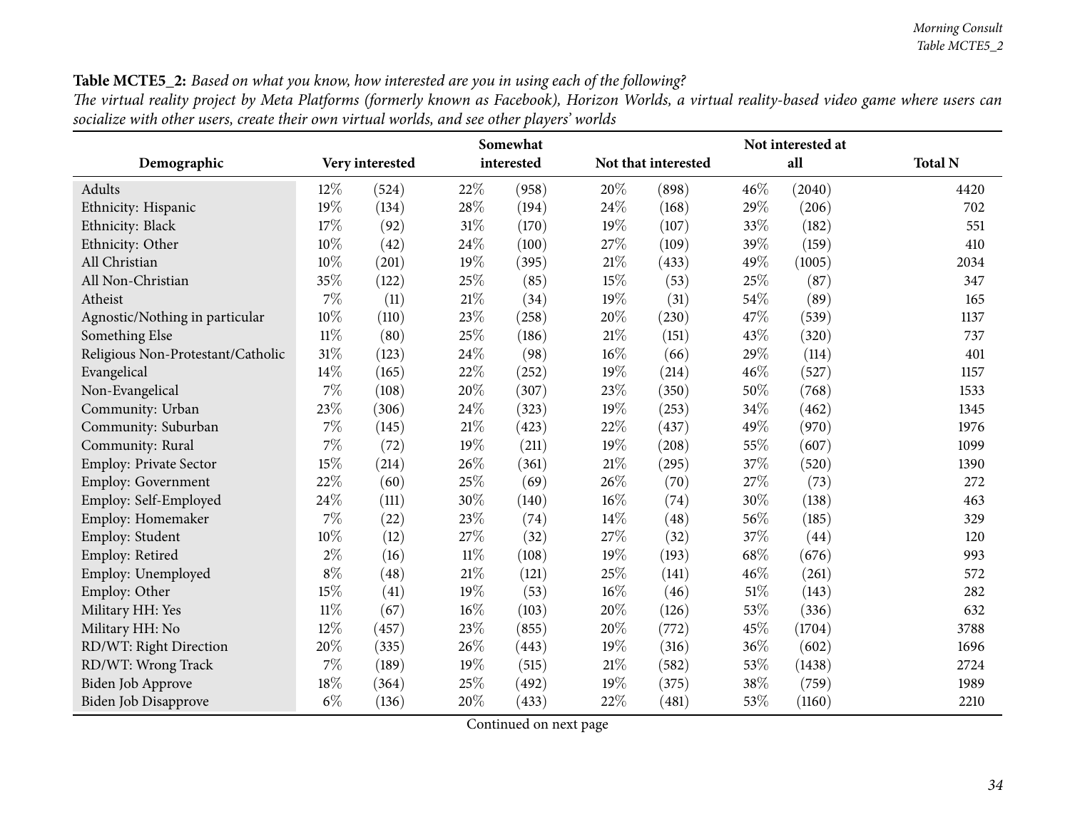**Table MCTE5_2:** *Based on what you know, how interested are you in using each of the following?*
*The virtual reality project by Meta Platforms (formerly known as Facebook), Horizon Worlds, a virtual reality-based video game where users can socialize with other users, create their own virtual worlds, and see other players' worlds*

| Demographic | Very interested | | Somewhat interested | | Not that interested | | Not interested at all | | Total N |
|---|---|---|---|---|---|---|---|---|---|
| Adults | 12% | (524) | 22% | (958) | 20% | (898) | 46% | (2040) | 4420 |
| Ethnicity: Hispanic | 19% | (134) | 28% | (194) | 24% | (168) | 29% | (206) | 702 |
| Ethnicity: Black | 17% | (92) | 31% | (170) | 19% | (107) | 33% | (182) | 551 |
| Ethnicity: Other | 10% | (42) | 24% | (100) | 27% | (109) | 39% | (159) | 410 |
| All Christian | 10% | (201) | 19% | (395) | 21% | (433) | 49% | (1005) | 2034 |
| All Non-Christian | 35% | (122) | 25% | (85) | 15% | (53) | 25% | (87) | 347 |
| Atheist | 7% | (11) | 21% | (34) | 19% | (31) | 54% | (89) | 165 |
| Agnostic/Nothing in particular | 10% | (110) | 23% | (258) | 20% | (230) | 47% | (539) | 1137 |
| Something Else | 11% | (80) | 25% | (186) | 21% | (151) | 43% | (320) | 737 |
| Religious Non-Protestant/Catholic | 31% | (123) | 24% | (98) | 16% | (66) | 29% | (114) | 401 |
| Evangelical | 14% | (165) | 22% | (252) | 19% | (214) | 46% | (527) | 1157 |
| Non-Evangelical | 7% | (108) | 20% | (307) | 23% | (350) | 50% | (768) | 1533 |
| Community: Urban | 23% | (306) | 24% | (323) | 19% | (253) | 34% | (462) | 1345 |
| Community: Suburban | 7% | (145) | 21% | (423) | 22% | (437) | 49% | (970) | 1976 |
| Community: Rural | 7% | (72) | 19% | (211) | 19% | (208) | 55% | (607) | 1099 |
| Employ: Private Sector | 15% | (214) | 26% | (361) | 21% | (295) | 37% | (520) | 1390 |
| Employ: Government | 22% | (60) | 25% | (69) | 26% | (70) | 27% | (73) | 272 |
| Employ: Self-Employed | 24% | (111) | 30% | (140) | 16% | (74) | 30% | (138) | 463 |
| Employ: Homemaker | 7% | (22) | 23% | (74) | 14% | (48) | 56% | (185) | 329 |
| Employ: Student | 10% | (12) | 27% | (32) | 27% | (32) | 37% | (44) | 120 |
| Employ: Retired | 2% | (16) | 11% | (108) | 19% | (193) | 68% | (676) | 993 |
| Employ: Unemployed | 8% | (48) | 21% | (121) | 25% | (141) | 46% | (261) | 572 |
| Employ: Other | 15% | (41) | 19% | (53) | 16% | (46) | 51% | (143) | 282 |
| Military HH: Yes | 11% | (67) | 16% | (103) | 20% | (126) | 53% | (336) | 632 |
| Military HH: No | 12% | (457) | 23% | (855) | 20% | (772) | 45% | (1704) | 3788 |
| RD/WT: Right Direction | 20% | (335) | 26% | (443) | 19% | (316) | 36% | (602) | 1696 |
| RD/WT: Wrong Track | 7% | (189) | 19% | (515) | 21% | (582) | 53% | (1438) | 2724 |
| Biden Job Approve | 18% | (364) | 25% | (492) | 19% | (375) | 38% | (759) | 1989 |
| Biden Job Disapprove | 6% | (136) | 20% | (433) | 22% | (481) | 53% | (1160) | 2210 |

Continued on next page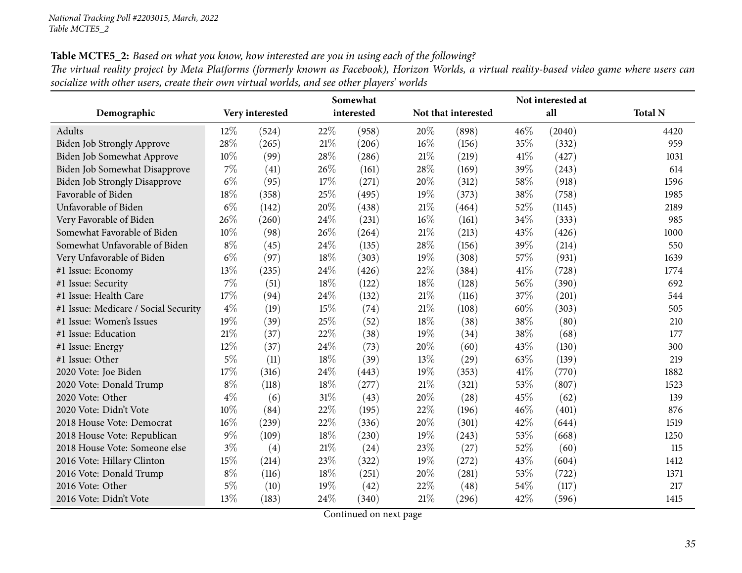*National Tracking Poll #2203015, March, 2022*
*Table MCTE5_2*

**Table MCTE5_2:** *Based on what you know, how interested are you in using each of the following?*
*The virtual reality project by Meta Platforms (formerly known as Facebook), Horizon Worlds, a virtual reality-based video game where users can socialize with other users, create their own virtual worlds, and see other players' worlds*

| Demographic | Very interested | | Somewhat interested | | Not that interested | | Not interested at all | | Total N |
|---|---|---|---|---|---|---|---|---|---|
| Adults | 12% | (524) | 22% | (958) | 20% | (898) | 46% | (2040) | 4420 |
| Biden Job Strongly Approve | 28% | (265) | 21% | (206) | 16% | (156) | 35% | (332) | 959 |
| Biden Job Somewhat Approve | 10% | (99) | 28% | (286) | 21% | (219) | 41% | (427) | 1031 |
| Biden Job Somewhat Disapprove | 7% | (41) | 26% | (161) | 28% | (169) | 39% | (243) | 614 |
| Biden Job Strongly Disapprove | 6% | (95) | 17% | (271) | 20% | (312) | 58% | (918) | 1596 |
| Favorable of Biden | 18% | (358) | 25% | (495) | 19% | (373) | 38% | (758) | 1985 |
| Unfavorable of Biden | 6% | (142) | 20% | (438) | 21% | (464) | 52% | (1145) | 2189 |
| Very Favorable of Biden | 26% | (260) | 24% | (231) | 16% | (161) | 34% | (333) | 985 |
| Somewhat Favorable of Biden | 10% | (98) | 26% | (264) | 21% | (213) | 43% | (426) | 1000 |
| Somewhat Unfavorable of Biden | 8% | (45) | 24% | (135) | 28% | (156) | 39% | (214) | 550 |
| Very Unfavorable of Biden | 6% | (97) | 18% | (303) | 19% | (308) | 57% | (931) | 1639 |
| #1 Issue: Economy | 13% | (235) | 24% | (426) | 22% | (384) | 41% | (728) | 1774 |
| #1 Issue: Security | 7% | (51) | 18% | (122) | 18% | (128) | 56% | (390) | 692 |
| #1 Issue: Health Care | 17% | (94) | 24% | (132) | 21% | (116) | 37% | (201) | 544 |
| #1 Issue: Medicare / Social Security | 4% | (19) | 15% | (74) | 21% | (108) | 60% | (303) | 505 |
| #1 Issue: Women's Issues | 19% | (39) | 25% | (52) | 18% | (38) | 38% | (80) | 210 |
| #1 Issue: Education | 21% | (37) | 22% | (38) | 19% | (34) | 38% | (68) | 177 |
| #1 Issue: Energy | 12% | (37) | 24% | (73) | 20% | (60) | 43% | (130) | 300 |
| #1 Issue: Other | 5% | (11) | 18% | (39) | 13% | (29) | 63% | (139) | 219 |
| 2020 Vote: Joe Biden | 17% | (316) | 24% | (443) | 19% | (353) | 41% | (770) | 1882 |
| 2020 Vote: Donald Trump | 8% | (118) | 18% | (277) | 21% | (321) | 53% | (807) | 1523 |
| 2020 Vote: Other | 4% | (6) | 31% | (43) | 20% | (28) | 45% | (62) | 139 |
| 2020 Vote: Didn't Vote | 10% | (84) | 22% | (195) | 22% | (196) | 46% | (401) | 876 |
| 2018 House Vote: Democrat | 16% | (239) | 22% | (336) | 20% | (301) | 42% | (644) | 1519 |
| 2018 House Vote: Republican | 9% | (109) | 18% | (230) | 19% | (243) | 53% | (668) | 1250 |
| 2018 House Vote: Someone else | 3% | (4) | 21% | (24) | 23% | (27) | 52% | (60) | 115 |
| 2016 Vote: Hillary Clinton | 15% | (214) | 23% | (322) | 19% | (272) | 43% | (604) | 1412 |
| 2016 Vote: Donald Trump | 8% | (116) | 18% | (251) | 20% | (281) | 53% | (722) | 1371 |
| 2016 Vote: Other | 5% | (10) | 19% | (42) | 22% | (48) | 54% | (117) | 217 |
| 2016 Vote: Didn't Vote | 13% | (183) | 24% | (340) | 21% | (296) | 42% | (596) | 1415 |

Continued on next page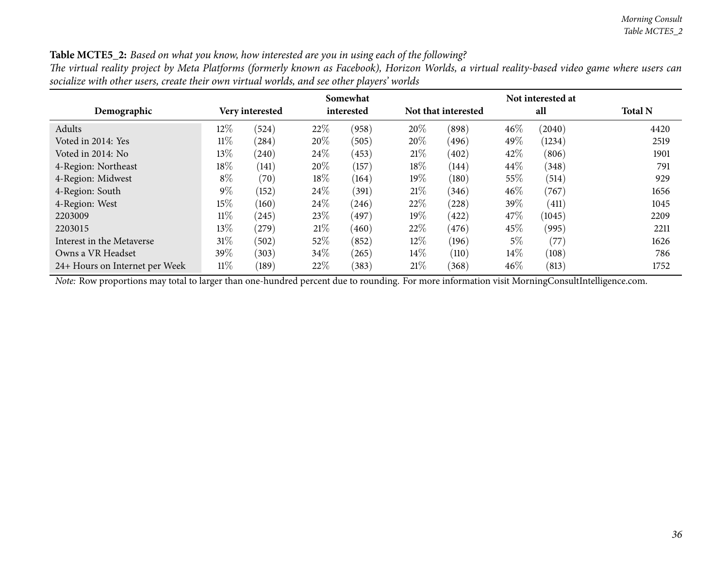**Table MCTE5_2:** *Based on what you know, how interested are you in using each of the following?*

*The virtual reality project by Meta Platforms (formerly known as Facebook), Horizon Worlds, a virtual reality-based video game where users can socialize with other users, create their own virtual worlds, and see other players' worlds*

| Demographic | Very interested | | Somewhat interested | | Not that interested | | Not interested at all | | Total N |
|---|---|---|---|---|---|---|---|---|---|
| Adults | 12% | (524) | 22% | (958) | 20% | (898) | 46% | (2040) | 4420 |
| Voted in 2014: Yes | 11% | (284) | 20% | (505) | 20% | (496) | 49% | (1234) | 2519 |
| Voted in 2014: No | 13% | (240) | 24% | (453) | 21% | (402) | 42% | (806) | 1901 |
| 4-Region: Northeast | 18% | (141) | 20% | (157) | 18% | (144) | 44% | (348) | 791 |
| 4-Region: Midwest | 8% | (70) | 18% | (164) | 19% | (180) | 55% | (514) | 929 |
| 4-Region: South | 9% | (152) | 24% | (391) | 21% | (346) | 46% | (767) | 1656 |
| 4-Region: West | 15% | (160) | 24% | (246) | 22% | (228) | 39% | (411) | 1045 |
| 2203009 | 11% | (245) | 23% | (497) | 19% | (422) | 47% | (1045) | 2209 |
| 2203015 | 13% | (279) | 21% | (460) | 22% | (476) | 45% | (995) | 2211 |
| Interest in the Metaverse | 31% | (502) | 52% | (852) | 12% | (196) | 5% | (77) | 1626 |
| Owns a VR Headset | 39% | (303) | 34% | (265) | 14% | (110) | 14% | (108) | 786 |
| 24+ Hours on Internet per Week | 11% | (189) | 22% | (383) | 21% | (368) | 46% | (813) | 1752 |

*Note:* Row proportions may total to larger than one-hundred percent due to rounding. For more information visit MorningConsultIntelligence.com.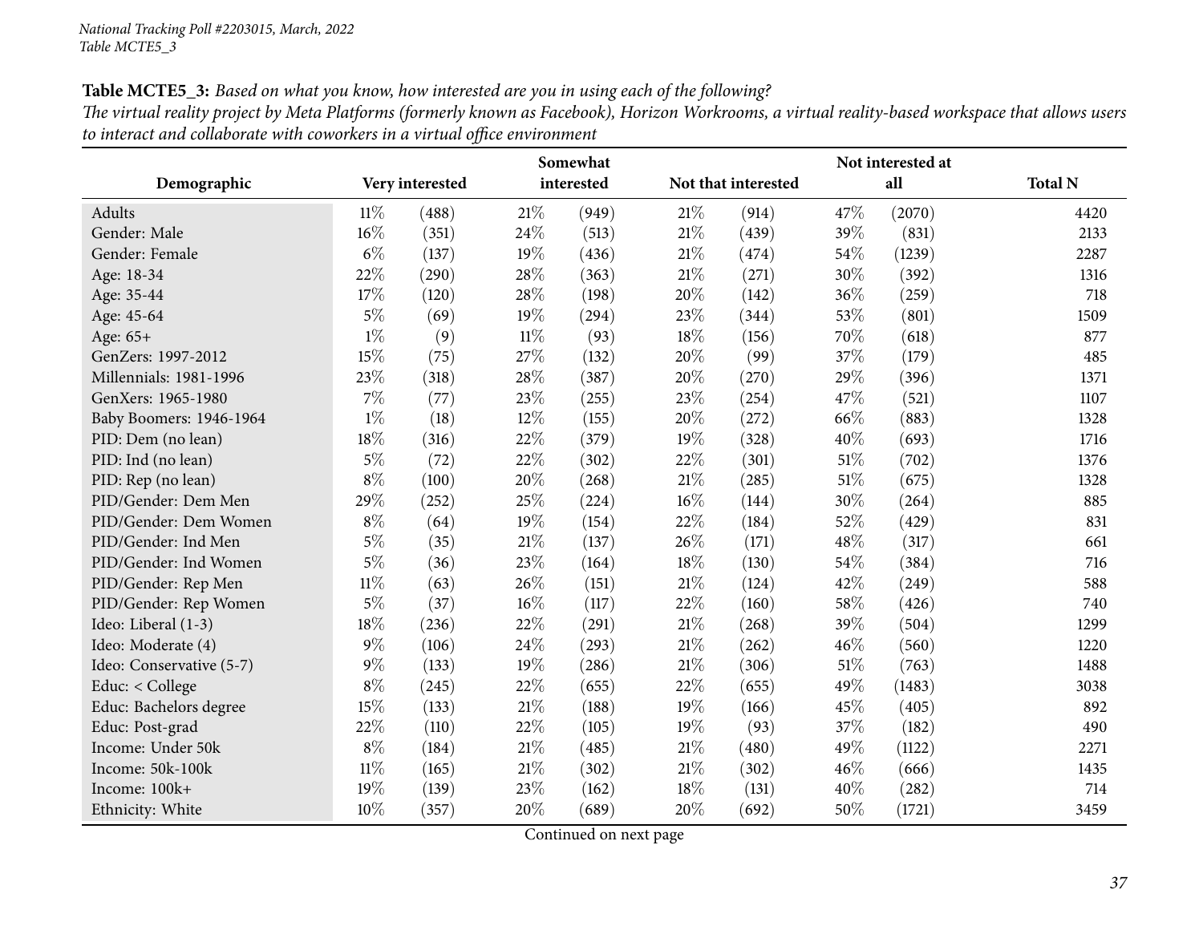**Table MCTE5_3:** *Based on what you know, how interested are you in using each of the following?*
*The virtual reality project by Meta Platforms (formerly known as Facebook), Horizon Workrooms, a virtual reality-based workspace that allows users to interact and collaborate with coworkers in a virtual office environment*

| Demographic | Very interested | | Somewhat interested | | Not that interested | | Not interested at all | | Total N |
|---|---|---|---|---|---|---|---|---|---|
| Adults | 11% | (488) | 21% | (949) | 21% | (914) | 47% | (2070) | 4420 |
| Gender: Male | 16% | (351) | 24% | (513) | 21% | (439) | 39% | (831) | 2133 |
| Gender: Female | 6% | (137) | 19% | (436) | 21% | (474) | 54% | (1239) | 2287 |
| Age: 18-34 | 22% | (290) | 28% | (363) | 21% | (271) | 30% | (392) | 1316 |
| Age: 35-44 | 17% | (120) | 28% | (198) | 20% | (142) | 36% | (259) | 718 |
| Age: 45-64 | 5% | (69) | 19% | (294) | 23% | (344) | 53% | (801) | 1509 |
| Age: 65+ | 1% | (9) | 11% | (93) | 18% | (156) | 70% | (618) | 877 |
| GenZers: 1997-2012 | 15% | (75) | 27% | (132) | 20% | (99) | 37% | (179) | 485 |
| Millennials: 1981-1996 | 23% | (318) | 28% | (387) | 20% | (270) | 29% | (396) | 1371 |
| GenXers: 1965-1980 | 7% | (77) | 23% | (255) | 23% | (254) | 47% | (521) | 1107 |
| Baby Boomers: 1946-1964 | 1% | (18) | 12% | (155) | 20% | (272) | 66% | (883) | 1328 |
| PID: Dem (no lean) | 18% | (316) | 22% | (379) | 19% | (328) | 40% | (693) | 1716 |
| PID: Ind (no lean) | 5% | (72) | 22% | (302) | 22% | (301) | 51% | (702) | 1376 |
| PID: Rep (no lean) | 8% | (100) | 20% | (268) | 21% | (285) | 51% | (675) | 1328 |
| PID/Gender: Dem Men | 29% | (252) | 25% | (224) | 16% | (144) | 30% | (264) | 885 |
| PID/Gender: Dem Women | 8% | (64) | 19% | (154) | 22% | (184) | 52% | (429) | 831 |
| PID/Gender: Ind Men | 5% | (35) | 21% | (137) | 26% | (171) | 48% | (317) | 661 |
| PID/Gender: Ind Women | 5% | (36) | 23% | (164) | 18% | (130) | 54% | (384) | 716 |
| PID/Gender: Rep Men | 11% | (63) | 26% | (151) | 21% | (124) | 42% | (249) | 588 |
| PID/Gender: Rep Women | 5% | (37) | 16% | (117) | 22% | (160) | 58% | (426) | 740 |
| Ideo: Liberal (1-3) | 18% | (236) | 22% | (291) | 21% | (268) | 39% | (504) | 1299 |
| Ideo: Moderate (4) | 9% | (106) | 24% | (293) | 21% | (262) | 46% | (560) | 1220 |
| Ideo: Conservative (5-7) | 9% | (133) | 19% | (286) | 21% | (306) | 51% | (763) | 1488 |
| Educ: < College | 8% | (245) | 22% | (655) | 22% | (655) | 49% | (1483) | 3038 |
| Educ: Bachelors degree | 15% | (133) | 21% | (188) | 19% | (166) | 45% | (405) | 892 |
| Educ: Post-grad | 22% | (110) | 22% | (105) | 19% | (93) | 37% | (182) | 490 |
| Income: Under 50k | 8% | (184) | 21% | (485) | 21% | (480) | 49% | (1122) | 2271 |
| Income: 50k-100k | 11% | (165) | 21% | (302) | 21% | (302) | 46% | (666) | 1435 |
| Income: 100k+ | 19% | (139) | 23% | (162) | 18% | (131) | 40% | (282) | 714 |
| Ethnicity: White | 10% | (357) | 20% | (689) | 20% | (692) | 50% | (1721) | 3459 |

Continued on next page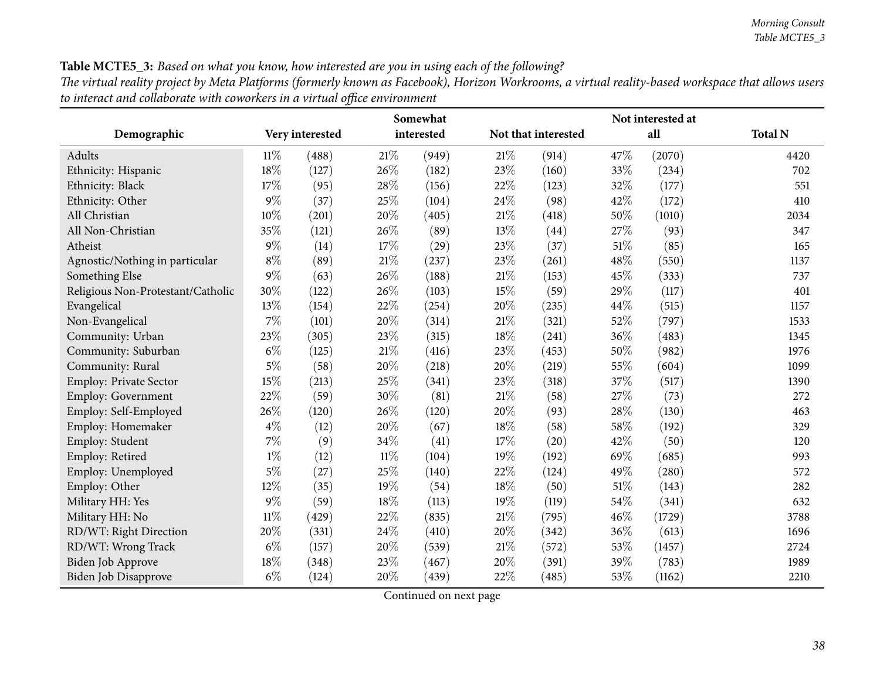**Table MCTE5_3:** *Based on what you know, how interested are you in using each of the following?*
*The virtual reality project by Meta Platforms (formerly known as Facebook), Horizon Workrooms, a virtual reality-based workspace that allows users to interact and collaborate with coworkers in a virtual office environment*

| Demographic | Very interested | | Somewhat interested | | Not that interested | | Not interested at all | | Total N |
|---|---|---|---|---|---|---|---|---|---|
| Adults | 11% | (488) | 21% | (949) | 21% | (914) | 47% | (2070) | 4420 |
| Ethnicity: Hispanic | 18% | (127) | 26% | (182) | 23% | (160) | 33% | (234) | 702 |
| Ethnicity: Black | 17% | (95) | 28% | (156) | 22% | (123) | 32% | (177) | 551 |
| Ethnicity: Other | 9% | (37) | 25% | (104) | 24% | (98) | 42% | (172) | 410 |
| All Christian | 10% | (201) | 20% | (405) | 21% | (418) | 50% | (1010) | 2034 |
| All Non-Christian | 35% | (121) | 26% | (89) | 13% | (44) | 27% | (93) | 347 |
| Atheist | 9% | (14) | 17% | (29) | 23% | (37) | 51% | (85) | 165 |
| Agnostic/Nothing in particular | 8% | (89) | 21% | (237) | 23% | (261) | 48% | (550) | 1137 |
| Something Else | 9% | (63) | 26% | (188) | 21% | (153) | 45% | (333) | 737 |
| Religious Non-Protestant/Catholic | 30% | (122) | 26% | (103) | 15% | (59) | 29% | (117) | 401 |
| Evangelical | 13% | (154) | 22% | (254) | 20% | (235) | 44% | (515) | 1157 |
| Non-Evangelical | 7% | (101) | 20% | (314) | 21% | (321) | 52% | (797) | 1533 |
| Community: Urban | 23% | (305) | 23% | (315) | 18% | (241) | 36% | (483) | 1345 |
| Community: Suburban | 6% | (125) | 21% | (416) | 23% | (453) | 50% | (982) | 1976 |
| Community: Rural | 5% | (58) | 20% | (218) | 20% | (219) | 55% | (604) | 1099 |
| Employ: Private Sector | 15% | (213) | 25% | (341) | 23% | (318) | 37% | (517) | 1390 |
| Employ: Government | 22% | (59) | 30% | (81) | 21% | (58) | 27% | (73) | 272 |
| Employ: Self-Employed | 26% | (120) | 26% | (120) | 20% | (93) | 28% | (130) | 463 |
| Employ: Homemaker | 4% | (12) | 20% | (67) | 18% | (58) | 58% | (192) | 329 |
| Employ: Student | 7% | (9) | 34% | (41) | 17% | (20) | 42% | (50) | 120 |
| Employ: Retired | 1% | (12) | 11% | (104) | 19% | (192) | 69% | (685) | 993 |
| Employ: Unemployed | 5% | (27) | 25% | (140) | 22% | (124) | 49% | (280) | 572 |
| Employ: Other | 12% | (35) | 19% | (54) | 18% | (50) | 51% | (143) | 282 |
| Military HH: Yes | 9% | (59) | 18% | (113) | 19% | (119) | 54% | (341) | 632 |
| Military HH: No | 11% | (429) | 22% | (835) | 21% | (795) | 46% | (1729) | 3788 |
| RD/WT: Right Direction | 20% | (331) | 24% | (410) | 20% | (342) | 36% | (613) | 1696 |
| RD/WT: Wrong Track | 6% | (157) | 20% | (539) | 21% | (572) | 53% | (1457) | 2724 |
| Biden Job Approve | 18% | (348) | 23% | (467) | 20% | (391) | 39% | (783) | 1989 |
| Biden Job Disapprove | 6% | (124) | 20% | (439) | 22% | (485) | 53% | (1162) | 2210 |

Continued on next page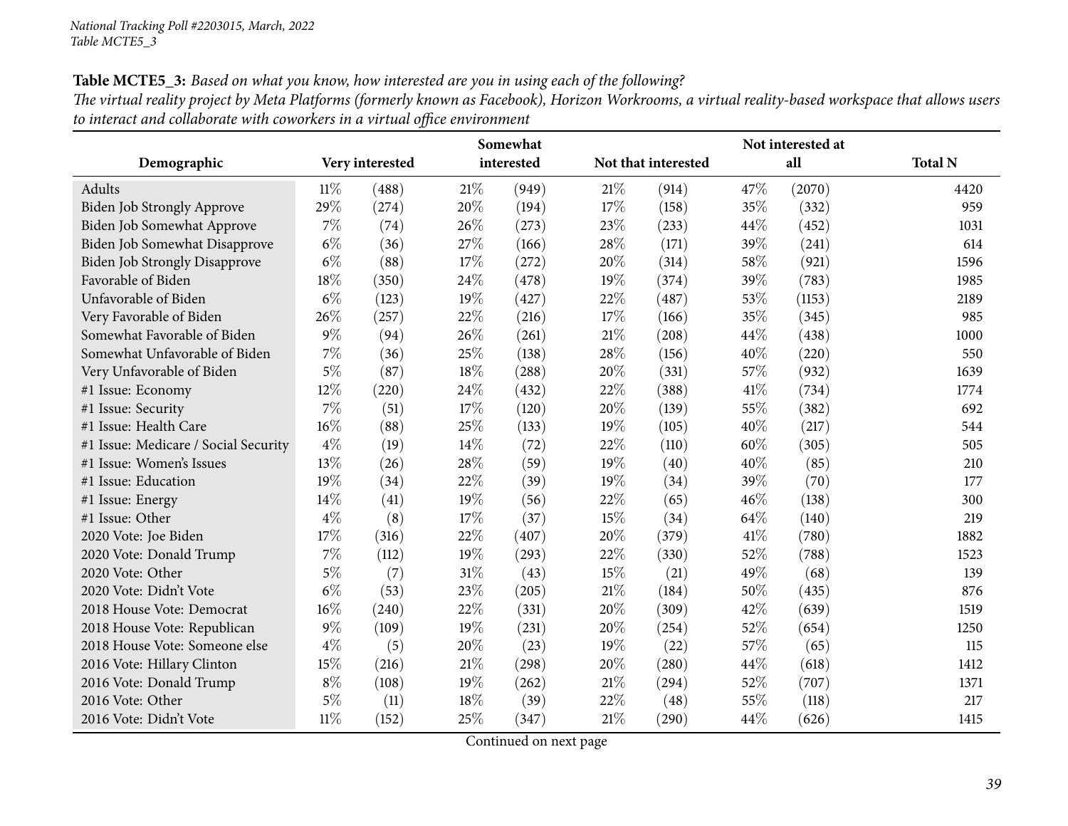National Tracking Poll #2203015, March, 2022
Table MCTE5_3

**Table MCTE5_3:** *Based on what you know, how interested are you in using each of the following?*
*The virtual reality project by Meta Platforms (formerly known as Facebook), Horizon Workrooms, a virtual reality-based workspace that allows users to interact and collaborate with coworkers in a virtual office environment*

| Demographic | Very interested | | Somewhat interested | | Not that interested | | Not interested at all | | Total N |
|---|---|---|---|---|---|---|---|---|---|
| Adults | 11% | (488) | 21% | (949) | 21% | (914) | 47% | (2070) | 4420 |
| Biden Job Strongly Approve | 29% | (274) | 20% | (194) | 17% | (158) | 35% | (332) | 959 |
| Biden Job Somewhat Approve | 7% | (74) | 26% | (273) | 23% | (233) | 44% | (452) | 1031 |
| Biden Job Somewhat Disapprove | 6% | (36) | 27% | (166) | 28% | (171) | 39% | (241) | 614 |
| Biden Job Strongly Disapprove | 6% | (88) | 17% | (272) | 20% | (314) | 58% | (921) | 1596 |
| Favorable of Biden | 18% | (350) | 24% | (478) | 19% | (374) | 39% | (783) | 1985 |
| Unfavorable of Biden | 6% | (123) | 19% | (427) | 22% | (487) | 53% | (1153) | 2189 |
| Very Favorable of Biden | 26% | (257) | 22% | (216) | 17% | (166) | 35% | (345) | 985 |
| Somewhat Favorable of Biden | 9% | (94) | 26% | (261) | 21% | (208) | 44% | (438) | 1000 |
| Somewhat Unfavorable of Biden | 7% | (36) | 25% | (138) | 28% | (156) | 40% | (220) | 550 |
| Very Unfavorable of Biden | 5% | (87) | 18% | (288) | 20% | (331) | 57% | (932) | 1639 |
| #1 Issue: Economy | 12% | (220) | 24% | (432) | 22% | (388) | 41% | (734) | 1774 |
| #1 Issue: Security | 7% | (51) | 17% | (120) | 20% | (139) | 55% | (382) | 692 |
| #1 Issue: Health Care | 16% | (88) | 25% | (133) | 19% | (105) | 40% | (217) | 544 |
| #1 Issue: Medicare / Social Security | 4% | (19) | 14% | (72) | 22% | (110) | 60% | (305) | 505 |
| #1 Issue: Women's Issues | 13% | (26) | 28% | (59) | 19% | (40) | 40% | (85) | 210 |
| #1 Issue: Education | 19% | (34) | 22% | (39) | 19% | (34) | 39% | (70) | 177 |
| #1 Issue: Energy | 14% | (41) | 19% | (56) | 22% | (65) | 46% | (138) | 300 |
| #1 Issue: Other | 4% | (8) | 17% | (37) | 15% | (34) | 64% | (140) | 219 |
| 2020 Vote: Joe Biden | 17% | (316) | 22% | (407) | 20% | (379) | 41% | (780) | 1882 |
| 2020 Vote: Donald Trump | 7% | (112) | 19% | (293) | 22% | (330) | 52% | (788) | 1523 |
| 2020 Vote: Other | 5% | (7) | 31% | (43) | 15% | (21) | 49% | (68) | 139 |
| 2020 Vote: Didn't Vote | 6% | (53) | 23% | (205) | 21% | (184) | 50% | (435) | 876 |
| 2018 House Vote: Democrat | 16% | (240) | 22% | (331) | 20% | (309) | 42% | (639) | 1519 |
| 2018 House Vote: Republican | 9% | (109) | 19% | (231) | 20% | (254) | 52% | (654) | 1250 |
| 2018 House Vote: Someone else | 4% | (5) | 20% | (23) | 19% | (22) | 57% | (65) | 115 |
| 2016 Vote: Hillary Clinton | 15% | (216) | 21% | (298) | 20% | (280) | 44% | (618) | 1412 |
| 2016 Vote: Donald Trump | 8% | (108) | 19% | (262) | 21% | (294) | 52% | (707) | 1371 |
| 2016 Vote: Other | 5% | (11) | 18% | (39) | 22% | (48) | 55% | (118) | 217 |
| 2016 Vote: Didn't Vote | 11% | (152) | 25% | (347) | 21% | (290) | 44% | (626) | 1415 |

Continued on next page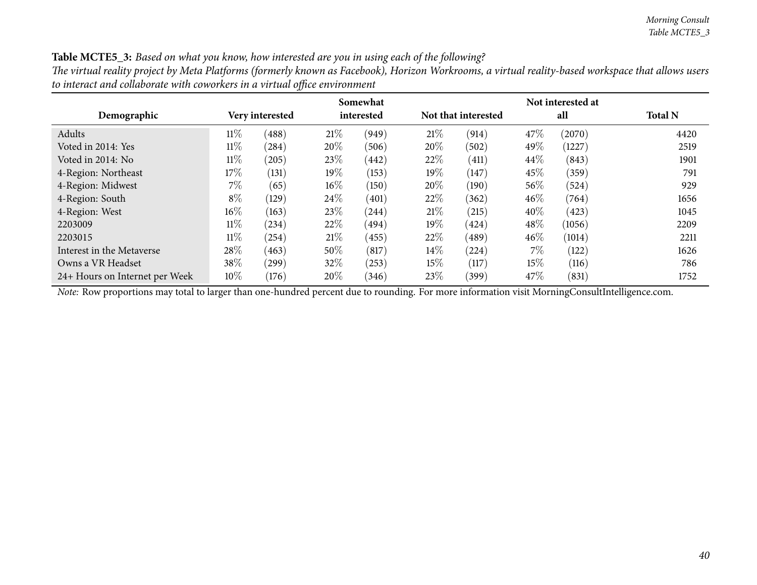**Table MCTE5_3:** *Based on what you know, how interested are you in using each of the following?*
*The virtual reality project by Meta Platforms (formerly known as Facebook), Horizon Workrooms, a virtual reality-based workspace that allows users to interact and collaborate with coworkers in a virtual office environment*

| Demographic | Very interested | | Somewhat interested | | Not that interested | | Not interested at all | | Total N |
|---|---|---|---|---|---|---|---|---|---|
| Adults | 11% | (488) | 21% | (949) | 21% | (914) | 47% | (2070) | 4420 |
| Voted in 2014: Yes | 11% | (284) | 20% | (506) | 20% | (502) | 49% | (1227) | 2519 |
| Voted in 2014: No | 11% | (205) | 23% | (442) | 22% | (411) | 44% | (843) | 1901 |
| 4-Region: Northeast | 17% | (131) | 19% | (153) | 19% | (147) | 45% | (359) | 791 |
| 4-Region: Midwest | 7% | (65) | 16% | (150) | 20% | (190) | 56% | (524) | 929 |
| 4-Region: South | 8% | (129) | 24% | (401) | 22% | (362) | 46% | (764) | 1656 |
| 4-Region: West | 16% | (163) | 23% | (244) | 21% | (215) | 40% | (423) | 1045 |
| 2203009 | 11% | (234) | 22% | (494) | 19% | (424) | 48% | (1056) | 2209 |
| 2203015 | 11% | (254) | 21% | (455) | 22% | (489) | 46% | (1014) | 2211 |
| Interest in the Metaverse | 28% | (463) | 50% | (817) | 14% | (224) | 7% | (122) | 1626 |
| Owns a VR Headset | 38% | (299) | 32% | (253) | 15% | (117) | 15% | (116) | 786 |
| 24+ Hours on Internet per Week | 10% | (176) | 20% | (346) | 23% | (399) | 47% | (831) | 1752 |

*Note:* Row proportions may total to larger than one-hundred percent due to rounding. For more information visit MorningConsultIntelligence.com.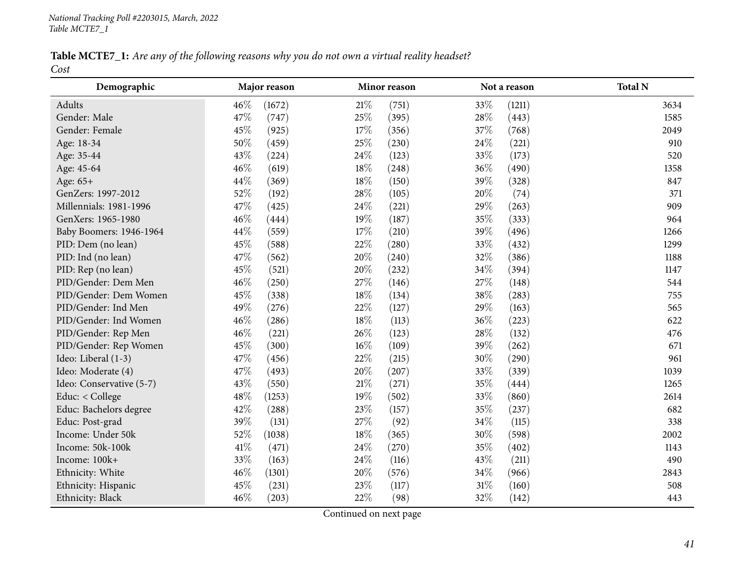National Tracking Poll #2203015, March, 2022
Table MCTE7_1

**Table MCTE7_1:** *Are any of the following reasons why you do not own a virtual reality headset?*
*Cost*

| Demographic | Major reason | | Minor reason | | Not a reason | | Total N |
|---|---|---|---|---|---|---|---|
| Adults | 46% | (1672) | 21% | (751) | 33% | (1211) | 3634 |
| Gender: Male | 47% | (747) | 25% | (395) | 28% | (443) | 1585 |
| Gender: Female | 45% | (925) | 17% | (356) | 37% | (768) | 2049 |
| Age: 18-34 | 50% | (459) | 25% | (230) | 24% | (221) | 910 |
| Age: 35-44 | 43% | (224) | 24% | (123) | 33% | (173) | 520 |
| Age: 45-64 | 46% | (619) | 18% | (248) | 36% | (490) | 1358 |
| Age: 65+ | 44% | (369) | 18% | (150) | 39% | (328) | 847 |
| GenZers: 1997-2012 | 52% | (192) | 28% | (105) | 20% | (74) | 371 |
| Millennials: 1981-1996 | 47% | (425) | 24% | (221) | 29% | (263) | 909 |
| GenXers: 1965-1980 | 46% | (444) | 19% | (187) | 35% | (333) | 964 |
| Baby Boomers: 1946-1964 | 44% | (559) | 17% | (210) | 39% | (496) | 1266 |
| PID: Dem (no lean) | 45% | (588) | 22% | (280) | 33% | (432) | 1299 |
| PID: Ind (no lean) | 47% | (562) | 20% | (240) | 32% | (386) | 1188 |
| PID: Rep (no lean) | 45% | (521) | 20% | (232) | 34% | (394) | 1147 |
| PID/Gender: Dem Men | 46% | (250) | 27% | (146) | 27% | (148) | 544 |
| PID/Gender: Dem Women | 45% | (338) | 18% | (134) | 38% | (283) | 755 |
| PID/Gender: Ind Men | 49% | (276) | 22% | (127) | 29% | (163) | 565 |
| PID/Gender: Ind Women | 46% | (286) | 18% | (113) | 36% | (223) | 622 |
| PID/Gender: Rep Men | 46% | (221) | 26% | (123) | 28% | (132) | 476 |
| PID/Gender: Rep Women | 45% | (300) | 16% | (109) | 39% | (262) | 671 |
| Ideo: Liberal (1-3) | 47% | (456) | 22% | (215) | 30% | (290) | 961 |
| Ideo: Moderate (4) | 47% | (493) | 20% | (207) | 33% | (339) | 1039 |
| Ideo: Conservative (5-7) | 43% | (550) | 21% | (271) | 35% | (444) | 1265 |
| Educ: < College | 48% | (1253) | 19% | (502) | 33% | (860) | 2614 |
| Educ: Bachelors degree | 42% | (288) | 23% | (157) | 35% | (237) | 682 |
| Educ: Post-grad | 39% | (131) | 27% | (92) | 34% | (115) | 338 |
| Income: Under 50k | 52% | (1038) | 18% | (365) | 30% | (598) | 2002 |
| Income: 50k-100k | 41% | (471) | 24% | (270) | 35% | (402) | 1143 |
| Income: 100k+ | 33% | (163) | 24% | (116) | 43% | (211) | 490 |
| Ethnicity: White | 46% | (1301) | 20% | (576) | 34% | (966) | 2843 |
| Ethnicity: Hispanic | 45% | (231) | 23% | (117) | 31% | (160) | 508 |
| Ethnicity: Black | 46% | (203) | 22% | (98) | 32% | (142) | 443 |

Continued on next page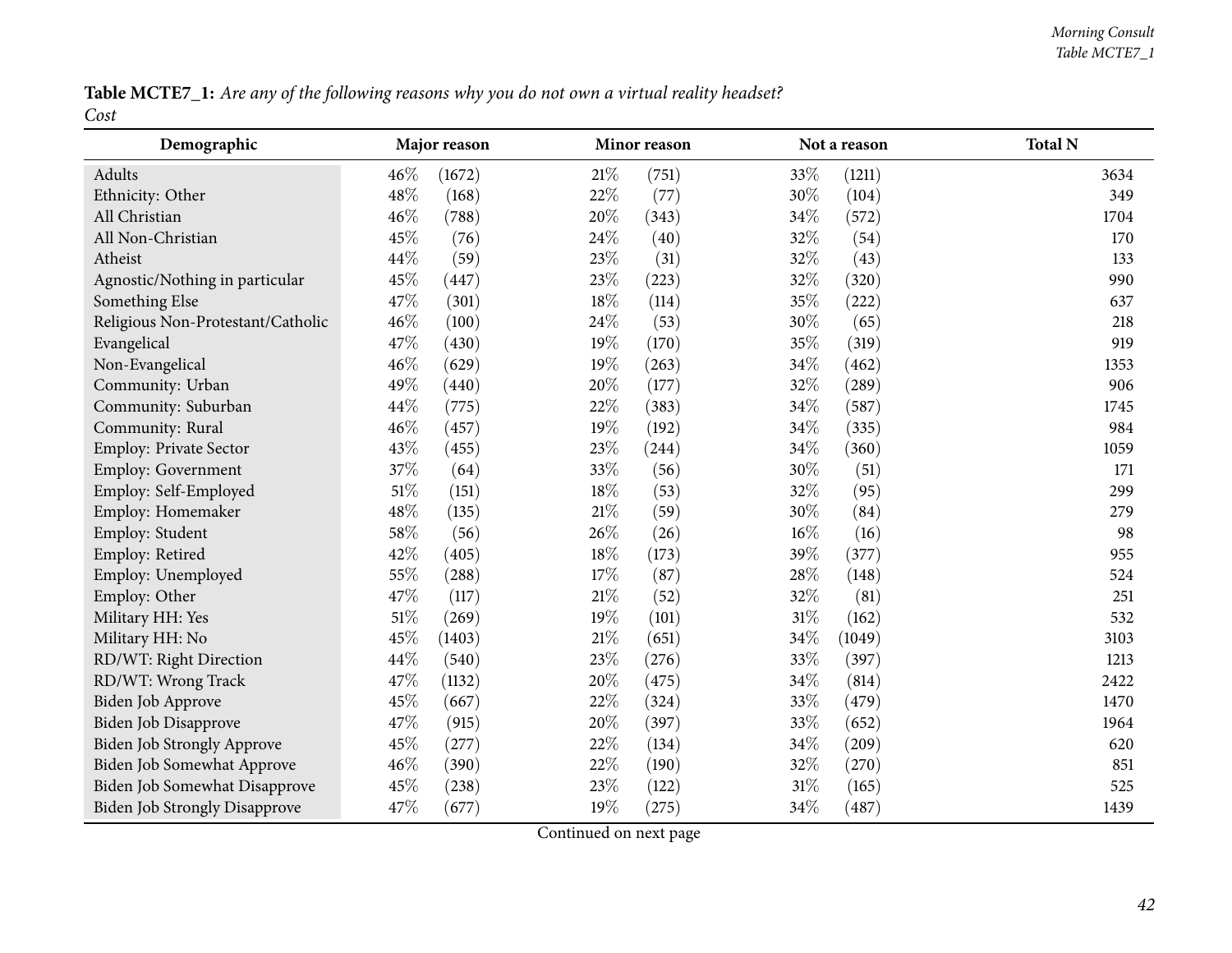**Table MCTE7_1:** *Are any of the following reasons why you do not own a virtual reality headset?*
*Cost*

| Demographic | Major reason | | Minor reason | | Not a reason | | Total N |
|---|---|---|---|---|---|---|---|
| Adults | 46% | (1672) | 21% | (751) | 33% | (1211) | 3634 |
| Ethnicity: Other | 48% | (168) | 22% | (77) | 30% | (104) | 349 |
| All Christian | 46% | (788) | 20% | (343) | 34% | (572) | 1704 |
| All Non-Christian | 45% | (76) | 24% | (40) | 32% | (54) | 170 |
| Atheist | 44% | (59) | 23% | (31) | 32% | (43) | 133 |
| Agnostic/Nothing in particular | 45% | (447) | 23% | (223) | 32% | (320) | 990 |
| Something Else | 47% | (301) | 18% | (114) | 35% | (222) | 637 |
| Religious Non-Protestant/Catholic | 46% | (100) | 24% | (53) | 30% | (65) | 218 |
| Evangelical | 47% | (430) | 19% | (170) | 35% | (319) | 919 |
| Non-Evangelical | 46% | (629) | 19% | (263) | 34% | (462) | 1353 |
| Community: Urban | 49% | (440) | 20% | (177) | 32% | (289) | 906 |
| Community: Suburban | 44% | (775) | 22% | (383) | 34% | (587) | 1745 |
| Community: Rural | 46% | (457) | 19% | (192) | 34% | (335) | 984 |
| Employ: Private Sector | 43% | (455) | 23% | (244) | 34% | (360) | 1059 |
| Employ: Government | 37% | (64) | 33% | (56) | 30% | (51) | 171 |
| Employ: Self-Employed | 51% | (151) | 18% | (53) | 32% | (95) | 299 |
| Employ: Homemaker | 48% | (135) | 21% | (59) | 30% | (84) | 279 |
| Employ: Student | 58% | (56) | 26% | (26) | 16% | (16) | 98 |
| Employ: Retired | 42% | (405) | 18% | (173) | 39% | (377) | 955 |
| Employ: Unemployed | 55% | (288) | 17% | (87) | 28% | (148) | 524 |
| Employ: Other | 47% | (117) | 21% | (52) | 32% | (81) | 251 |
| Military HH: Yes | 51% | (269) | 19% | (101) | 31% | (162) | 532 |
| Military HH: No | 45% | (1403) | 21% | (651) | 34% | (1049) | 3103 |
| RD/WT: Right Direction | 44% | (540) | 23% | (276) | 33% | (397) | 1213 |
| RD/WT: Wrong Track | 47% | (1132) | 20% | (475) | 34% | (814) | 2422 |
| Biden Job Approve | 45% | (667) | 22% | (324) | 33% | (479) | 1470 |
| Biden Job Disapprove | 47% | (915) | 20% | (397) | 33% | (652) | 1964 |
| Biden Job Strongly Approve | 45% | (277) | 22% | (134) | 34% | (209) | 620 |
| Biden Job Somewhat Approve | 46% | (390) | 22% | (190) | 32% | (270) | 851 |
| Biden Job Somewhat Disapprove | 45% | (238) | 23% | (122) | 31% | (165) | 525 |
| Biden Job Strongly Disapprove | 47% | (677) | 19% | (275) | 34% | (487) | 1439 |

Continued on next page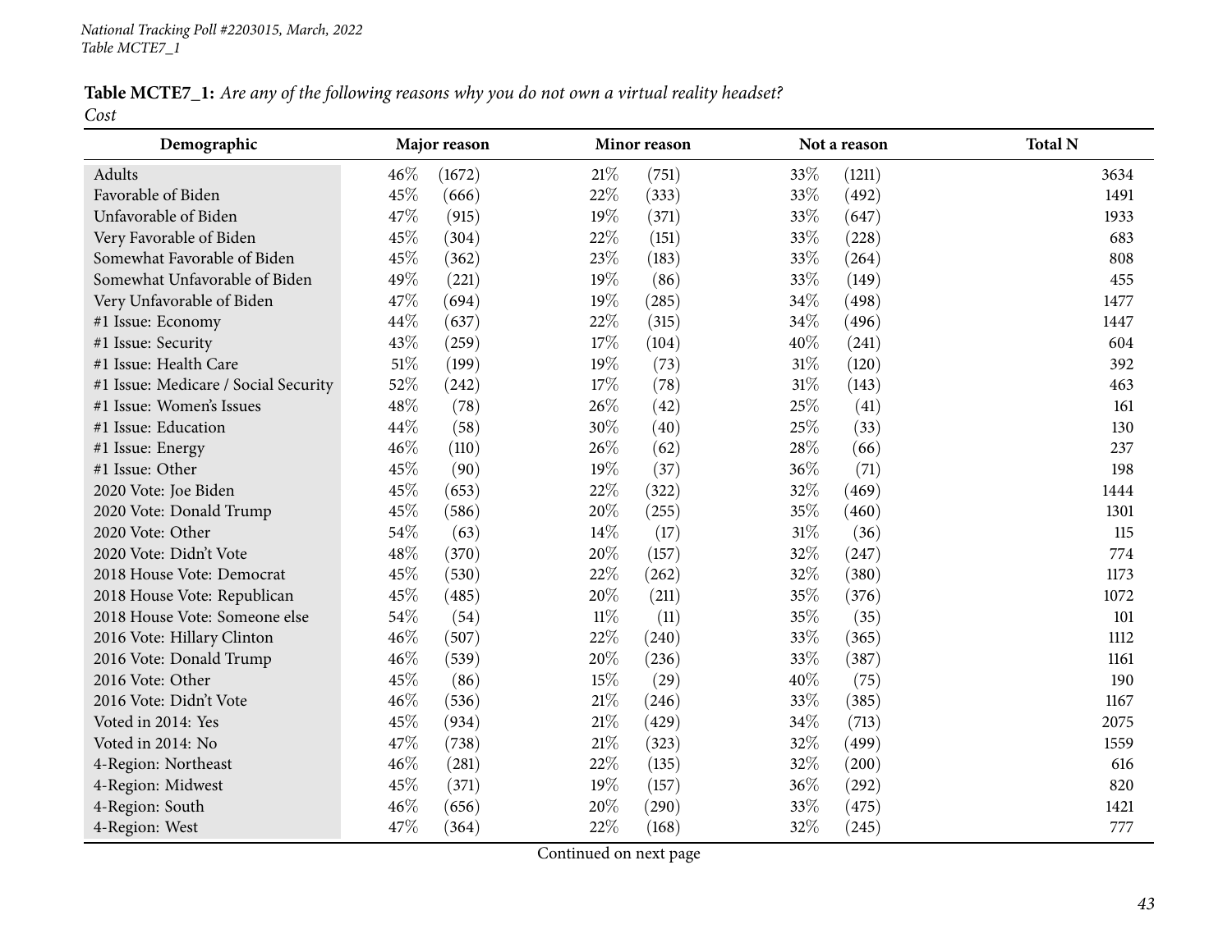*National Tracking Poll #2203015, March, 2022*
*Table MCTE7_1*

**Table MCTE7_1:** *Are any of the following reasons why you do not own a virtual reality headset?*
*Cost*

| Demographic | Major reason | | Minor reason | | Not a reason | | Total N |
|---|---|---|---|---|---|---|---|
| Adults | 46% | (1672) | 21% | (751) | 33% | (1211) | 3634 |
| Favorable of Biden | 45% | (666) | 22% | (333) | 33% | (492) | 1491 |
| Unfavorable of Biden | 47% | (915) | 19% | (371) | 33% | (647) | 1933 |
| Very Favorable of Biden | 45% | (304) | 22% | (151) | 33% | (228) | 683 |
| Somewhat Favorable of Biden | 45% | (362) | 23% | (183) | 33% | (264) | 808 |
| Somewhat Unfavorable of Biden | 49% | (221) | 19% | (86) | 33% | (149) | 455 |
| Very Unfavorable of Biden | 47% | (694) | 19% | (285) | 34% | (498) | 1477 |
| #1 Issue: Economy | 44% | (637) | 22% | (315) | 34% | (496) | 1447 |
| #1 Issue: Security | 43% | (259) | 17% | (104) | 40% | (241) | 604 |
| #1 Issue: Health Care | 51% | (199) | 19% | (73) | 31% | (120) | 392 |
| #1 Issue: Medicare / Social Security | 52% | (242) | 17% | (78) | 31% | (143) | 463 |
| #1 Issue: Women's Issues | 48% | (78) | 26% | (42) | 25% | (41) | 161 |
| #1 Issue: Education | 44% | (58) | 30% | (40) | 25% | (33) | 130 |
| #1 Issue: Energy | 46% | (110) | 26% | (62) | 28% | (66) | 237 |
| #1 Issue: Other | 45% | (90) | 19% | (37) | 36% | (71) | 198 |
| 2020 Vote: Joe Biden | 45% | (653) | 22% | (322) | 32% | (469) | 1444 |
| 2020 Vote: Donald Trump | 45% | (586) | 20% | (255) | 35% | (460) | 1301 |
| 2020 Vote: Other | 54% | (63) | 14% | (17) | 31% | (36) | 115 |
| 2020 Vote: Didn't Vote | 48% | (370) | 20% | (157) | 32% | (247) | 774 |
| 2018 House Vote: Democrat | 45% | (530) | 22% | (262) | 32% | (380) | 1173 |
| 2018 House Vote: Republican | 45% | (485) | 20% | (211) | 35% | (376) | 1072 |
| 2018 House Vote: Someone else | 54% | (54) | 11% | (11) | 35% | (35) | 101 |
| 2016 Vote: Hillary Clinton | 46% | (507) | 22% | (240) | 33% | (365) | 1112 |
| 2016 Vote: Donald Trump | 46% | (539) | 20% | (236) | 33% | (387) | 1161 |
| 2016 Vote: Other | 45% | (86) | 15% | (29) | 40% | (75) | 190 |
| 2016 Vote: Didn't Vote | 46% | (536) | 21% | (246) | 33% | (385) | 1167 |
| Voted in 2014: Yes | 45% | (934) | 21% | (429) | 34% | (713) | 2075 |
| Voted in 2014: No | 47% | (738) | 21% | (323) | 32% | (499) | 1559 |
| 4-Region: Northeast | 46% | (281) | 22% | (135) | 32% | (200) | 616 |
| 4-Region: Midwest | 45% | (371) | 19% | (157) | 36% | (292) | 820 |
| 4-Region: South | 46% | (656) | 20% | (290) | 33% | (475) | 1421 |
| 4-Region: West | 47% | (364) | 22% | (168) | 32% | (245) | 777 |

Continued on next page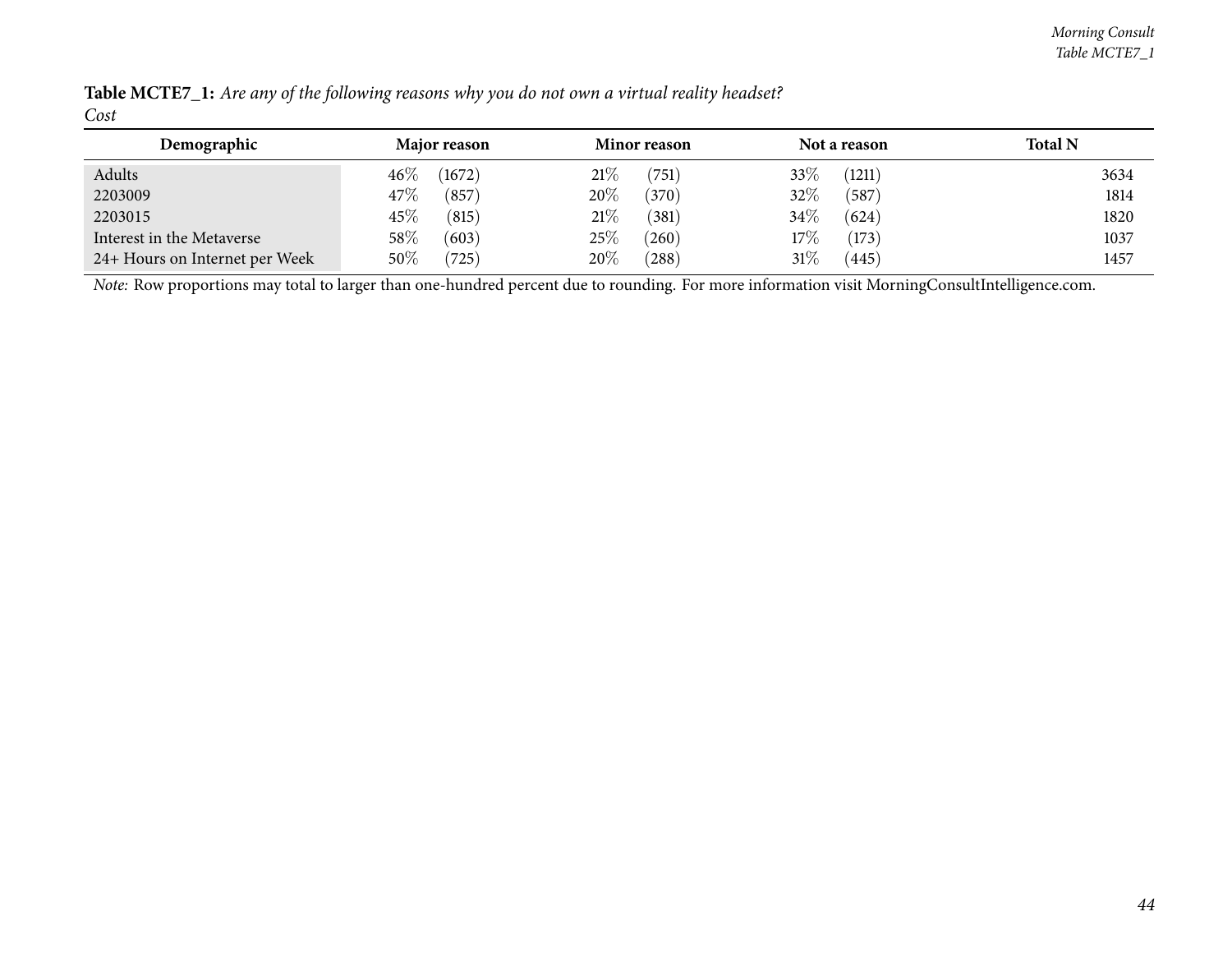**Table MCTE7_1:** *Are any of the following reasons why you do not own a virtual reality headset?*
*Cost*

| Demographic | Major reason | Minor reason | Not a reason | Total N |
|---|---|---|---|---|
| Adults | 46% (1672) | 21% (751) | 33% (1211) | 3634 |
| 2203009 | 47% (857) | 20% (370) | 32% (587) | 1814 |
| 2203015 | 45% (815) | 21% (381) | 34% (624) | 1820 |
| Interest in the Metaverse | 58% (603) | 25% (260) | 17% (173) | 1037 |
| 24+ Hours on Internet per Week | 50% (725) | 20% (288) | 31% (445) | 1457 |

*Note:* Row proportions may total to larger than one-hundred percent due to rounding. For more information visit MorningConsultIntelligence.com.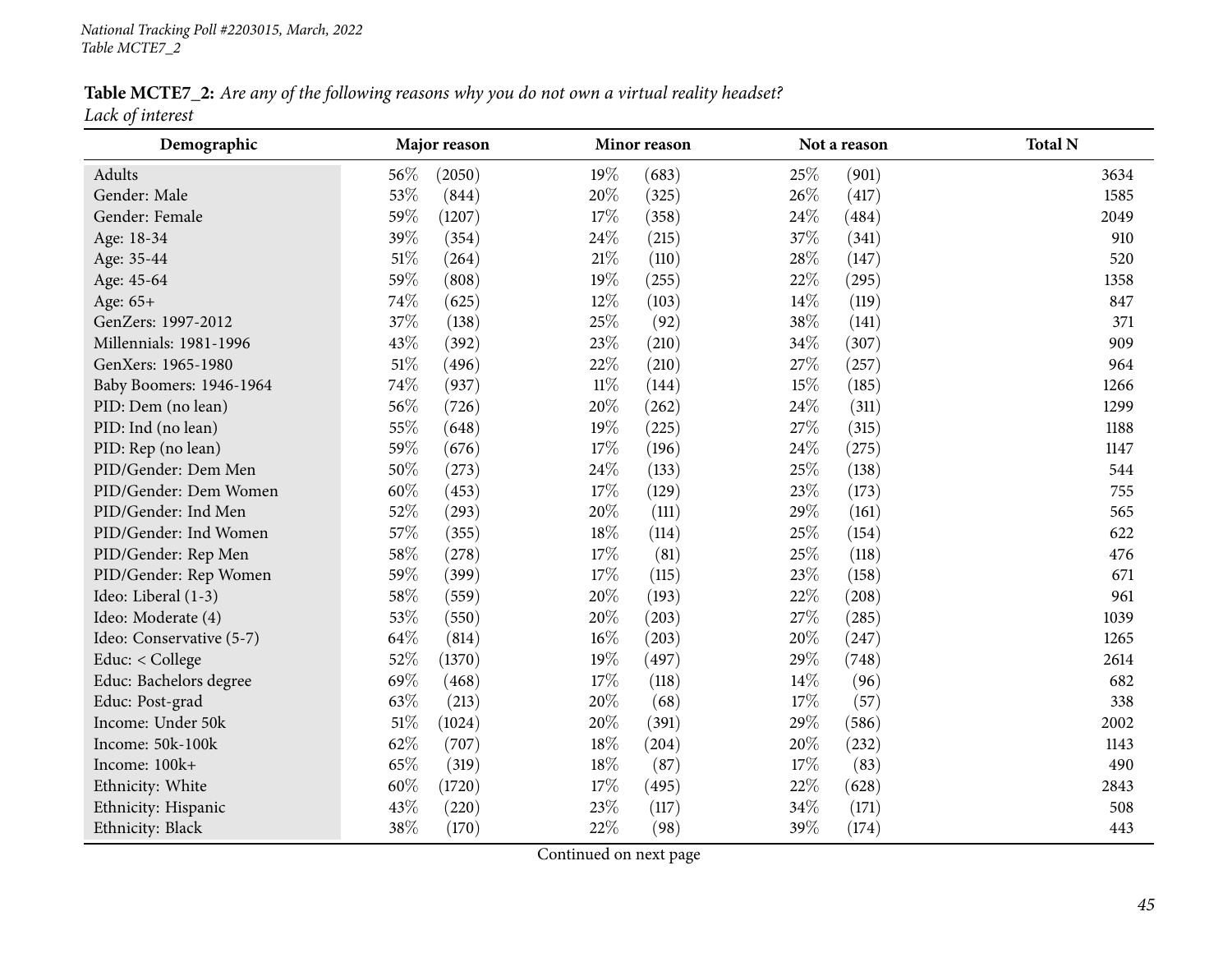**Table MCTE7_2:** *Are any of the following reasons why you do not own a virtual reality headset?*
*Lack of interest*

| Demographic | Major reason | | Minor reason | | Not a reason | | Total N |
|---|---|---|---|---|---|---|---|
| Adults | 56% | (2050) | 19% | (683) | 25% | (901) | 3634 |
| Gender: Male | 53% | (844) | 20% | (325) | 26% | (417) | 1585 |
| Gender: Female | 59% | (1207) | 17% | (358) | 24% | (484) | 2049 |
| Age: 18-34 | 39% | (354) | 24% | (215) | 37% | (341) | 910 |
| Age: 35-44 | 51% | (264) | 21% | (110) | 28% | (147) | 520 |
| Age: 45-64 | 59% | (808) | 19% | (255) | 22% | (295) | 1358 |
| Age: 65+ | 74% | (625) | 12% | (103) | 14% | (119) | 847 |
| GenZers: 1997-2012 | 37% | (138) | 25% | (92) | 38% | (141) | 371 |
| Millennials: 1981-1996 | 43% | (392) | 23% | (210) | 34% | (307) | 909 |
| GenXers: 1965-1980 | 51% | (496) | 22% | (210) | 27% | (257) | 964 |
| Baby Boomers: 1946-1964 | 74% | (937) | 11% | (144) | 15% | (185) | 1266 |
| PID: Dem (no lean) | 56% | (726) | 20% | (262) | 24% | (311) | 1299 |
| PID: Ind (no lean) | 55% | (648) | 19% | (225) | 27% | (315) | 1188 |
| PID: Rep (no lean) | 59% | (676) | 17% | (196) | 24% | (275) | 1147 |
| PID/Gender: Dem Men | 50% | (273) | 24% | (133) | 25% | (138) | 544 |
| PID/Gender: Dem Women | 60% | (453) | 17% | (129) | 23% | (173) | 755 |
| PID/Gender: Ind Men | 52% | (293) | 20% | (111) | 29% | (161) | 565 |
| PID/Gender: Ind Women | 57% | (355) | 18% | (114) | 25% | (154) | 622 |
| PID/Gender: Rep Men | 58% | (278) | 17% | (81) | 25% | (118) | 476 |
| PID/Gender: Rep Women | 59% | (399) | 17% | (115) | 23% | (158) | 671 |
| Ideo: Liberal (1-3) | 58% | (559) | 20% | (193) | 22% | (208) | 961 |
| Ideo: Moderate (4) | 53% | (550) | 20% | (203) | 27% | (285) | 1039 |
| Ideo: Conservative (5-7) | 64% | (814) | 16% | (203) | 20% | (247) | 1265 |
| Educ: < College | 52% | (1370) | 19% | (497) | 29% | (748) | 2614 |
| Educ: Bachelors degree | 69% | (468) | 17% | (118) | 14% | (96) | 682 |
| Educ: Post-grad | 63% | (213) | 20% | (68) | 17% | (57) | 338 |
| Income: Under 50k | 51% | (1024) | 20% | (391) | 29% | (586) | 2002 |
| Income: 50k-100k | 62% | (707) | 18% | (204) | 20% | (232) | 1143 |
| Income: 100k+ | 65% | (319) | 18% | (87) | 17% | (83) | 490 |
| Ethnicity: White | 60% | (1720) | 17% | (495) | 22% | (628) | 2843 |
| Ethnicity: Hispanic | 43% | (220) | 23% | (117) | 34% | (171) | 508 |
| Ethnicity: Black | 38% | (170) | 22% | (98) | 39% | (174) | 443 |

Continued on next page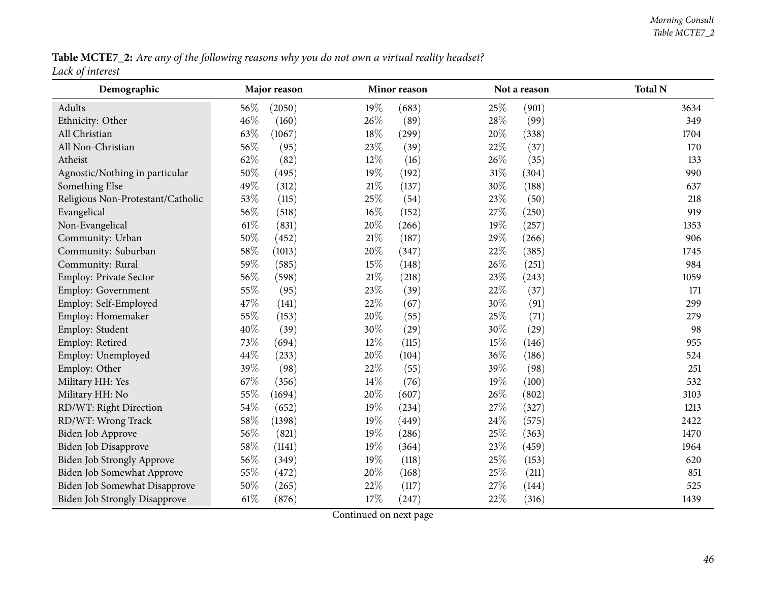**Table MCTE7_2:** *Are any of the following reasons why you do not own a virtual reality headset?*
*Lack of interest*

| Demographic | Major reason | | Minor reason | | Not a reason | | Total N |
|---|---|---|---|---|---|---|---|
| Adults | 56% | (2050) | 19% | (683) | 25% | (901) | 3634 |
| Ethnicity: Other | 46% | (160) | 26% | (89) | 28% | (99) | 349 |
| All Christian | 63% | (1067) | 18% | (299) | 20% | (338) | 1704 |
| All Non-Christian | 56% | (95) | 23% | (39) | 22% | (37) | 170 |
| Atheist | 62% | (82) | 12% | (16) | 26% | (35) | 133 |
| Agnostic/Nothing in particular | 50% | (495) | 19% | (192) | 31% | (304) | 990 |
| Something Else | 49% | (312) | 21% | (137) | 30% | (188) | 637 |
| Religious Non-Protestant/Catholic | 53% | (115) | 25% | (54) | 23% | (50) | 218 |
| Evangelical | 56% | (518) | 16% | (152) | 27% | (250) | 919 |
| Non-Evangelical | 61% | (831) | 20% | (266) | 19% | (257) | 1353 |
| Community: Urban | 50% | (452) | 21% | (187) | 29% | (266) | 906 |
| Community: Suburban | 58% | (1013) | 20% | (347) | 22% | (385) | 1745 |
| Community: Rural | 59% | (585) | 15% | (148) | 26% | (251) | 984 |
| Employ: Private Sector | 56% | (598) | 21% | (218) | 23% | (243) | 1059 |
| Employ: Government | 55% | (95) | 23% | (39) | 22% | (37) | 171 |
| Employ: Self-Employed | 47% | (141) | 22% | (67) | 30% | (91) | 299 |
| Employ: Homemaker | 55% | (153) | 20% | (55) | 25% | (71) | 279 |
| Employ: Student | 40% | (39) | 30% | (29) | 30% | (29) | 98 |
| Employ: Retired | 73% | (694) | 12% | (115) | 15% | (146) | 955 |
| Employ: Unemployed | 44% | (233) | 20% | (104) | 36% | (186) | 524 |
| Employ: Other | 39% | (98) | 22% | (55) | 39% | (98) | 251 |
| Military HH: Yes | 67% | (356) | 14% | (76) | 19% | (100) | 532 |
| Military HH: No | 55% | (1694) | 20% | (607) | 26% | (802) | 3103 |
| RD/WT: Right Direction | 54% | (652) | 19% | (234) | 27% | (327) | 1213 |
| RD/WT: Wrong Track | 58% | (1398) | 19% | (449) | 24% | (575) | 2422 |
| Biden Job Approve | 56% | (821) | 19% | (286) | 25% | (363) | 1470 |
| Biden Job Disapprove | 58% | (1141) | 19% | (364) | 23% | (459) | 1964 |
| Biden Job Strongly Approve | 56% | (349) | 19% | (118) | 25% | (153) | 620 |
| Biden Job Somewhat Approve | 55% | (472) | 20% | (168) | 25% | (211) | 851 |
| Biden Job Somewhat Disapprove | 50% | (265) | 22% | (117) | 27% | (144) | 525 |
| Biden Job Strongly Disapprove | 61% | (876) | 17% | (247) | 22% | (316) | 1439 |

Continued on next page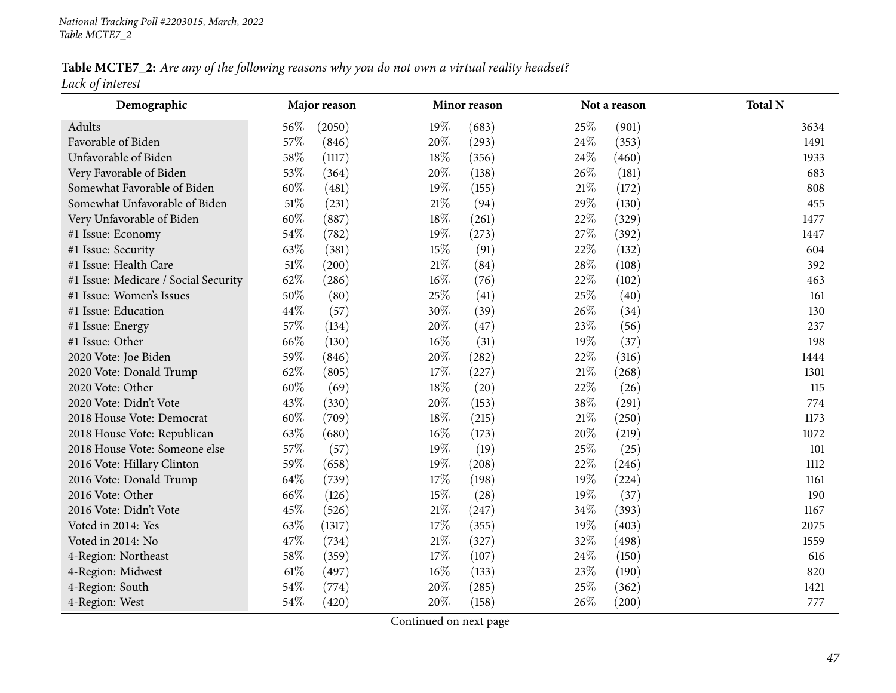National Tracking Poll #2203015, March, 2022
Table MCTE7_2

**Table MCTE7_2:** *Are any of the following reasons why you do not own a virtual reality headset?*
*Lack of interest*

| Demographic | Major reason | | Minor reason | | Not a reason | | Total N |
|---|---|---|---|---|---|---|---|
| Adults | 56% | (2050) | 19% | (683) | 25% | (901) | 3634 |
| Favorable of Biden | 57% | (846) | 20% | (293) | 24% | (353) | 1491 |
| Unfavorable of Biden | 58% | (1117) | 18% | (356) | 24% | (460) | 1933 |
| Very Favorable of Biden | 53% | (364) | 20% | (138) | 26% | (181) | 683 |
| Somewhat Favorable of Biden | 60% | (481) | 19% | (155) | 21% | (172) | 808 |
| Somewhat Unfavorable of Biden | 51% | (231) | 21% | (94) | 29% | (130) | 455 |
| Very Unfavorable of Biden | 60% | (887) | 18% | (261) | 22% | (329) | 1477 |
| #1 Issue: Economy | 54% | (782) | 19% | (273) | 27% | (392) | 1447 |
| #1 Issue: Security | 63% | (381) | 15% | (91) | 22% | (132) | 604 |
| #1 Issue: Health Care | 51% | (200) | 21% | (84) | 28% | (108) | 392 |
| #1 Issue: Medicare / Social Security | 62% | (286) | 16% | (76) | 22% | (102) | 463 |
| #1 Issue: Women's Issues | 50% | (80) | 25% | (41) | 25% | (40) | 161 |
| #1 Issue: Education | 44% | (57) | 30% | (39) | 26% | (34) | 130 |
| #1 Issue: Energy | 57% | (134) | 20% | (47) | 23% | (56) | 237 |
| #1 Issue: Other | 66% | (130) | 16% | (31) | 19% | (37) | 198 |
| 2020 Vote: Joe Biden | 59% | (846) | 20% | (282) | 22% | (316) | 1444 |
| 2020 Vote: Donald Trump | 62% | (805) | 17% | (227) | 21% | (268) | 1301 |
| 2020 Vote: Other | 60% | (69) | 18% | (20) | 22% | (26) | 115 |
| 2020 Vote: Didn't Vote | 43% | (330) | 20% | (153) | 38% | (291) | 774 |
| 2018 House Vote: Democrat | 60% | (709) | 18% | (215) | 21% | (250) | 1173 |
| 2018 House Vote: Republican | 63% | (680) | 16% | (173) | 20% | (219) | 1072 |
| 2018 House Vote: Someone else | 57% | (57) | 19% | (19) | 25% | (25) | 101 |
| 2016 Vote: Hillary Clinton | 59% | (658) | 19% | (208) | 22% | (246) | 1112 |
| 2016 Vote: Donald Trump | 64% | (739) | 17% | (198) | 19% | (224) | 1161 |
| 2016 Vote: Other | 66% | (126) | 15% | (28) | 19% | (37) | 190 |
| 2016 Vote: Didn't Vote | 45% | (526) | 21% | (247) | 34% | (393) | 1167 |
| Voted in 2014: Yes | 63% | (1317) | 17% | (355) | 19% | (403) | 2075 |
| Voted in 2014: No | 47% | (734) | 21% | (327) | 32% | (498) | 1559 |
| 4-Region: Northeast | 58% | (359) | 17% | (107) | 24% | (150) | 616 |
| 4-Region: Midwest | 61% | (497) | 16% | (133) | 23% | (190) | 820 |
| 4-Region: South | 54% | (774) | 20% | (285) | 25% | (362) | 1421 |
| 4-Region: West | 54% | (420) | 20% | (158) | 26% | (200) | 777 |

Continued on next page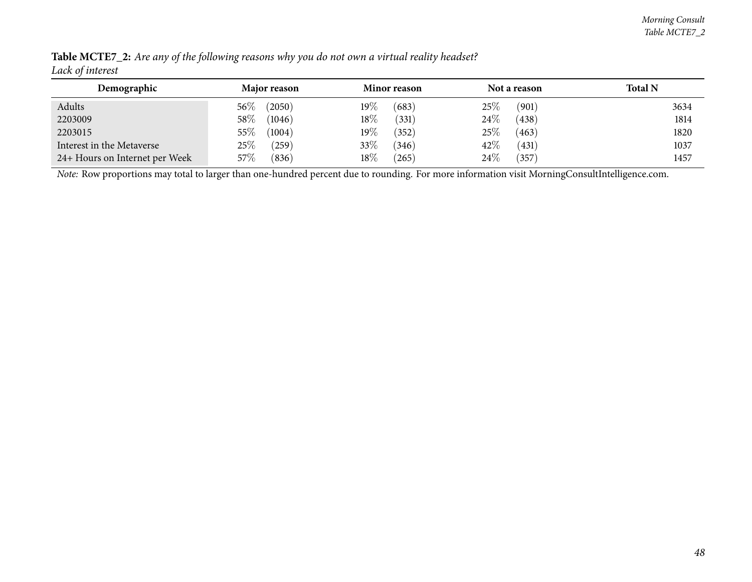**Table MCTE7_2:** *Are any of the following reasons why you do not own a virtual reality headset?*
*Lack of interest*

| Demographic | Major reason | Minor reason | Not a reason | Total N |
|---|---|---|---|---|
| Adults | 56% (2050) | 19% (683) | 25% (901) | 3634 |
| 2203009 | 58% (1046) | 18% (331) | 24% (438) | 1814 |
| 2203015 | 55% (1004) | 19% (352) | 25% (463) | 1820 |
| Interest in the Metaverse | 25% (259) | 33% (346) | 42% (431) | 1037 |
| 24+ Hours on Internet per Week | 57% (836) | 18% (265) | 24% (357) | 1457 |

*Note:* Row proportions may total to larger than one-hundred percent due to rounding. For more information visit MorningConsultIntelligence.com.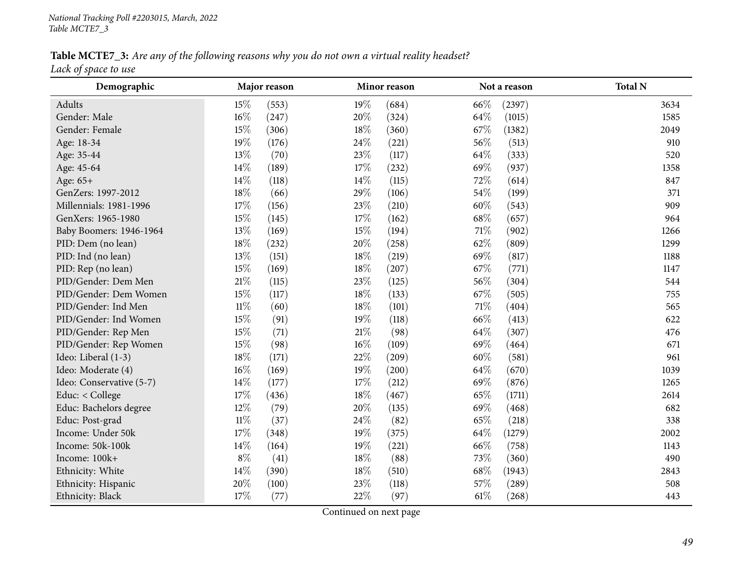*National Tracking Poll #2203015, March, 2022*
*Table MCTE7_3*

**Table MCTE7_3:** *Are any of the following reasons why you do not own a virtual reality headset?*
*Lack of space to use*

| Demographic | Major reason | | Minor reason | | Not a reason | | Total N |
|---|---|---|---|---|---|---|---|
| Adults | 15% | (553) | 19% | (684) | 66% | (2397) | 3634 |
| Gender: Male | 16% | (247) | 20% | (324) | 64% | (1015) | 1585 |
| Gender: Female | 15% | (306) | 18% | (360) | 67% | (1382) | 2049 |
| Age: 18-34 | 19% | (176) | 24% | (221) | 56% | (513) | 910 |
| Age: 35-44 | 13% | (70) | 23% | (117) | 64% | (333) | 520 |
| Age: 45-64 | 14% | (189) | 17% | (232) | 69% | (937) | 1358 |
| Age: 65+ | 14% | (118) | 14% | (115) | 72% | (614) | 847 |
| GenZers: 1997-2012 | 18% | (66) | 29% | (106) | 54% | (199) | 371 |
| Millennials: 1981-1996 | 17% | (156) | 23% | (210) | 60% | (543) | 909 |
| GenXers: 1965-1980 | 15% | (145) | 17% | (162) | 68% | (657) | 964 |
| Baby Boomers: 1946-1964 | 13% | (169) | 15% | (194) | 71% | (902) | 1266 |
| PID: Dem (no lean) | 18% | (232) | 20% | (258) | 62% | (809) | 1299 |
| PID: Ind (no lean) | 13% | (151) | 18% | (219) | 69% | (817) | 1188 |
| PID: Rep (no lean) | 15% | (169) | 18% | (207) | 67% | (771) | 1147 |
| PID/Gender: Dem Men | 21% | (115) | 23% | (125) | 56% | (304) | 544 |
| PID/Gender: Dem Women | 15% | (117) | 18% | (133) | 67% | (505) | 755 |
| PID/Gender: Ind Men | 11% | (60) | 18% | (101) | 71% | (404) | 565 |
| PID/Gender: Ind Women | 15% | (91) | 19% | (118) | 66% | (413) | 622 |
| PID/Gender: Rep Men | 15% | (71) | 21% | (98) | 64% | (307) | 476 |
| PID/Gender: Rep Women | 15% | (98) | 16% | (109) | 69% | (464) | 671 |
| Ideo: Liberal (1-3) | 18% | (171) | 22% | (209) | 60% | (581) | 961 |
| Ideo: Moderate (4) | 16% | (169) | 19% | (200) | 64% | (670) | 1039 |
| Ideo: Conservative (5-7) | 14% | (177) | 17% | (212) | 69% | (876) | 1265 |
| Educ: < College | 17% | (436) | 18% | (467) | 65% | (1711) | 2614 |
| Educ: Bachelors degree | 12% | (79) | 20% | (135) | 69% | (468) | 682 |
| Educ: Post-grad | 11% | (37) | 24% | (82) | 65% | (218) | 338 |
| Income: Under 50k | 17% | (348) | 19% | (375) | 64% | (1279) | 2002 |
| Income: 50k-100k | 14% | (164) | 19% | (221) | 66% | (758) | 1143 |
| Income: 100k+ | 8% | (41) | 18% | (88) | 73% | (360) | 490 |
| Ethnicity: White | 14% | (390) | 18% | (510) | 68% | (1943) | 2843 |
| Ethnicity: Hispanic | 20% | (100) | 23% | (118) | 57% | (289) | 508 |
| Ethnicity: Black | 17% | (77) | 22% | (97) | 61% | (268) | 443 |

Continued on next page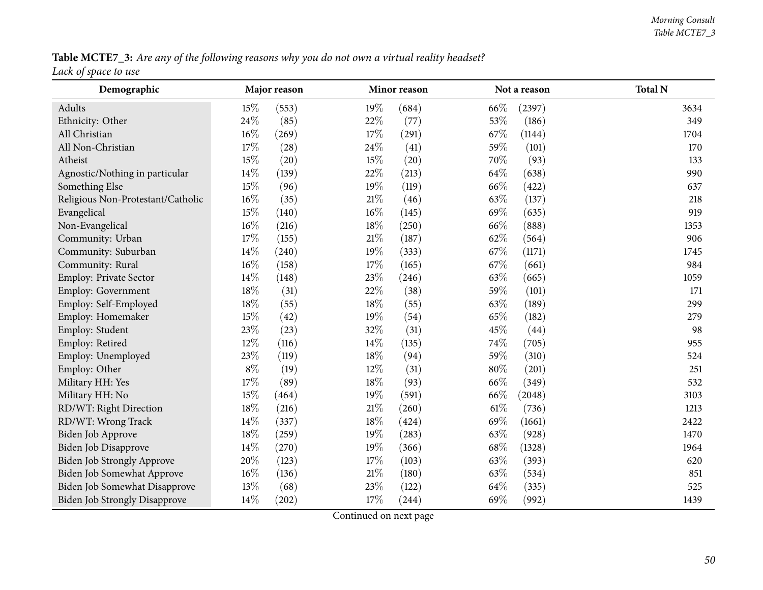**Table MCTE7_3:** *Are any of the following reasons why you do not own a virtual reality headset?*
*Lack of space to use*

| Demographic | Major reason | | Minor reason | | Not a reason | | Total N |
|---|---|---|---|---|---|---|---|
| Adults | 15% | (553) | 19% | (684) | 66% | (2397) | 3634 |
| Ethnicity: Other | 24% | (85) | 22% | (77) | 53% | (186) | 349 |
| All Christian | 16% | (269) | 17% | (291) | 67% | (1144) | 1704 |
| All Non-Christian | 17% | (28) | 24% | (41) | 59% | (101) | 170 |
| Atheist | 15% | (20) | 15% | (20) | 70% | (93) | 133 |
| Agnostic/Nothing in particular | 14% | (139) | 22% | (213) | 64% | (638) | 990 |
| Something Else | 15% | (96) | 19% | (119) | 66% | (422) | 637 |
| Religious Non-Protestant/Catholic | 16% | (35) | 21% | (46) | 63% | (137) | 218 |
| Evangelical | 15% | (140) | 16% | (145) | 69% | (635) | 919 |
| Non-Evangelical | 16% | (216) | 18% | (250) | 66% | (888) | 1353 |
| Community: Urban | 17% | (155) | 21% | (187) | 62% | (564) | 906 |
| Community: Suburban | 14% | (240) | 19% | (333) | 67% | (1171) | 1745 |
| Community: Rural | 16% | (158) | 17% | (165) | 67% | (661) | 984 |
| Employ: Private Sector | 14% | (148) | 23% | (246) | 63% | (665) | 1059 |
| Employ: Government | 18% | (31) | 22% | (38) | 59% | (101) | 171 |
| Employ: Self-Employed | 18% | (55) | 18% | (55) | 63% | (189) | 299 |
| Employ: Homemaker | 15% | (42) | 19% | (54) | 65% | (182) | 279 |
| Employ: Student | 23% | (23) | 32% | (31) | 45% | (44) | 98 |
| Employ: Retired | 12% | (116) | 14% | (135) | 74% | (705) | 955 |
| Employ: Unemployed | 23% | (119) | 18% | (94) | 59% | (310) | 524 |
| Employ: Other | 8% | (19) | 12% | (31) | 80% | (201) | 251 |
| Military HH: Yes | 17% | (89) | 18% | (93) | 66% | (349) | 532 |
| Military HH: No | 15% | (464) | 19% | (591) | 66% | (2048) | 3103 |
| RD/WT: Right Direction | 18% | (216) | 21% | (260) | 61% | (736) | 1213 |
| RD/WT: Wrong Track | 14% | (337) | 18% | (424) | 69% | (1661) | 2422 |
| Biden Job Approve | 18% | (259) | 19% | (283) | 63% | (928) | 1470 |
| Biden Job Disapprove | 14% | (270) | 19% | (366) | 68% | (1328) | 1964 |
| Biden Job Strongly Approve | 20% | (123) | 17% | (103) | 63% | (393) | 620 |
| Biden Job Somewhat Approve | 16% | (136) | 21% | (180) | 63% | (534) | 851 |
| Biden Job Somewhat Disapprove | 13% | (68) | 23% | (122) | 64% | (335) | 525 |
| Biden Job Strongly Disapprove | 14% | (202) | 17% | (244) | 69% | (992) | 1439 |

Continued on next page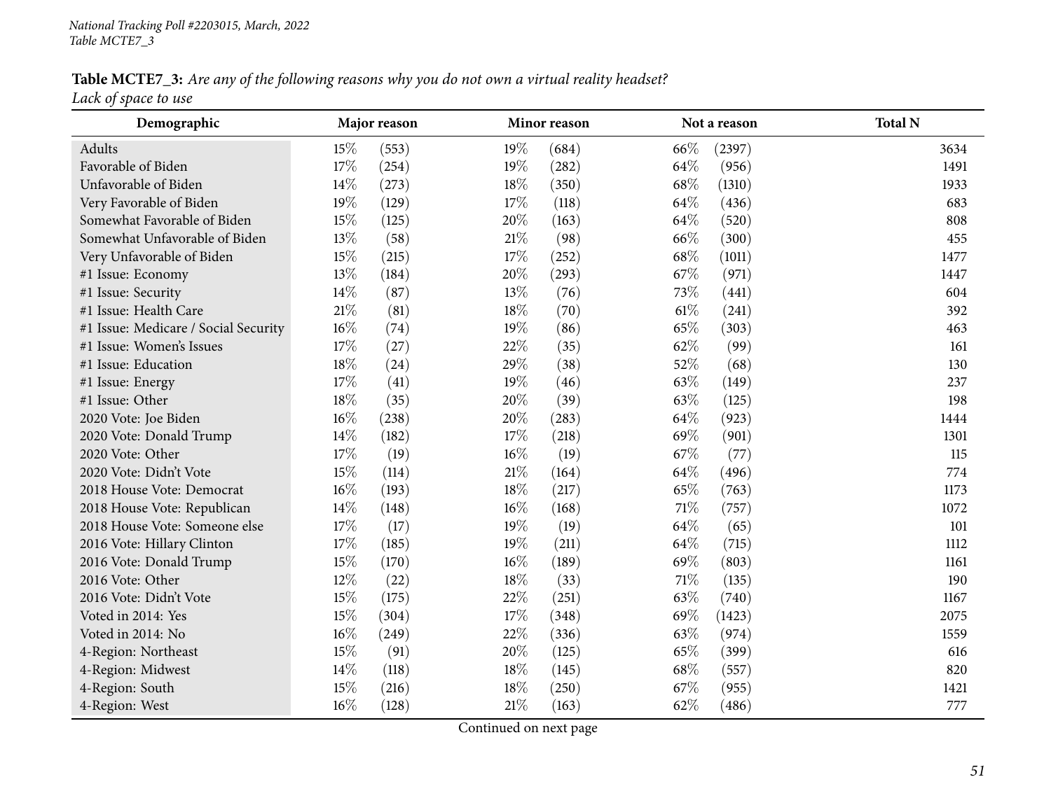**Table MCTE7_3:** *Are any of the following reasons why you do not own a virtual reality headset?*
*Lack of space to use*

| Demographic | Major reason | | Minor reason | | Not a reason | | Total N |
|---|---|---|---|---|---|---|---|
| Adults | 15% | (553) | 19% | (684) | 66% | (2397) | 3634 |
| Favorable of Biden | 17% | (254) | 19% | (282) | 64% | (956) | 1491 |
| Unfavorable of Biden | 14% | (273) | 18% | (350) | 68% | (1310) | 1933 |
| Very Favorable of Biden | 19% | (129) | 17% | (118) | 64% | (436) | 683 |
| Somewhat Favorable of Biden | 15% | (125) | 20% | (163) | 64% | (520) | 808 |
| Somewhat Unfavorable of Biden | 13% | (58) | 21% | (98) | 66% | (300) | 455 |
| Very Unfavorable of Biden | 15% | (215) | 17% | (252) | 68% | (1011) | 1477 |
| #1 Issue: Economy | 13% | (184) | 20% | (293) | 67% | (971) | 1447 |
| #1 Issue: Security | 14% | (87) | 13% | (76) | 73% | (441) | 604 |
| #1 Issue: Health Care | 21% | (81) | 18% | (70) | 61% | (241) | 392 |
| #1 Issue: Medicare / Social Security | 16% | (74) | 19% | (86) | 65% | (303) | 463 |
| #1 Issue: Women's Issues | 17% | (27) | 22% | (35) | 62% | (99) | 161 |
| #1 Issue: Education | 18% | (24) | 29% | (38) | 52% | (68) | 130 |
| #1 Issue: Energy | 17% | (41) | 19% | (46) | 63% | (149) | 237 |
| #1 Issue: Other | 18% | (35) | 20% | (39) | 63% | (125) | 198 |
| 2020 Vote: Joe Biden | 16% | (238) | 20% | (283) | 64% | (923) | 1444 |
| 2020 Vote: Donald Trump | 14% | (182) | 17% | (218) | 69% | (901) | 1301 |
| 2020 Vote: Other | 17% | (19) | 16% | (19) | 67% | (77) | 115 |
| 2020 Vote: Didn't Vote | 15% | (114) | 21% | (164) | 64% | (496) | 774 |
| 2018 House Vote: Democrat | 16% | (193) | 18% | (217) | 65% | (763) | 1173 |
| 2018 House Vote: Republican | 14% | (148) | 16% | (168) | 71% | (757) | 1072 |
| 2018 House Vote: Someone else | 17% | (17) | 19% | (19) | 64% | (65) | 101 |
| 2016 Vote: Hillary Clinton | 17% | (185) | 19% | (211) | 64% | (715) | 1112 |
| 2016 Vote: Donald Trump | 15% | (170) | 16% | (189) | 69% | (803) | 1161 |
| 2016 Vote: Other | 12% | (22) | 18% | (33) | 71% | (135) | 190 |
| 2016 Vote: Didn't Vote | 15% | (175) | 22% | (251) | 63% | (740) | 1167 |
| Voted in 2014: Yes | 15% | (304) | 17% | (348) | 69% | (1423) | 2075 |
| Voted in 2014: No | 16% | (249) | 22% | (336) | 63% | (974) | 1559 |
| 4-Region: Northeast | 15% | (91) | 20% | (125) | 65% | (399) | 616 |
| 4-Region: Midwest | 14% | (118) | 18% | (145) | 68% | (557) | 820 |
| 4-Region: South | 15% | (216) | 18% | (250) | 67% | (955) | 1421 |
| 4-Region: West | 16% | (128) | 21% | (163) | 62% | (486) | 777 |

Continued on next page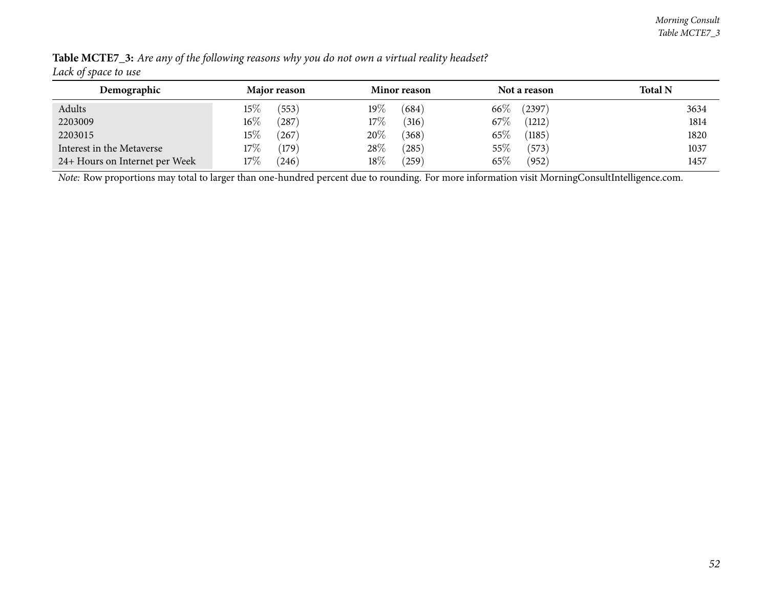**Table MCTE7_3:** *Are any of the following reasons why you do not own a virtual reality headset?*
*Lack of space to use*

| Demographic | Major reason | | Minor reason | | Not a reason | | Total N |
|---|---|---|---|---|---|---|---|
| Adults | 15% | (553) | 19% | (684) | 66% | (2397) | 3634 |
| 2203009 | 16% | (287) | 17% | (316) | 67% | (1212) | 1814 |
| 2203015 | 15% | (267) | 20% | (368) | 65% | (1185) | 1820 |
| Interest in the Metaverse | 17% | (179) | 28% | (285) | 55% | (573) | 1037 |
| 24+ Hours on Internet per Week | 17% | (246) | 18% | (259) | 65% | (952) | 1457 |

*Note:* Row proportions may total to larger than one-hundred percent due to rounding. For more information visit MorningConsultIntelligence.com.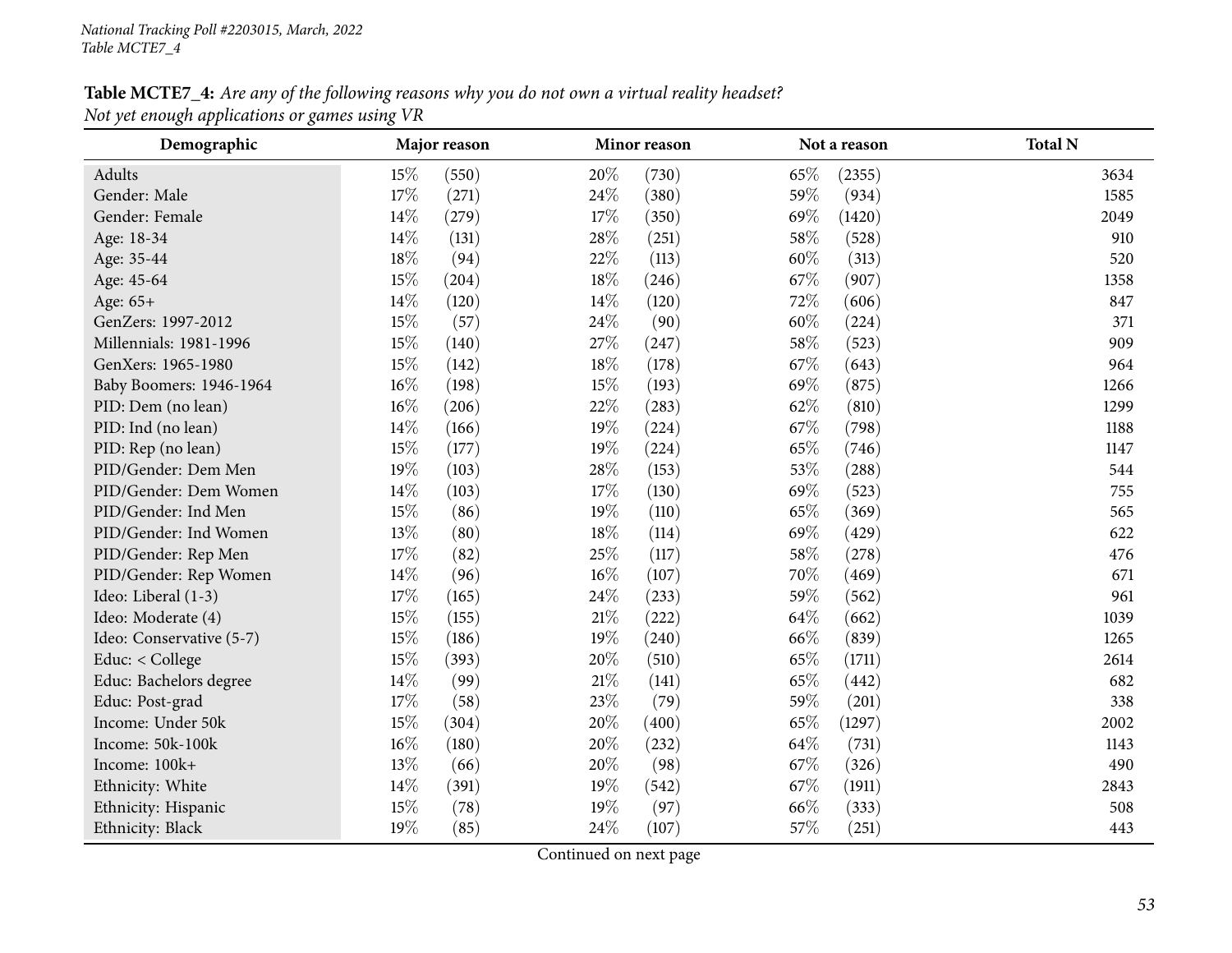**Table MCTE7_4:** *Are any of the following reasons why you do not own a virtual reality headset?*
*Not yet enough applications or games using VR*

| Demographic | Major reason | | Minor reason | | Not a reason | | Total N |
|---|---|---|---|---|---|---|---|
| Adults | 15% | (550) | 20% | (730) | 65% | (2355) | 3634 |
| Gender: Male | 17% | (271) | 24% | (380) | 59% | (934) | 1585 |
| Gender: Female | 14% | (279) | 17% | (350) | 69% | (1420) | 2049 |
| Age: 18-34 | 14% | (131) | 28% | (251) | 58% | (528) | 910 |
| Age: 35-44 | 18% | (94) | 22% | (113) | 60% | (313) | 520 |
| Age: 45-64 | 15% | (204) | 18% | (246) | 67% | (907) | 1358 |
| Age: 65+ | 14% | (120) | 14% | (120) | 72% | (606) | 847 |
| GenZers: 1997-2012 | 15% | (57) | 24% | (90) | 60% | (224) | 371 |
| Millennials: 1981-1996 | 15% | (140) | 27% | (247) | 58% | (523) | 909 |
| GenXers: 1965-1980 | 15% | (142) | 18% | (178) | 67% | (643) | 964 |
| Baby Boomers: 1946-1964 | 16% | (198) | 15% | (193) | 69% | (875) | 1266 |
| PID: Dem (no lean) | 16% | (206) | 22% | (283) | 62% | (810) | 1299 |
| PID: Ind (no lean) | 14% | (166) | 19% | (224) | 67% | (798) | 1188 |
| PID: Rep (no lean) | 15% | (177) | 19% | (224) | 65% | (746) | 1147 |
| PID/Gender: Dem Men | 19% | (103) | 28% | (153) | 53% | (288) | 544 |
| PID/Gender: Dem Women | 14% | (103) | 17% | (130) | 69% | (523) | 755 |
| PID/Gender: Ind Men | 15% | (86) | 19% | (110) | 65% | (369) | 565 |
| PID/Gender: Ind Women | 13% | (80) | 18% | (114) | 69% | (429) | 622 |
| PID/Gender: Rep Men | 17% | (82) | 25% | (117) | 58% | (278) | 476 |
| PID/Gender: Rep Women | 14% | (96) | 16% | (107) | 70% | (469) | 671 |
| Ideo: Liberal (1-3) | 17% | (165) | 24% | (233) | 59% | (562) | 961 |
| Ideo: Moderate (4) | 15% | (155) | 21% | (222) | 64% | (662) | 1039 |
| Ideo: Conservative (5-7) | 15% | (186) | 19% | (240) | 66% | (839) | 1265 |
| Educ: < College | 15% | (393) | 20% | (510) | 65% | (1711) | 2614 |
| Educ: Bachelors degree | 14% | (99) | 21% | (141) | 65% | (442) | 682 |
| Educ: Post-grad | 17% | (58) | 23% | (79) | 59% | (201) | 338 |
| Income: Under 50k | 15% | (304) | 20% | (400) | 65% | (1297) | 2002 |
| Income: 50k-100k | 16% | (180) | 20% | (232) | 64% | (731) | 1143 |
| Income: 100k+ | 13% | (66) | 20% | (98) | 67% | (326) | 490 |
| Ethnicity: White | 14% | (391) | 19% | (542) | 67% | (1911) | 2843 |
| Ethnicity: Hispanic | 15% | (78) | 19% | (97) | 66% | (333) | 508 |
| Ethnicity: Black | 19% | (85) | 24% | (107) | 57% | (251) | 443 |

Continued on next page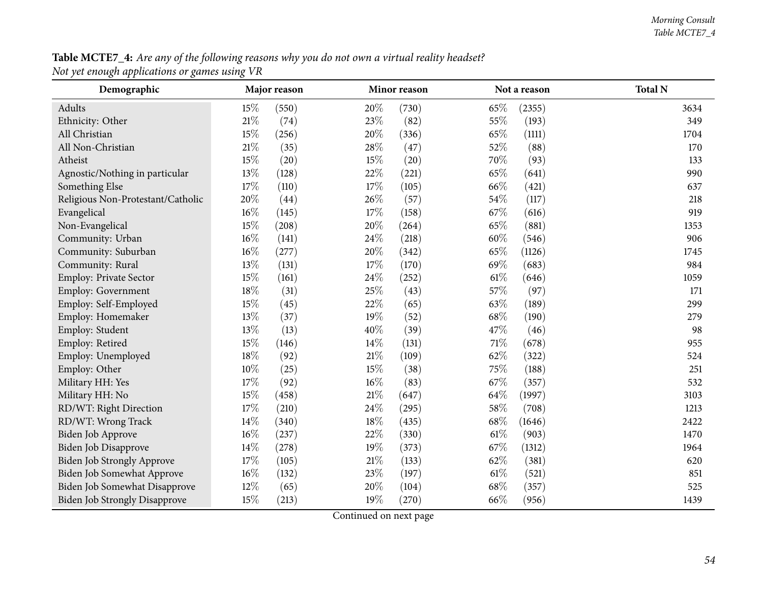**Table MCTE7_4:** *Are any of the following reasons why you do not own a virtual reality headset? Not yet enough applications or games using VR*

| Demographic | Major reason | | Minor reason | | Not a reason | | Total N |
|---|---|---|---|---|---|---|---|
| Adults | 15% | (550) | 20% | (730) | 65% | (2355) | 3634 |
| Ethnicity: Other | 21% | (74) | 23% | (82) | 55% | (193) | 349 |
| All Christian | 15% | (256) | 20% | (336) | 65% | (1111) | 1704 |
| All Non-Christian | 21% | (35) | 28% | (47) | 52% | (88) | 170 |
| Atheist | 15% | (20) | 15% | (20) | 70% | (93) | 133 |
| Agnostic/Nothing in particular | 13% | (128) | 22% | (221) | 65% | (641) | 990 |
| Something Else | 17% | (110) | 17% | (105) | 66% | (421) | 637 |
| Religious Non-Protestant/Catholic | 20% | (44) | 26% | (57) | 54% | (117) | 218 |
| Evangelical | 16% | (145) | 17% | (158) | 67% | (616) | 919 |
| Non-Evangelical | 15% | (208) | 20% | (264) | 65% | (881) | 1353 |
| Community: Urban | 16% | (141) | 24% | (218) | 60% | (546) | 906 |
| Community: Suburban | 16% | (277) | 20% | (342) | 65% | (1126) | 1745 |
| Community: Rural | 13% | (131) | 17% | (170) | 69% | (683) | 984 |
| Employ: Private Sector | 15% | (161) | 24% | (252) | 61% | (646) | 1059 |
| Employ: Government | 18% | (31) | 25% | (43) | 57% | (97) | 171 |
| Employ: Self-Employed | 15% | (45) | 22% | (65) | 63% | (189) | 299 |
| Employ: Homemaker | 13% | (37) | 19% | (52) | 68% | (190) | 279 |
| Employ: Student | 13% | (13) | 40% | (39) | 47% | (46) | 98 |
| Employ: Retired | 15% | (146) | 14% | (131) | 71% | (678) | 955 |
| Employ: Unemployed | 18% | (92) | 21% | (109) | 62% | (322) | 524 |
| Employ: Other | 10% | (25) | 15% | (38) | 75% | (188) | 251 |
| Military HH: Yes | 17% | (92) | 16% | (83) | 67% | (357) | 532 |
| Military HH: No | 15% | (458) | 21% | (647) | 64% | (1997) | 3103 |
| RD/WT: Right Direction | 17% | (210) | 24% | (295) | 58% | (708) | 1213 |
| RD/WT: Wrong Track | 14% | (340) | 18% | (435) | 68% | (1646) | 2422 |
| Biden Job Approve | 16% | (237) | 22% | (330) | 61% | (903) | 1470 |
| Biden Job Disapprove | 14% | (278) | 19% | (373) | 67% | (1312) | 1964 |
| Biden Job Strongly Approve | 17% | (105) | 21% | (133) | 62% | (381) | 620 |
| Biden Job Somewhat Approve | 16% | (132) | 23% | (197) | 61% | (521) | 851 |
| Biden Job Somewhat Disapprove | 12% | (65) | 20% | (104) | 68% | (357) | 525 |
| Biden Job Strongly Disapprove | 15% | (213) | 19% | (270) | 66% | (956) | 1439 |

Continued on next page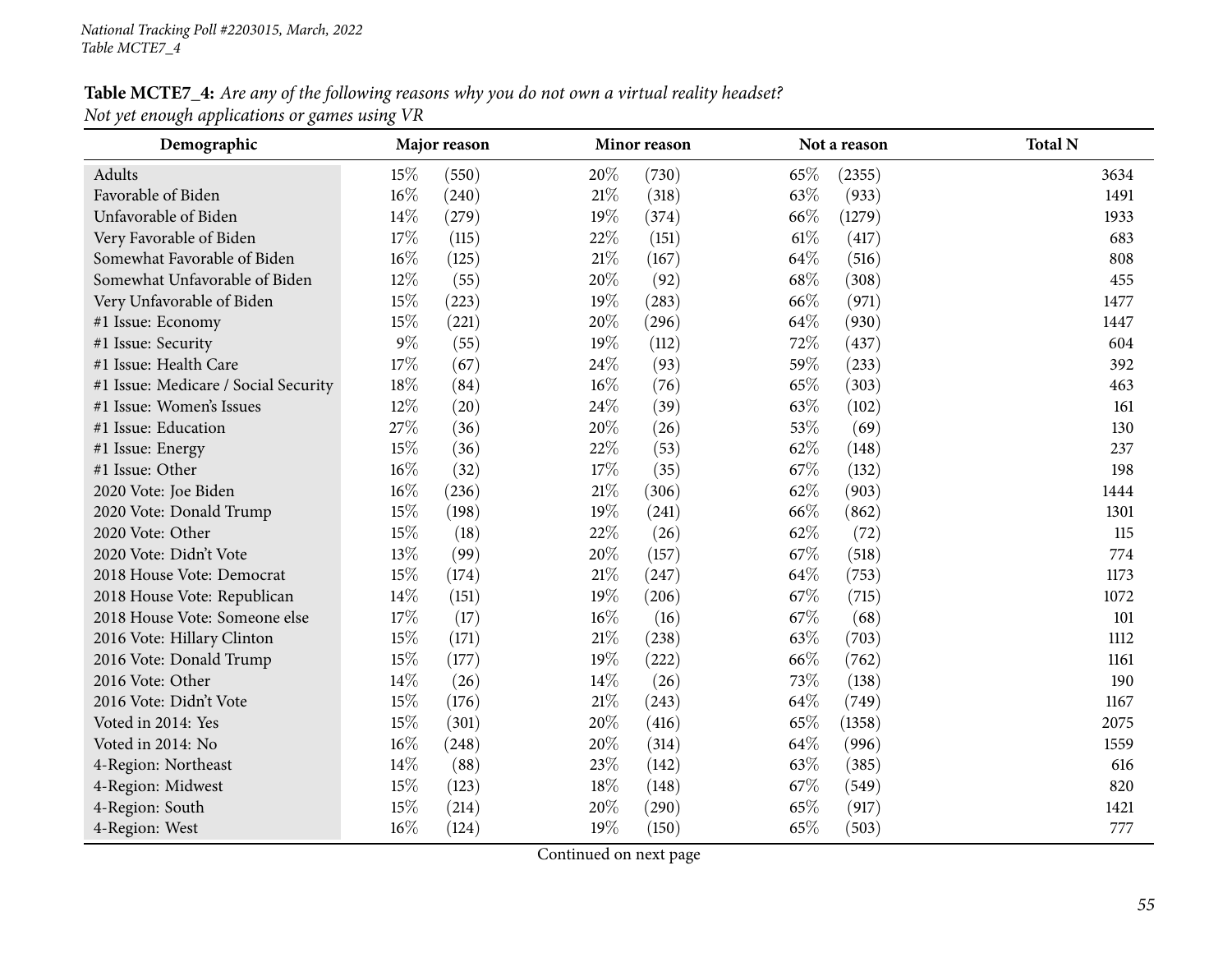**Table MCTE7_4:** *Are any of the following reasons why you do not own a virtual reality headset?*
*Not yet enough applications or games using VR*

| Demographic | Major reason | | Minor reason | | Not a reason | | Total N |
|---|---|---|---|---|---|---|---|
| Adults | 15% | (550) | 20% | (730) | 65% | (2355) | 3634 |
| Favorable of Biden | 16% | (240) | 21% | (318) | 63% | (933) | 1491 |
| Unfavorable of Biden | 14% | (279) | 19% | (374) | 66% | (1279) | 1933 |
| Very Favorable of Biden | 17% | (115) | 22% | (151) | 61% | (417) | 683 |
| Somewhat Favorable of Biden | 16% | (125) | 21% | (167) | 64% | (516) | 808 |
| Somewhat Unfavorable of Biden | 12% | (55) | 20% | (92) | 68% | (308) | 455 |
| Very Unfavorable of Biden | 15% | (223) | 19% | (283) | 66% | (971) | 1477 |
| #1 Issue: Economy | 15% | (221) | 20% | (296) | 64% | (930) | 1447 |
| #1 Issue: Security | 9% | (55) | 19% | (112) | 72% | (437) | 604 |
| #1 Issue: Health Care | 17% | (67) | 24% | (93) | 59% | (233) | 392 |
| #1 Issue: Medicare / Social Security | 18% | (84) | 16% | (76) | 65% | (303) | 463 |
| #1 Issue: Women's Issues | 12% | (20) | 24% | (39) | 63% | (102) | 161 |
| #1 Issue: Education | 27% | (36) | 20% | (26) | 53% | (69) | 130 |
| #1 Issue: Energy | 15% | (36) | 22% | (53) | 62% | (148) | 237 |
| #1 Issue: Other | 16% | (32) | 17% | (35) | 67% | (132) | 198 |
| 2020 Vote: Joe Biden | 16% | (236) | 21% | (306) | 62% | (903) | 1444 |
| 2020 Vote: Donald Trump | 15% | (198) | 19% | (241) | 66% | (862) | 1301 |
| 2020 Vote: Other | 15% | (18) | 22% | (26) | 62% | (72) | 115 |
| 2020 Vote: Didn't Vote | 13% | (99) | 20% | (157) | 67% | (518) | 774 |
| 2018 House Vote: Democrat | 15% | (174) | 21% | (247) | 64% | (753) | 1173 |
| 2018 House Vote: Republican | 14% | (151) | 19% | (206) | 67% | (715) | 1072 |
| 2018 House Vote: Someone else | 17% | (17) | 16% | (16) | 67% | (68) | 101 |
| 2016 Vote: Hillary Clinton | 15% | (171) | 21% | (238) | 63% | (703) | 1112 |
| 2016 Vote: Donald Trump | 15% | (177) | 19% | (222) | 66% | (762) | 1161 |
| 2016 Vote: Other | 14% | (26) | 14% | (26) | 73% | (138) | 190 |
| 2016 Vote: Didn't Vote | 15% | (176) | 21% | (243) | 64% | (749) | 1167 |
| Voted in 2014: Yes | 15% | (301) | 20% | (416) | 65% | (1358) | 2075 |
| Voted in 2014: No | 16% | (248) | 20% | (314) | 64% | (996) | 1559 |
| 4-Region: Northeast | 14% | (88) | 23% | (142) | 63% | (385) | 616 |
| 4-Region: Midwest | 15% | (123) | 18% | (148) | 67% | (549) | 820 |
| 4-Region: South | 15% | (214) | 20% | (290) | 65% | (917) | 1421 |
| 4-Region: West | 16% | (124) | 19% | (150) | 65% | (503) | 777 |

Continued on next page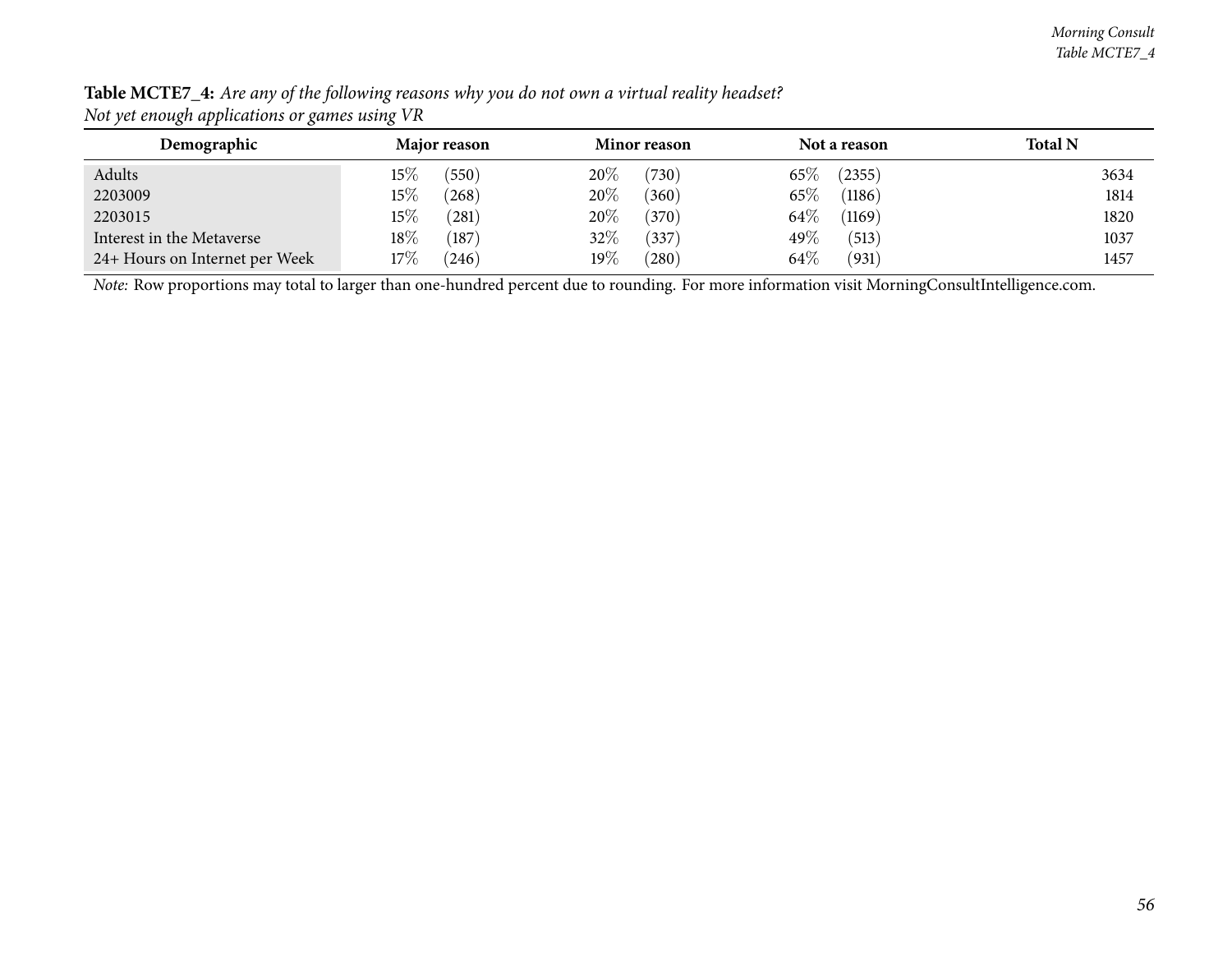**Table MCTE7_4:** *Are any of the following reasons why you do not own a virtual reality headset?*
*Not yet enough applications or games using VR*

| Demographic | Major reason | | Minor reason | | Not a reason | | Total N |
|---|---|---|---|---|---|---|---|
| Adults | 15% | (550) | 20% | (730) | 65% | (2355) | 3634 |
| 2203009 | 15% | (268) | 20% | (360) | 65% | (1186) | 1814 |
| 2203015 | 15% | (281) | 20% | (370) | 64% | (1169) | 1820 |
| Interest in the Metaverse | 18% | (187) | 32% | (337) | 49% | (513) | 1037 |
| 24+ Hours on Internet per Week | 17% | (246) | 19% | (280) | 64% | (931) | 1457 |

*Note:* Row proportions may total to larger than one-hundred percent due to rounding. For more information visit MorningConsultIntelligence.com.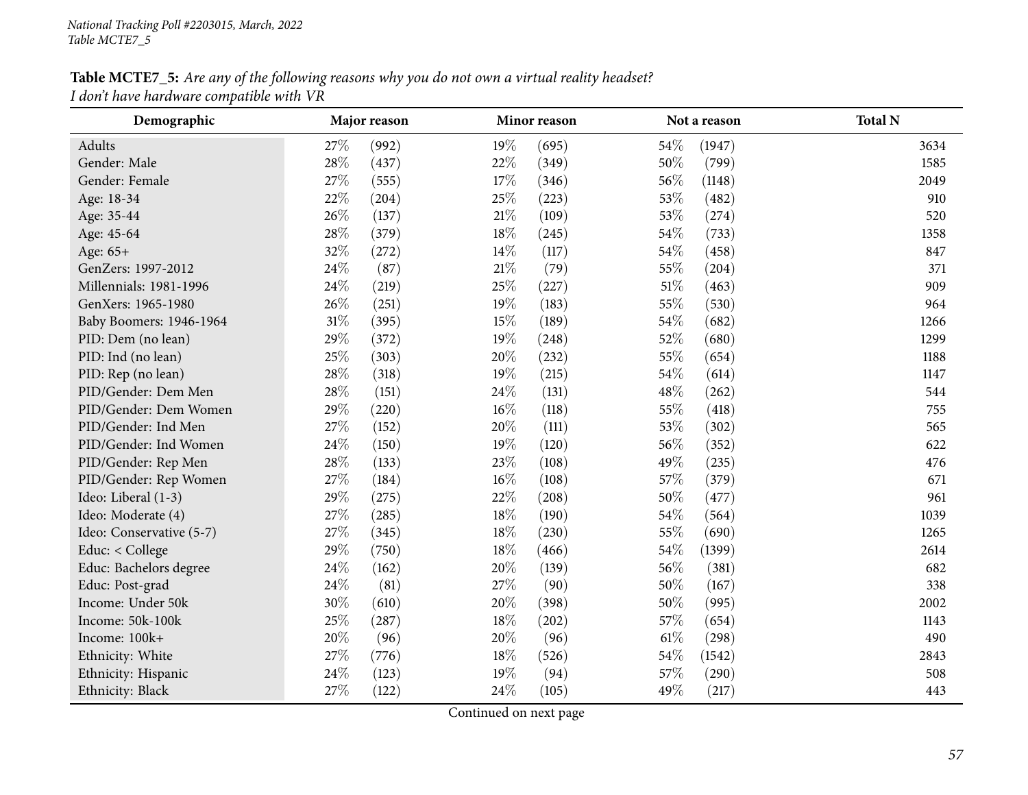**Table MCTE7_5:** *Are any of the following reasons why you do not own a virtual reality headset?*
*I don't have hardware compatible with VR*

| Demographic | Major reason | | Minor reason | | Not a reason | | Total N |
|---|---|---|---|---|---|---|---|
| Adults | 27% | (992) | 19% | (695) | 54% | (1947) | 3634 |
| Gender: Male | 28% | (437) | 22% | (349) | 50% | (799) | 1585 |
| Gender: Female | 27% | (555) | 17% | (346) | 56% | (1148) | 2049 |
| Age: 18-34 | 22% | (204) | 25% | (223) | 53% | (482) | 910 |
| Age: 35-44 | 26% | (137) | 21% | (109) | 53% | (274) | 520 |
| Age: 45-64 | 28% | (379) | 18% | (245) | 54% | (733) | 1358 |
| Age: 65+ | 32% | (272) | 14% | (117) | 54% | (458) | 847 |
| GenZers: 1997-2012 | 24% | (87) | 21% | (79) | 55% | (204) | 371 |
| Millennials: 1981-1996 | 24% | (219) | 25% | (227) | 51% | (463) | 909 |
| GenXers: 1965-1980 | 26% | (251) | 19% | (183) | 55% | (530) | 964 |
| Baby Boomers: 1946-1964 | 31% | (395) | 15% | (189) | 54% | (682) | 1266 |
| PID: Dem (no lean) | 29% | (372) | 19% | (248) | 52% | (680) | 1299 |
| PID: Ind (no lean) | 25% | (303) | 20% | (232) | 55% | (654) | 1188 |
| PID: Rep (no lean) | 28% | (318) | 19% | (215) | 54% | (614) | 1147 |
| PID/Gender: Dem Men | 28% | (151) | 24% | (131) | 48% | (262) | 544 |
| PID/Gender: Dem Women | 29% | (220) | 16% | (118) | 55% | (418) | 755 |
| PID/Gender: Ind Men | 27% | (152) | 20% | (111) | 53% | (302) | 565 |
| PID/Gender: Ind Women | 24% | (150) | 19% | (120) | 56% | (352) | 622 |
| PID/Gender: Rep Men | 28% | (133) | 23% | (108) | 49% | (235) | 476 |
| PID/Gender: Rep Women | 27% | (184) | 16% | (108) | 57% | (379) | 671 |
| Ideo: Liberal (1-3) | 29% | (275) | 22% | (208) | 50% | (477) | 961 |
| Ideo: Moderate (4) | 27% | (285) | 18% | (190) | 54% | (564) | 1039 |
| Ideo: Conservative (5-7) | 27% | (345) | 18% | (230) | 55% | (690) | 1265 |
| Educ: < College | 29% | (750) | 18% | (466) | 54% | (1399) | 2614 |
| Educ: Bachelors degree | 24% | (162) | 20% | (139) | 56% | (381) | 682 |
| Educ: Post-grad | 24% | (81) | 27% | (90) | 50% | (167) | 338 |
| Income: Under 50k | 30% | (610) | 20% | (398) | 50% | (995) | 2002 |
| Income: 50k-100k | 25% | (287) | 18% | (202) | 57% | (654) | 1143 |
| Income: 100k+ | 20% | (96) | 20% | (96) | 61% | (298) | 490 |
| Ethnicity: White | 27% | (776) | 18% | (526) | 54% | (1542) | 2843 |
| Ethnicity: Hispanic | 24% | (123) | 19% | (94) | 57% | (290) | 508 |
| Ethnicity: Black | 27% | (122) | 24% | (105) | 49% | (217) | 443 |

Continued on next page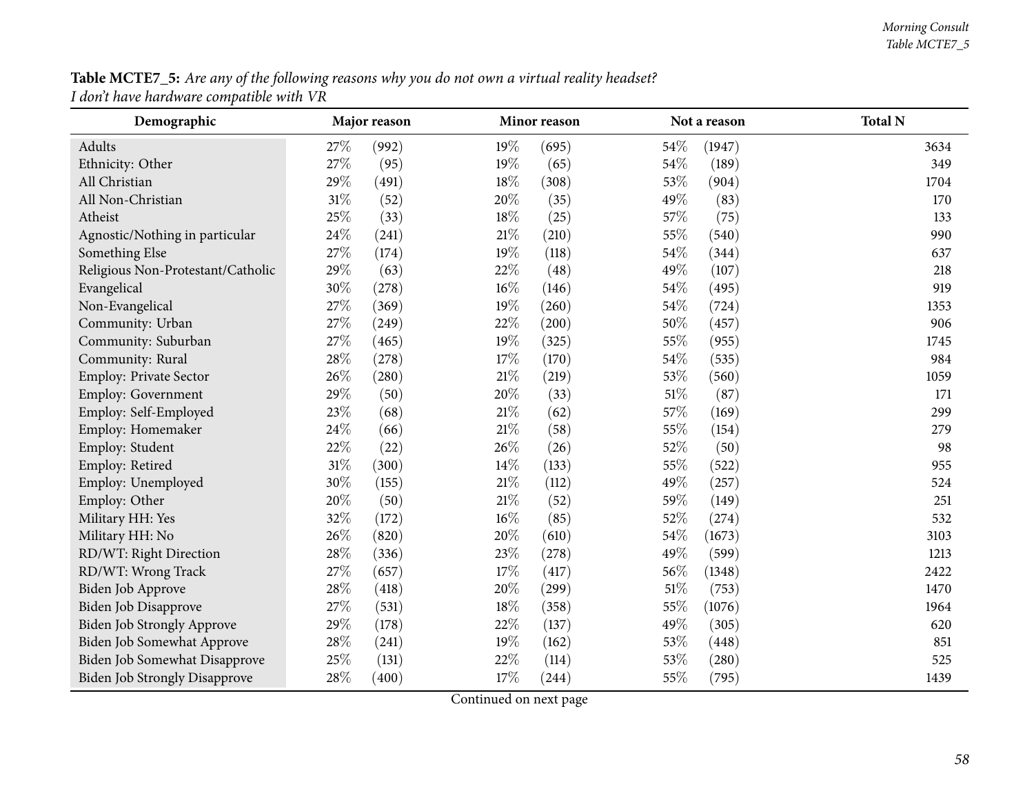**Table MCTE7_5:** *Are any of the following reasons why you do not own a virtual reality headset?*
*I don't have hardware compatible with VR*

| Demographic | Major reason | | Minor reason | | Not a reason | | Total N |
|---|---|---|---|---|---|---|---|
| Adults | 27% | (992) | 19% | (695) | 54% | (1947) | 3634 |
| Ethnicity: Other | 27% | (95) | 19% | (65) | 54% | (189) | 349 |
| All Christian | 29% | (491) | 18% | (308) | 53% | (904) | 1704 |
| All Non-Christian | 31% | (52) | 20% | (35) | 49% | (83) | 170 |
| Atheist | 25% | (33) | 18% | (25) | 57% | (75) | 133 |
| Agnostic/Nothing in particular | 24% | (241) | 21% | (210) | 55% | (540) | 990 |
| Something Else | 27% | (174) | 19% | (118) | 54% | (344) | 637 |
| Religious Non-Protestant/Catholic | 29% | (63) | 22% | (48) | 49% | (107) | 218 |
| Evangelical | 30% | (278) | 16% | (146) | 54% | (495) | 919 |
| Non-Evangelical | 27% | (369) | 19% | (260) | 54% | (724) | 1353 |
| Community: Urban | 27% | (249) | 22% | (200) | 50% | (457) | 906 |
| Community: Suburban | 27% | (465) | 19% | (325) | 55% | (955) | 1745 |
| Community: Rural | 28% | (278) | 17% | (170) | 54% | (535) | 984 |
| Employ: Private Sector | 26% | (280) | 21% | (219) | 53% | (560) | 1059 |
| Employ: Government | 29% | (50) | 20% | (33) | 51% | (87) | 171 |
| Employ: Self-Employed | 23% | (68) | 21% | (62) | 57% | (169) | 299 |
| Employ: Homemaker | 24% | (66) | 21% | (58) | 55% | (154) | 279 |
| Employ: Student | 22% | (22) | 26% | (26) | 52% | (50) | 98 |
| Employ: Retired | 31% | (300) | 14% | (133) | 55% | (522) | 955 |
| Employ: Unemployed | 30% | (155) | 21% | (112) | 49% | (257) | 524 |
| Employ: Other | 20% | (50) | 21% | (52) | 59% | (149) | 251 |
| Military HH: Yes | 32% | (172) | 16% | (85) | 52% | (274) | 532 |
| Military HH: No | 26% | (820) | 20% | (610) | 54% | (1673) | 3103 |
| RD/WT: Right Direction | 28% | (336) | 23% | (278) | 49% | (599) | 1213 |
| RD/WT: Wrong Track | 27% | (657) | 17% | (417) | 56% | (1348) | 2422 |
| Biden Job Approve | 28% | (418) | 20% | (299) | 51% | (753) | 1470 |
| Biden Job Disapprove | 27% | (531) | 18% | (358) | 55% | (1076) | 1964 |
| Biden Job Strongly Approve | 29% | (178) | 22% | (137) | 49% | (305) | 620 |
| Biden Job Somewhat Approve | 28% | (241) | 19% | (162) | 53% | (448) | 851 |
| Biden Job Somewhat Disapprove | 25% | (131) | 22% | (114) | 53% | (280) | 525 |
| Biden Job Strongly Disapprove | 28% | (400) | 17% | (244) | 55% | (795) | 1439 |

Continued on next page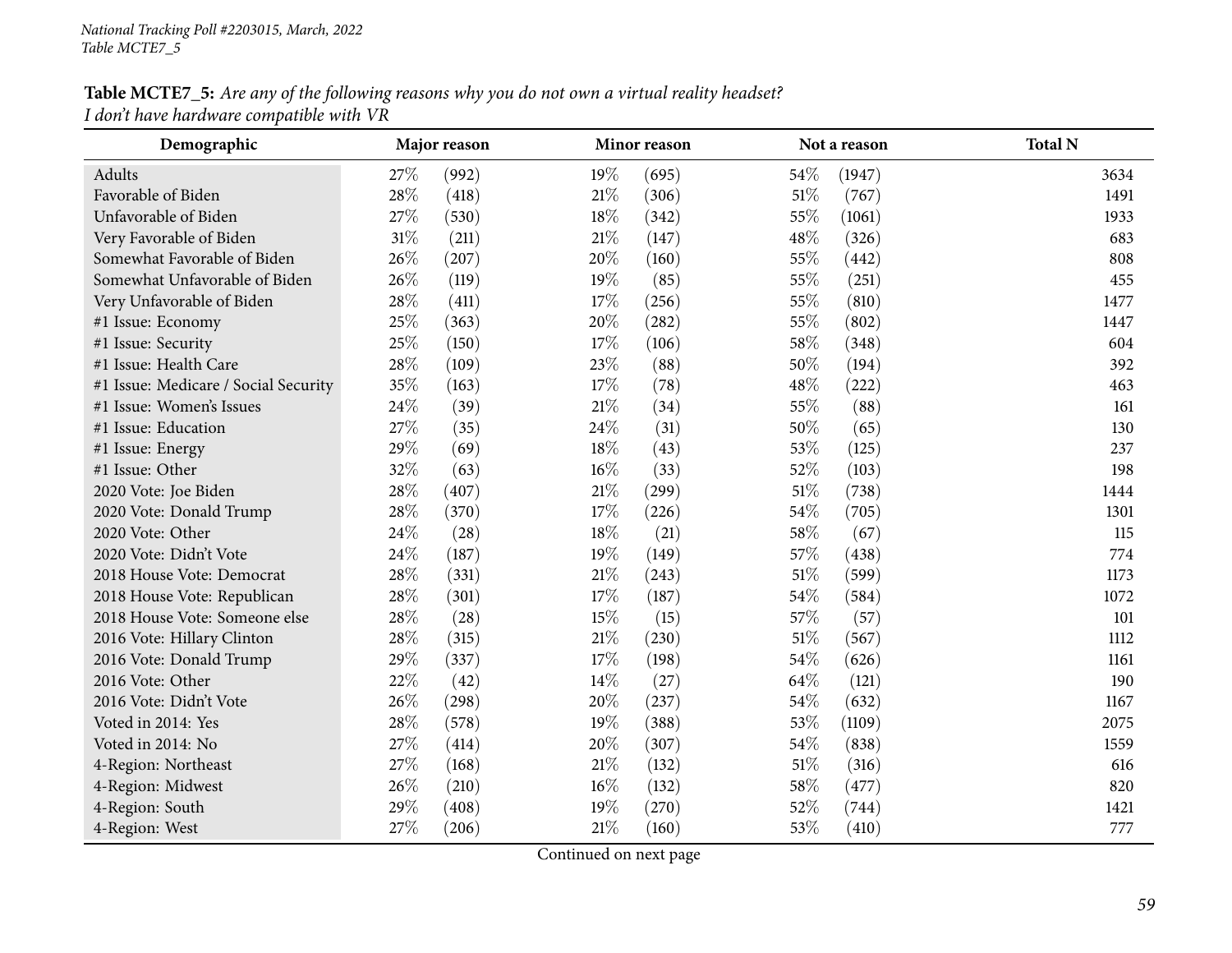*National Tracking Poll #2203015, March, 2022*
*Table MCTE7_5*

**Table MCTE7_5:** *Are any of the following reasons why you do not own a virtual reality headset?*
*I don't have hardware compatible with VR*

| Demographic | Major reason | | Minor reason | | Not a reason | | Total N |
|---|---|---|---|---|---|---|---|
| Adults | 27% | (992) | 19% | (695) | 54% | (1947) | 3634 |
| Favorable of Biden | 28% | (418) | 21% | (306) | 51% | (767) | 1491 |
| Unfavorable of Biden | 27% | (530) | 18% | (342) | 55% | (1061) | 1933 |
| Very Favorable of Biden | 31% | (211) | 21% | (147) | 48% | (326) | 683 |
| Somewhat Favorable of Biden | 26% | (207) | 20% | (160) | 55% | (442) | 808 |
| Somewhat Unfavorable of Biden | 26% | (119) | 19% | (85) | 55% | (251) | 455 |
| Very Unfavorable of Biden | 28% | (411) | 17% | (256) | 55% | (810) | 1477 |
| #1 Issue: Economy | 25% | (363) | 20% | (282) | 55% | (802) | 1447 |
| #1 Issue: Security | 25% | (150) | 17% | (106) | 58% | (348) | 604 |
| #1 Issue: Health Care | 28% | (109) | 23% | (88) | 50% | (194) | 392 |
| #1 Issue: Medicare / Social Security | 35% | (163) | 17% | (78) | 48% | (222) | 463 |
| #1 Issue: Women's Issues | 24% | (39) | 21% | (34) | 55% | (88) | 161 |
| #1 Issue: Education | 27% | (35) | 24% | (31) | 50% | (65) | 130 |
| #1 Issue: Energy | 29% | (69) | 18% | (43) | 53% | (125) | 237 |
| #1 Issue: Other | 32% | (63) | 16% | (33) | 52% | (103) | 198 |
| 2020 Vote: Joe Biden | 28% | (407) | 21% | (299) | 51% | (738) | 1444 |
| 2020 Vote: Donald Trump | 28% | (370) | 17% | (226) | 54% | (705) | 1301 |
| 2020 Vote: Other | 24% | (28) | 18% | (21) | 58% | (67) | 115 |
| 2020 Vote: Didn't Vote | 24% | (187) | 19% | (149) | 57% | (438) | 774 |
| 2018 House Vote: Democrat | 28% | (331) | 21% | (243) | 51% | (599) | 1173 |
| 2018 House Vote: Republican | 28% | (301) | 17% | (187) | 54% | (584) | 1072 |
| 2018 House Vote: Someone else | 28% | (28) | 15% | (15) | 57% | (57) | 101 |
| 2016 Vote: Hillary Clinton | 28% | (315) | 21% | (230) | 51% | (567) | 1112 |
| 2016 Vote: Donald Trump | 29% | (337) | 17% | (198) | 54% | (626) | 1161 |
| 2016 Vote: Other | 22% | (42) | 14% | (27) | 64% | (121) | 190 |
| 2016 Vote: Didn't Vote | 26% | (298) | 20% | (237) | 54% | (632) | 1167 |
| Voted in 2014: Yes | 28% | (578) | 19% | (388) | 53% | (1109) | 2075 |
| Voted in 2014: No | 27% | (414) | 20% | (307) | 54% | (838) | 1559 |
| 4-Region: Northeast | 27% | (168) | 21% | (132) | 51% | (316) | 616 |
| 4-Region: Midwest | 26% | (210) | 16% | (132) | 58% | (477) | 820 |
| 4-Region: South | 29% | (408) | 19% | (270) | 52% | (744) | 1421 |
| 4-Region: West | 27% | (206) | 21% | (160) | 53% | (410) | 777 |

Continued on next page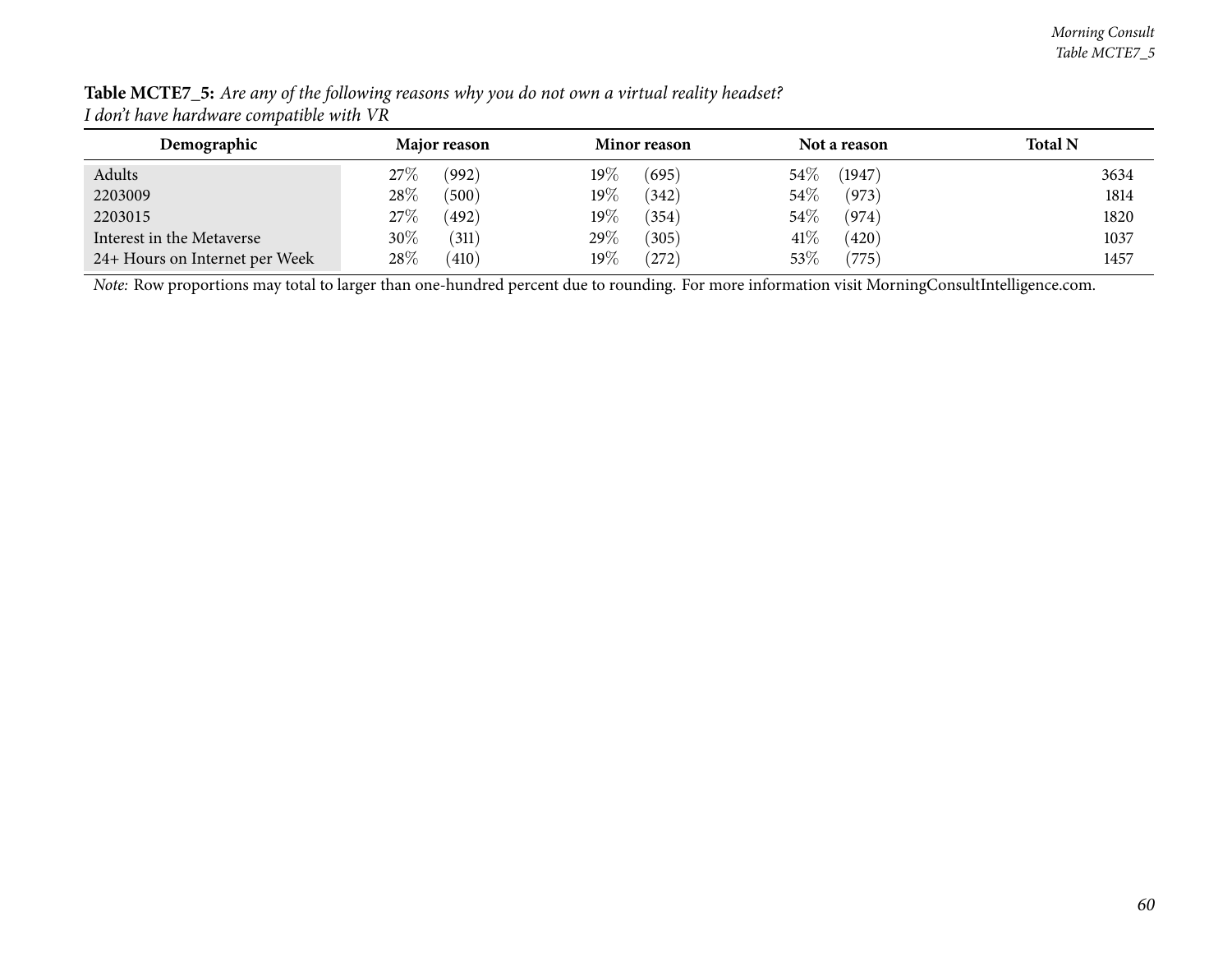**Table MCTE7_5:** *Are any of the following reasons why you do not own a virtual reality headset?*
*I don't have hardware compatible with VR*

| Demographic | Major reason | | Minor reason | | Not a reason | | Total N |
|---|---|---|---|---|---|---|---|
| Adults | 27% | (992) | 19% | (695) | 54% | (1947) | 3634 |
| 2203009 | 28% | (500) | 19% | (342) | 54% | (973) | 1814 |
| 2203015 | 27% | (492) | 19% | (354) | 54% | (974) | 1820 |
| Interest in the Metaverse | 30% | (311) | 29% | (305) | 41% | (420) | 1037 |
| 24+ Hours on Internet per Week | 28% | (410) | 19% | (272) | 53% | (775) | 1457 |

*Note:* Row proportions may total to larger than one-hundred percent due to rounding. For more information visit MorningConsultIntelligence.com.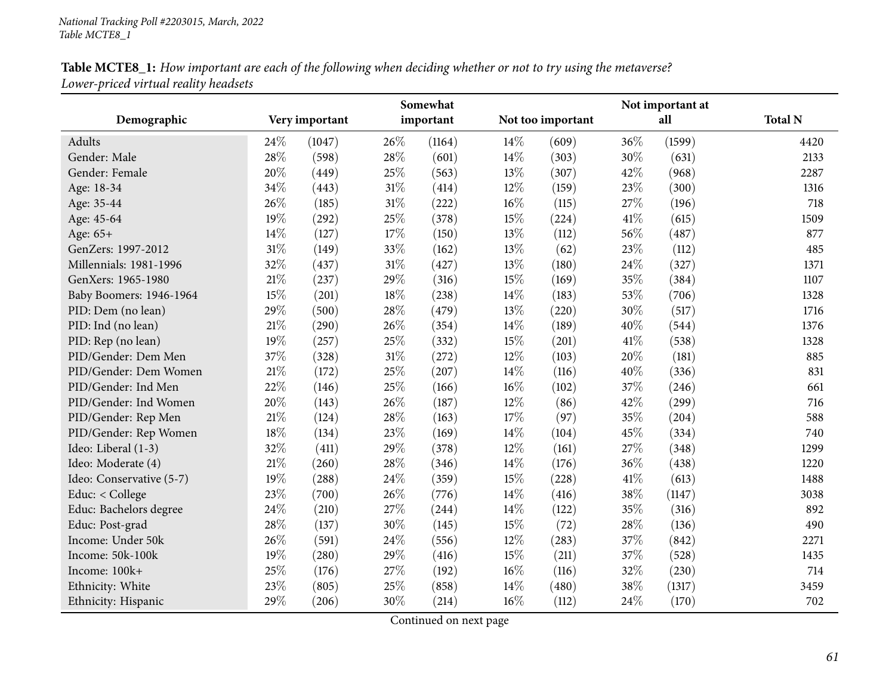**Table MCTE8_1:** *How important are each of the following when deciding whether or not to try using the metaverse? Lower-priced virtual reality headsets*

| Demographic | Very important | | Somewhat important | | Not too important | | Not important at all | | Total N |
|---|---|---|---|---|---|---|---|---|---|
| Adults | 24% | (1047) | 26% | (1164) | 14% | (609) | 36% | (1599) | 4420 |
| Gender: Male | 28% | (598) | 28% | (601) | 14% | (303) | 30% | (631) | 2133 |
| Gender: Female | 20% | (449) | 25% | (563) | 13% | (307) | 42% | (968) | 2287 |
| Age: 18-34 | 34% | (443) | 31% | (414) | 12% | (159) | 23% | (300) | 1316 |
| Age: 35-44 | 26% | (185) | 31% | (222) | 16% | (115) | 27% | (196) | 718 |
| Age: 45-64 | 19% | (292) | 25% | (378) | 15% | (224) | 41% | (615) | 1509 |
| Age: 65+ | 14% | (127) | 17% | (150) | 13% | (112) | 56% | (487) | 877 |
| GenZers: 1997-2012 | 31% | (149) | 33% | (162) | 13% | (62) | 23% | (112) | 485 |
| Millennials: 1981-1996 | 32% | (437) | 31% | (427) | 13% | (180) | 24% | (327) | 1371 |
| GenXers: 1965-1980 | 21% | (237) | 29% | (316) | 15% | (169) | 35% | (384) | 1107 |
| Baby Boomers: 1946-1964 | 15% | (201) | 18% | (238) | 14% | (183) | 53% | (706) | 1328 |
| PID: Dem (no lean) | 29% | (500) | 28% | (479) | 13% | (220) | 30% | (517) | 1716 |
| PID: Ind (no lean) | 21% | (290) | 26% | (354) | 14% | (189) | 40% | (544) | 1376 |
| PID: Rep (no lean) | 19% | (257) | 25% | (332) | 15% | (201) | 41% | (538) | 1328 |
| PID/Gender: Dem Men | 37% | (328) | 31% | (272) | 12% | (103) | 20% | (181) | 885 |
| PID/Gender: Dem Women | 21% | (172) | 25% | (207) | 14% | (116) | 40% | (336) | 831 |
| PID/Gender: Ind Men | 22% | (146) | 25% | (166) | 16% | (102) | 37% | (246) | 661 |
| PID/Gender: Ind Women | 20% | (143) | 26% | (187) | 12% | (86) | 42% | (299) | 716 |
| PID/Gender: Rep Men | 21% | (124) | 28% | (163) | 17% | (97) | 35% | (204) | 588 |
| PID/Gender: Rep Women | 18% | (134) | 23% | (169) | 14% | (104) | 45% | (334) | 740 |
| Ideo: Liberal (1-3) | 32% | (411) | 29% | (378) | 12% | (161) | 27% | (348) | 1299 |
| Ideo: Moderate (4) | 21% | (260) | 28% | (346) | 14% | (176) | 36% | (438) | 1220 |
| Ideo: Conservative (5-7) | 19% | (288) | 24% | (359) | 15% | (228) | 41% | (613) | 1488 |
| Educ: < College | 23% | (700) | 26% | (776) | 14% | (416) | 38% | (1147) | 3038 |
| Educ: Bachelors degree | 24% | (210) | 27% | (244) | 14% | (122) | 35% | (316) | 892 |
| Educ: Post-grad | 28% | (137) | 30% | (145) | 15% | (72) | 28% | (136) | 490 |
| Income: Under 50k | 26% | (591) | 24% | (556) | 12% | (283) | 37% | (842) | 2271 |
| Income: 50k-100k | 19% | (280) | 29% | (416) | 15% | (211) | 37% | (528) | 1435 |
| Income: 100k+ | 25% | (176) | 27% | (192) | 16% | (116) | 32% | (230) | 714 |
| Ethnicity: White | 23% | (805) | 25% | (858) | 14% | (480) | 38% | (1317) | 3459 |
| Ethnicity: Hispanic | 29% | (206) | 30% | (214) | 16% | (112) | 24% | (170) | 702 |

Continued on next page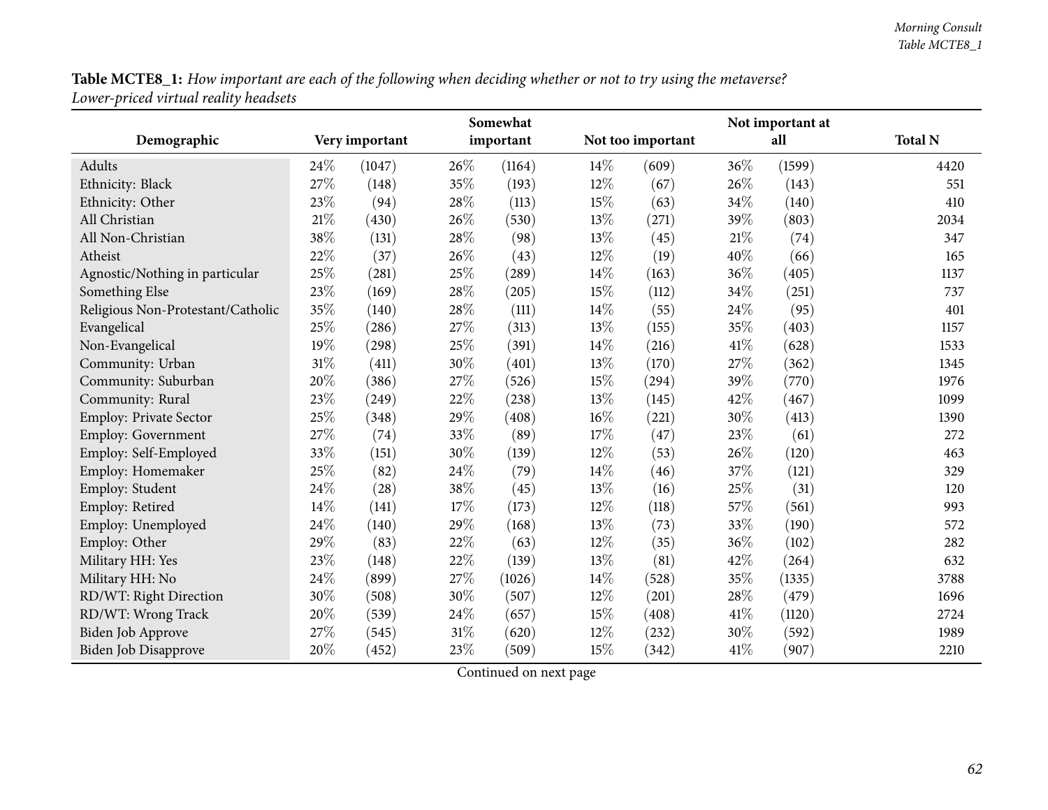**Table MCTE8_1:** *How important are each of the following when deciding whether or not to try using the metaverse? Lower-priced virtual reality headsets*

| Demographic | Very important | | Somewhat important | | Not too important | | Not important at all | | Total N |
|---|---|---|---|---|---|---|---|---|---|
| Adults | 24% | (1047) | 26% | (1164) | 14% | (609) | 36% | (1599) | 4420 |
| Ethnicity: Black | 27% | (148) | 35% | (193) | 12% | (67) | 26% | (143) | 551 |
| Ethnicity: Other | 23% | (94) | 28% | (113) | 15% | (63) | 34% | (140) | 410 |
| All Christian | 21% | (430) | 26% | (530) | 13% | (271) | 39% | (803) | 2034 |
| All Non-Christian | 38% | (131) | 28% | (98) | 13% | (45) | 21% | (74) | 347 |
| Atheist | 22% | (37) | 26% | (43) | 12% | (19) | 40% | (66) | 165 |
| Agnostic/Nothing in particular | 25% | (281) | 25% | (289) | 14% | (163) | 36% | (405) | 1137 |
| Something Else | 23% | (169) | 28% | (205) | 15% | (112) | 34% | (251) | 737 |
| Religious Non-Protestant/Catholic | 35% | (140) | 28% | (111) | 14% | (55) | 24% | (95) | 401 |
| Evangelical | 25% | (286) | 27% | (313) | 13% | (155) | 35% | (403) | 1157 |
| Non-Evangelical | 19% | (298) | 25% | (391) | 14% | (216) | 41% | (628) | 1533 |
| Community: Urban | 31% | (411) | 30% | (401) | 13% | (170) | 27% | (362) | 1345 |
| Community: Suburban | 20% | (386) | 27% | (526) | 15% | (294) | 39% | (770) | 1976 |
| Community: Rural | 23% | (249) | 22% | (238) | 13% | (145) | 42% | (467) | 1099 |
| Employ: Private Sector | 25% | (348) | 29% | (408) | 16% | (221) | 30% | (413) | 1390 |
| Employ: Government | 27% | (74) | 33% | (89) | 17% | (47) | 23% | (61) | 272 |
| Employ: Self-Employed | 33% | (151) | 30% | (139) | 12% | (53) | 26% | (120) | 463 |
| Employ: Homemaker | 25% | (82) | 24% | (79) | 14% | (46) | 37% | (121) | 329 |
| Employ: Student | 24% | (28) | 38% | (45) | 13% | (16) | 25% | (31) | 120 |
| Employ: Retired | 14% | (141) | 17% | (173) | 12% | (118) | 57% | (561) | 993 |
| Employ: Unemployed | 24% | (140) | 29% | (168) | 13% | (73) | 33% | (190) | 572 |
| Employ: Other | 29% | (83) | 22% | (63) | 12% | (35) | 36% | (102) | 282 |
| Military HH: Yes | 23% | (148) | 22% | (139) | 13% | (81) | 42% | (264) | 632 |
| Military HH: No | 24% | (899) | 27% | (1026) | 14% | (528) | 35% | (1335) | 3788 |
| RD/WT: Right Direction | 30% | (508) | 30% | (507) | 12% | (201) | 28% | (479) | 1696 |
| RD/WT: Wrong Track | 20% | (539) | 24% | (657) | 15% | (408) | 41% | (1120) | 2724 |
| Biden Job Approve | 27% | (545) | 31% | (620) | 12% | (232) | 30% | (592) | 1989 |
| Biden Job Disapprove | 20% | (452) | 23% | (509) | 15% | (342) | 41% | (907) | 2210 |

Continued on next page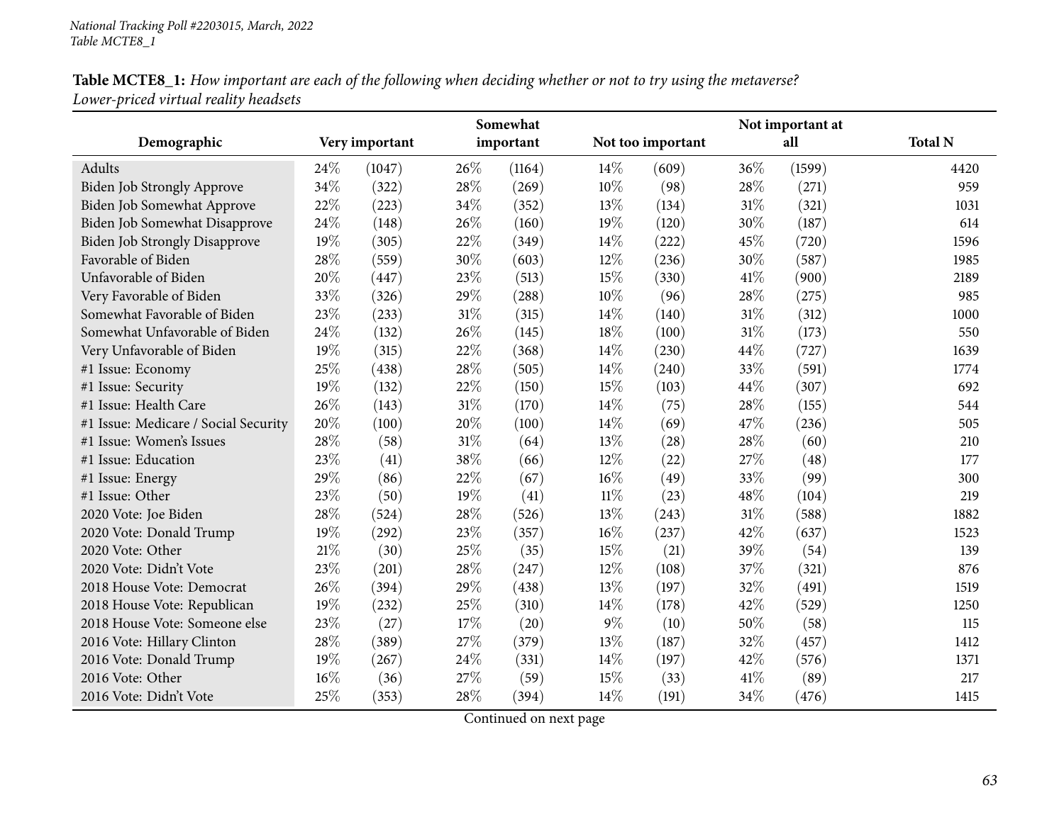National Tracking Poll #2203015, March, 2022
Table MCTE8_1

**Table MCTE8_1:** *How important are each of the following when deciding whether or not to try using the metaverse? Lower-priced virtual reality headsets*

| Demographic | Very important | | Somewhat important | | Not too important | | Not important at all | | Total N |
|---|---|---|---|---|---|---|---|---|---|
| Adults | 24% | (1047) | 26% | (1164) | 14% | (609) | 36% | (1599) | 4420 |
| Biden Job Strongly Approve | 34% | (322) | 28% | (269) | 10% | (98) | 28% | (271) | 959 |
| Biden Job Somewhat Approve | 22% | (223) | 34% | (352) | 13% | (134) | 31% | (321) | 1031 |
| Biden Job Somewhat Disapprove | 24% | (148) | 26% | (160) | 19% | (120) | 30% | (187) | 614 |
| Biden Job Strongly Disapprove | 19% | (305) | 22% | (349) | 14% | (222) | 45% | (720) | 1596 |
| Favorable of Biden | 28% | (559) | 30% | (603) | 12% | (236) | 30% | (587) | 1985 |
| Unfavorable of Biden | 20% | (447) | 23% | (513) | 15% | (330) | 41% | (900) | 2189 |
| Very Favorable of Biden | 33% | (326) | 29% | (288) | 10% | (96) | 28% | (275) | 985 |
| Somewhat Favorable of Biden | 23% | (233) | 31% | (315) | 14% | (140) | 31% | (312) | 1000 |
| Somewhat Unfavorable of Biden | 24% | (132) | 26% | (145) | 18% | (100) | 31% | (173) | 550 |
| Very Unfavorable of Biden | 19% | (315) | 22% | (368) | 14% | (230) | 44% | (727) | 1639 |
| #1 Issue: Economy | 25% | (438) | 28% | (505) | 14% | (240) | 33% | (591) | 1774 |
| #1 Issue: Security | 19% | (132) | 22% | (150) | 15% | (103) | 44% | (307) | 692 |
| #1 Issue: Health Care | 26% | (143) | 31% | (170) | 14% | (75) | 28% | (155) | 544 |
| #1 Issue: Medicare / Social Security | 20% | (100) | 20% | (100) | 14% | (69) | 47% | (236) | 505 |
| #1 Issue: Women's Issues | 28% | (58) | 31% | (64) | 13% | (28) | 28% | (60) | 210 |
| #1 Issue: Education | 23% | (41) | 38% | (66) | 12% | (22) | 27% | (48) | 177 |
| #1 Issue: Energy | 29% | (86) | 22% | (67) | 16% | (49) | 33% | (99) | 300 |
| #1 Issue: Other | 23% | (50) | 19% | (41) | 11% | (23) | 48% | (104) | 219 |
| 2020 Vote: Joe Biden | 28% | (524) | 28% | (526) | 13% | (243) | 31% | (588) | 1882 |
| 2020 Vote: Donald Trump | 19% | (292) | 23% | (357) | 16% | (237) | 42% | (637) | 1523 |
| 2020 Vote: Other | 21% | (30) | 25% | (35) | 15% | (21) | 39% | (54) | 139 |
| 2020 Vote: Didn't Vote | 23% | (201) | 28% | (247) | 12% | (108) | 37% | (321) | 876 |
| 2018 House Vote: Democrat | 26% | (394) | 29% | (438) | 13% | (197) | 32% | (491) | 1519 |
| 2018 House Vote: Republican | 19% | (232) | 25% | (310) | 14% | (178) | 42% | (529) | 1250 |
| 2018 House Vote: Someone else | 23% | (27) | 17% | (20) | 9% | (10) | 50% | (58) | 115 |
| 2016 Vote: Hillary Clinton | 28% | (389) | 27% | (379) | 13% | (187) | 32% | (457) | 1412 |
| 2016 Vote: Donald Trump | 19% | (267) | 24% | (331) | 14% | (197) | 42% | (576) | 1371 |
| 2016 Vote: Other | 16% | (36) | 27% | (59) | 15% | (33) | 41% | (89) | 217 |
| 2016 Vote: Didn't Vote | 25% | (353) | 28% | (394) | 14% | (191) | 34% | (476) | 1415 |

Continued on next page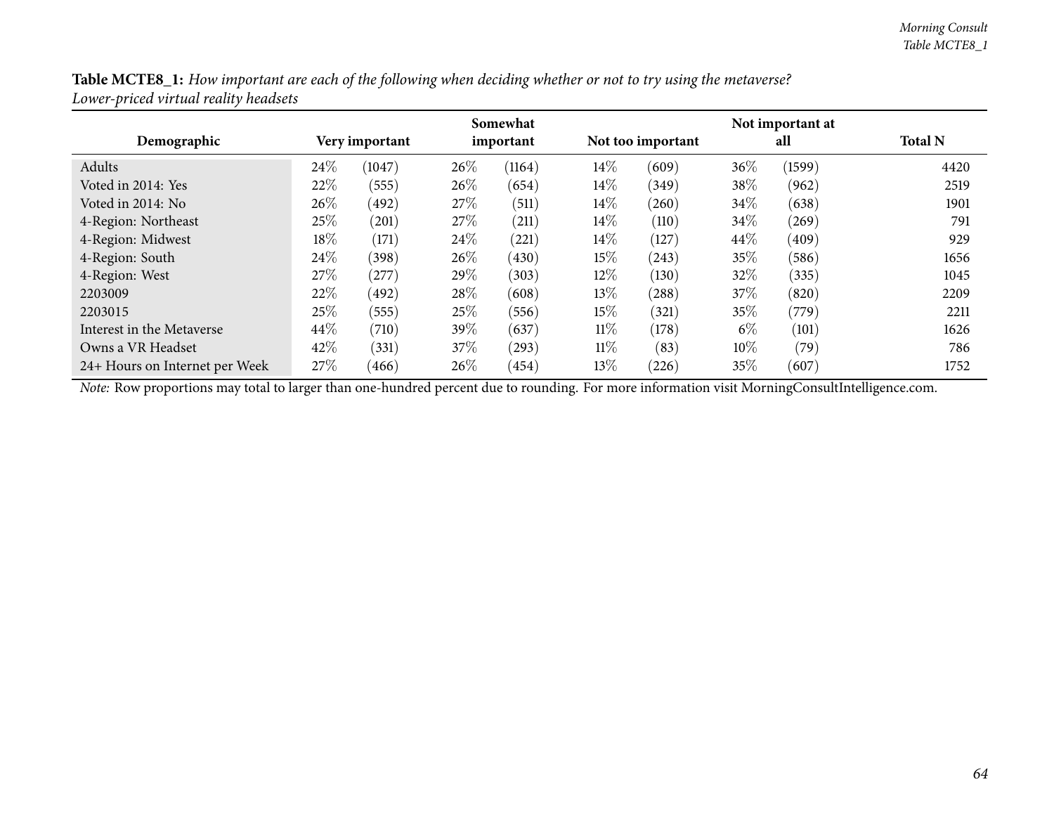**Table MCTE8_1:** *How important are each of the following when deciding whether or not to try using the metaverse? Lower-priced virtual reality headsets*

| Demographic | Very important | | Somewhat important | | Not too important | | Not important at all | | Total N |
|---|---|---|---|---|---|---|---|---|---|
| Adults | 24% | (1047) | 26% | (1164) | 14% | (609) | 36% | (1599) | 4420 |
| Voted in 2014: Yes | 22% | (555) | 26% | (654) | 14% | (349) | 38% | (962) | 2519 |
| Voted in 2014: No | 26% | (492) | 27% | (511) | 14% | (260) | 34% | (638) | 1901 |
| 4-Region: Northeast | 25% | (201) | 27% | (211) | 14% | (110) | 34% | (269) | 791 |
| 4-Region: Midwest | 18% | (171) | 24% | (221) | 14% | (127) | 44% | (409) | 929 |
| 4-Region: South | 24% | (398) | 26% | (430) | 15% | (243) | 35% | (586) | 1656 |
| 4-Region: West | 27% | (277) | 29% | (303) | 12% | (130) | 32% | (335) | 1045 |
| 2203009 | 22% | (492) | 28% | (608) | 13% | (288) | 37% | (820) | 2209 |
| 2203015 | 25% | (555) | 25% | (556) | 15% | (321) | 35% | (779) | 2211 |
| Interest in the Metaverse | 44% | (710) | 39% | (637) | 11% | (178) | 6% | (101) | 1626 |
| Owns a VR Headset | 42% | (331) | 37% | (293) | 11% | (83) | 10% | (79) | 786 |
| 24+ Hours on Internet per Week | 27% | (466) | 26% | (454) | 13% | (226) | 35% | (607) | 1752 |

*Note:* Row proportions may total to larger than one-hundred percent due to rounding. For more information visit MorningConsultIntelligence.com.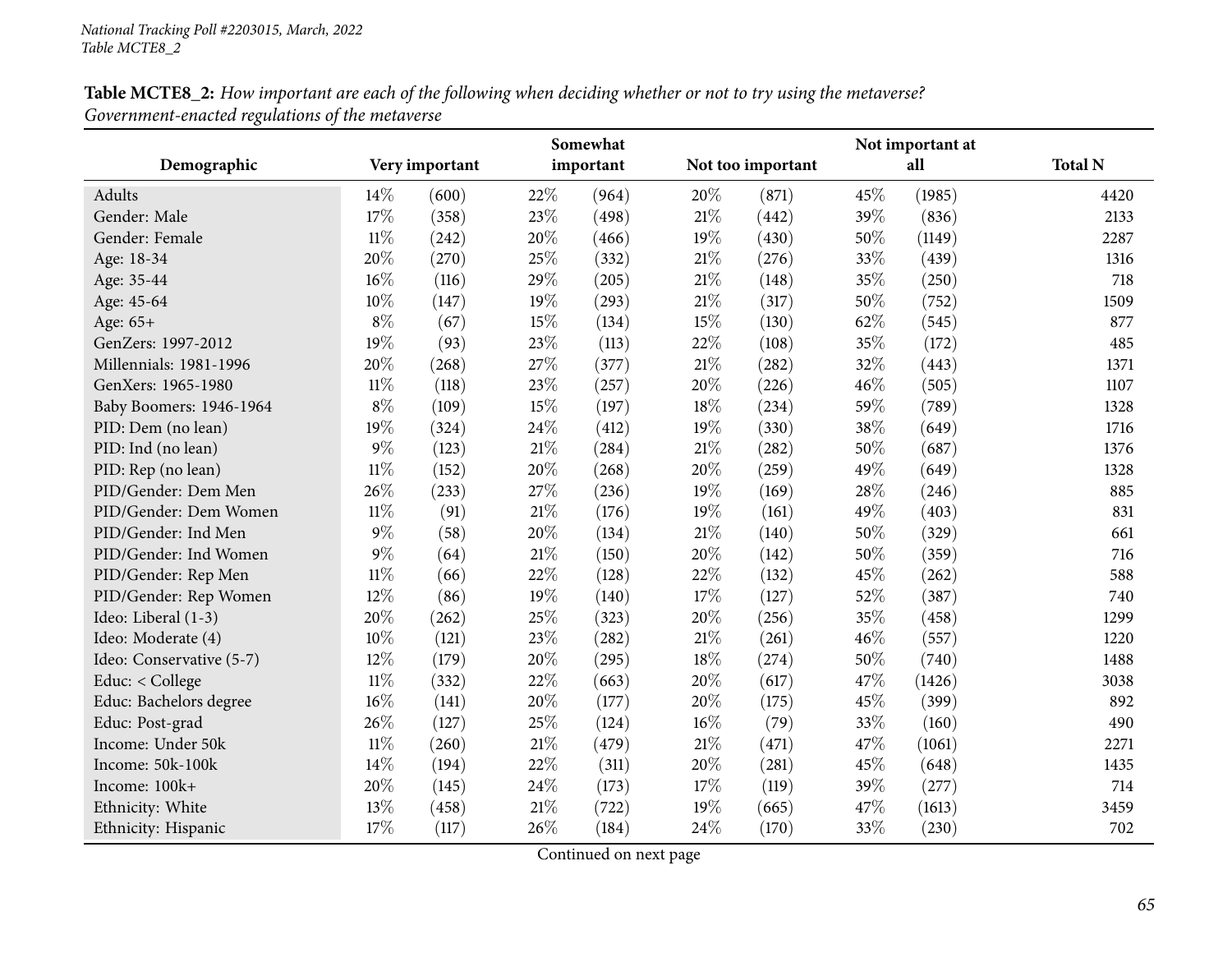*National Tracking Poll #2203015, March, 2022*
*Table MCTE8_2*

**Table MCTE8_2:** *How important are each of the following when deciding whether or not to try using the metaverse? Government-enacted regulations of the metaverse*

| Demographic | Very important | | Somewhat important | | Not too important | | Not important at all | | Total N |
|---|---|---|---|---|---|---|---|---|---|
| Adults | 14% | (600) | 22% | (964) | 20% | (871) | 45% | (1985) | 4420 |
| Gender: Male | 17% | (358) | 23% | (498) | 21% | (442) | 39% | (836) | 2133 |
| Gender: Female | 11% | (242) | 20% | (466) | 19% | (430) | 50% | (1149) | 2287 |
| Age: 18-34 | 20% | (270) | 25% | (332) | 21% | (276) | 33% | (439) | 1316 |
| Age: 35-44 | 16% | (116) | 29% | (205) | 21% | (148) | 35% | (250) | 718 |
| Age: 45-64 | 10% | (147) | 19% | (293) | 21% | (317) | 50% | (752) | 1509 |
| Age: 65+ | 8% | (67) | 15% | (134) | 15% | (130) | 62% | (545) | 877 |
| GenZers: 1997-2012 | 19% | (93) | 23% | (113) | 22% | (108) | 35% | (172) | 485 |
| Millennials: 1981-1996 | 20% | (268) | 27% | (377) | 21% | (282) | 32% | (443) | 1371 |
| GenXers: 1965-1980 | 11% | (118) | 23% | (257) | 20% | (226) | 46% | (505) | 1107 |
| Baby Boomers: 1946-1964 | 8% | (109) | 15% | (197) | 18% | (234) | 59% | (789) | 1328 |
| PID: Dem (no lean) | 19% | (324) | 24% | (412) | 19% | (330) | 38% | (649) | 1716 |
| PID: Ind (no lean) | 9% | (123) | 21% | (284) | 21% | (282) | 50% | (687) | 1376 |
| PID: Rep (no lean) | 11% | (152) | 20% | (268) | 20% | (259) | 49% | (649) | 1328 |
| PID/Gender: Dem Men | 26% | (233) | 27% | (236) | 19% | (169) | 28% | (246) | 885 |
| PID/Gender: Dem Women | 11% | (91) | 21% | (176) | 19% | (161) | 49% | (403) | 831 |
| PID/Gender: Ind Men | 9% | (58) | 20% | (134) | 21% | (140) | 50% | (329) | 661 |
| PID/Gender: Ind Women | 9% | (64) | 21% | (150) | 20% | (142) | 50% | (359) | 716 |
| PID/Gender: Rep Men | 11% | (66) | 22% | (128) | 22% | (132) | 45% | (262) | 588 |
| PID/Gender: Rep Women | 12% | (86) | 19% | (140) | 17% | (127) | 52% | (387) | 740 |
| Ideo: Liberal (1-3) | 20% | (262) | 25% | (323) | 20% | (256) | 35% | (458) | 1299 |
| Ideo: Moderate (4) | 10% | (121) | 23% | (282) | 21% | (261) | 46% | (557) | 1220 |
| Ideo: Conservative (5-7) | 12% | (179) | 20% | (295) | 18% | (274) | 50% | (740) | 1488 |
| Educ: < College | 11% | (332) | 22% | (663) | 20% | (617) | 47% | (1426) | 3038 |
| Educ: Bachelors degree | 16% | (141) | 20% | (177) | 20% | (175) | 45% | (399) | 892 |
| Educ: Post-grad | 26% | (127) | 25% | (124) | 16% | (79) | 33% | (160) | 490 |
| Income: Under 50k | 11% | (260) | 21% | (479) | 21% | (471) | 47% | (1061) | 2271 |
| Income: 50k-100k | 14% | (194) | 22% | (311) | 20% | (281) | 45% | (648) | 1435 |
| Income: 100k+ | 20% | (145) | 24% | (173) | 17% | (119) | 39% | (277) | 714 |
| Ethnicity: White | 13% | (458) | 21% | (722) | 19% | (665) | 47% | (1613) | 3459 |
| Ethnicity: Hispanic | 17% | (117) | 26% | (184) | 24% | (170) | 33% | (230) | 702 |

Continued on next page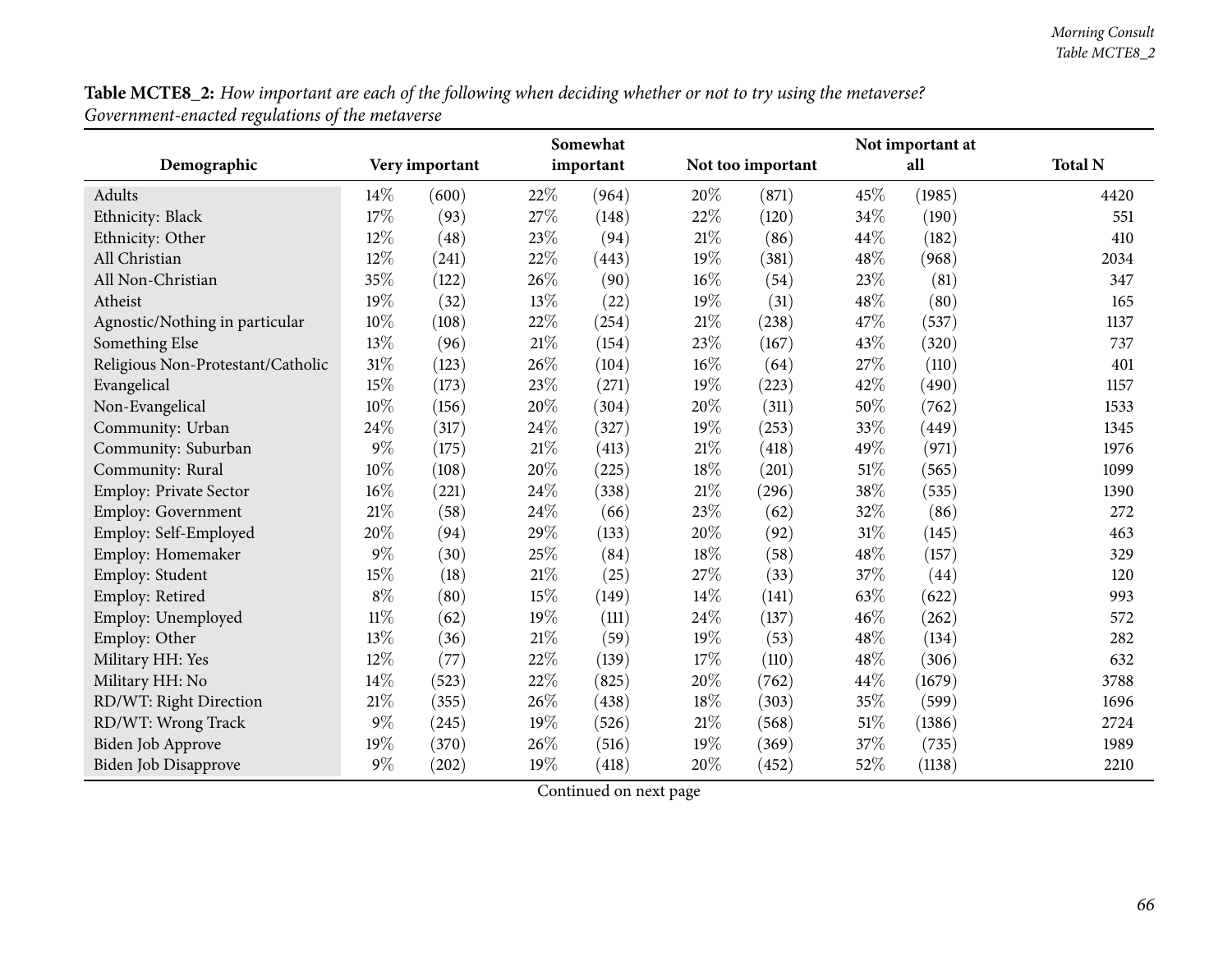**Table MCTE8_2:** *How important are each of the following when deciding whether or not to try using the metaverse? Government-enacted regulations of the metaverse*

| Demographic | Very important | | Somewhat important | | Not too important | | Not important at all | | Total N |
|---|---|---|---|---|---|---|---|---|---|
| Adults | 14% | (600) | 22% | (964) | 20% | (871) | 45% | (1985) | 4420 |
| Ethnicity: Black | 17% | (93) | 27% | (148) | 22% | (120) | 34% | (190) | 551 |
| Ethnicity: Other | 12% | (48) | 23% | (94) | 21% | (86) | 44% | (182) | 410 |
| All Christian | 12% | (241) | 22% | (443) | 19% | (381) | 48% | (968) | 2034 |
| All Non-Christian | 35% | (122) | 26% | (90) | 16% | (54) | 23% | (81) | 347 |
| Atheist | 19% | (32) | 13% | (22) | 19% | (31) | 48% | (80) | 165 |
| Agnostic/Nothing in particular | 10% | (108) | 22% | (254) | 21% | (238) | 47% | (537) | 1137 |
| Something Else | 13% | (96) | 21% | (154) | 23% | (167) | 43% | (320) | 737 |
| Religious Non-Protestant/Catholic | 31% | (123) | 26% | (104) | 16% | (64) | 27% | (110) | 401 |
| Evangelical | 15% | (173) | 23% | (271) | 19% | (223) | 42% | (490) | 1157 |
| Non-Evangelical | 10% | (156) | 20% | (304) | 20% | (311) | 50% | (762) | 1533 |
| Community: Urban | 24% | (317) | 24% | (327) | 19% | (253) | 33% | (449) | 1345 |
| Community: Suburban | 9% | (175) | 21% | (413) | 21% | (418) | 49% | (971) | 1976 |
| Community: Rural | 10% | (108) | 20% | (225) | 18% | (201) | 51% | (565) | 1099 |
| Employ: Private Sector | 16% | (221) | 24% | (338) | 21% | (296) | 38% | (535) | 1390 |
| Employ: Government | 21% | (58) | 24% | (66) | 23% | (62) | 32% | (86) | 272 |
| Employ: Self-Employed | 20% | (94) | 29% | (133) | 20% | (92) | 31% | (145) | 463 |
| Employ: Homemaker | 9% | (30) | 25% | (84) | 18% | (58) | 48% | (157) | 329 |
| Employ: Student | 15% | (18) | 21% | (25) | 27% | (33) | 37% | (44) | 120 |
| Employ: Retired | 8% | (80) | 15% | (149) | 14% | (141) | 63% | (622) | 993 |
| Employ: Unemployed | 11% | (62) | 19% | (111) | 24% | (137) | 46% | (262) | 572 |
| Employ: Other | 13% | (36) | 21% | (59) | 19% | (53) | 48% | (134) | 282 |
| Military HH: Yes | 12% | (77) | 22% | (139) | 17% | (110) | 48% | (306) | 632 |
| Military HH: No | 14% | (523) | 22% | (825) | 20% | (762) | 44% | (1679) | 3788 |
| RD/WT: Right Direction | 21% | (355) | 26% | (438) | 18% | (303) | 35% | (599) | 1696 |
| RD/WT: Wrong Track | 9% | (245) | 19% | (526) | 21% | (568) | 51% | (1386) | 2724 |
| Biden Job Approve | 19% | (370) | 26% | (516) | 19% | (369) | 37% | (735) | 1989 |
| Biden Job Disapprove | 9% | (202) | 19% | (418) | 20% | (452) | 52% | (1138) | 2210 |

Continued on next page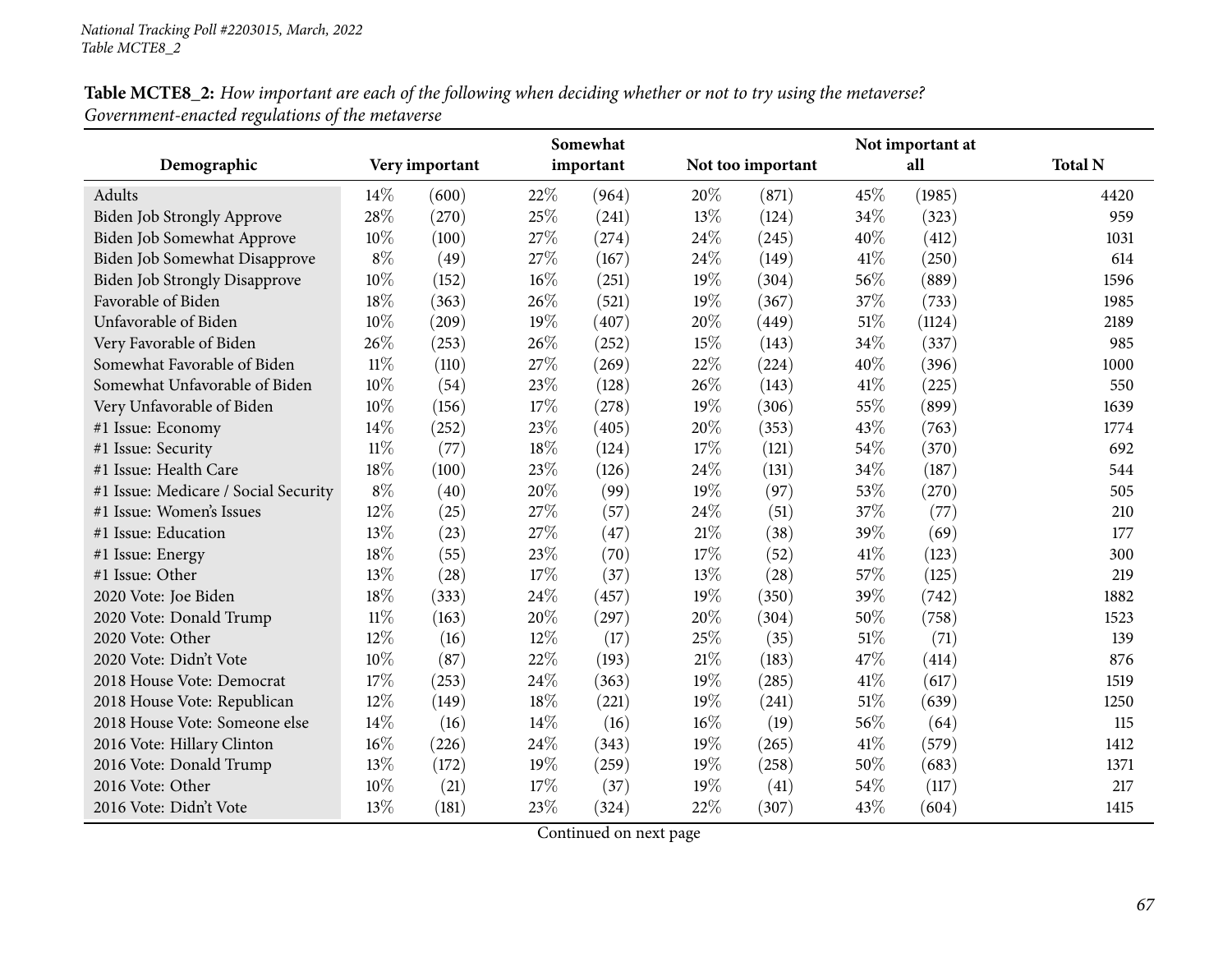*National Tracking Poll #2203015, March, 2022*
*Table MCTE8_2*

**Table MCTE8_2:** *How important are each of the following when deciding whether or not to try using the metaverse? Government-enacted regulations of the metaverse*

| Demographic | Very important | | Somewhat important | | Not too important | | Not important at all | | Total N |
|---|---|---|---|---|---|---|---|---|---|
| Adults | 14% | (600) | 22% | (964) | 20% | (871) | 45% | (1985) | 4420 |
| Biden Job Strongly Approve | 28% | (270) | 25% | (241) | 13% | (124) | 34% | (323) | 959 |
| Biden Job Somewhat Approve | 10% | (100) | 27% | (274) | 24% | (245) | 40% | (412) | 1031 |
| Biden Job Somewhat Disapprove | 8% | (49) | 27% | (167) | 24% | (149) | 41% | (250) | 614 |
| Biden Job Strongly Disapprove | 10% | (152) | 16% | (251) | 19% | (304) | 56% | (889) | 1596 |
| Favorable of Biden | 18% | (363) | 26% | (521) | 19% | (367) | 37% | (733) | 1985 |
| Unfavorable of Biden | 10% | (209) | 19% | (407) | 20% | (449) | 51% | (1124) | 2189 |
| Very Favorable of Biden | 26% | (253) | 26% | (252) | 15% | (143) | 34% | (337) | 985 |
| Somewhat Favorable of Biden | 11% | (110) | 27% | (269) | 22% | (224) | 40% | (396) | 1000 |
| Somewhat Unfavorable of Biden | 10% | (54) | 23% | (128) | 26% | (143) | 41% | (225) | 550 |
| Very Unfavorable of Biden | 10% | (156) | 17% | (278) | 19% | (306) | 55% | (899) | 1639 |
| #1 Issue: Economy | 14% | (252) | 23% | (405) | 20% | (353) | 43% | (763) | 1774 |
| #1 Issue: Security | 11% | (77) | 18% | (124) | 17% | (121) | 54% | (370) | 692 |
| #1 Issue: Health Care | 18% | (100) | 23% | (126) | 24% | (131) | 34% | (187) | 544 |
| #1 Issue: Medicare / Social Security | 8% | (40) | 20% | (99) | 19% | (97) | 53% | (270) | 505 |
| #1 Issue: Women's Issues | 12% | (25) | 27% | (57) | 24% | (51) | 37% | (77) | 210 |
| #1 Issue: Education | 13% | (23) | 27% | (47) | 21% | (38) | 39% | (69) | 177 |
| #1 Issue: Energy | 18% | (55) | 23% | (70) | 17% | (52) | 41% | (123) | 300 |
| #1 Issue: Other | 13% | (28) | 17% | (37) | 13% | (28) | 57% | (125) | 219 |
| 2020 Vote: Joe Biden | 18% | (333) | 24% | (457) | 19% | (350) | 39% | (742) | 1882 |
| 2020 Vote: Donald Trump | 11% | (163) | 20% | (297) | 20% | (304) | 50% | (758) | 1523 |
| 2020 Vote: Other | 12% | (16) | 12% | (17) | 25% | (35) | 51% | (71) | 139 |
| 2020 Vote: Didn't Vote | 10% | (87) | 22% | (193) | 21% | (183) | 47% | (414) | 876 |
| 2018 House Vote: Democrat | 17% | (253) | 24% | (363) | 19% | (285) | 41% | (617) | 1519 |
| 2018 House Vote: Republican | 12% | (149) | 18% | (221) | 19% | (241) | 51% | (639) | 1250 |
| 2018 House Vote: Someone else | 14% | (16) | 14% | (16) | 16% | (19) | 56% | (64) | 115 |
| 2016 Vote: Hillary Clinton | 16% | (226) | 24% | (343) | 19% | (265) | 41% | (579) | 1412 |
| 2016 Vote: Donald Trump | 13% | (172) | 19% | (259) | 19% | (258) | 50% | (683) | 1371 |
| 2016 Vote: Other | 10% | (21) | 17% | (37) | 19% | (41) | 54% | (117) | 217 |
| 2016 Vote: Didn't Vote | 13% | (181) | 23% | (324) | 22% | (307) | 43% | (604) | 1415 |

Continued on next page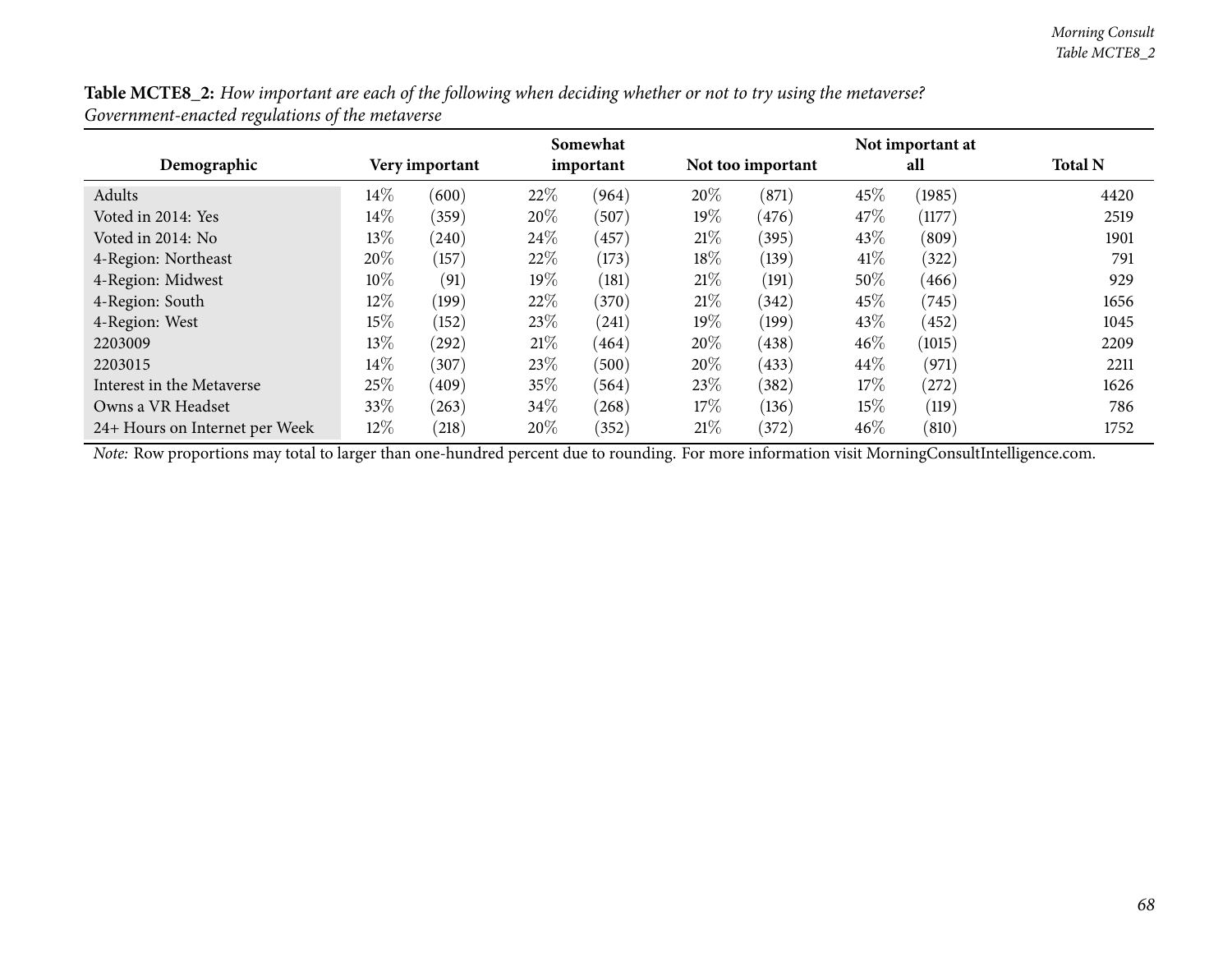**Table MCTE8_2:** *How important are each of the following when deciding whether or not to try using the metaverse? Government-enacted regulations of the metaverse*

| Demographic | Very important | | Somewhat important | | Not too important | | Not important at all | | Total N |
|---|---|---|---|---|---|---|---|---|---|
| Adults | 14% | (600) | 22% | (964) | 20% | (871) | 45% | (1985) | 4420 |
| Voted in 2014: Yes | 14% | (359) | 20% | (507) | 19% | (476) | 47% | (1177) | 2519 |
| Voted in 2014: No | 13% | (240) | 24% | (457) | 21% | (395) | 43% | (809) | 1901 |
| 4-Region: Northeast | 20% | (157) | 22% | (173) | 18% | (139) | 41% | (322) | 791 |
| 4-Region: Midwest | 10% | (91) | 19% | (181) | 21% | (191) | 50% | (466) | 929 |
| 4-Region: South | 12% | (199) | 22% | (370) | 21% | (342) | 45% | (745) | 1656 |
| 4-Region: West | 15% | (152) | 23% | (241) | 19% | (199) | 43% | (452) | 1045 |
| 2203009 | 13% | (292) | 21% | (464) | 20% | (438) | 46% | (1015) | 2209 |
| 2203015 | 14% | (307) | 23% | (500) | 20% | (433) | 44% | (971) | 2211 |
| Interest in the Metaverse | 25% | (409) | 35% | (564) | 23% | (382) | 17% | (272) | 1626 |
| Owns a VR Headset | 33% | (263) | 34% | (268) | 17% | (136) | 15% | (119) | 786 |
| 24+ Hours on Internet per Week | 12% | (218) | 20% | (352) | 21% | (372) | 46% | (810) | 1752 |

*Note:* Row proportions may total to larger than one-hundred percent due to rounding. For more information visit MorningConsultIntelligence.com.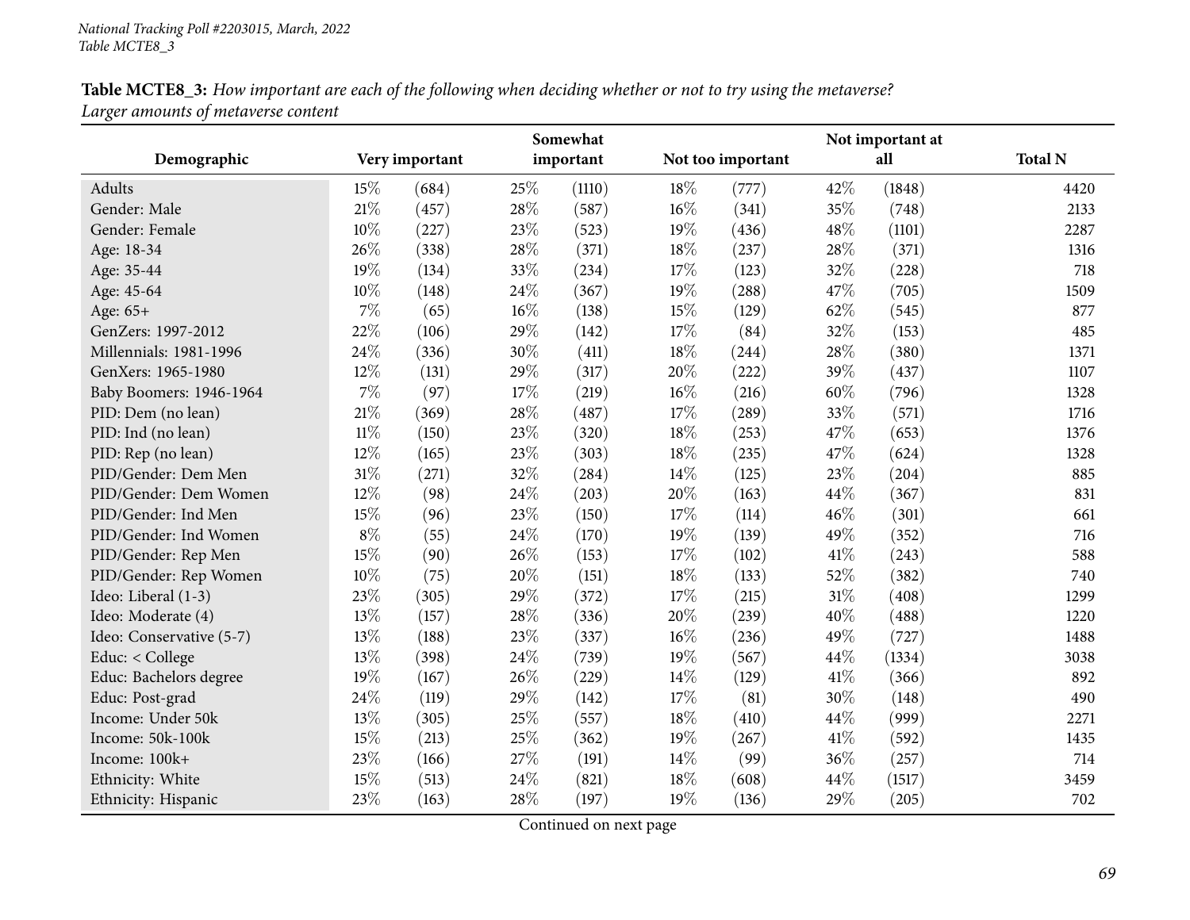National Tracking Poll #2203015, March, 2022
Table MCTE8_3

**Table MCTE8_3:** *How important are each of the following when deciding whether or not to try using the metaverse? Larger amounts of metaverse content*

| Demographic | Very important | | Somewhat important | | Not too important | | Not important at all | | Total N |
|---|---|---|---|---|---|---|---|---|---|
| Adults | 15% | (684) | 25% | (1110) | 18% | (777) | 42% | (1848) | 4420 |
| Gender: Male | 21% | (457) | 28% | (587) | 16% | (341) | 35% | (748) | 2133 |
| Gender: Female | 10% | (227) | 23% | (523) | 19% | (436) | 48% | (1101) | 2287 |
| Age: 18-34 | 26% | (338) | 28% | (371) | 18% | (237) | 28% | (371) | 1316 |
| Age: 35-44 | 19% | (134) | 33% | (234) | 17% | (123) | 32% | (228) | 718 |
| Age: 45-64 | 10% | (148) | 24% | (367) | 19% | (288) | 47% | (705) | 1509 |
| Age: 65+ | 7% | (65) | 16% | (138) | 15% | (129) | 62% | (545) | 877 |
| GenZers: 1997-2012 | 22% | (106) | 29% | (142) | 17% | (84) | 32% | (153) | 485 |
| Millennials: 1981-1996 | 24% | (336) | 30% | (411) | 18% | (244) | 28% | (380) | 1371 |
| GenXers: 1965-1980 | 12% | (131) | 29% | (317) | 20% | (222) | 39% | (437) | 1107 |
| Baby Boomers: 1946-1964 | 7% | (97) | 17% | (219) | 16% | (216) | 60% | (796) | 1328 |
| PID: Dem (no lean) | 21% | (369) | 28% | (487) | 17% | (289) | 33% | (571) | 1716 |
| PID: Ind (no lean) | 11% | (150) | 23% | (320) | 18% | (253) | 47% | (653) | 1376 |
| PID: Rep (no lean) | 12% | (165) | 23% | (303) | 18% | (235) | 47% | (624) | 1328 |
| PID/Gender: Dem Men | 31% | (271) | 32% | (284) | 14% | (125) | 23% | (204) | 885 |
| PID/Gender: Dem Women | 12% | (98) | 24% | (203) | 20% | (163) | 44% | (367) | 831 |
| PID/Gender: Ind Men | 15% | (96) | 23% | (150) | 17% | (114) | 46% | (301) | 661 |
| PID/Gender: Ind Women | 8% | (55) | 24% | (170) | 19% | (139) | 49% | (352) | 716 |
| PID/Gender: Rep Men | 15% | (90) | 26% | (153) | 17% | (102) | 41% | (243) | 588 |
| PID/Gender: Rep Women | 10% | (75) | 20% | (151) | 18% | (133) | 52% | (382) | 740 |
| Ideo: Liberal (1-3) | 23% | (305) | 29% | (372) | 17% | (215) | 31% | (408) | 1299 |
| Ideo: Moderate (4) | 13% | (157) | 28% | (336) | 20% | (239) | 40% | (488) | 1220 |
| Ideo: Conservative (5-7) | 13% | (188) | 23% | (337) | 16% | (236) | 49% | (727) | 1488 |
| Educ: < College | 13% | (398) | 24% | (739) | 19% | (567) | 44% | (1334) | 3038 |
| Educ: Bachelors degree | 19% | (167) | 26% | (229) | 14% | (129) | 41% | (366) | 892 |
| Educ: Post-grad | 24% | (119) | 29% | (142) | 17% | (81) | 30% | (148) | 490 |
| Income: Under 50k | 13% | (305) | 25% | (557) | 18% | (410) | 44% | (999) | 2271 |
| Income: 50k-100k | 15% | (213) | 25% | (362) | 19% | (267) | 41% | (592) | 1435 |
| Income: 100k+ | 23% | (166) | 27% | (191) | 14% | (99) | 36% | (257) | 714 |
| Ethnicity: White | 15% | (513) | 24% | (821) | 18% | (608) | 44% | (1517) | 3459 |
| Ethnicity: Hispanic | 23% | (163) | 28% | (197) | 19% | (136) | 29% | (205) | 702 |

Continued on next page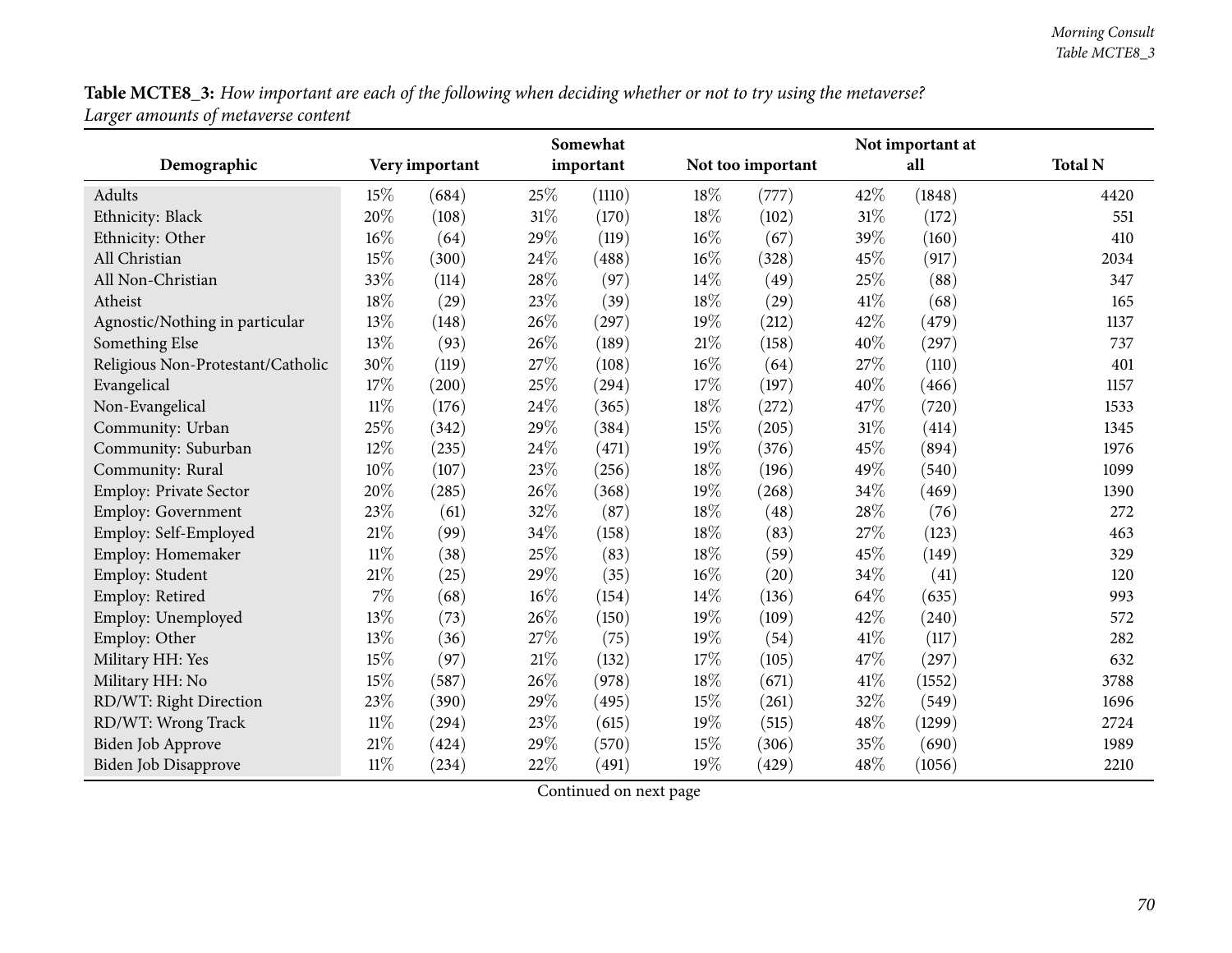**Table MCTE8_3:** *How important are each of the following when deciding whether or not to try using the metaverse? Larger amounts of metaverse content*

| Demographic | Very important | | Somewhat important | | Not too important | | Not important at all | | Total N |
|---|---|---|---|---|---|---|---|---|---|
| Adults | 15% | (684) | 25% | (1110) | 18% | (777) | 42% | (1848) | 4420 |
| Ethnicity: Black | 20% | (108) | 31% | (170) | 18% | (102) | 31% | (172) | 551 |
| Ethnicity: Other | 16% | (64) | 29% | (119) | 16% | (67) | 39% | (160) | 410 |
| All Christian | 15% | (300) | 24% | (488) | 16% | (328) | 45% | (917) | 2034 |
| All Non-Christian | 33% | (114) | 28% | (97) | 14% | (49) | 25% | (88) | 347 |
| Atheist | 18% | (29) | 23% | (39) | 18% | (29) | 41% | (68) | 165 |
| Agnostic/Nothing in particular | 13% | (148) | 26% | (297) | 19% | (212) | 42% | (479) | 1137 |
| Something Else | 13% | (93) | 26% | (189) | 21% | (158) | 40% | (297) | 737 |
| Religious Non-Protestant/Catholic | 30% | (119) | 27% | (108) | 16% | (64) | 27% | (110) | 401 |
| Evangelical | 17% | (200) | 25% | (294) | 17% | (197) | 40% | (466) | 1157 |
| Non-Evangelical | 11% | (176) | 24% | (365) | 18% | (272) | 47% | (720) | 1533 |
| Community: Urban | 25% | (342) | 29% | (384) | 15% | (205) | 31% | (414) | 1345 |
| Community: Suburban | 12% | (235) | 24% | (471) | 19% | (376) | 45% | (894) | 1976 |
| Community: Rural | 10% | (107) | 23% | (256) | 18% | (196) | 49% | (540) | 1099 |
| Employ: Private Sector | 20% | (285) | 26% | (368) | 19% | (268) | 34% | (469) | 1390 |
| Employ: Government | 23% | (61) | 32% | (87) | 18% | (48) | 28% | (76) | 272 |
| Employ: Self-Employed | 21% | (99) | 34% | (158) | 18% | (83) | 27% | (123) | 463 |
| Employ: Homemaker | 11% | (38) | 25% | (83) | 18% | (59) | 45% | (149) | 329 |
| Employ: Student | 21% | (25) | 29% | (35) | 16% | (20) | 34% | (41) | 120 |
| Employ: Retired | 7% | (68) | 16% | (154) | 14% | (136) | 64% | (635) | 993 |
| Employ: Unemployed | 13% | (73) | 26% | (150) | 19% | (109) | 42% | (240) | 572 |
| Employ: Other | 13% | (36) | 27% | (75) | 19% | (54) | 41% | (117) | 282 |
| Military HH: Yes | 15% | (97) | 21% | (132) | 17% | (105) | 47% | (297) | 632 |
| Military HH: No | 15% | (587) | 26% | (978) | 18% | (671) | 41% | (1552) | 3788 |
| RD/WT: Right Direction | 23% | (390) | 29% | (495) | 15% | (261) | 32% | (549) | 1696 |
| RD/WT: Wrong Track | 11% | (294) | 23% | (615) | 19% | (515) | 48% | (1299) | 2724 |
| Biden Job Approve | 21% | (424) | 29% | (570) | 15% | (306) | 35% | (690) | 1989 |
| Biden Job Disapprove | 11% | (234) | 22% | (491) | 19% | (429) | 48% | (1056) | 2210 |

Continued on next page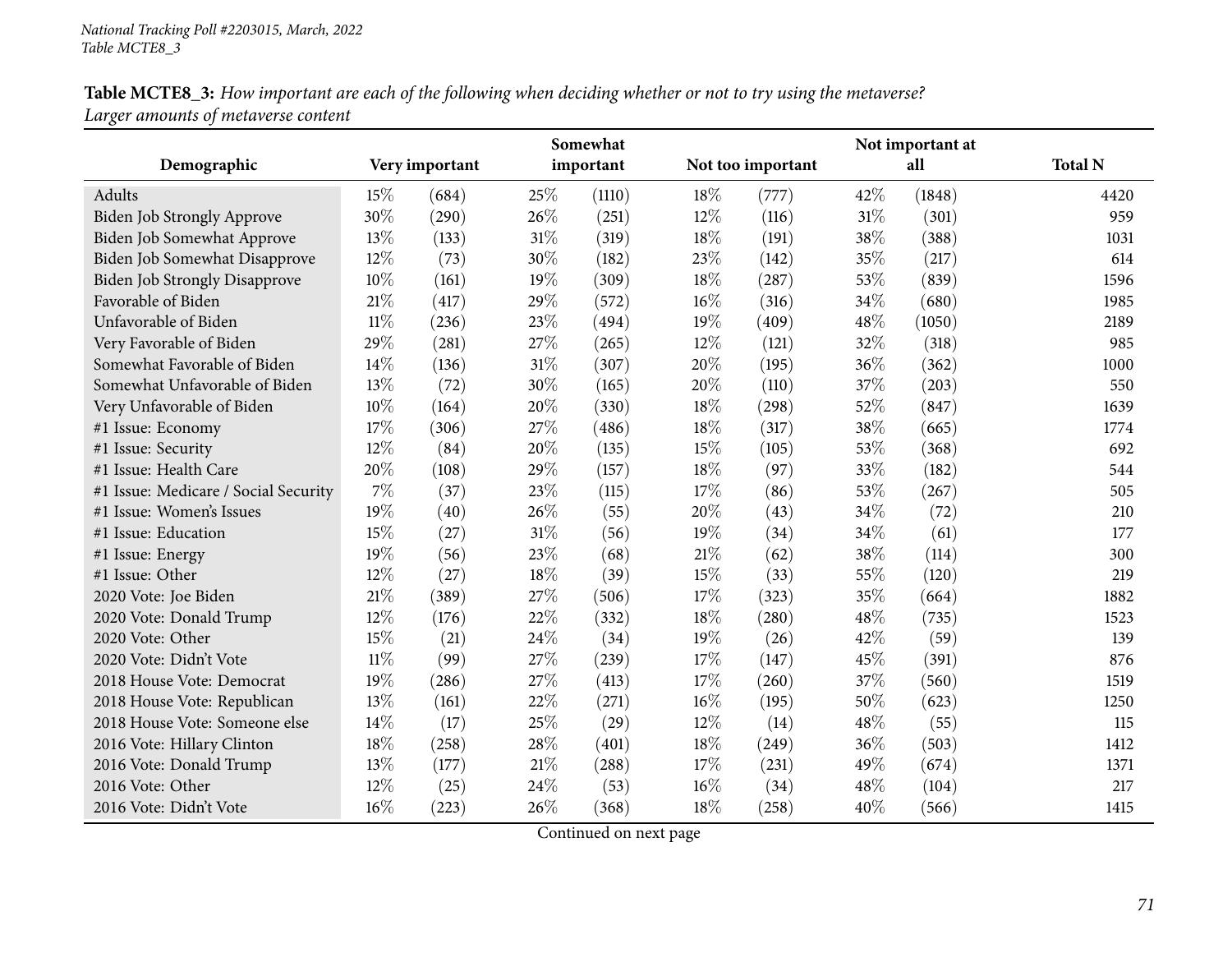**Table MCTE8_3:** *How important are each of the following when deciding whether or not to try using the metaverse? Larger amounts of metaverse content*

| Demographic | Very important | | Somewhat important | | Not too important | | Not important at all | | Total N |
|---|---|---|---|---|---|---|---|---|---|
| Adults | 15% | (684) | 25% | (1110) | 18% | (777) | 42% | (1848) | 4420 |
| Biden Job Strongly Approve | 30% | (290) | 26% | (251) | 12% | (116) | 31% | (301) | 959 |
| Biden Job Somewhat Approve | 13% | (133) | 31% | (319) | 18% | (191) | 38% | (388) | 1031 |
| Biden Job Somewhat Disapprove | 12% | (73) | 30% | (182) | 23% | (142) | 35% | (217) | 614 |
| Biden Job Strongly Disapprove | 10% | (161) | 19% | (309) | 18% | (287) | 53% | (839) | 1596 |
| Favorable of Biden | 21% | (417) | 29% | (572) | 16% | (316) | 34% | (680) | 1985 |
| Unfavorable of Biden | 11% | (236) | 23% | (494) | 19% | (409) | 48% | (1050) | 2189 |
| Very Favorable of Biden | 29% | (281) | 27% | (265) | 12% | (121) | 32% | (318) | 985 |
| Somewhat Favorable of Biden | 14% | (136) | 31% | (307) | 20% | (195) | 36% | (362) | 1000 |
| Somewhat Unfavorable of Biden | 13% | (72) | 30% | (165) | 20% | (110) | 37% | (203) | 550 |
| Very Unfavorable of Biden | 10% | (164) | 20% | (330) | 18% | (298) | 52% | (847) | 1639 |
| #1 Issue: Economy | 17% | (306) | 27% | (486) | 18% | (317) | 38% | (665) | 1774 |
| #1 Issue: Security | 12% | (84) | 20% | (135) | 15% | (105) | 53% | (368) | 692 |
| #1 Issue: Health Care | 20% | (108) | 29% | (157) | 18% | (97) | 33% | (182) | 544 |
| #1 Issue: Medicare / Social Security | 7% | (37) | 23% | (115) | 17% | (86) | 53% | (267) | 505 |
| #1 Issue: Women's Issues | 19% | (40) | 26% | (55) | 20% | (43) | 34% | (72) | 210 |
| #1 Issue: Education | 15% | (27) | 31% | (56) | 19% | (34) | 34% | (61) | 177 |
| #1 Issue: Energy | 19% | (56) | 23% | (68) | 21% | (62) | 38% | (114) | 300 |
| #1 Issue: Other | 12% | (27) | 18% | (39) | 15% | (33) | 55% | (120) | 219 |
| 2020 Vote: Joe Biden | 21% | (389) | 27% | (506) | 17% | (323) | 35% | (664) | 1882 |
| 2020 Vote: Donald Trump | 12% | (176) | 22% | (332) | 18% | (280) | 48% | (735) | 1523 |
| 2020 Vote: Other | 15% | (21) | 24% | (34) | 19% | (26) | 42% | (59) | 139 |
| 2020 Vote: Didn't Vote | 11% | (99) | 27% | (239) | 17% | (147) | 45% | (391) | 876 |
| 2018 House Vote: Democrat | 19% | (286) | 27% | (413) | 17% | (260) | 37% | (560) | 1519 |
| 2018 House Vote: Republican | 13% | (161) | 22% | (271) | 16% | (195) | 50% | (623) | 1250 |
| 2018 House Vote: Someone else | 14% | (17) | 25% | (29) | 12% | (14) | 48% | (55) | 115 |
| 2016 Vote: Hillary Clinton | 18% | (258) | 28% | (401) | 18% | (249) | 36% | (503) | 1412 |
| 2016 Vote: Donald Trump | 13% | (177) | 21% | (288) | 17% | (231) | 49% | (674) | 1371 |
| 2016 Vote: Other | 12% | (25) | 24% | (53) | 16% | (34) | 48% | (104) | 217 |
| 2016 Vote: Didn't Vote | 16% | (223) | 26% | (368) | 18% | (258) | 40% | (566) | 1415 |

Continued on next page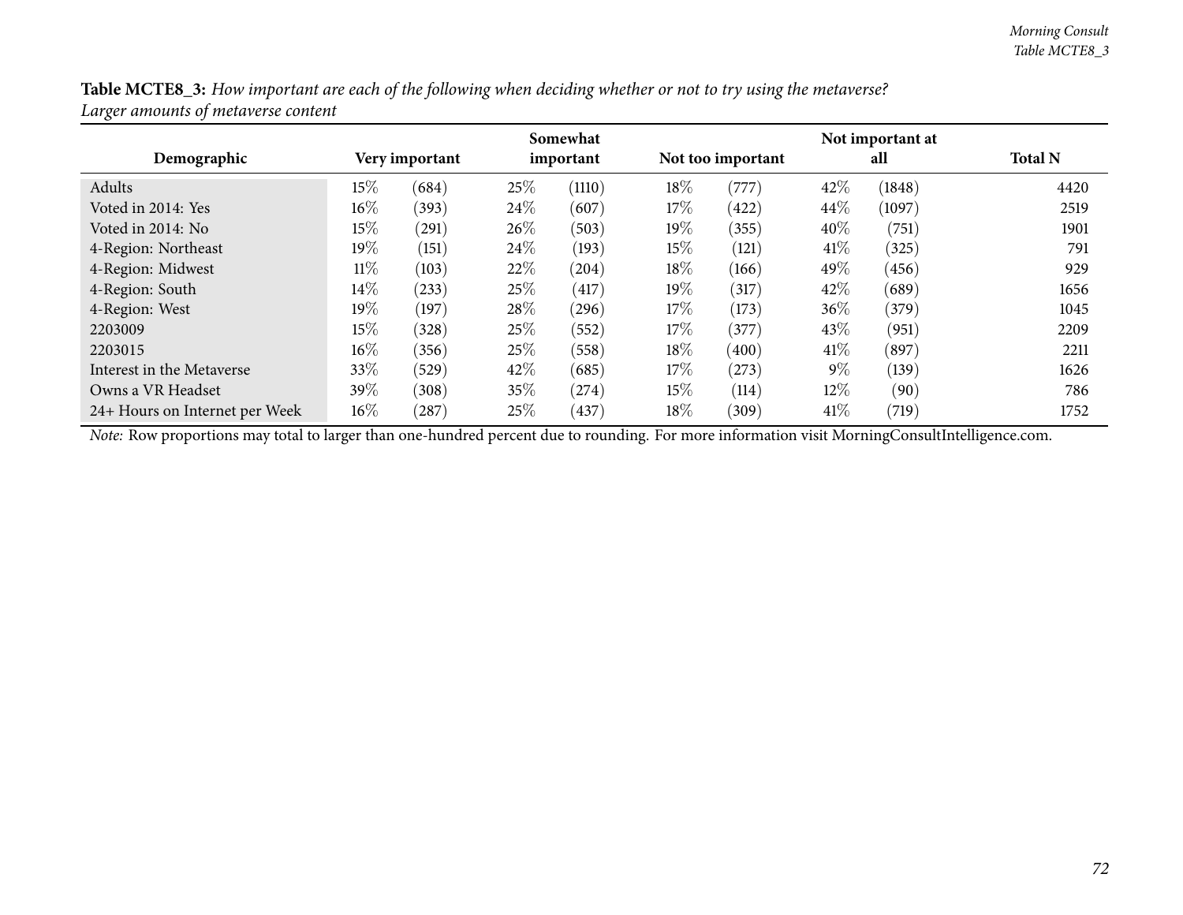**Table MCTE8_3:** *How important are each of the following when deciding whether or not to try using the metaverse? Larger amounts of metaverse content*

| Demographic | Very important | | Somewhat important | | Not too important | | Not important at all | | Total N |
|---|---|---|---|---|---|---|---|---|---|
| Adults | 15% | (684) | 25% | (1110) | 18% | (777) | 42% | (1848) | 4420 |
| Voted in 2014: Yes | 16% | (393) | 24% | (607) | 17% | (422) | 44% | (1097) | 2519 |
| Voted in 2014: No | 15% | (291) | 26% | (503) | 19% | (355) | 40% | (751) | 1901 |
| 4-Region: Northeast | 19% | (151) | 24% | (193) | 15% | (121) | 41% | (325) | 791 |
| 4-Region: Midwest | 11% | (103) | 22% | (204) | 18% | (166) | 49% | (456) | 929 |
| 4-Region: South | 14% | (233) | 25% | (417) | 19% | (317) | 42% | (689) | 1656 |
| 4-Region: West | 19% | (197) | 28% | (296) | 17% | (173) | 36% | (379) | 1045 |
| 2203009 | 15% | (328) | 25% | (552) | 17% | (377) | 43% | (951) | 2209 |
| 2203015 | 16% | (356) | 25% | (558) | 18% | (400) | 41% | (897) | 2211 |
| Interest in the Metaverse | 33% | (529) | 42% | (685) | 17% | (273) | 9% | (139) | 1626 |
| Owns a VR Headset | 39% | (308) | 35% | (274) | 15% | (114) | 12% | (90) | 786 |
| 24+ Hours on Internet per Week | 16% | (287) | 25% | (437) | 18% | (309) | 41% | (719) | 1752 |

*Note:* Row proportions may total to larger than one-hundred percent due to rounding. For more information visit MorningConsultIntelligence.com.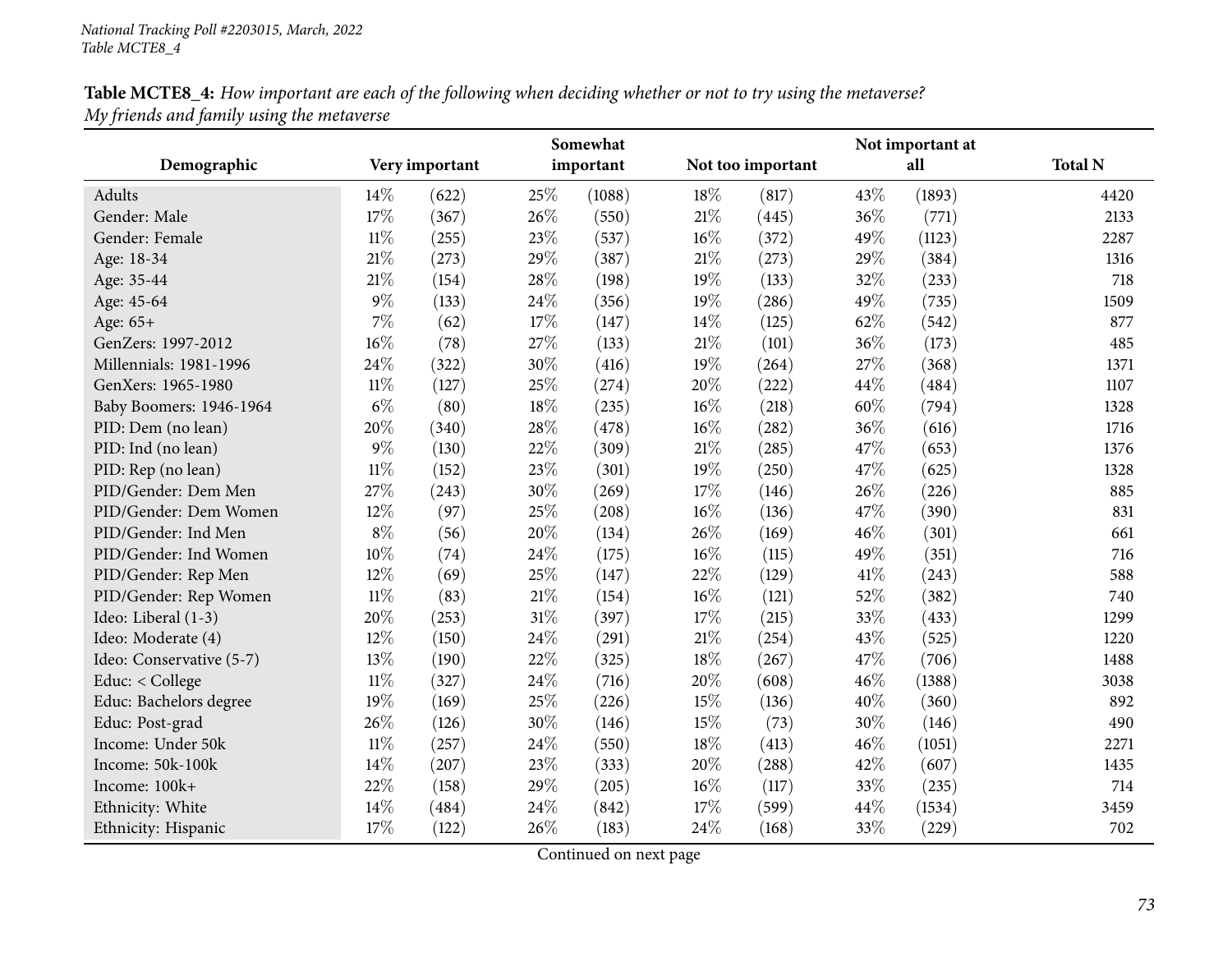*National Tracking Poll #2203015, March, 2022*
*Table MCTE8_4*

**Table MCTE8_4:** *How important are each of the following when deciding whether or not to try using the metaverse? My friends and family using the metaverse*

| Demographic | Very important | | Somewhat important | | Not too important | | Not important at all | | Total N |
|---|---|---|---|---|---|---|---|---|---|
| Adults | 14% | (622) | 25% | (1088) | 18% | (817) | 43% | (1893) | 4420 |
| Gender: Male | 17% | (367) | 26% | (550) | 21% | (445) | 36% | (771) | 2133 |
| Gender: Female | 11% | (255) | 23% | (537) | 16% | (372) | 49% | (1123) | 2287 |
| Age: 18-34 | 21% | (273) | 29% | (387) | 21% | (273) | 29% | (384) | 1316 |
| Age: 35-44 | 21% | (154) | 28% | (198) | 19% | (133) | 32% | (233) | 718 |
| Age: 45-64 | 9% | (133) | 24% | (356) | 19% | (286) | 49% | (735) | 1509 |
| Age: 65+ | 7% | (62) | 17% | (147) | 14% | (125) | 62% | (542) | 877 |
| GenZers: 1997-2012 | 16% | (78) | 27% | (133) | 21% | (101) | 36% | (173) | 485 |
| Millennials: 1981-1996 | 24% | (322) | 30% | (416) | 19% | (264) | 27% | (368) | 1371 |
| GenXers: 1965-1980 | 11% | (127) | 25% | (274) | 20% | (222) | 44% | (484) | 1107 |
| Baby Boomers: 1946-1964 | 6% | (80) | 18% | (235) | 16% | (218) | 60% | (794) | 1328 |
| PID: Dem (no lean) | 20% | (340) | 28% | (478) | 16% | (282) | 36% | (616) | 1716 |
| PID: Ind (no lean) | 9% | (130) | 22% | (309) | 21% | (285) | 47% | (653) | 1376 |
| PID: Rep (no lean) | 11% | (152) | 23% | (301) | 19% | (250) | 47% | (625) | 1328 |
| PID/Gender: Dem Men | 27% | (243) | 30% | (269) | 17% | (146) | 26% | (226) | 885 |
| PID/Gender: Dem Women | 12% | (97) | 25% | (208) | 16% | (136) | 47% | (390) | 831 |
| PID/Gender: Ind Men | 8% | (56) | 20% | (134) | 26% | (169) | 46% | (301) | 661 |
| PID/Gender: Ind Women | 10% | (74) | 24% | (175) | 16% | (115) | 49% | (351) | 716 |
| PID/Gender: Rep Men | 12% | (69) | 25% | (147) | 22% | (129) | 41% | (243) | 588 |
| PID/Gender: Rep Women | 11% | (83) | 21% | (154) | 16% | (121) | 52% | (382) | 740 |
| Ideo: Liberal (1-3) | 20% | (253) | 31% | (397) | 17% | (215) | 33% | (433) | 1299 |
| Ideo: Moderate (4) | 12% | (150) | 24% | (291) | 21% | (254) | 43% | (525) | 1220 |
| Ideo: Conservative (5-7) | 13% | (190) | 22% | (325) | 18% | (267) | 47% | (706) | 1488 |
| Educ: < College | 11% | (327) | 24% | (716) | 20% | (608) | 46% | (1388) | 3038 |
| Educ: Bachelors degree | 19% | (169) | 25% | (226) | 15% | (136) | 40% | (360) | 892 |
| Educ: Post-grad | 26% | (126) | 30% | (146) | 15% | (73) | 30% | (146) | 490 |
| Income: Under 50k | 11% | (257) | 24% | (550) | 18% | (413) | 46% | (1051) | 2271 |
| Income: 50k-100k | 14% | (207) | 23% | (333) | 20% | (288) | 42% | (607) | 1435 |
| Income: 100k+ | 22% | (158) | 29% | (205) | 16% | (117) | 33% | (235) | 714 |
| Ethnicity: White | 14% | (484) | 24% | (842) | 17% | (599) | 44% | (1534) | 3459 |
| Ethnicity: Hispanic | 17% | (122) | 26% | (183) | 24% | (168) | 33% | (229) | 702 |

Continued on next page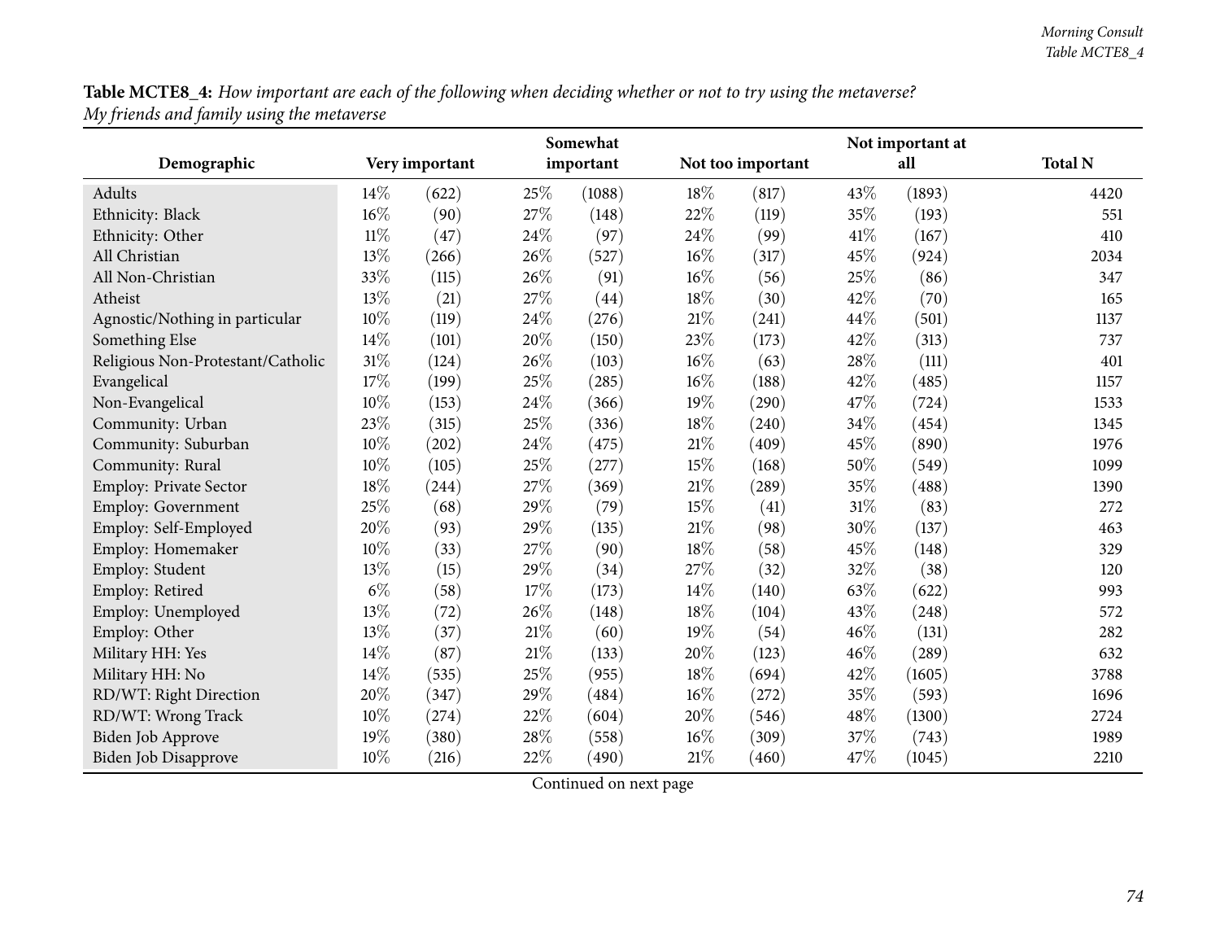**Table MCTE8_4:** *How important are each of the following when deciding whether or not to try using the metaverse?*
*My friends and family using the metaverse*

| Demographic | Very important | | Somewhat important | | Not too important | | Not important at all | | Total N |
|---|---|---|---|---|---|---|---|---|---|
| Adults | 14% | (622) | 25% | (1088) | 18% | (817) | 43% | (1893) | 4420 |
| Ethnicity: Black | 16% | (90) | 27% | (148) | 22% | (119) | 35% | (193) | 551 |
| Ethnicity: Other | 11% | (47) | 24% | (97) | 24% | (99) | 41% | (167) | 410 |
| All Christian | 13% | (266) | 26% | (527) | 16% | (317) | 45% | (924) | 2034 |
| All Non-Christian | 33% | (115) | 26% | (91) | 16% | (56) | 25% | (86) | 347 |
| Atheist | 13% | (21) | 27% | (44) | 18% | (30) | 42% | (70) | 165 |
| Agnostic/Nothing in particular | 10% | (119) | 24% | (276) | 21% | (241) | 44% | (501) | 1137 |
| Something Else | 14% | (101) | 20% | (150) | 23% | (173) | 42% | (313) | 737 |
| Religious Non-Protestant/Catholic | 31% | (124) | 26% | (103) | 16% | (63) | 28% | (111) | 401 |
| Evangelical | 17% | (199) | 25% | (285) | 16% | (188) | 42% | (485) | 1157 |
| Non-Evangelical | 10% | (153) | 24% | (366) | 19% | (290) | 47% | (724) | 1533 |
| Community: Urban | 23% | (315) | 25% | (336) | 18% | (240) | 34% | (454) | 1345 |
| Community: Suburban | 10% | (202) | 24% | (475) | 21% | (409) | 45% | (890) | 1976 |
| Community: Rural | 10% | (105) | 25% | (277) | 15% | (168) | 50% | (549) | 1099 |
| Employ: Private Sector | 18% | (244) | 27% | (369) | 21% | (289) | 35% | (488) | 1390 |
| Employ: Government | 25% | (68) | 29% | (79) | 15% | (41) | 31% | (83) | 272 |
| Employ: Self-Employed | 20% | (93) | 29% | (135) | 21% | (98) | 30% | (137) | 463 |
| Employ: Homemaker | 10% | (33) | 27% | (90) | 18% | (58) | 45% | (148) | 329 |
| Employ: Student | 13% | (15) | 29% | (34) | 27% | (32) | 32% | (38) | 120 |
| Employ: Retired | 6% | (58) | 17% | (173) | 14% | (140) | 63% | (622) | 993 |
| Employ: Unemployed | 13% | (72) | 26% | (148) | 18% | (104) | 43% | (248) | 572 |
| Employ: Other | 13% | (37) | 21% | (60) | 19% | (54) | 46% | (131) | 282 |
| Military HH: Yes | 14% | (87) | 21% | (133) | 20% | (123) | 46% | (289) | 632 |
| Military HH: No | 14% | (535) | 25% | (955) | 18% | (694) | 42% | (1605) | 3788 |
| RD/WT: Right Direction | 20% | (347) | 29% | (484) | 16% | (272) | 35% | (593) | 1696 |
| RD/WT: Wrong Track | 10% | (274) | 22% | (604) | 20% | (546) | 48% | (1300) | 2724 |
| Biden Job Approve | 19% | (380) | 28% | (558) | 16% | (309) | 37% | (743) | 1989 |
| Biden Job Disapprove | 10% | (216) | 22% | (490) | 21% | (460) | 47% | (1045) | 2210 |

Continued on next page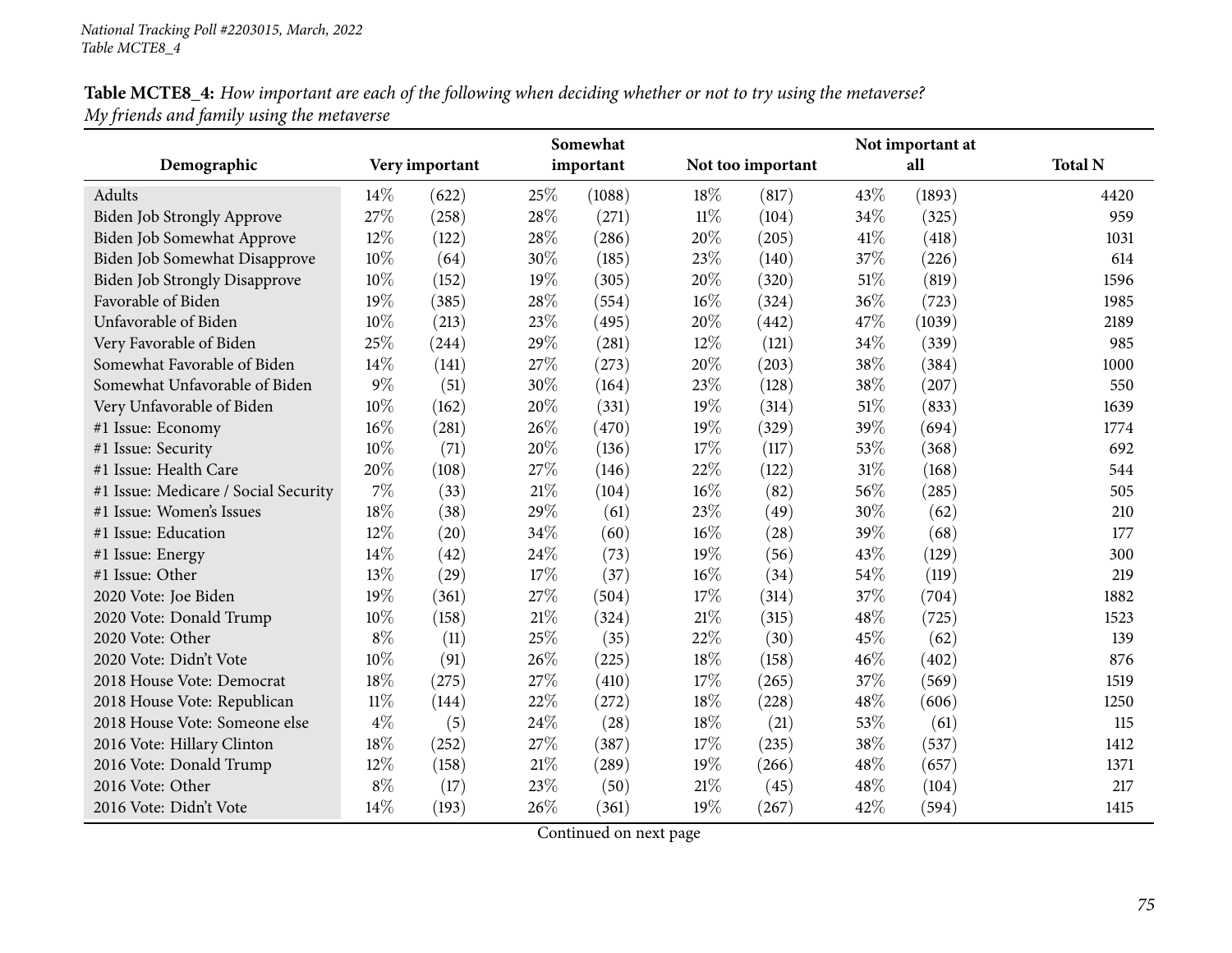*National Tracking Poll #2203015, March, 2022*
*Table MCTE8_4*

**Table MCTE8_4:** *How important are each of the following when deciding whether or not to try using the metaverse? My friends and family using the metaverse*

| Demographic | Very important | | Somewhat important | | Not too important | | Not important at all | | Total N |
|---|---|---|---|---|---|---|---|---|---|
| Adults | 14% | (622) | 25% | (1088) | 18% | (817) | 43% | (1893) | 4420 |
| Biden Job Strongly Approve | 27% | (258) | 28% | (271) | 11% | (104) | 34% | (325) | 959 |
| Biden Job Somewhat Approve | 12% | (122) | 28% | (286) | 20% | (205) | 41% | (418) | 1031 |
| Biden Job Somewhat Disapprove | 10% | (64) | 30% | (185) | 23% | (140) | 37% | (226) | 614 |
| Biden Job Strongly Disapprove | 10% | (152) | 19% | (305) | 20% | (320) | 51% | (819) | 1596 |
| Favorable of Biden | 19% | (385) | 28% | (554) | 16% | (324) | 36% | (723) | 1985 |
| Unfavorable of Biden | 10% | (213) | 23% | (495) | 20% | (442) | 47% | (1039) | 2189 |
| Very Favorable of Biden | 25% | (244) | 29% | (281) | 12% | (121) | 34% | (339) | 985 |
| Somewhat Favorable of Biden | 14% | (141) | 27% | (273) | 20% | (203) | 38% | (384) | 1000 |
| Somewhat Unfavorable of Biden | 9% | (51) | 30% | (164) | 23% | (128) | 38% | (207) | 550 |
| Very Unfavorable of Biden | 10% | (162) | 20% | (331) | 19% | (314) | 51% | (833) | 1639 |
| #1 Issue: Economy | 16% | (281) | 26% | (470) | 19% | (329) | 39% | (694) | 1774 |
| #1 Issue: Security | 10% | (71) | 20% | (136) | 17% | (117) | 53% | (368) | 692 |
| #1 Issue: Health Care | 20% | (108) | 27% | (146) | 22% | (122) | 31% | (168) | 544 |
| #1 Issue: Medicare / Social Security | 7% | (33) | 21% | (104) | 16% | (82) | 56% | (285) | 505 |
| #1 Issue: Women's Issues | 18% | (38) | 29% | (61) | 23% | (49) | 30% | (62) | 210 |
| #1 Issue: Education | 12% | (20) | 34% | (60) | 16% | (28) | 39% | (68) | 177 |
| #1 Issue: Energy | 14% | (42) | 24% | (73) | 19% | (56) | 43% | (129) | 300 |
| #1 Issue: Other | 13% | (29) | 17% | (37) | 16% | (34) | 54% | (119) | 219 |
| 2020 Vote: Joe Biden | 19% | (361) | 27% | (504) | 17% | (314) | 37% | (704) | 1882 |
| 2020 Vote: Donald Trump | 10% | (158) | 21% | (324) | 21% | (315) | 48% | (725) | 1523 |
| 2020 Vote: Other | 8% | (11) | 25% | (35) | 22% | (30) | 45% | (62) | 139 |
| 2020 Vote: Didn't Vote | 10% | (91) | 26% | (225) | 18% | (158) | 46% | (402) | 876 |
| 2018 House Vote: Democrat | 18% | (275) | 27% | (410) | 17% | (265) | 37% | (569) | 1519 |
| 2018 House Vote: Republican | 11% | (144) | 22% | (272) | 18% | (228) | 48% | (606) | 1250 |
| 2018 House Vote: Someone else | 4% | (5) | 24% | (28) | 18% | (21) | 53% | (61) | 115 |
| 2016 Vote: Hillary Clinton | 18% | (252) | 27% | (387) | 17% | (235) | 38% | (537) | 1412 |
| 2016 Vote: Donald Trump | 12% | (158) | 21% | (289) | 19% | (266) | 48% | (657) | 1371 |
| 2016 Vote: Other | 8% | (17) | 23% | (50) | 21% | (45) | 48% | (104) | 217 |
| 2016 Vote: Didn't Vote | 14% | (193) | 26% | (361) | 19% | (267) | 42% | (594) | 1415 |

Continued on next page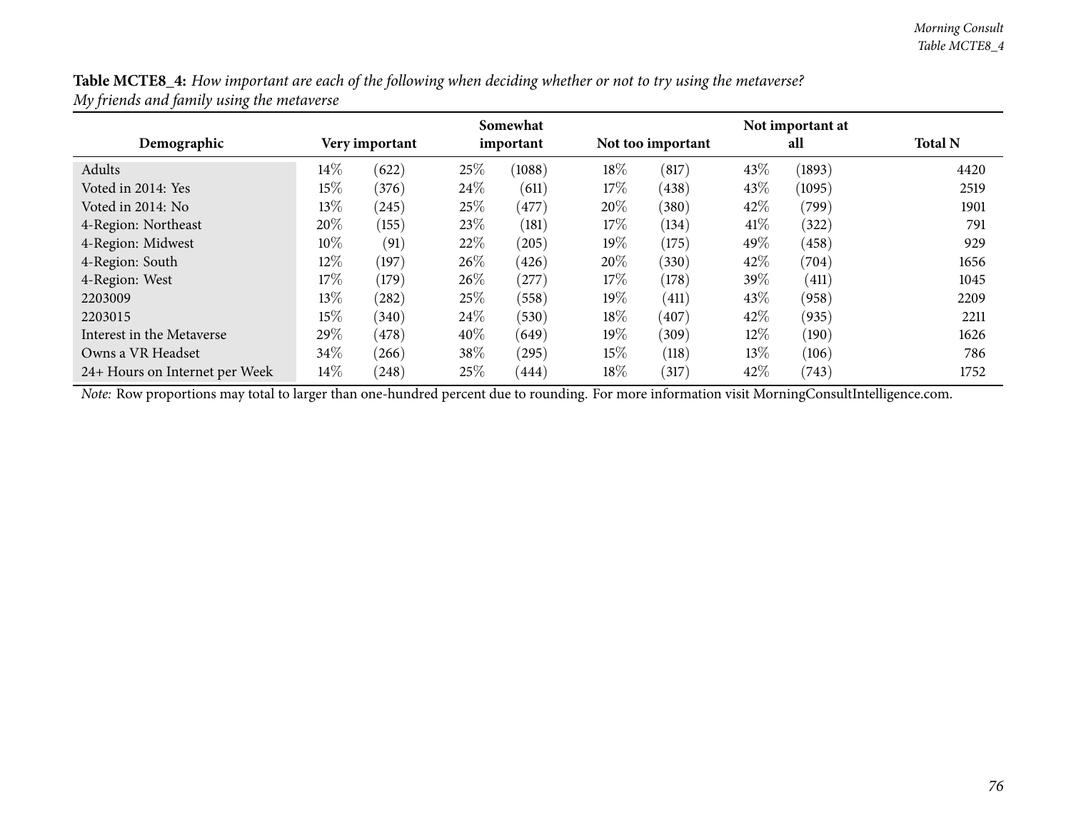**Table MCTE8_4:** *How important are each of the following when deciding whether or not to try using the metaverse? My friends and family using the metaverse*

| Demographic | Very important | | Somewhat important | | Not too important | | Not important at all | | Total N |
|---|---|---|---|---|---|---|---|---|---|
| Adults | 14% | (622) | 25% | (1088) | 18% | (817) | 43% | (1893) | 4420 |
| Voted in 2014: Yes | 15% | (376) | 24% | (611) | 17% | (438) | 43% | (1095) | 2519 |
| Voted in 2014: No | 13% | (245) | 25% | (477) | 20% | (380) | 42% | (799) | 1901 |
| 4-Region: Northeast | 20% | (155) | 23% | (181) | 17% | (134) | 41% | (322) | 791 |
| 4-Region: Midwest | 10% | (91) | 22% | (205) | 19% | (175) | 49% | (458) | 929 |
| 4-Region: South | 12% | (197) | 26% | (426) | 20% | (330) | 42% | (704) | 1656 |
| 4-Region: West | 17% | (179) | 26% | (277) | 17% | (178) | 39% | (411) | 1045 |
| 2203009 | 13% | (282) | 25% | (558) | 19% | (411) | 43% | (958) | 2209 |
| 2203015 | 15% | (340) | 24% | (530) | 18% | (407) | 42% | (935) | 2211 |
| Interest in the Metaverse | 29% | (478) | 40% | (649) | 19% | (309) | 12% | (190) | 1626 |
| Owns a VR Headset | 34% | (266) | 38% | (295) | 15% | (118) | 13% | (106) | 786 |
| 24+ Hours on Internet per Week | 14% | (248) | 25% | (444) | 18% | (317) | 42% | (743) | 1752 |

*Note:* Row proportions may total to larger than one-hundred percent due to rounding. For more information visit MorningConsultIntelligence.com.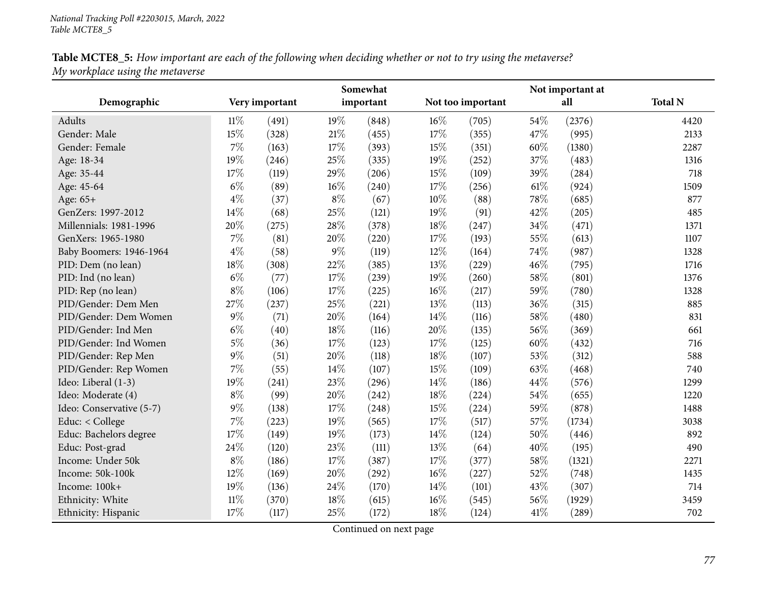**Table MCTE8_5:** *How important are each of the following when deciding whether or not to try using the metaverse? My workplace using the metaverse*

| Demographic | Very important | | Somewhat important | | Not too important | | Not important at all | | Total N |
|---|---|---|---|---|---|---|---|---|---|
| Adults | 11% | (491) | 19% | (848) | 16% | (705) | 54% | (2376) | 4420 |
| Gender: Male | 15% | (328) | 21% | (455) | 17% | (355) | 47% | (995) | 2133 |
| Gender: Female | 7% | (163) | 17% | (393) | 15% | (351) | 60% | (1380) | 2287 |
| Age: 18-34 | 19% | (246) | 25% | (335) | 19% | (252) | 37% | (483) | 1316 |
| Age: 35-44 | 17% | (119) | 29% | (206) | 15% | (109) | 39% | (284) | 718 |
| Age: 45-64 | 6% | (89) | 16% | (240) | 17% | (256) | 61% | (924) | 1509 |
| Age: 65+ | 4% | (37) | 8% | (67) | 10% | (88) | 78% | (685) | 877 |
| GenZers: 1997-2012 | 14% | (68) | 25% | (121) | 19% | (91) | 42% | (205) | 485 |
| Millennials: 1981-1996 | 20% | (275) | 28% | (378) | 18% | (247) | 34% | (471) | 1371 |
| GenXers: 1965-1980 | 7% | (81) | 20% | (220) | 17% | (193) | 55% | (613) | 1107 |
| Baby Boomers: 1946-1964 | 4% | (58) | 9% | (119) | 12% | (164) | 74% | (987) | 1328 |
| PID: Dem (no lean) | 18% | (308) | 22% | (385) | 13% | (229) | 46% | (795) | 1716 |
| PID: Ind (no lean) | 6% | (77) | 17% | (239) | 19% | (260) | 58% | (801) | 1376 |
| PID: Rep (no lean) | 8% | (106) | 17% | (225) | 16% | (217) | 59% | (780) | 1328 |
| PID/Gender: Dem Men | 27% | (237) | 25% | (221) | 13% | (113) | 36% | (315) | 885 |
| PID/Gender: Dem Women | 9% | (71) | 20% | (164) | 14% | (116) | 58% | (480) | 831 |
| PID/Gender: Ind Men | 6% | (40) | 18% | (116) | 20% | (135) | 56% | (369) | 661 |
| PID/Gender: Ind Women | 5% | (36) | 17% | (123) | 17% | (125) | 60% | (432) | 716 |
| PID/Gender: Rep Men | 9% | (51) | 20% | (118) | 18% | (107) | 53% | (312) | 588 |
| PID/Gender: Rep Women | 7% | (55) | 14% | (107) | 15% | (109) | 63% | (468) | 740 |
| Ideo: Liberal (1-3) | 19% | (241) | 23% | (296) | 14% | (186) | 44% | (576) | 1299 |
| Ideo: Moderate (4) | 8% | (99) | 20% | (242) | 18% | (224) | 54% | (655) | 1220 |
| Ideo: Conservative (5-7) | 9% | (138) | 17% | (248) | 15% | (224) | 59% | (878) | 1488 |
| Educ: < College | 7% | (223) | 19% | (565) | 17% | (517) | 57% | (1734) | 3038 |
| Educ: Bachelors degree | 17% | (149) | 19% | (173) | 14% | (124) | 50% | (446) | 892 |
| Educ: Post-grad | 24% | (120) | 23% | (111) | 13% | (64) | 40% | (195) | 490 |
| Income: Under 50k | 8% | (186) | 17% | (387) | 17% | (377) | 58% | (1321) | 2271 |
| Income: 50k-100k | 12% | (169) | 20% | (292) | 16% | (227) | 52% | (748) | 1435 |
| Income: 100k+ | 19% | (136) | 24% | (170) | 14% | (101) | 43% | (307) | 714 |
| Ethnicity: White | 11% | (370) | 18% | (615) | 16% | (545) | 56% | (1929) | 3459 |
| Ethnicity: Hispanic | 17% | (117) | 25% | (172) | 18% | (124) | 41% | (289) | 702 |

Continued on next page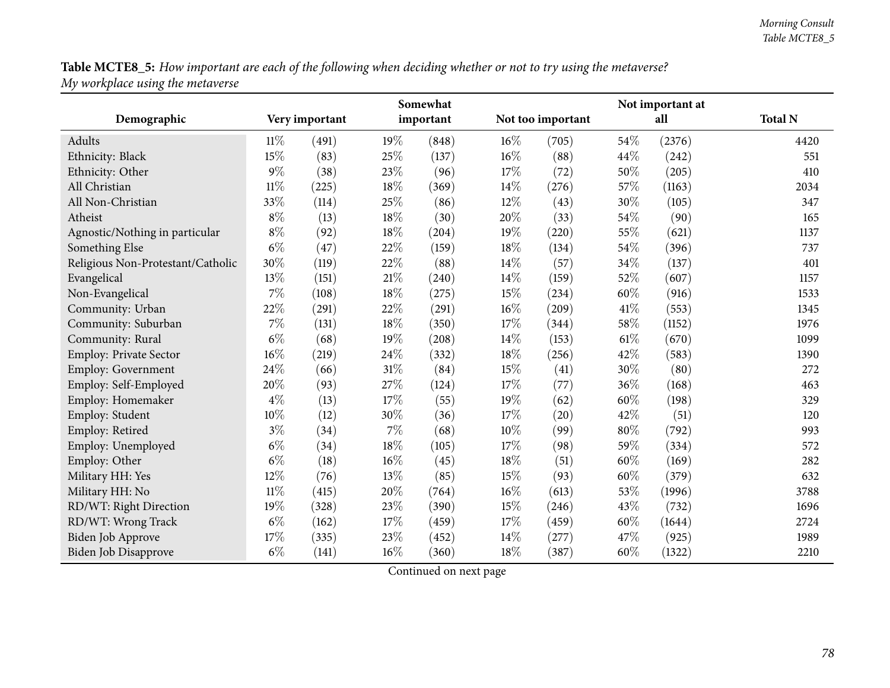**Table MCTE8_5:** *How important are each of the following when deciding whether or not to try using the metaverse?*
*My workplace using the metaverse*

| Demographic | Very important | | Somewhat important | | Not too important | | Not important at all | | Total N |
|---|---|---|---|---|---|---|---|---|---|
| Adults | 11% | (491) | 19% | (848) | 16% | (705) | 54% | (2376) | 4420 |
| Ethnicity: Black | 15% | (83) | 25% | (137) | 16% | (88) | 44% | (242) | 551 |
| Ethnicity: Other | 9% | (38) | 23% | (96) | 17% | (72) | 50% | (205) | 410 |
| All Christian | 11% | (225) | 18% | (369) | 14% | (276) | 57% | (1163) | 2034 |
| All Non-Christian | 33% | (114) | 25% | (86) | 12% | (43) | 30% | (105) | 347 |
| Atheist | 8% | (13) | 18% | (30) | 20% | (33) | 54% | (90) | 165 |
| Agnostic/Nothing in particular | 8% | (92) | 18% | (204) | 19% | (220) | 55% | (621) | 1137 |
| Something Else | 6% | (47) | 22% | (159) | 18% | (134) | 54% | (396) | 737 |
| Religious Non-Protestant/Catholic | 30% | (119) | 22% | (88) | 14% | (57) | 34% | (137) | 401 |
| Evangelical | 13% | (151) | 21% | (240) | 14% | (159) | 52% | (607) | 1157 |
| Non-Evangelical | 7% | (108) | 18% | (275) | 15% | (234) | 60% | (916) | 1533 |
| Community: Urban | 22% | (291) | 22% | (291) | 16% | (209) | 41% | (553) | 1345 |
| Community: Suburban | 7% | (131) | 18% | (350) | 17% | (344) | 58% | (1152) | 1976 |
| Community: Rural | 6% | (68) | 19% | (208) | 14% | (153) | 61% | (670) | 1099 |
| Employ: Private Sector | 16% | (219) | 24% | (332) | 18% | (256) | 42% | (583) | 1390 |
| Employ: Government | 24% | (66) | 31% | (84) | 15% | (41) | 30% | (80) | 272 |
| Employ: Self-Employed | 20% | (93) | 27% | (124) | 17% | (77) | 36% | (168) | 463 |
| Employ: Homemaker | 4% | (13) | 17% | (55) | 19% | (62) | 60% | (198) | 329 |
| Employ: Student | 10% | (12) | 30% | (36) | 17% | (20) | 42% | (51) | 120 |
| Employ: Retired | 3% | (34) | 7% | (68) | 10% | (99) | 80% | (792) | 993 |
| Employ: Unemployed | 6% | (34) | 18% | (105) | 17% | (98) | 59% | (334) | 572 |
| Employ: Other | 6% | (18) | 16% | (45) | 18% | (51) | 60% | (169) | 282 |
| Military HH: Yes | 12% | (76) | 13% | (85) | 15% | (93) | 60% | (379) | 632 |
| Military HH: No | 11% | (415) | 20% | (764) | 16% | (613) | 53% | (1996) | 3788 |
| RD/WT: Right Direction | 19% | (328) | 23% | (390) | 15% | (246) | 43% | (732) | 1696 |
| RD/WT: Wrong Track | 6% | (162) | 17% | (459) | 17% | (459) | 60% | (1644) | 2724 |
| Biden Job Approve | 17% | (335) | 23% | (452) | 14% | (277) | 47% | (925) | 1989 |
| Biden Job Disapprove | 6% | (141) | 16% | (360) | 18% | (387) | 60% | (1322) | 2210 |

Continued on next page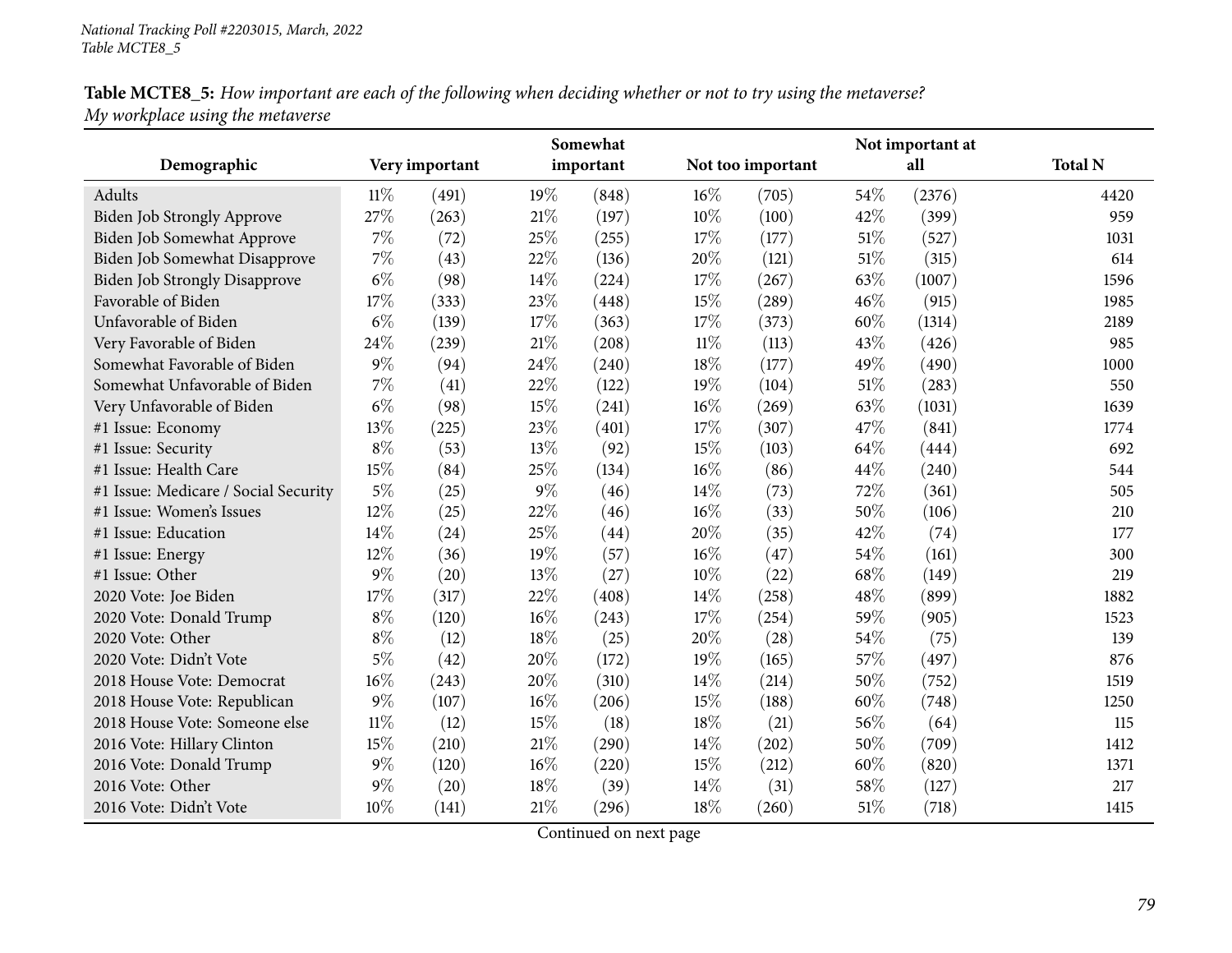*National Tracking Poll #2203015, March, 2022*
*Table MCTE8_5*

**Table MCTE8_5:** *How important are each of the following when deciding whether or not to try using the metaverse? My workplace using the metaverse*

| Demographic | Very important | | Somewhat important | | Not too important | | Not important at all | | Total N |
|---|---|---|---|---|---|---|---|---|---|
| Adults | 11% | (491) | 19% | (848) | 16% | (705) | 54% | (2376) | 4420 |
| Biden Job Strongly Approve | 27% | (263) | 21% | (197) | 10% | (100) | 42% | (399) | 959 |
| Biden Job Somewhat Approve | 7% | (72) | 25% | (255) | 17% | (177) | 51% | (527) | 1031 |
| Biden Job Somewhat Disapprove | 7% | (43) | 22% | (136) | 20% | (121) | 51% | (315) | 614 |
| Biden Job Strongly Disapprove | 6% | (98) | 14% | (224) | 17% | (267) | 63% | (1007) | 1596 |
| Favorable of Biden | 17% | (333) | 23% | (448) | 15% | (289) | 46% | (915) | 1985 |
| Unfavorable of Biden | 6% | (139) | 17% | (363) | 17% | (373) | 60% | (1314) | 2189 |
| Very Favorable of Biden | 24% | (239) | 21% | (208) | 11% | (113) | 43% | (426) | 985 |
| Somewhat Favorable of Biden | 9% | (94) | 24% | (240) | 18% | (177) | 49% | (490) | 1000 |
| Somewhat Unfavorable of Biden | 7% | (41) | 22% | (122) | 19% | (104) | 51% | (283) | 550 |
| Very Unfavorable of Biden | 6% | (98) | 15% | (241) | 16% | (269) | 63% | (1031) | 1639 |
| #1 Issue: Economy | 13% | (225) | 23% | (401) | 17% | (307) | 47% | (841) | 1774 |
| #1 Issue: Security | 8% | (53) | 13% | (92) | 15% | (103) | 64% | (444) | 692 |
| #1 Issue: Health Care | 15% | (84) | 25% | (134) | 16% | (86) | 44% | (240) | 544 |
| #1 Issue: Medicare / Social Security | 5% | (25) | 9% | (46) | 14% | (73) | 72% | (361) | 505 |
| #1 Issue: Women's Issues | 12% | (25) | 22% | (46) | 16% | (33) | 50% | (106) | 210 |
| #1 Issue: Education | 14% | (24) | 25% | (44) | 20% | (35) | 42% | (74) | 177 |
| #1 Issue: Energy | 12% | (36) | 19% | (57) | 16% | (47) | 54% | (161) | 300 |
| #1 Issue: Other | 9% | (20) | 13% | (27) | 10% | (22) | 68% | (149) | 219 |
| 2020 Vote: Joe Biden | 17% | (317) | 22% | (408) | 14% | (258) | 48% | (899) | 1882 |
| 2020 Vote: Donald Trump | 8% | (120) | 16% | (243) | 17% | (254) | 59% | (905) | 1523 |
| 2020 Vote: Other | 8% | (12) | 18% | (25) | 20% | (28) | 54% | (75) | 139 |
| 2020 Vote: Didn't Vote | 5% | (42) | 20% | (172) | 19% | (165) | 57% | (497) | 876 |
| 2018 House Vote: Democrat | 16% | (243) | 20% | (310) | 14% | (214) | 50% | (752) | 1519 |
| 2018 House Vote: Republican | 9% | (107) | 16% | (206) | 15% | (188) | 60% | (748) | 1250 |
| 2018 House Vote: Someone else | 11% | (12) | 15% | (18) | 18% | (21) | 56% | (64) | 115 |
| 2016 Vote: Hillary Clinton | 15% | (210) | 21% | (290) | 14% | (202) | 50% | (709) | 1412 |
| 2016 Vote: Donald Trump | 9% | (120) | 16% | (220) | 15% | (212) | 60% | (820) | 1371 |
| 2016 Vote: Other | 9% | (20) | 18% | (39) | 14% | (31) | 58% | (127) | 217 |
| 2016 Vote: Didn't Vote | 10% | (141) | 21% | (296) | 18% | (260) | 51% | (718) | 1415 |

Continued on next page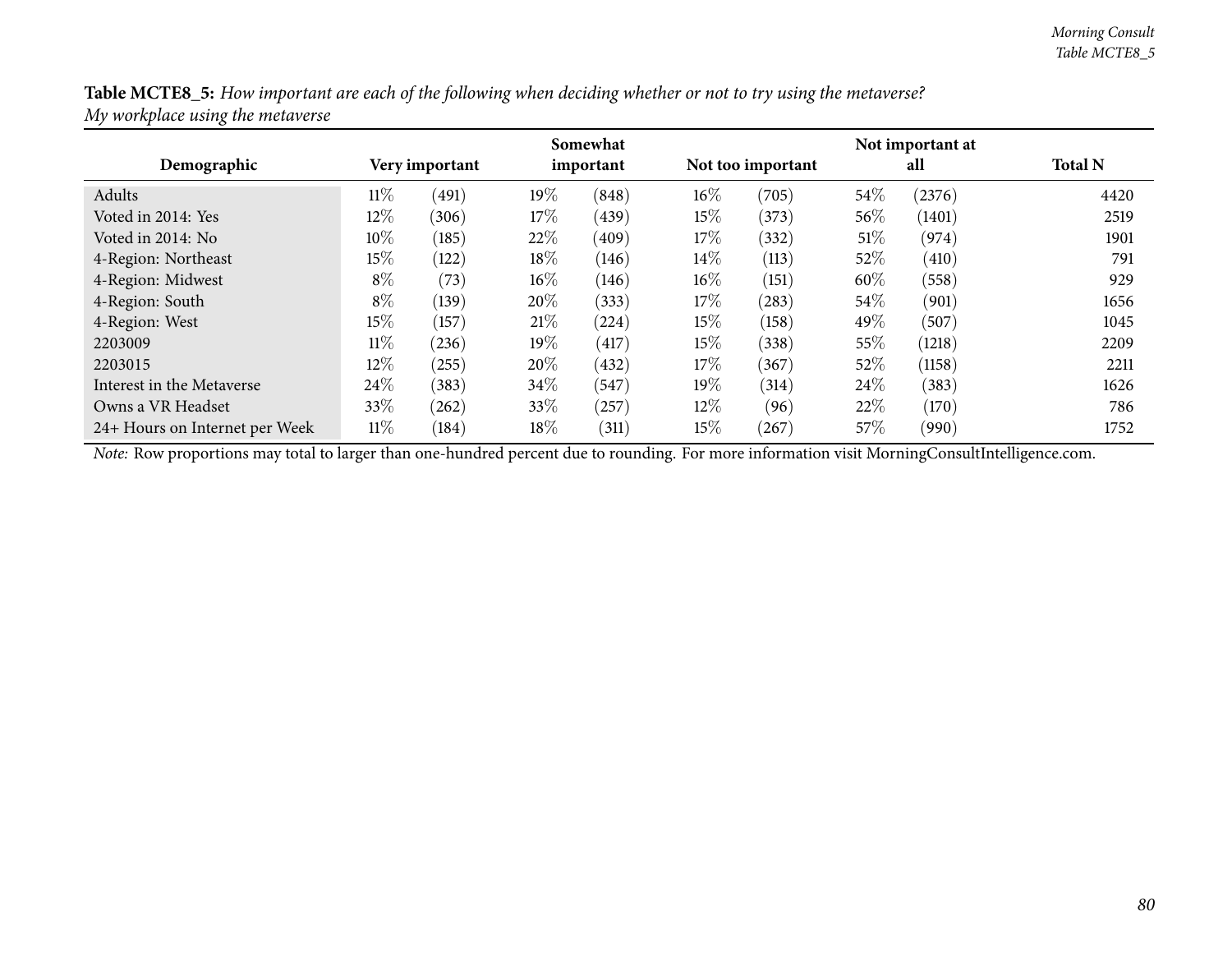**Table MCTE8_5:** *How important are each of the following when deciding whether or not to try using the metaverse?*
*My workplace using the metaverse*

| Demographic | Very important | | Somewhat important | | Not too important | | Not important at all | | Total N |
|---|---|---|---|---|---|---|---|---|---|
| Adults | 11% | (491) | 19% | (848) | 16% | (705) | 54% | (2376) | 4420 |
| Voted in 2014: Yes | 12% | (306) | 17% | (439) | 15% | (373) | 56% | (1401) | 2519 |
| Voted in 2014: No | 10% | (185) | 22% | (409) | 17% | (332) | 51% | (974) | 1901 |
| 4-Region: Northeast | 15% | (122) | 18% | (146) | 14% | (113) | 52% | (410) | 791 |
| 4-Region: Midwest | 8% | (73) | 16% | (146) | 16% | (151) | 60% | (558) | 929 |
| 4-Region: South | 8% | (139) | 20% | (333) | 17% | (283) | 54% | (901) | 1656 |
| 4-Region: West | 15% | (157) | 21% | (224) | 15% | (158) | 49% | (507) | 1045 |
| 2203009 | 11% | (236) | 19% | (417) | 15% | (338) | 55% | (1218) | 2209 |
| 2203015 | 12% | (255) | 20% | (432) | 17% | (367) | 52% | (1158) | 2211 |
| Interest in the Metaverse | 24% | (383) | 34% | (547) | 19% | (314) | 24% | (383) | 1626 |
| Owns a VR Headset | 33% | (262) | 33% | (257) | 12% | (96) | 22% | (170) | 786 |
| 24+ Hours on Internet per Week | 11% | (184) | 18% | (311) | 15% | (267) | 57% | (990) | 1752 |

*Note:* Row proportions may total to larger than one-hundred percent due to rounding. For more information visit MorningConsultIntelligence.com.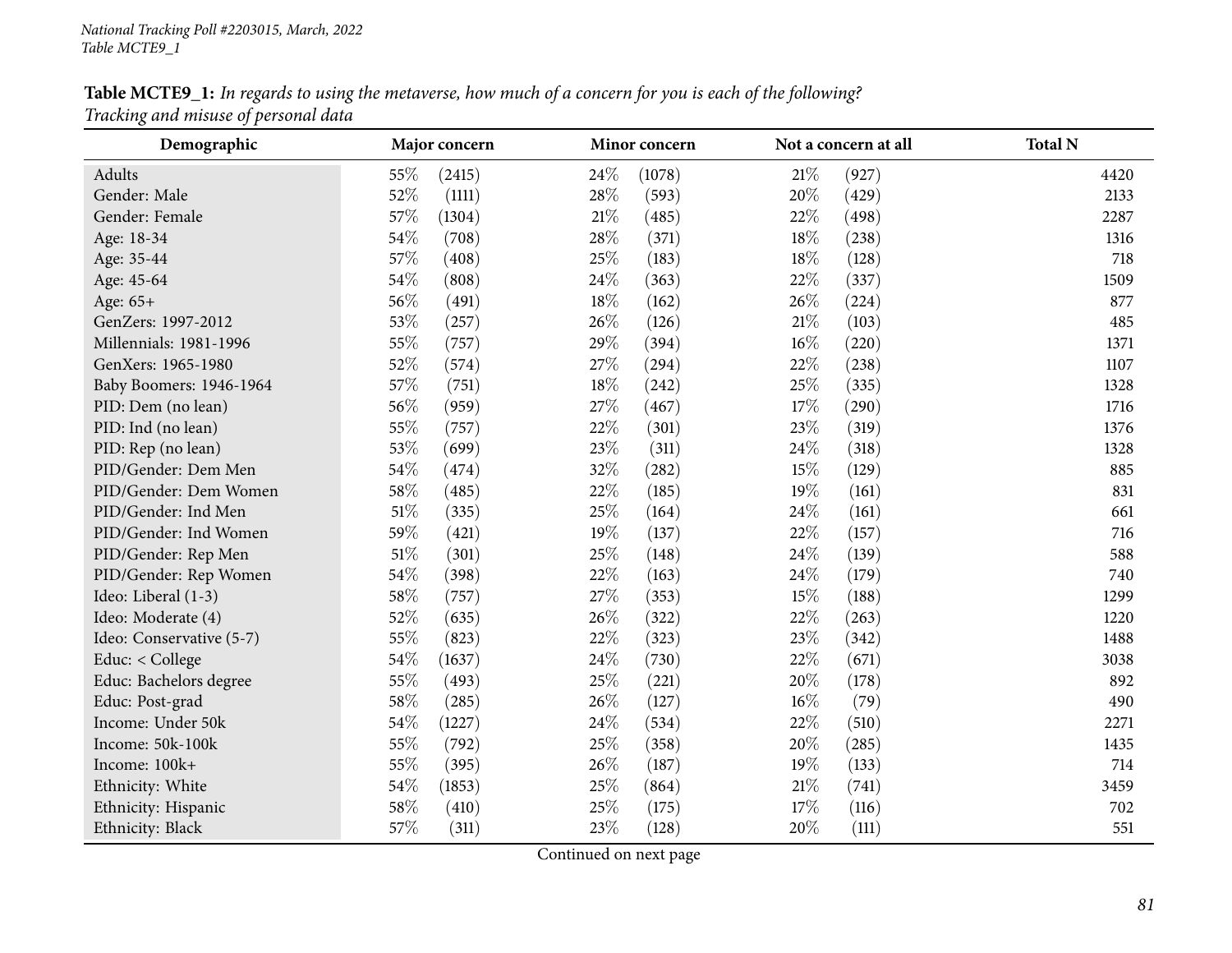**Table MCTE9_1:** *In regards to using the metaverse, how much of a concern for you is each of the following?*
*Tracking and misuse of personal data*

| Demographic | Major concern | | Minor concern | | Not a concern at all | | Total N |
|---|---|---|---|---|---|---|---|
| Adults | 55% | (2415) | 24% | (1078) | 21% | (927) | 4420 |
| Gender: Male | 52% | (1111) | 28% | (593) | 20% | (429) | 2133 |
| Gender: Female | 57% | (1304) | 21% | (485) | 22% | (498) | 2287 |
| Age: 18-34 | 54% | (708) | 28% | (371) | 18% | (238) | 1316 |
| Age: 35-44 | 57% | (408) | 25% | (183) | 18% | (128) | 718 |
| Age: 45-64 | 54% | (808) | 24% | (363) | 22% | (337) | 1509 |
| Age: 65+ | 56% | (491) | 18% | (162) | 26% | (224) | 877 |
| GenZers: 1997-2012 | 53% | (257) | 26% | (126) | 21% | (103) | 485 |
| Millennials: 1981-1996 | 55% | (757) | 29% | (394) | 16% | (220) | 1371 |
| GenXers: 1965-1980 | 52% | (574) | 27% | (294) | 22% | (238) | 1107 |
| Baby Boomers: 1946-1964 | 57% | (751) | 18% | (242) | 25% | (335) | 1328 |
| PID: Dem (no lean) | 56% | (959) | 27% | (467) | 17% | (290) | 1716 |
| PID: Ind (no lean) | 55% | (757) | 22% | (301) | 23% | (319) | 1376 |
| PID: Rep (no lean) | 53% | (699) | 23% | (311) | 24% | (318) | 1328 |
| PID/Gender: Dem Men | 54% | (474) | 32% | (282) | 15% | (129) | 885 |
| PID/Gender: Dem Women | 58% | (485) | 22% | (185) | 19% | (161) | 831 |
| PID/Gender: Ind Men | 51% | (335) | 25% | (164) | 24% | (161) | 661 |
| PID/Gender: Ind Women | 59% | (421) | 19% | (137) | 22% | (157) | 716 |
| PID/Gender: Rep Men | 51% | (301) | 25% | (148) | 24% | (139) | 588 |
| PID/Gender: Rep Women | 54% | (398) | 22% | (163) | 24% | (179) | 740 |
| Ideo: Liberal (1-3) | 58% | (757) | 27% | (353) | 15% | (188) | 1299 |
| Ideo: Moderate (4) | 52% | (635) | 26% | (322) | 22% | (263) | 1220 |
| Ideo: Conservative (5-7) | 55% | (823) | 22% | (323) | 23% | (342) | 1488 |
| Educ: < College | 54% | (1637) | 24% | (730) | 22% | (671) | 3038 |
| Educ: Bachelors degree | 55% | (493) | 25% | (221) | 20% | (178) | 892 |
| Educ: Post-grad | 58% | (285) | 26% | (127) | 16% | (79) | 490 |
| Income: Under 50k | 54% | (1227) | 24% | (534) | 22% | (510) | 2271 |
| Income: 50k-100k | 55% | (792) | 25% | (358) | 20% | (285) | 1435 |
| Income: 100k+ | 55% | (395) | 26% | (187) | 19% | (133) | 714 |
| Ethnicity: White | 54% | (1853) | 25% | (864) | 21% | (741) | 3459 |
| Ethnicity: Hispanic | 58% | (410) | 25% | (175) | 17% | (116) | 702 |
| Ethnicity: Black | 57% | (311) | 23% | (128) | 20% | (111) | 551 |

Continued on next page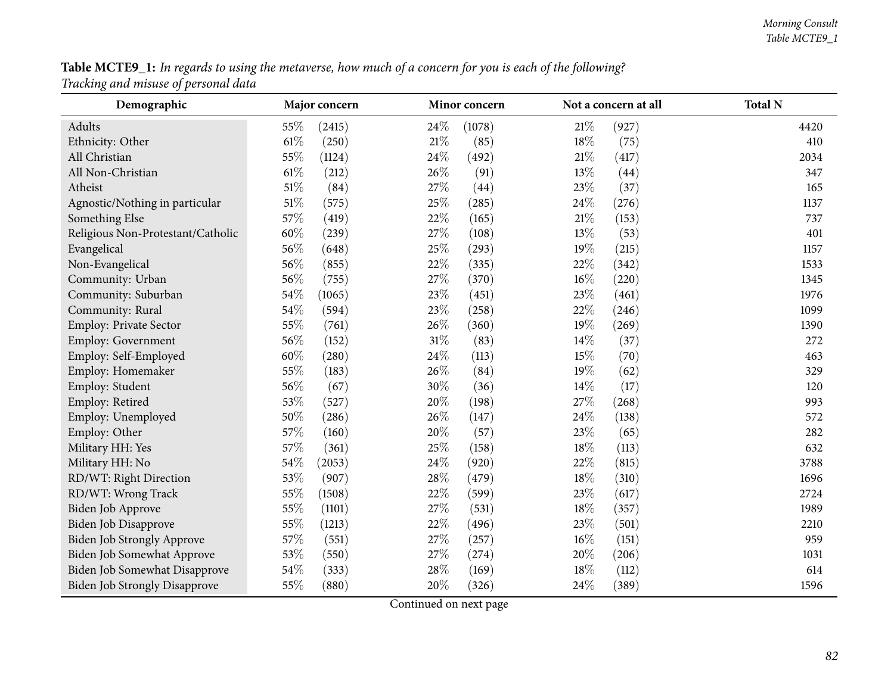**Table MCTE9_1:** *In regards to using the metaverse, how much of a concern for you is each of the following?*
*Tracking and misuse of personal data*

| Demographic | Major concern | | Minor concern | | Not a concern at all | | Total N |
|---|---|---|---|---|---|---|---|
| Adults | 55% | (2415) | 24% | (1078) | 21% | (927) | 4420 |
| Ethnicity: Other | 61% | (250) | 21% | (85) | 18% | (75) | 410 |
| All Christian | 55% | (1124) | 24% | (492) | 21% | (417) | 2034 |
| All Non-Christian | 61% | (212) | 26% | (91) | 13% | (44) | 347 |
| Atheist | 51% | (84) | 27% | (44) | 23% | (37) | 165 |
| Agnostic/Nothing in particular | 51% | (575) | 25% | (285) | 24% | (276) | 1137 |
| Something Else | 57% | (419) | 22% | (165) | 21% | (153) | 737 |
| Religious Non-Protestant/Catholic | 60% | (239) | 27% | (108) | 13% | (53) | 401 |
| Evangelical | 56% | (648) | 25% | (293) | 19% | (215) | 1157 |
| Non-Evangelical | 56% | (855) | 22% | (335) | 22% | (342) | 1533 |
| Community: Urban | 56% | (755) | 27% | (370) | 16% | (220) | 1345 |
| Community: Suburban | 54% | (1065) | 23% | (451) | 23% | (461) | 1976 |
| Community: Rural | 54% | (594) | 23% | (258) | 22% | (246) | 1099 |
| Employ: Private Sector | 55% | (761) | 26% | (360) | 19% | (269) | 1390 |
| Employ: Government | 56% | (152) | 31% | (83) | 14% | (37) | 272 |
| Employ: Self-Employed | 60% | (280) | 24% | (113) | 15% | (70) | 463 |
| Employ: Homemaker | 55% | (183) | 26% | (84) | 19% | (62) | 329 |
| Employ: Student | 56% | (67) | 30% | (36) | 14% | (17) | 120 |
| Employ: Retired | 53% | (527) | 20% | (198) | 27% | (268) | 993 |
| Employ: Unemployed | 50% | (286) | 26% | (147) | 24% | (138) | 572 |
| Employ: Other | 57% | (160) | 20% | (57) | 23% | (65) | 282 |
| Military HH: Yes | 57% | (361) | 25% | (158) | 18% | (113) | 632 |
| Military HH: No | 54% | (2053) | 24% | (920) | 22% | (815) | 3788 |
| RD/WT: Right Direction | 53% | (907) | 28% | (479) | 18% | (310) | 1696 |
| RD/WT: Wrong Track | 55% | (1508) | 22% | (599) | 23% | (617) | 2724 |
| Biden Job Approve | 55% | (1101) | 27% | (531) | 18% | (357) | 1989 |
| Biden Job Disapprove | 55% | (1213) | 22% | (496) | 23% | (501) | 2210 |
| Biden Job Strongly Approve | 57% | (551) | 27% | (257) | 16% | (151) | 959 |
| Biden Job Somewhat Approve | 53% | (550) | 27% | (274) | 20% | (206) | 1031 |
| Biden Job Somewhat Disapprove | 54% | (333) | 28% | (169) | 18% | (112) | 614 |
| Biden Job Strongly Disapprove | 55% | (880) | 20% | (326) | 24% | (389) | 1596 |

Continued on next page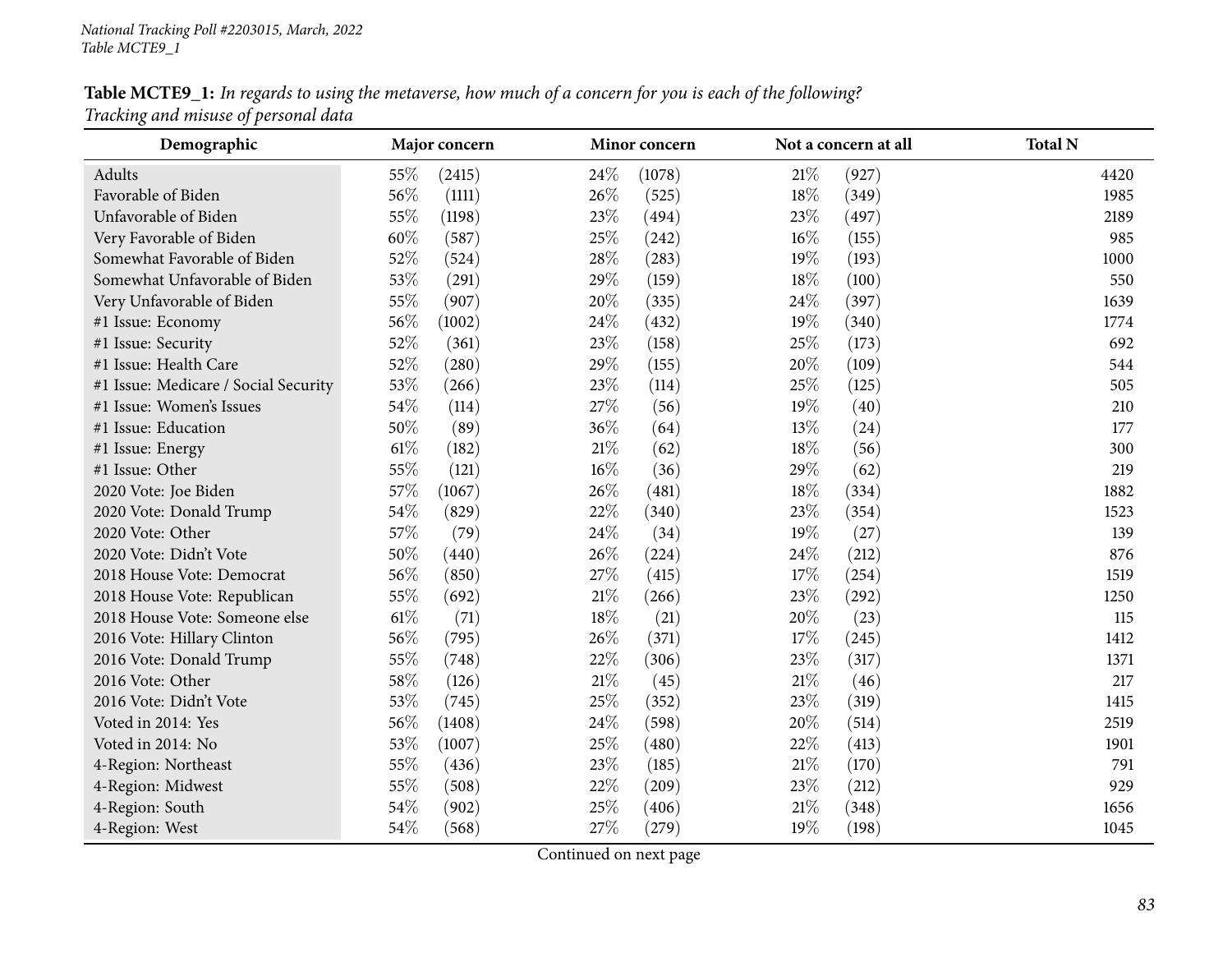*National Tracking Poll #2203015, March, 2022*
*Table MCTE9_1*

**Table MCTE9_1:** *In regards to using the metaverse, how much of a concern for you is each of the following?*
*Tracking and misuse of personal data*

| Demographic | Major concern | | Minor concern | | Not a concern at all | | Total N |
|---|---|---|---|---|---|---|---|
| Adults | 55% | (2415) | 24% | (1078) | 21% | (927) | 4420 |
| Favorable of Biden | 56% | (1111) | 26% | (525) | 18% | (349) | 1985 |
| Unfavorable of Biden | 55% | (1198) | 23% | (494) | 23% | (497) | 2189 |
| Very Favorable of Biden | 60% | (587) | 25% | (242) | 16% | (155) | 985 |
| Somewhat Favorable of Biden | 52% | (524) | 28% | (283) | 19% | (193) | 1000 |
| Somewhat Unfavorable of Biden | 53% | (291) | 29% | (159) | 18% | (100) | 550 |
| Very Unfavorable of Biden | 55% | (907) | 20% | (335) | 24% | (397) | 1639 |
| #1 Issue: Economy | 56% | (1002) | 24% | (432) | 19% | (340) | 1774 |
| #1 Issue: Security | 52% | (361) | 23% | (158) | 25% | (173) | 692 |
| #1 Issue: Health Care | 52% | (280) | 29% | (155) | 20% | (109) | 544 |
| #1 Issue: Medicare / Social Security | 53% | (266) | 23% | (114) | 25% | (125) | 505 |
| #1 Issue: Women's Issues | 54% | (114) | 27% | (56) | 19% | (40) | 210 |
| #1 Issue: Education | 50% | (89) | 36% | (64) | 13% | (24) | 177 |
| #1 Issue: Energy | 61% | (182) | 21% | (62) | 18% | (56) | 300 |
| #1 Issue: Other | 55% | (121) | 16% | (36) | 29% | (62) | 219 |
| 2020 Vote: Joe Biden | 57% | (1067) | 26% | (481) | 18% | (334) | 1882 |
| 2020 Vote: Donald Trump | 54% | (829) | 22% | (340) | 23% | (354) | 1523 |
| 2020 Vote: Other | 57% | (79) | 24% | (34) | 19% | (27) | 139 |
| 2020 Vote: Didn't Vote | 50% | (440) | 26% | (224) | 24% | (212) | 876 |
| 2018 House Vote: Democrat | 56% | (850) | 27% | (415) | 17% | (254) | 1519 |
| 2018 House Vote: Republican | 55% | (692) | 21% | (266) | 23% | (292) | 1250 |
| 2018 House Vote: Someone else | 61% | (71) | 18% | (21) | 20% | (23) | 115 |
| 2016 Vote: Hillary Clinton | 56% | (795) | 26% | (371) | 17% | (245) | 1412 |
| 2016 Vote: Donald Trump | 55% | (748) | 22% | (306) | 23% | (317) | 1371 |
| 2016 Vote: Other | 58% | (126) | 21% | (45) | 21% | (46) | 217 |
| 2016 Vote: Didn't Vote | 53% | (745) | 25% | (352) | 23% | (319) | 1415 |
| Voted in 2014: Yes | 56% | (1408) | 24% | (598) | 20% | (514) | 2519 |
| Voted in 2014: No | 53% | (1007) | 25% | (480) | 22% | (413) | 1901 |
| 4-Region: Northeast | 55% | (436) | 23% | (185) | 21% | (170) | 791 |
| 4-Region: Midwest | 55% | (508) | 22% | (209) | 23% | (212) | 929 |
| 4-Region: South | 54% | (902) | 25% | (406) | 21% | (348) | 1656 |
| 4-Region: West | 54% | (568) | 27% | (279) | 19% | (198) | 1045 |

Continued on next page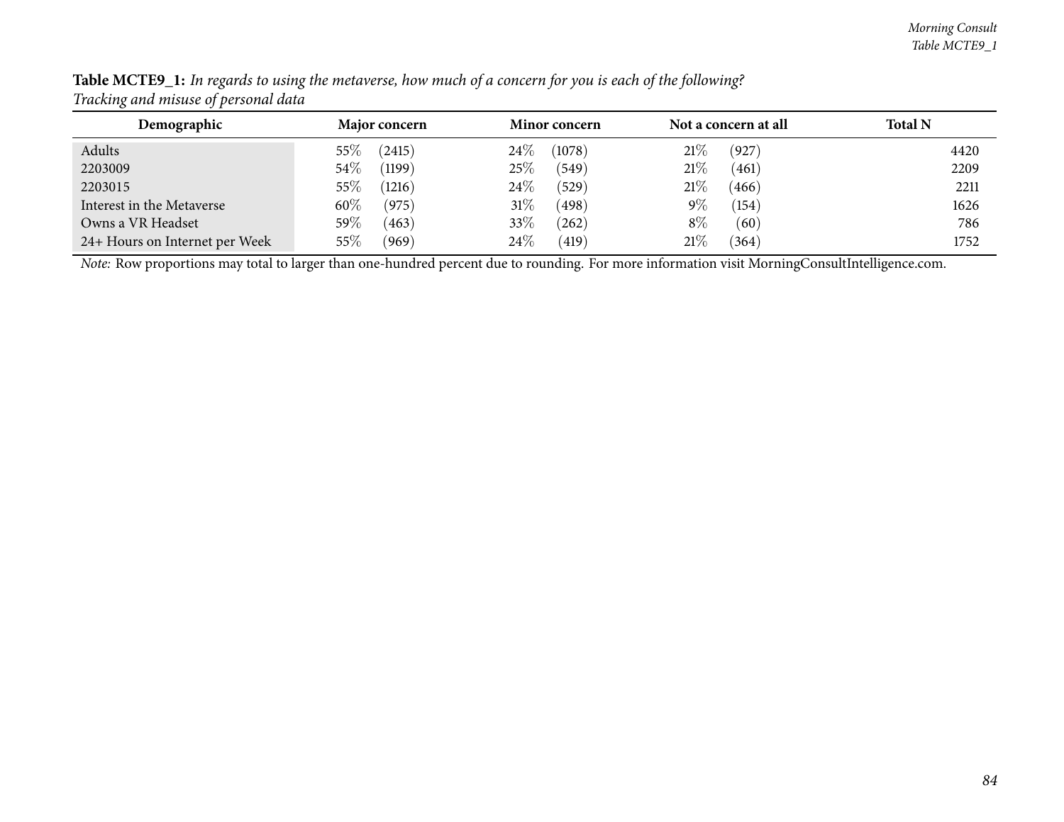**Table MCTE9_1:** *In regards to using the metaverse, how much of a concern for you is each of the following?*
*Tracking and misuse of personal data*

| Demographic | Major concern | | Minor concern | | Not a concern at all | | Total N |
|---|---|---|---|---|---|---|---|
| Adults | 55% | (2415) | 24% | (1078) | 21% | (927) | 4420 |
| 2203009 | 54% | (1199) | 25% | (549) | 21% | (461) | 2209 |
| 2203015 | 55% | (1216) | 24% | (529) | 21% | (466) | 2211 |
| Interest in the Metaverse | 60% | (975) | 31% | (498) | 9% | (154) | 1626 |
| Owns a VR Headset | 59% | (463) | 33% | (262) | 8% | (60) | 786 |
| 24+ Hours on Internet per Week | 55% | (969) | 24% | (419) | 21% | (364) | 1752 |

*Note:* Row proportions may total to larger than one-hundred percent due to rounding. For more information visit MorningConsultIntelligence.com.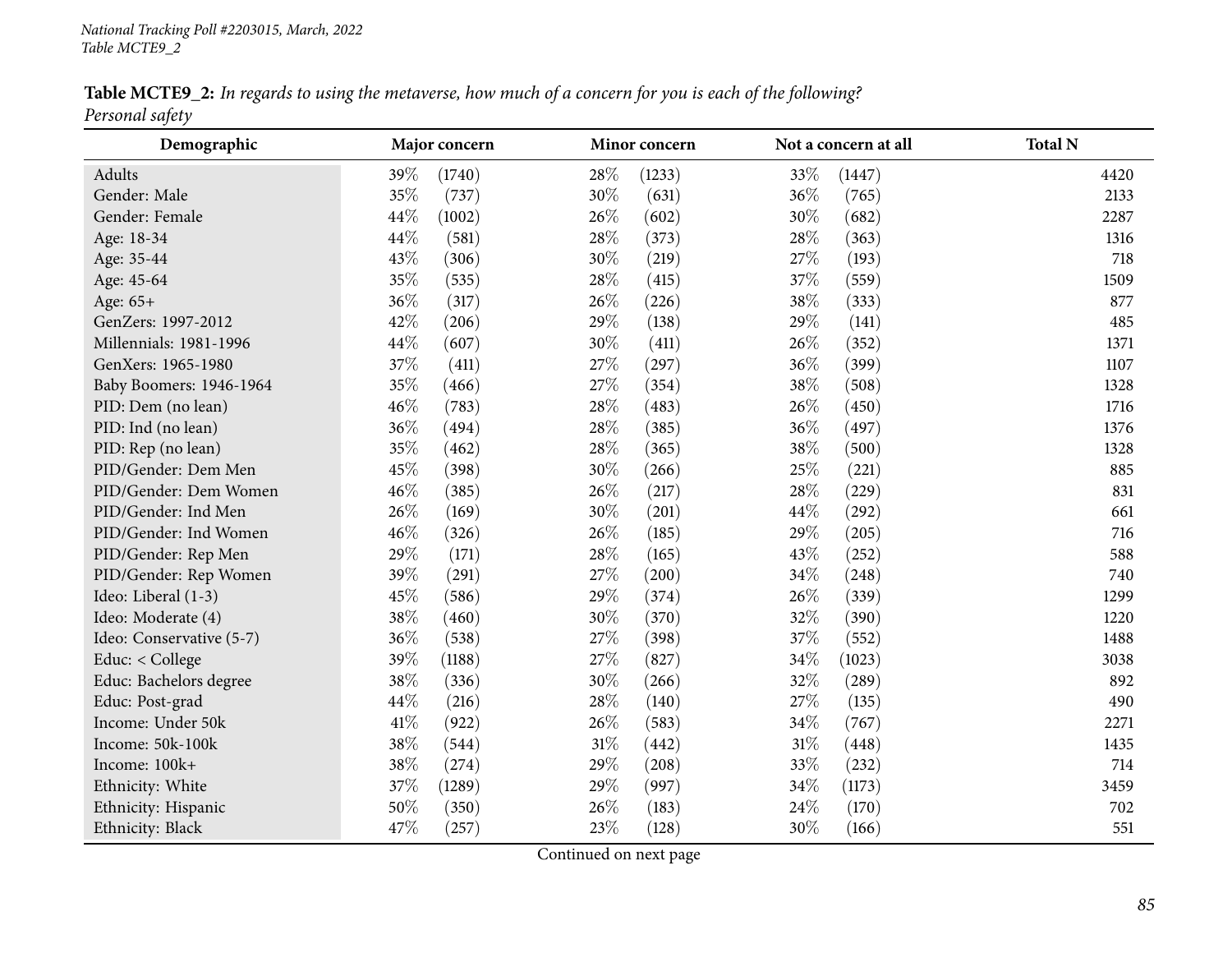**Table MCTE9_2:** *In regards to using the metaverse, how much of a concern for you is each of the following?*
*Personal safety*

| Demographic | Major concern | | Minor concern | | Not a concern at all | | Total N |
|---|---|---|---|---|---|---|---|
| Adults | 39% | (1740) | 28% | (1233) | 33% | (1447) | 4420 |
| Gender: Male | 35% | (737) | 30% | (631) | 36% | (765) | 2133 |
| Gender: Female | 44% | (1002) | 26% | (602) | 30% | (682) | 2287 |
| Age: 18-34 | 44% | (581) | 28% | (373) | 28% | (363) | 1316 |
| Age: 35-44 | 43% | (306) | 30% | (219) | 27% | (193) | 718 |
| Age: 45-64 | 35% | (535) | 28% | (415) | 37% | (559) | 1509 |
| Age: 65+ | 36% | (317) | 26% | (226) | 38% | (333) | 877 |
| GenZers: 1997-2012 | 42% | (206) | 29% | (138) | 29% | (141) | 485 |
| Millennials: 1981-1996 | 44% | (607) | 30% | (411) | 26% | (352) | 1371 |
| GenXers: 1965-1980 | 37% | (411) | 27% | (297) | 36% | (399) | 1107 |
| Baby Boomers: 1946-1964 | 35% | (466) | 27% | (354) | 38% | (508) | 1328 |
| PID: Dem (no lean) | 46% | (783) | 28% | (483) | 26% | (450) | 1716 |
| PID: Ind (no lean) | 36% | (494) | 28% | (385) | 36% | (497) | 1376 |
| PID: Rep (no lean) | 35% | (462) | 28% | (365) | 38% | (500) | 1328 |
| PID/Gender: Dem Men | 45% | (398) | 30% | (266) | 25% | (221) | 885 |
| PID/Gender: Dem Women | 46% | (385) | 26% | (217) | 28% | (229) | 831 |
| PID/Gender: Ind Men | 26% | (169) | 30% | (201) | 44% | (292) | 661 |
| PID/Gender: Ind Women | 46% | (326) | 26% | (185) | 29% | (205) | 716 |
| PID/Gender: Rep Men | 29% | (171) | 28% | (165) | 43% | (252) | 588 |
| PID/Gender: Rep Women | 39% | (291) | 27% | (200) | 34% | (248) | 740 |
| Ideo: Liberal (1-3) | 45% | (586) | 29% | (374) | 26% | (339) | 1299 |
| Ideo: Moderate (4) | 38% | (460) | 30% | (370) | 32% | (390) | 1220 |
| Ideo: Conservative (5-7) | 36% | (538) | 27% | (398) | 37% | (552) | 1488 |
| Educ: < College | 39% | (1188) | 27% | (827) | 34% | (1023) | 3038 |
| Educ: Bachelors degree | 38% | (336) | 30% | (266) | 32% | (289) | 892 |
| Educ: Post-grad | 44% | (216) | 28% | (140) | 27% | (135) | 490 |
| Income: Under 50k | 41% | (922) | 26% | (583) | 34% | (767) | 2271 |
| Income: 50k-100k | 38% | (544) | 31% | (442) | 31% | (448) | 1435 |
| Income: 100k+ | 38% | (274) | 29% | (208) | 33% | (232) | 714 |
| Ethnicity: White | 37% | (1289) | 29% | (997) | 34% | (1173) | 3459 |
| Ethnicity: Hispanic | 50% | (350) | 26% | (183) | 24% | (170) | 702 |
| Ethnicity: Black | 47% | (257) | 23% | (128) | 30% | (166) | 551 |

Continued on next page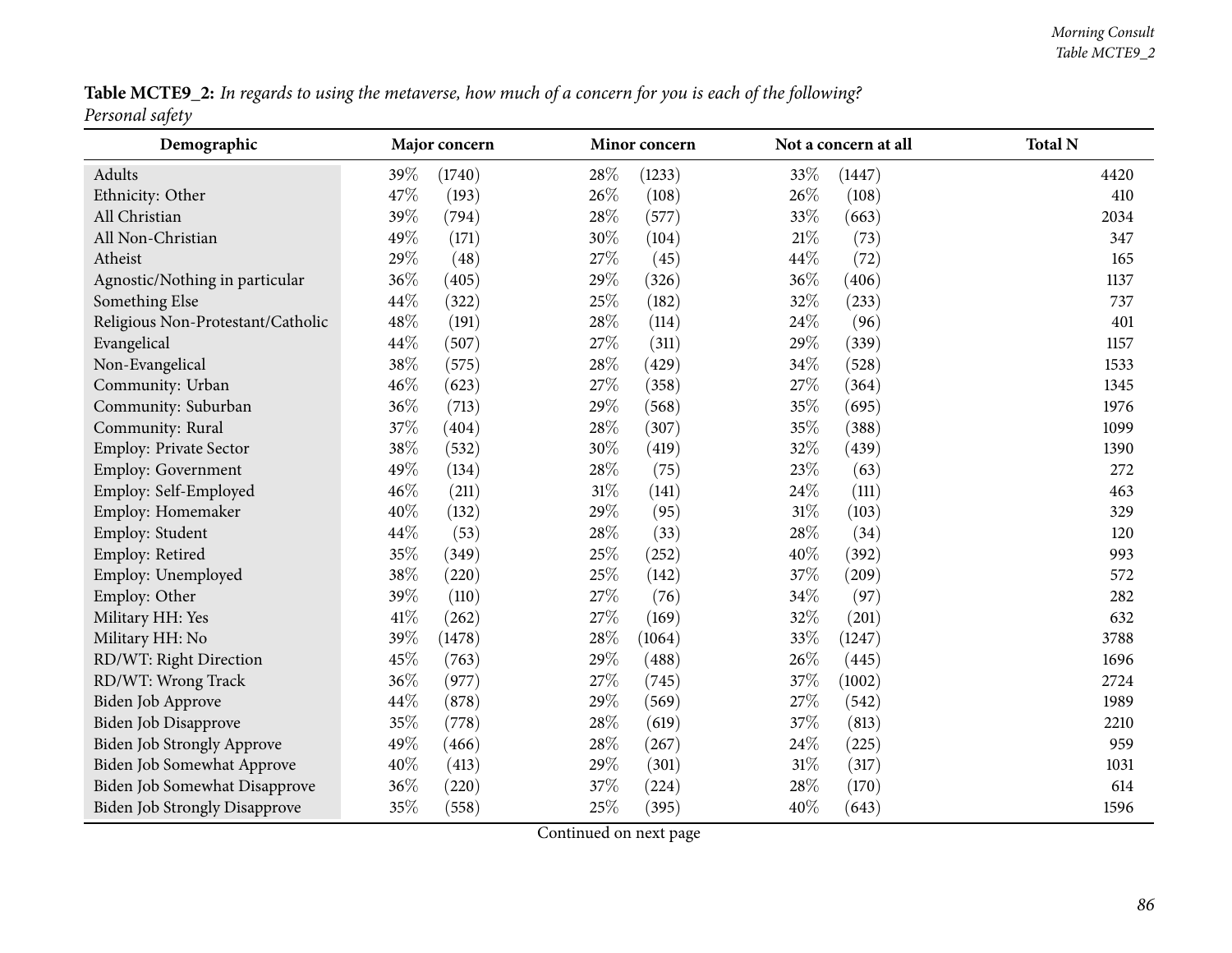**Table MCTE9_2:** *In regards to using the metaverse, how much of a concern for you is each of the following?*
*Personal safety*

| Demographic | Major concern | | Minor concern | | Not a concern at all | | Total N |
|---|---|---|---|---|---|---|---|
| Adults | 39% | (1740) | 28% | (1233) | 33% | (1447) | 4420 |
| Ethnicity: Other | 47% | (193) | 26% | (108) | 26% | (108) | 410 |
| All Christian | 39% | (794) | 28% | (577) | 33% | (663) | 2034 |
| All Non-Christian | 49% | (171) | 30% | (104) | 21% | (73) | 347 |
| Atheist | 29% | (48) | 27% | (45) | 44% | (72) | 165 |
| Agnostic/Nothing in particular | 36% | (405) | 29% | (326) | 36% | (406) | 1137 |
| Something Else | 44% | (322) | 25% | (182) | 32% | (233) | 737 |
| Religious Non-Protestant/Catholic | 48% | (191) | 28% | (114) | 24% | (96) | 401 |
| Evangelical | 44% | (507) | 27% | (311) | 29% | (339) | 1157 |
| Non-Evangelical | 38% | (575) | 28% | (429) | 34% | (528) | 1533 |
| Community: Urban | 46% | (623) | 27% | (358) | 27% | (364) | 1345 |
| Community: Suburban | 36% | (713) | 29% | (568) | 35% | (695) | 1976 |
| Community: Rural | 37% | (404) | 28% | (307) | 35% | (388) | 1099 |
| Employ: Private Sector | 38% | (532) | 30% | (419) | 32% | (439) | 1390 |
| Employ: Government | 49% | (134) | 28% | (75) | 23% | (63) | 272 |
| Employ: Self-Employed | 46% | (211) | 31% | (141) | 24% | (111) | 463 |
| Employ: Homemaker | 40% | (132) | 29% | (95) | 31% | (103) | 329 |
| Employ: Student | 44% | (53) | 28% | (33) | 28% | (34) | 120 |
| Employ: Retired | 35% | (349) | 25% | (252) | 40% | (392) | 993 |
| Employ: Unemployed | 38% | (220) | 25% | (142) | 37% | (209) | 572 |
| Employ: Other | 39% | (110) | 27% | (76) | 34% | (97) | 282 |
| Military HH: Yes | 41% | (262) | 27% | (169) | 32% | (201) | 632 |
| Military HH: No | 39% | (1478) | 28% | (1064) | 33% | (1247) | 3788 |
| RD/WT: Right Direction | 45% | (763) | 29% | (488) | 26% | (445) | 1696 |
| RD/WT: Wrong Track | 36% | (977) | 27% | (745) | 37% | (1002) | 2724 |
| Biden Job Approve | 44% | (878) | 29% | (569) | 27% | (542) | 1989 |
| Biden Job Disapprove | 35% | (778) | 28% | (619) | 37% | (813) | 2210 |
| Biden Job Strongly Approve | 49% | (466) | 28% | (267) | 24% | (225) | 959 |
| Biden Job Somewhat Approve | 40% | (413) | 29% | (301) | 31% | (317) | 1031 |
| Biden Job Somewhat Disapprove | 36% | (220) | 37% | (224) | 28% | (170) | 614 |
| Biden Job Strongly Disapprove | 35% | (558) | 25% | (395) | 40% | (643) | 1596 |

Continued on next page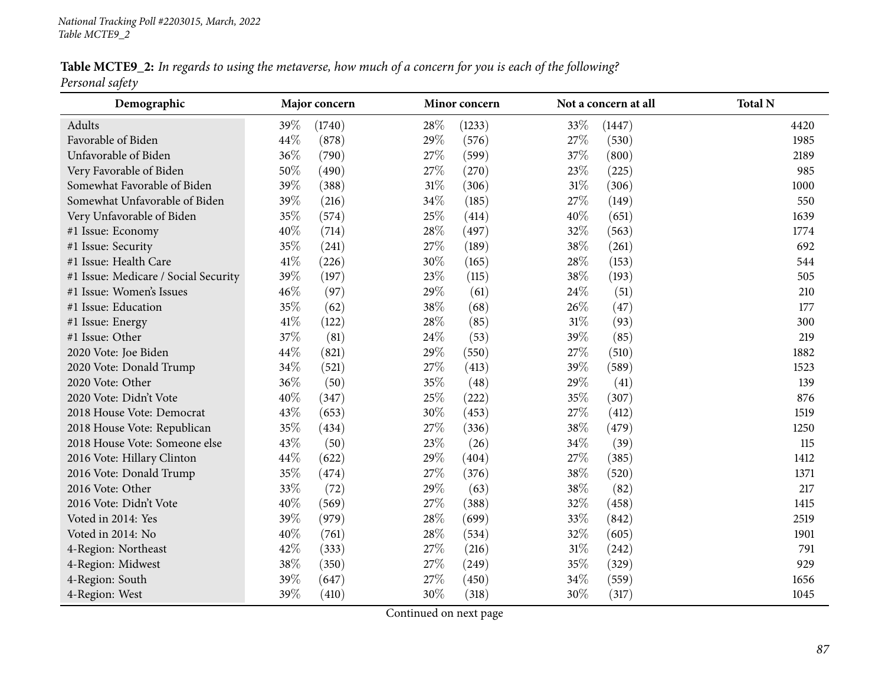**Table MCTE9_2:** *In regards to using the metaverse, how much of a concern for you is each of the following?*
*Personal safety*

| Demographic | Major concern | | Minor concern | | Not a concern at all | | Total N |
|---|---|---|---|---|---|---|---|
| Adults | 39% | (1740) | 28% | (1233) | 33% | (1447) | 4420 |
| Favorable of Biden | 44% | (878) | 29% | (576) | 27% | (530) | 1985 |
| Unfavorable of Biden | 36% | (790) | 27% | (599) | 37% | (800) | 2189 |
| Very Favorable of Biden | 50% | (490) | 27% | (270) | 23% | (225) | 985 |
| Somewhat Favorable of Biden | 39% | (388) | 31% | (306) | 31% | (306) | 1000 |
| Somewhat Unfavorable of Biden | 39% | (216) | 34% | (185) | 27% | (149) | 550 |
| Very Unfavorable of Biden | 35% | (574) | 25% | (414) | 40% | (651) | 1639 |
| #1 Issue: Economy | 40% | (714) | 28% | (497) | 32% | (563) | 1774 |
| #1 Issue: Security | 35% | (241) | 27% | (189) | 38% | (261) | 692 |
| #1 Issue: Health Care | 41% | (226) | 30% | (165) | 28% | (153) | 544 |
| #1 Issue: Medicare / Social Security | 39% | (197) | 23% | (115) | 38% | (193) | 505 |
| #1 Issue: Women's Issues | 46% | (97) | 29% | (61) | 24% | (51) | 210 |
| #1 Issue: Education | 35% | (62) | 38% | (68) | 26% | (47) | 177 |
| #1 Issue: Energy | 41% | (122) | 28% | (85) | 31% | (93) | 300 |
| #1 Issue: Other | 37% | (81) | 24% | (53) | 39% | (85) | 219 |
| 2020 Vote: Joe Biden | 44% | (821) | 29% | (550) | 27% | (510) | 1882 |
| 2020 Vote: Donald Trump | 34% | (521) | 27% | (413) | 39% | (589) | 1523 |
| 2020 Vote: Other | 36% | (50) | 35% | (48) | 29% | (41) | 139 |
| 2020 Vote: Didn't Vote | 40% | (347) | 25% | (222) | 35% | (307) | 876 |
| 2018 House Vote: Democrat | 43% | (653) | 30% | (453) | 27% | (412) | 1519 |
| 2018 House Vote: Republican | 35% | (434) | 27% | (336) | 38% | (479) | 1250 |
| 2018 House Vote: Someone else | 43% | (50) | 23% | (26) | 34% | (39) | 115 |
| 2016 Vote: Hillary Clinton | 44% | (622) | 29% | (404) | 27% | (385) | 1412 |
| 2016 Vote: Donald Trump | 35% | (474) | 27% | (376) | 38% | (520) | 1371 |
| 2016 Vote: Other | 33% | (72) | 29% | (63) | 38% | (82) | 217 |
| 2016 Vote: Didn't Vote | 40% | (569) | 27% | (388) | 32% | (458) | 1415 |
| Voted in 2014: Yes | 39% | (979) | 28% | (699) | 33% | (842) | 2519 |
| Voted in 2014: No | 40% | (761) | 28% | (534) | 32% | (605) | 1901 |
| 4-Region: Northeast | 42% | (333) | 27% | (216) | 31% | (242) | 791 |
| 4-Region: Midwest | 38% | (350) | 27% | (249) | 35% | (329) | 929 |
| 4-Region: South | 39% | (647) | 27% | (450) | 34% | (559) | 1656 |
| 4-Region: West | 39% | (410) | 30% | (318) | 30% | (317) | 1045 |

Continued on next page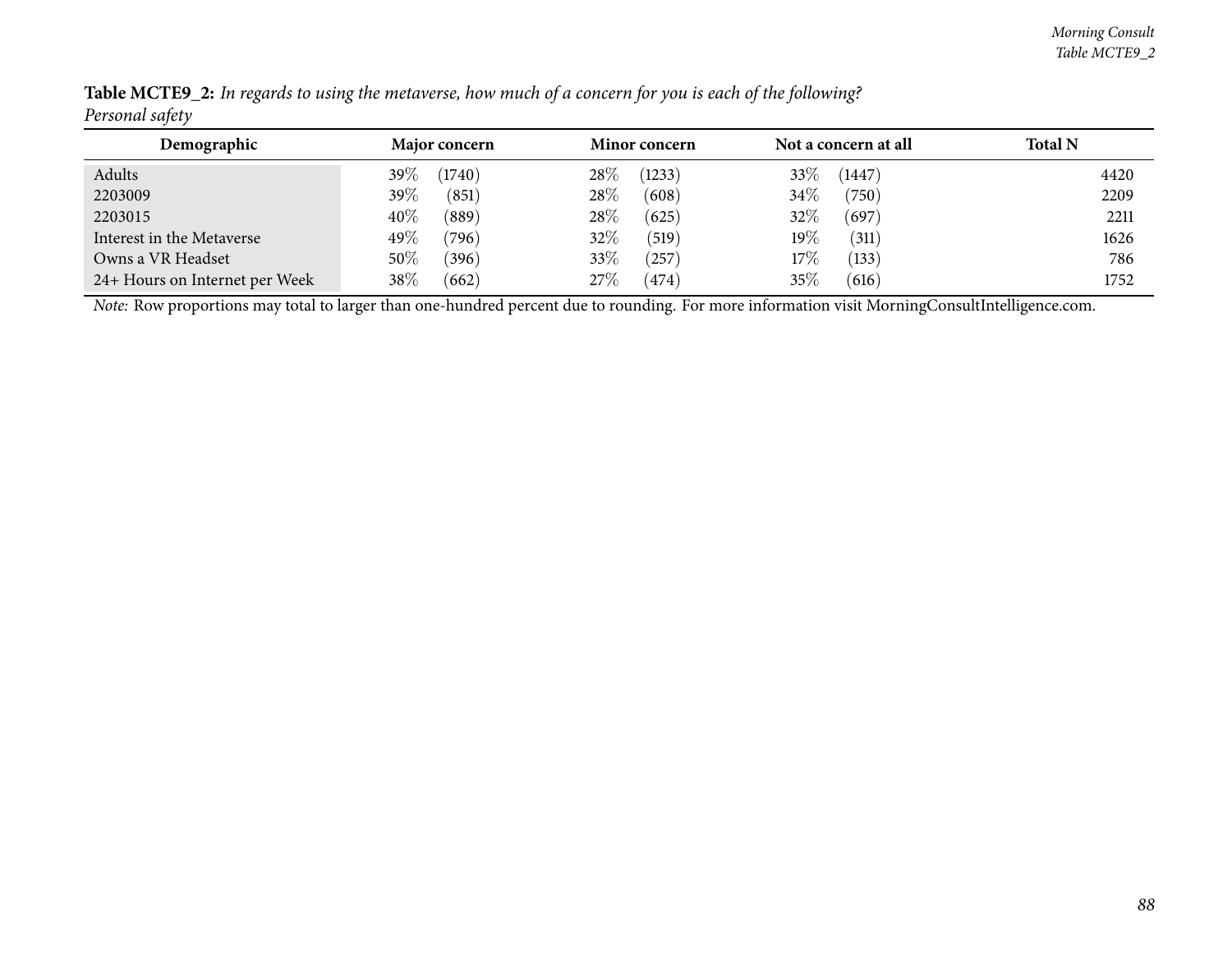**Table MCTE9_2:** *In regards to using the metaverse, how much of a concern for you is each of the following?*
*Personal safety*

| Demographic | Major concern | | Minor concern | | Not a concern at all | | Total N |
|---|---|---|---|---|---|---|---|
| Adults | 39% | (1740) | 28% | (1233) | 33% | (1447) | 4420 |
| 2203009 | 39% | (851) | 28% | (608) | 34% | (750) | 2209 |
| 2203015 | 40% | (889) | 28% | (625) | 32% | (697) | 2211 |
| Interest in the Metaverse | 49% | (796) | 32% | (519) | 19% | (311) | 1626 |
| Owns a VR Headset | 50% | (396) | 33% | (257) | 17% | (133) | 786 |
| 24+ Hours on Internet per Week | 38% | (662) | 27% | (474) | 35% | (616) | 1752 |

*Note:* Row proportions may total to larger than one-hundred percent due to rounding. For more information visit MorningConsultIntelligence.com.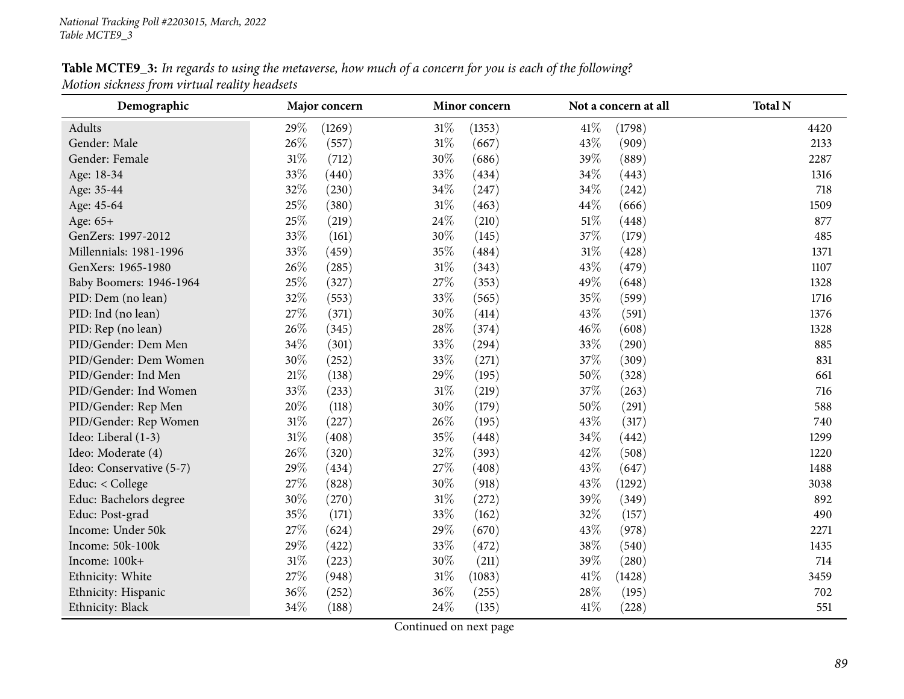**Table MCTE9_3:** *In regards to using the metaverse, how much of a concern for you is each of the following?*
*Motion sickness from virtual reality headsets*

| Demographic | Major concern | | Minor concern | | Not a concern at all | | Total N |
|---|---|---|---|---|---|---|---|
| Adults | 29% | (1269) | 31% | (1353) | 41% | (1798) | 4420 |
| Gender: Male | 26% | (557) | 31% | (667) | 43% | (909) | 2133 |
| Gender: Female | 31% | (712) | 30% | (686) | 39% | (889) | 2287 |
| Age: 18-34 | 33% | (440) | 33% | (434) | 34% | (443) | 1316 |
| Age: 35-44 | 32% | (230) | 34% | (247) | 34% | (242) | 718 |
| Age: 45-64 | 25% | (380) | 31% | (463) | 44% | (666) | 1509 |
| Age: 65+ | 25% | (219) | 24% | (210) | 51% | (448) | 877 |
| GenZers: 1997-2012 | 33% | (161) | 30% | (145) | 37% | (179) | 485 |
| Millennials: 1981-1996 | 33% | (459) | 35% | (484) | 31% | (428) | 1371 |
| GenXers: 1965-1980 | 26% | (285) | 31% | (343) | 43% | (479) | 1107 |
| Baby Boomers: 1946-1964 | 25% | (327) | 27% | (353) | 49% | (648) | 1328 |
| PID: Dem (no lean) | 32% | (553) | 33% | (565) | 35% | (599) | 1716 |
| PID: Ind (no lean) | 27% | (371) | 30% | (414) | 43% | (591) | 1376 |
| PID: Rep (no lean) | 26% | (345) | 28% | (374) | 46% | (608) | 1328 |
| PID/Gender: Dem Men | 34% | (301) | 33% | (294) | 33% | (290) | 885 |
| PID/Gender: Dem Women | 30% | (252) | 33% | (271) | 37% | (309) | 831 |
| PID/Gender: Ind Men | 21% | (138) | 29% | (195) | 50% | (328) | 661 |
| PID/Gender: Ind Women | 33% | (233) | 31% | (219) | 37% | (263) | 716 |
| PID/Gender: Rep Men | 20% | (118) | 30% | (179) | 50% | (291) | 588 |
| PID/Gender: Rep Women | 31% | (227) | 26% | (195) | 43% | (317) | 740 |
| Ideo: Liberal (1-3) | 31% | (408) | 35% | (448) | 34% | (442) | 1299 |
| Ideo: Moderate (4) | 26% | (320) | 32% | (393) | 42% | (508) | 1220 |
| Ideo: Conservative (5-7) | 29% | (434) | 27% | (408) | 43% | (647) | 1488 |
| Educ: < College | 27% | (828) | 30% | (918) | 43% | (1292) | 3038 |
| Educ: Bachelors degree | 30% | (270) | 31% | (272) | 39% | (349) | 892 |
| Educ: Post-grad | 35% | (171) | 33% | (162) | 32% | (157) | 490 |
| Income: Under 50k | 27% | (624) | 29% | (670) | 43% | (978) | 2271 |
| Income: 50k-100k | 29% | (422) | 33% | (472) | 38% | (540) | 1435 |
| Income: 100k+ | 31% | (223) | 30% | (211) | 39% | (280) | 714 |
| Ethnicity: White | 27% | (948) | 31% | (1083) | 41% | (1428) | 3459 |
| Ethnicity: Hispanic | 36% | (252) | 36% | (255) | 28% | (195) | 702 |
| Ethnicity: Black | 34% | (188) | 24% | (135) | 41% | (228) | 551 |

Continued on next page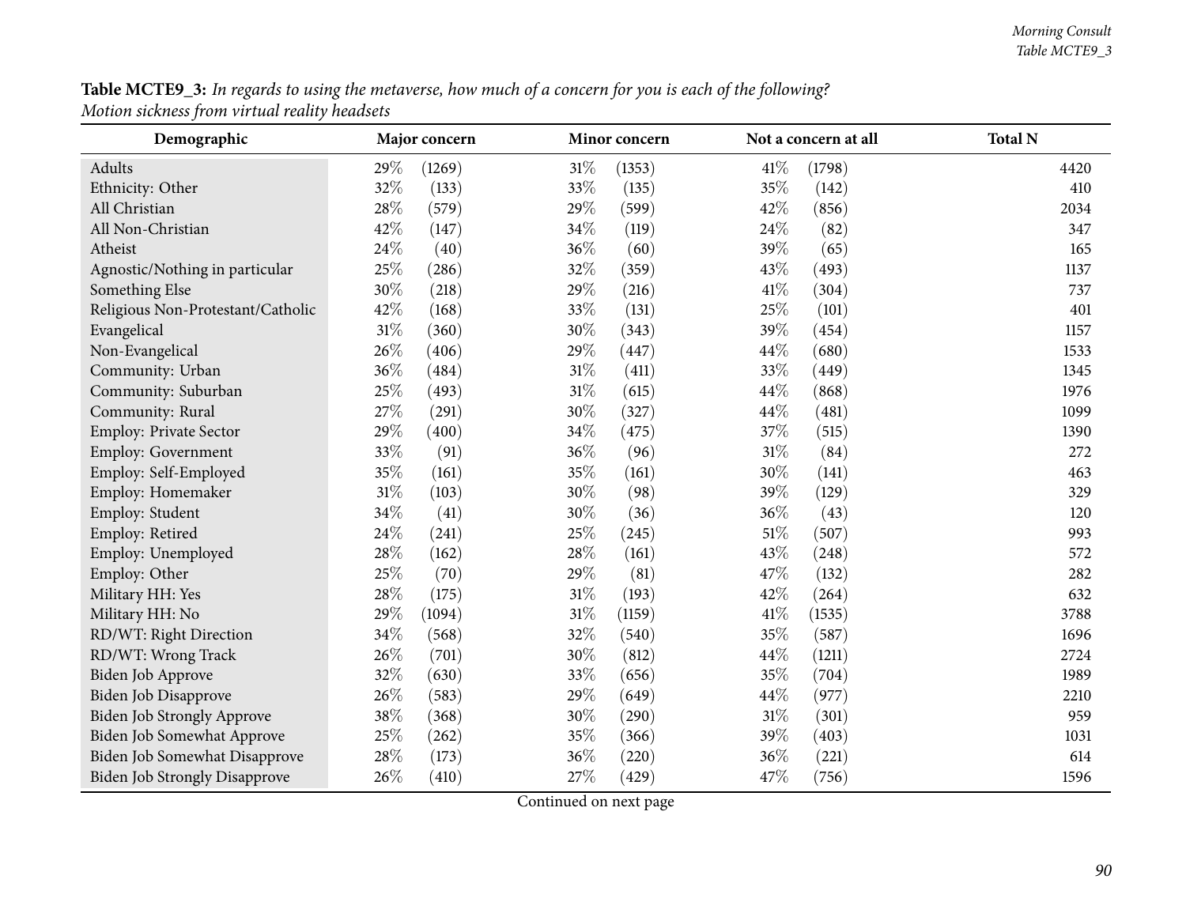**Table MCTE9_3:** *In regards to using the metaverse, how much of a concern for you is each of the following? Motion sickness from virtual reality headsets*

| Demographic | Major concern | | Minor concern | | Not a concern at all | | Total N |
|---|---|---|---|---|---|---|---|
| Adults | 29% | (1269) | 31% | (1353) | 41% | (1798) | 4420 |
| Ethnicity: Other | 32% | (133) | 33% | (135) | 35% | (142) | 410 |
| All Christian | 28% | (579) | 29% | (599) | 42% | (856) | 2034 |
| All Non-Christian | 42% | (147) | 34% | (119) | 24% | (82) | 347 |
| Atheist | 24% | (40) | 36% | (60) | 39% | (65) | 165 |
| Agnostic/Nothing in particular | 25% | (286) | 32% | (359) | 43% | (493) | 1137 |
| Something Else | 30% | (218) | 29% | (216) | 41% | (304) | 737 |
| Religious Non-Protestant/Catholic | 42% | (168) | 33% | (131) | 25% | (101) | 401 |
| Evangelical | 31% | (360) | 30% | (343) | 39% | (454) | 1157 |
| Non-Evangelical | 26% | (406) | 29% | (447) | 44% | (680) | 1533 |
| Community: Urban | 36% | (484) | 31% | (411) | 33% | (449) | 1345 |
| Community: Suburban | 25% | (493) | 31% | (615) | 44% | (868) | 1976 |
| Community: Rural | 27% | (291) | 30% | (327) | 44% | (481) | 1099 |
| Employ: Private Sector | 29% | (400) | 34% | (475) | 37% | (515) | 1390 |
| Employ: Government | 33% | (91) | 36% | (96) | 31% | (84) | 272 |
| Employ: Self-Employed | 35% | (161) | 35% | (161) | 30% | (141) | 463 |
| Employ: Homemaker | 31% | (103) | 30% | (98) | 39% | (129) | 329 |
| Employ: Student | 34% | (41) | 30% | (36) | 36% | (43) | 120 |
| Employ: Retired | 24% | (241) | 25% | (245) | 51% | (507) | 993 |
| Employ: Unemployed | 28% | (162) | 28% | (161) | 43% | (248) | 572 |
| Employ: Other | 25% | (70) | 29% | (81) | 47% | (132) | 282 |
| Military HH: Yes | 28% | (175) | 31% | (193) | 42% | (264) | 632 |
| Military HH: No | 29% | (1094) | 31% | (1159) | 41% | (1535) | 3788 |
| RD/WT: Right Direction | 34% | (568) | 32% | (540) | 35% | (587) | 1696 |
| RD/WT: Wrong Track | 26% | (701) | 30% | (812) | 44% | (1211) | 2724 |
| Biden Job Approve | 32% | (630) | 33% | (656) | 35% | (704) | 1989 |
| Biden Job Disapprove | 26% | (583) | 29% | (649) | 44% | (977) | 2210 |
| Biden Job Strongly Approve | 38% | (368) | 30% | (290) | 31% | (301) | 959 |
| Biden Job Somewhat Approve | 25% | (262) | 35% | (366) | 39% | (403) | 1031 |
| Biden Job Somewhat Disapprove | 28% | (173) | 36% | (220) | 36% | (221) | 614 |
| Biden Job Strongly Disapprove | 26% | (410) | 27% | (429) | 47% | (756) | 1596 |

Continued on next page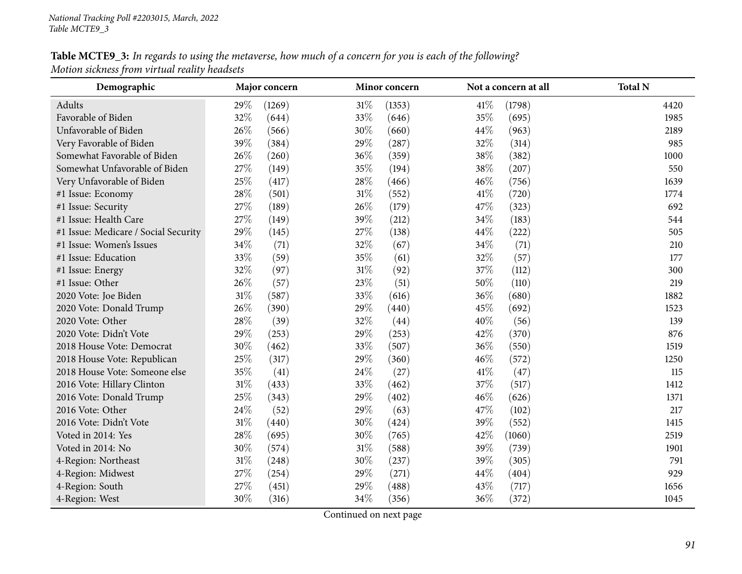**Table MCTE9_3:** *In regards to using the metaverse, how much of a concern for you is each of the following? Motion sickness from virtual reality headsets*

| Demographic | Major concern | | Minor concern | | Not a concern at all | | Total N |
|---|---|---|---|---|---|---|---|
| Adults | 29% | (1269) | 31% | (1353) | 41% | (1798) | 4420 |
| Favorable of Biden | 32% | (644) | 33% | (646) | 35% | (695) | 1985 |
| Unfavorable of Biden | 26% | (566) | 30% | (660) | 44% | (963) | 2189 |
| Very Favorable of Biden | 39% | (384) | 29% | (287) | 32% | (314) | 985 |
| Somewhat Favorable of Biden | 26% | (260) | 36% | (359) | 38% | (382) | 1000 |
| Somewhat Unfavorable of Biden | 27% | (149) | 35% | (194) | 38% | (207) | 550 |
| Very Unfavorable of Biden | 25% | (417) | 28% | (466) | 46% | (756) | 1639 |
| #1 Issue: Economy | 28% | (501) | 31% | (552) | 41% | (720) | 1774 |
| #1 Issue: Security | 27% | (189) | 26% | (179) | 47% | (323) | 692 |
| #1 Issue: Health Care | 27% | (149) | 39% | (212) | 34% | (183) | 544 |
| #1 Issue: Medicare / Social Security | 29% | (145) | 27% | (138) | 44% | (222) | 505 |
| #1 Issue: Women's Issues | 34% | (71) | 32% | (67) | 34% | (71) | 210 |
| #1 Issue: Education | 33% | (59) | 35% | (61) | 32% | (57) | 177 |
| #1 Issue: Energy | 32% | (97) | 31% | (92) | 37% | (112) | 300 |
| #1 Issue: Other | 26% | (57) | 23% | (51) | 50% | (110) | 219 |
| 2020 Vote: Joe Biden | 31% | (587) | 33% | (616) | 36% | (680) | 1882 |
| 2020 Vote: Donald Trump | 26% | (390) | 29% | (440) | 45% | (692) | 1523 |
| 2020 Vote: Other | 28% | (39) | 32% | (44) | 40% | (56) | 139 |
| 2020 Vote: Didn't Vote | 29% | (253) | 29% | (253) | 42% | (370) | 876 |
| 2018 House Vote: Democrat | 30% | (462) | 33% | (507) | 36% | (550) | 1519 |
| 2018 House Vote: Republican | 25% | (317) | 29% | (360) | 46% | (572) | 1250 |
| 2018 House Vote: Someone else | 35% | (41) | 24% | (27) | 41% | (47) | 115 |
| 2016 Vote: Hillary Clinton | 31% | (433) | 33% | (462) | 37% | (517) | 1412 |
| 2016 Vote: Donald Trump | 25% | (343) | 29% | (402) | 46% | (626) | 1371 |
| 2016 Vote: Other | 24% | (52) | 29% | (63) | 47% | (102) | 217 |
| 2016 Vote: Didn't Vote | 31% | (440) | 30% | (424) | 39% | (552) | 1415 |
| Voted in 2014: Yes | 28% | (695) | 30% | (765) | 42% | (1060) | 2519 |
| Voted in 2014: No | 30% | (574) | 31% | (588) | 39% | (739) | 1901 |
| 4-Region: Northeast | 31% | (248) | 30% | (237) | 39% | (305) | 791 |
| 4-Region: Midwest | 27% | (254) | 29% | (271) | 44% | (404) | 929 |
| 4-Region: South | 27% | (451) | 29% | (488) | 43% | (717) | 1656 |
| 4-Region: West | 30% | (316) | 34% | (356) | 36% | (372) | 1045 |

Continued on next page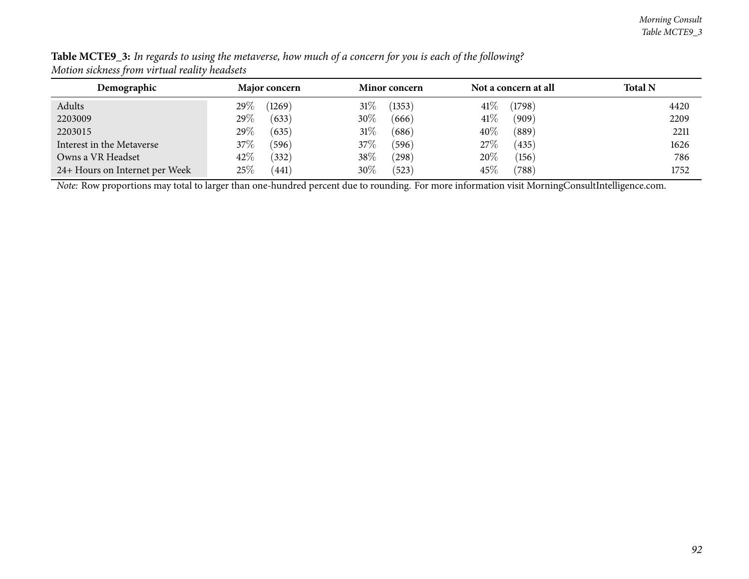**Table MCTE9_3:** *In regards to using the metaverse, how much of a concern for you is each of the following? Motion sickness from virtual reality headsets*

| Demographic | Major concern | | Minor concern | | Not a concern at all | | Total N |
|---|---|---|---|---|---|---|---|
| Adults | 29% | (1269) | 31% | (1353) | 41% | (1798) | 4420 |
| 2203009 | 29% | (633) | 30% | (666) | 41% | (909) | 2209 |
| 2203015 | 29% | (635) | 31% | (686) | 40% | (889) | 2211 |
| Interest in the Metaverse | 37% | (596) | 37% | (596) | 27% | (435) | 1626 |
| Owns a VR Headset | 42% | (332) | 38% | (298) | 20% | (156) | 786 |
| 24+ Hours on Internet per Week | 25% | (441) | 30% | (523) | 45% | (788) | 1752 |

*Note:* Row proportions may total to larger than one-hundred percent due to rounding. For more information visit MorningConsultIntelligence.com.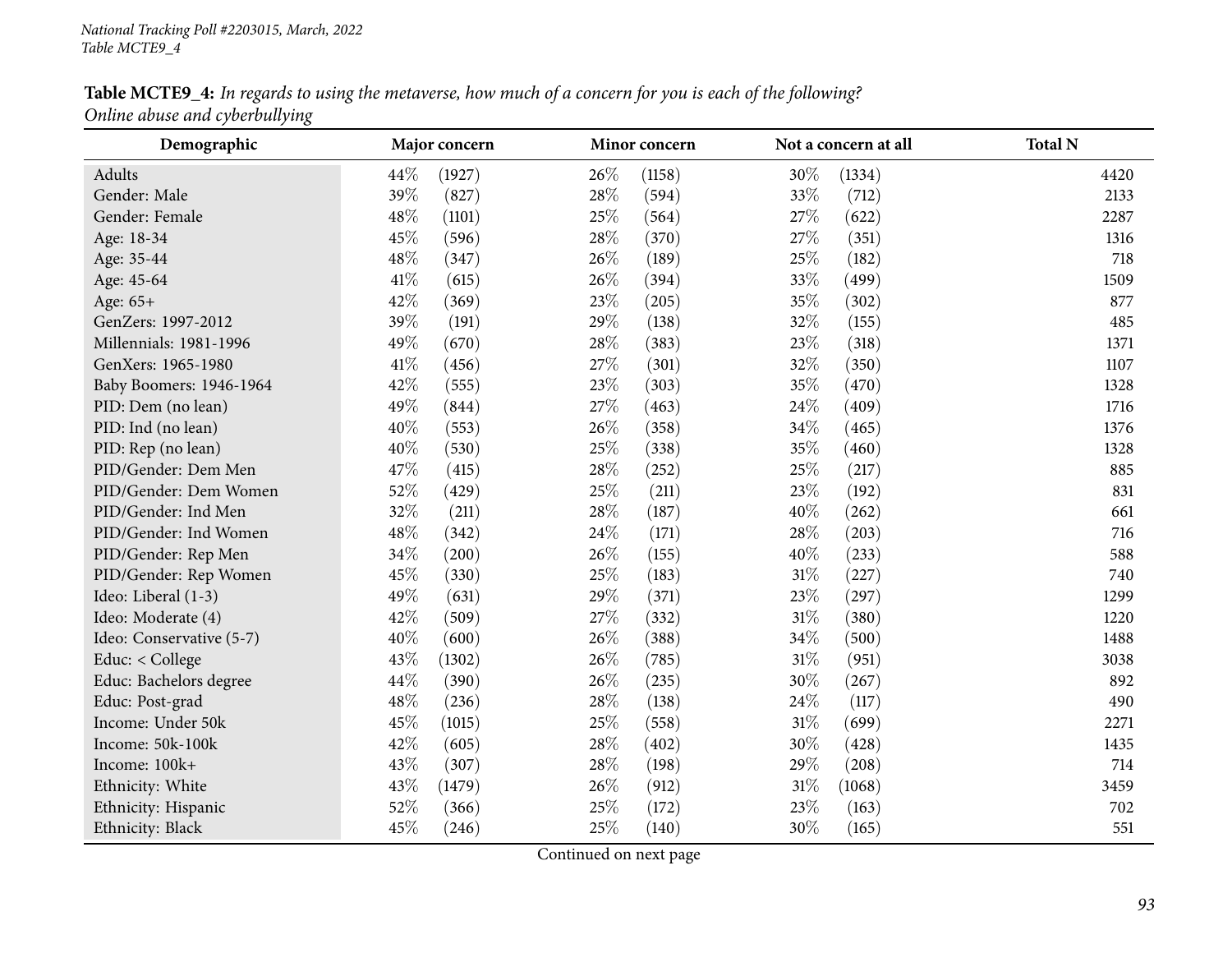*National Tracking Poll #2203015, March, 2022*
*Table MCTE9_4*

**Table MCTE9_4:** *In regards to using the metaverse, how much of a concern for you is each of the following?*
*Online abuse and cyberbullying*

| Demographic | Major concern | Minor concern | Not a concern at all | Total N |
|---|---|---|---|---|
| Adults | 44% (1927) | 26% (1158) | 30% (1334) | 4420 |
| Gender: Male | 39% (827) | 28% (594) | 33% (712) | 2133 |
| Gender: Female | 48% (1101) | 25% (564) | 27% (622) | 2287 |
| Age: 18-34 | 45% (596) | 28% (370) | 27% (351) | 1316 |
| Age: 35-44 | 48% (347) | 26% (189) | 25% (182) | 718 |
| Age: 45-64 | 41% (615) | 26% (394) | 33% (499) | 1509 |
| Age: 65+ | 42% (369) | 23% (205) | 35% (302) | 877 |
| GenZers: 1997-2012 | 39% (191) | 29% (138) | 32% (155) | 485 |
| Millennials: 1981-1996 | 49% (670) | 28% (383) | 23% (318) | 1371 |
| GenXers: 1965-1980 | 41% (456) | 27% (301) | 32% (350) | 1107 |
| Baby Boomers: 1946-1964 | 42% (555) | 23% (303) | 35% (470) | 1328 |
| PID: Dem (no lean) | 49% (844) | 27% (463) | 24% (409) | 1716 |
| PID: Ind (no lean) | 40% (553) | 26% (358) | 34% (465) | 1376 |
| PID: Rep (no lean) | 40% (530) | 25% (338) | 35% (460) | 1328 |
| PID/Gender: Dem Men | 47% (415) | 28% (252) | 25% (217) | 885 |
| PID/Gender: Dem Women | 52% (429) | 25% (211) | 23% (192) | 831 |
| PID/Gender: Ind Men | 32% (211) | 28% (187) | 40% (262) | 661 |
| PID/Gender: Ind Women | 48% (342) | 24% (171) | 28% (203) | 716 |
| PID/Gender: Rep Men | 34% (200) | 26% (155) | 40% (233) | 588 |
| PID/Gender: Rep Women | 45% (330) | 25% (183) | 31% (227) | 740 |
| Ideo: Liberal (1-3) | 49% (631) | 29% (371) | 23% (297) | 1299 |
| Ideo: Moderate (4) | 42% (509) | 27% (332) | 31% (380) | 1220 |
| Ideo: Conservative (5-7) | 40% (600) | 26% (388) | 34% (500) | 1488 |
| Educ: < College | 43% (1302) | 26% (785) | 31% (951) | 3038 |
| Educ: Bachelors degree | 44% (390) | 26% (235) | 30% (267) | 892 |
| Educ: Post-grad | 48% (236) | 28% (138) | 24% (117) | 490 |
| Income: Under 50k | 45% (1015) | 25% (558) | 31% (699) | 2271 |
| Income: 50k-100k | 42% (605) | 28% (402) | 30% (428) | 1435 |
| Income: 100k+ | 43% (307) | 28% (198) | 29% (208) | 714 |
| Ethnicity: White | 43% (1479) | 26% (912) | 31% (1068) | 3459 |
| Ethnicity: Hispanic | 52% (366) | 25% (172) | 23% (163) | 702 |
| Ethnicity: Black | 45% (246) | 25% (140) | 30% (165) | 551 |

Continued on next page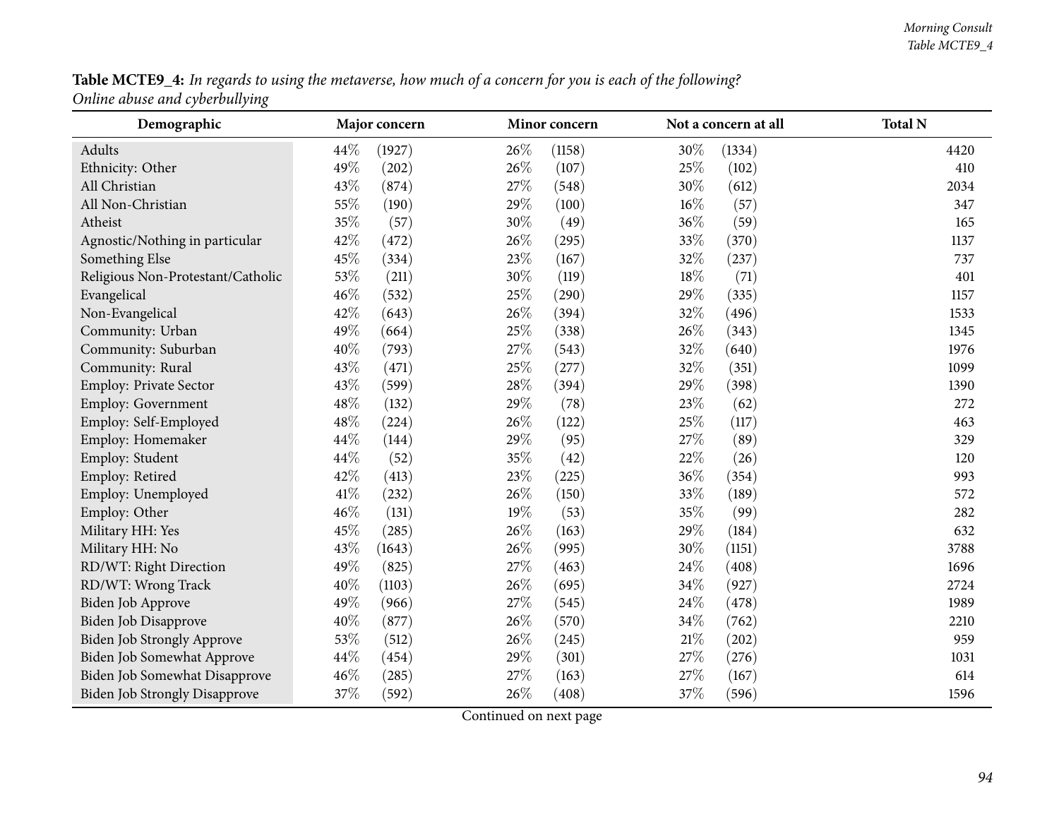**Table MCTE9_4:** *In regards to using the metaverse, how much of a concern for you is each of the following? Online abuse and cyberbullying*

| Demographic | Major concern | | Minor concern | | Not a concern at all | | Total N |
|---|---|---|---|---|---|---|---|
| Adults | 44% | (1927) | 26% | (1158) | 30% | (1334) | 4420 |
| Ethnicity: Other | 49% | (202) | 26% | (107) | 25% | (102) | 410 |
| All Christian | 43% | (874) | 27% | (548) | 30% | (612) | 2034 |
| All Non-Christian | 55% | (190) | 29% | (100) | 16% | (57) | 347 |
| Atheist | 35% | (57) | 30% | (49) | 36% | (59) | 165 |
| Agnostic/Nothing in particular | 42% | (472) | 26% | (295) | 33% | (370) | 1137 |
| Something Else | 45% | (334) | 23% | (167) | 32% | (237) | 737 |
| Religious Non-Protestant/Catholic | 53% | (211) | 30% | (119) | 18% | (71) | 401 |
| Evangelical | 46% | (532) | 25% | (290) | 29% | (335) | 1157 |
| Non-Evangelical | 42% | (643) | 26% | (394) | 32% | (496) | 1533 |
| Community: Urban | 49% | (664) | 25% | (338) | 26% | (343) | 1345 |
| Community: Suburban | 40% | (793) | 27% | (543) | 32% | (640) | 1976 |
| Community: Rural | 43% | (471) | 25% | (277) | 32% | (351) | 1099 |
| Employ: Private Sector | 43% | (599) | 28% | (394) | 29% | (398) | 1390 |
| Employ: Government | 48% | (132) | 29% | (78) | 23% | (62) | 272 |
| Employ: Self-Employed | 48% | (224) | 26% | (122) | 25% | (117) | 463 |
| Employ: Homemaker | 44% | (144) | 29% | (95) | 27% | (89) | 329 |
| Employ: Student | 44% | (52) | 35% | (42) | 22% | (26) | 120 |
| Employ: Retired | 42% | (413) | 23% | (225) | 36% | (354) | 993 |
| Employ: Unemployed | 41% | (232) | 26% | (150) | 33% | (189) | 572 |
| Employ: Other | 46% | (131) | 19% | (53) | 35% | (99) | 282 |
| Military HH: Yes | 45% | (285) | 26% | (163) | 29% | (184) | 632 |
| Military HH: No | 43% | (1643) | 26% | (995) | 30% | (1151) | 3788 |
| RD/WT: Right Direction | 49% | (825) | 27% | (463) | 24% | (408) | 1696 |
| RD/WT: Wrong Track | 40% | (1103) | 26% | (695) | 34% | (927) | 2724 |
| Biden Job Approve | 49% | (966) | 27% | (545) | 24% | (478) | 1989 |
| Biden Job Disapprove | 40% | (877) | 26% | (570) | 34% | (762) | 2210 |
| Biden Job Strongly Approve | 53% | (512) | 26% | (245) | 21% | (202) | 959 |
| Biden Job Somewhat Approve | 44% | (454) | 29% | (301) | 27% | (276) | 1031 |
| Biden Job Somewhat Disapprove | 46% | (285) | 27% | (163) | 27% | (167) | 614 |
| Biden Job Strongly Disapprove | 37% | (592) | 26% | (408) | 37% | (596) | 1596 |

Continued on next page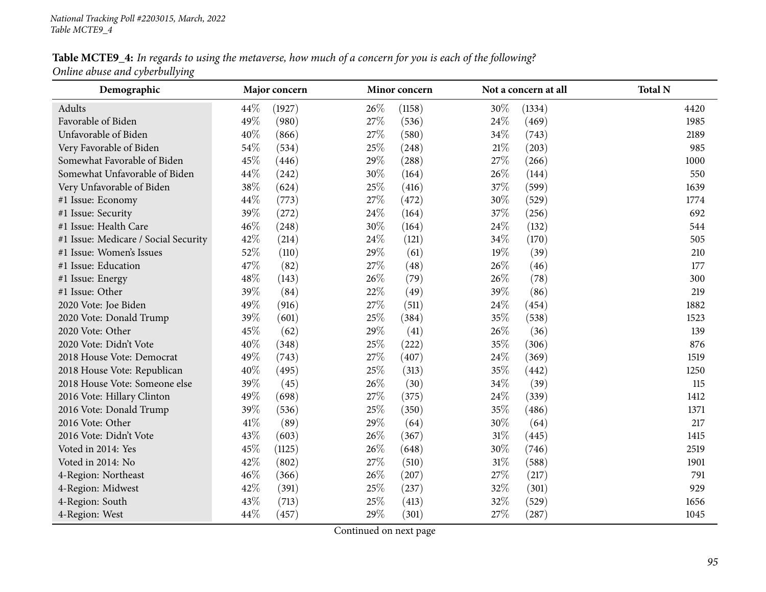**Table MCTE9_4:** *In regards to using the metaverse, how much of a concern for you is each of the following?*
*Online abuse and cyberbullying*

| Demographic | Major concern | | Minor concern | | Not a concern at all | | Total N |
|---|---|---|---|---|---|---|---|
| Adults | 44% | (1927) | 26% | (1158) | 30% | (1334) | 4420 |
| Favorable of Biden | 49% | (980) | 27% | (536) | 24% | (469) | 1985 |
| Unfavorable of Biden | 40% | (866) | 27% | (580) | 34% | (743) | 2189 |
| Very Favorable of Biden | 54% | (534) | 25% | (248) | 21% | (203) | 985 |
| Somewhat Favorable of Biden | 45% | (446) | 29% | (288) | 27% | (266) | 1000 |
| Somewhat Unfavorable of Biden | 44% | (242) | 30% | (164) | 26% | (144) | 550 |
| Very Unfavorable of Biden | 38% | (624) | 25% | (416) | 37% | (599) | 1639 |
| #1 Issue: Economy | 44% | (773) | 27% | (472) | 30% | (529) | 1774 |
| #1 Issue: Security | 39% | (272) | 24% | (164) | 37% | (256) | 692 |
| #1 Issue: Health Care | 46% | (248) | 30% | (164) | 24% | (132) | 544 |
| #1 Issue: Medicare / Social Security | 42% | (214) | 24% | (121) | 34% | (170) | 505 |
| #1 Issue: Women's Issues | 52% | (110) | 29% | (61) | 19% | (39) | 210 |
| #1 Issue: Education | 47% | (82) | 27% | (48) | 26% | (46) | 177 |
| #1 Issue: Energy | 48% | (143) | 26% | (79) | 26% | (78) | 300 |
| #1 Issue: Other | 39% | (84) | 22% | (49) | 39% | (86) | 219 |
| 2020 Vote: Joe Biden | 49% | (916) | 27% | (511) | 24% | (454) | 1882 |
| 2020 Vote: Donald Trump | 39% | (601) | 25% | (384) | 35% | (538) | 1523 |
| 2020 Vote: Other | 45% | (62) | 29% | (41) | 26% | (36) | 139 |
| 2020 Vote: Didn't Vote | 40% | (348) | 25% | (222) | 35% | (306) | 876 |
| 2018 House Vote: Democrat | 49% | (743) | 27% | (407) | 24% | (369) | 1519 |
| 2018 House Vote: Republican | 40% | (495) | 25% | (313) | 35% | (442) | 1250 |
| 2018 House Vote: Someone else | 39% | (45) | 26% | (30) | 34% | (39) | 115 |
| 2016 Vote: Hillary Clinton | 49% | (698) | 27% | (375) | 24% | (339) | 1412 |
| 2016 Vote: Donald Trump | 39% | (536) | 25% | (350) | 35% | (486) | 1371 |
| 2016 Vote: Other | 41% | (89) | 29% | (64) | 30% | (64) | 217 |
| 2016 Vote: Didn't Vote | 43% | (603) | 26% | (367) | 31% | (445) | 1415 |
| Voted in 2014: Yes | 45% | (1125) | 26% | (648) | 30% | (746) | 2519 |
| Voted in 2014: No | 42% | (802) | 27% | (510) | 31% | (588) | 1901 |
| 4-Region: Northeast | 46% | (366) | 26% | (207) | 27% | (217) | 791 |
| 4-Region: Midwest | 42% | (391) | 25% | (237) | 32% | (301) | 929 |
| 4-Region: South | 43% | (713) | 25% | (413) | 32% | (529) | 1656 |
| 4-Region: West | 44% | (457) | 29% | (301) | 27% | (287) | 1045 |

Continued on next page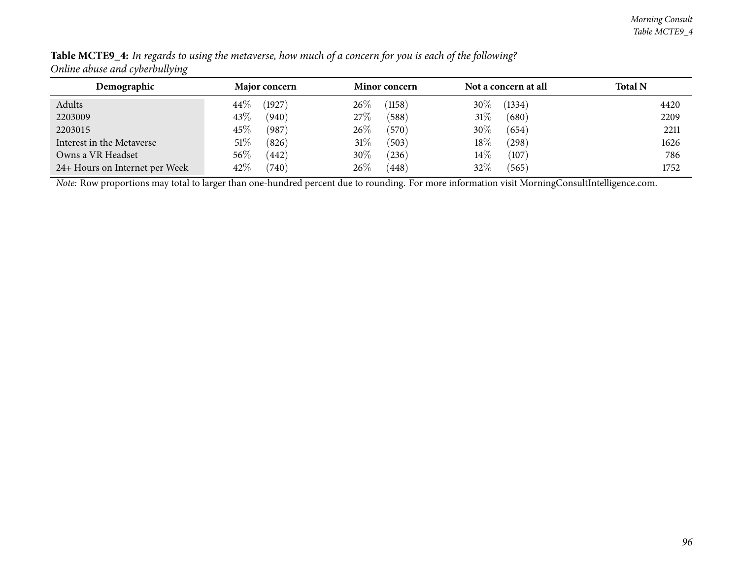**Table MCTE9_4:** *In regards to using the metaverse, how much of a concern for you is each of the following?*
*Online abuse and cyberbullying*

| Demographic | Major concern | Minor concern | Not a concern at all | Total N |
|---|---|---|---|---|
| Adults | 44% (1927) | 26% (1158) | 30% (1334) | 4420 |
| 2203009 | 43% (940) | 27% (588) | 31% (680) | 2209 |
| 2203015 | 45% (987) | 26% (570) | 30% (654) | 2211 |
| Interest in the Metaverse | 51% (826) | 31% (503) | 18% (298) | 1626 |
| Owns a VR Headset | 56% (442) | 30% (236) | 14% (107) | 786 |
| 24+ Hours on Internet per Week | 42% (740) | 26% (448) | 32% (565) | 1752 |

*Note:* Row proportions may total to larger than one-hundred percent due to rounding. For more information visit MorningConsultIntelligence.com.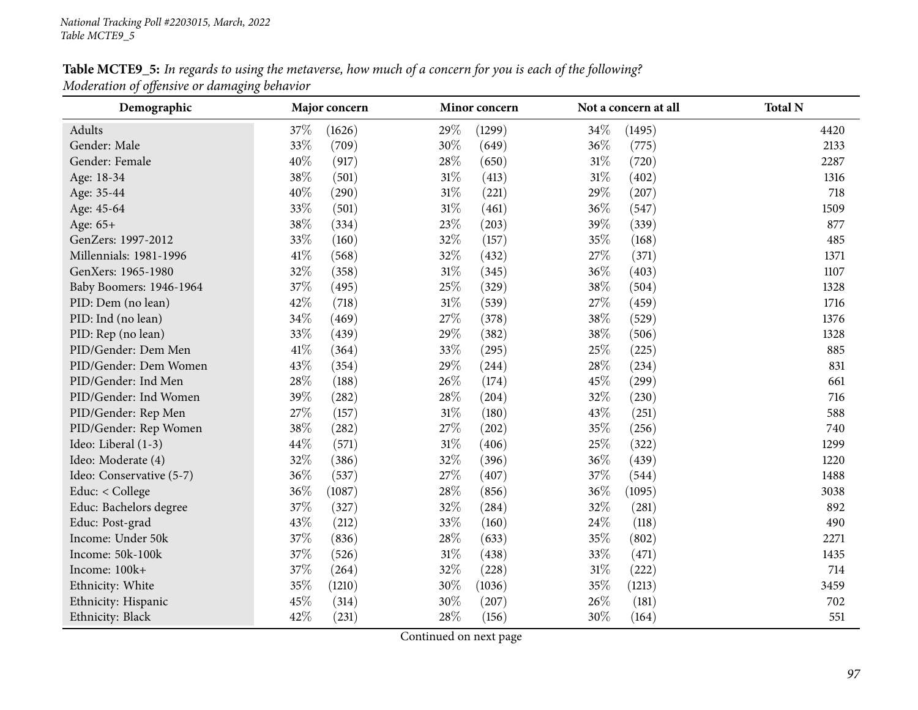**Table MCTE9_5:** *In regards to using the metaverse, how much of a concern for you is each of the following? Moderation of offensive or damaging behavior*

| Demographic | Major concern | | Minor concern | | Not a concern at all | | Total N |
|---|---|---|---|---|---|---|---|
| Adults | 37% | (1626) | 29% | (1299) | 34% | (1495) | 4420 |
| Gender: Male | 33% | (709) | 30% | (649) | 36% | (775) | 2133 |
| Gender: Female | 40% | (917) | 28% | (650) | 31% | (720) | 2287 |
| Age: 18-34 | 38% | (501) | 31% | (413) | 31% | (402) | 1316 |
| Age: 35-44 | 40% | (290) | 31% | (221) | 29% | (207) | 718 |
| Age: 45-64 | 33% | (501) | 31% | (461) | 36% | (547) | 1509 |
| Age: 65+ | 38% | (334) | 23% | (203) | 39% | (339) | 877 |
| GenZers: 1997-2012 | 33% | (160) | 32% | (157) | 35% | (168) | 485 |
| Millennials: 1981-1996 | 41% | (568) | 32% | (432) | 27% | (371) | 1371 |
| GenXers: 1965-1980 | 32% | (358) | 31% | (345) | 36% | (403) | 1107 |
| Baby Boomers: 1946-1964 | 37% | (495) | 25% | (329) | 38% | (504) | 1328 |
| PID: Dem (no lean) | 42% | (718) | 31% | (539) | 27% | (459) | 1716 |
| PID: Ind (no lean) | 34% | (469) | 27% | (378) | 38% | (529) | 1376 |
| PID: Rep (no lean) | 33% | (439) | 29% | (382) | 38% | (506) | 1328 |
| PID/Gender: Dem Men | 41% | (364) | 33% | (295) | 25% | (225) | 885 |
| PID/Gender: Dem Women | 43% | (354) | 29% | (244) | 28% | (234) | 831 |
| PID/Gender: Ind Men | 28% | (188) | 26% | (174) | 45% | (299) | 661 |
| PID/Gender: Ind Women | 39% | (282) | 28% | (204) | 32% | (230) | 716 |
| PID/Gender: Rep Men | 27% | (157) | 31% | (180) | 43% | (251) | 588 |
| PID/Gender: Rep Women | 38% | (282) | 27% | (202) | 35% | (256) | 740 |
| Ideo: Liberal (1-3) | 44% | (571) | 31% | (406) | 25% | (322) | 1299 |
| Ideo: Moderate (4) | 32% | (386) | 32% | (396) | 36% | (439) | 1220 |
| Ideo: Conservative (5-7) | 36% | (537) | 27% | (407) | 37% | (544) | 1488 |
| Educ: < College | 36% | (1087) | 28% | (856) | 36% | (1095) | 3038 |
| Educ: Bachelors degree | 37% | (327) | 32% | (284) | 32% | (281) | 892 |
| Educ: Post-grad | 43% | (212) | 33% | (160) | 24% | (118) | 490 |
| Income: Under 50k | 37% | (836) | 28% | (633) | 35% | (802) | 2271 |
| Income: 50k-100k | 37% | (526) | 31% | (438) | 33% | (471) | 1435 |
| Income: 100k+ | 37% | (264) | 32% | (228) | 31% | (222) | 714 |
| Ethnicity: White | 35% | (1210) | 30% | (1036) | 35% | (1213) | 3459 |
| Ethnicity: Hispanic | 45% | (314) | 30% | (207) | 26% | (181) | 702 |
| Ethnicity: Black | 42% | (231) | 28% | (156) | 30% | (164) | 551 |

Continued on next page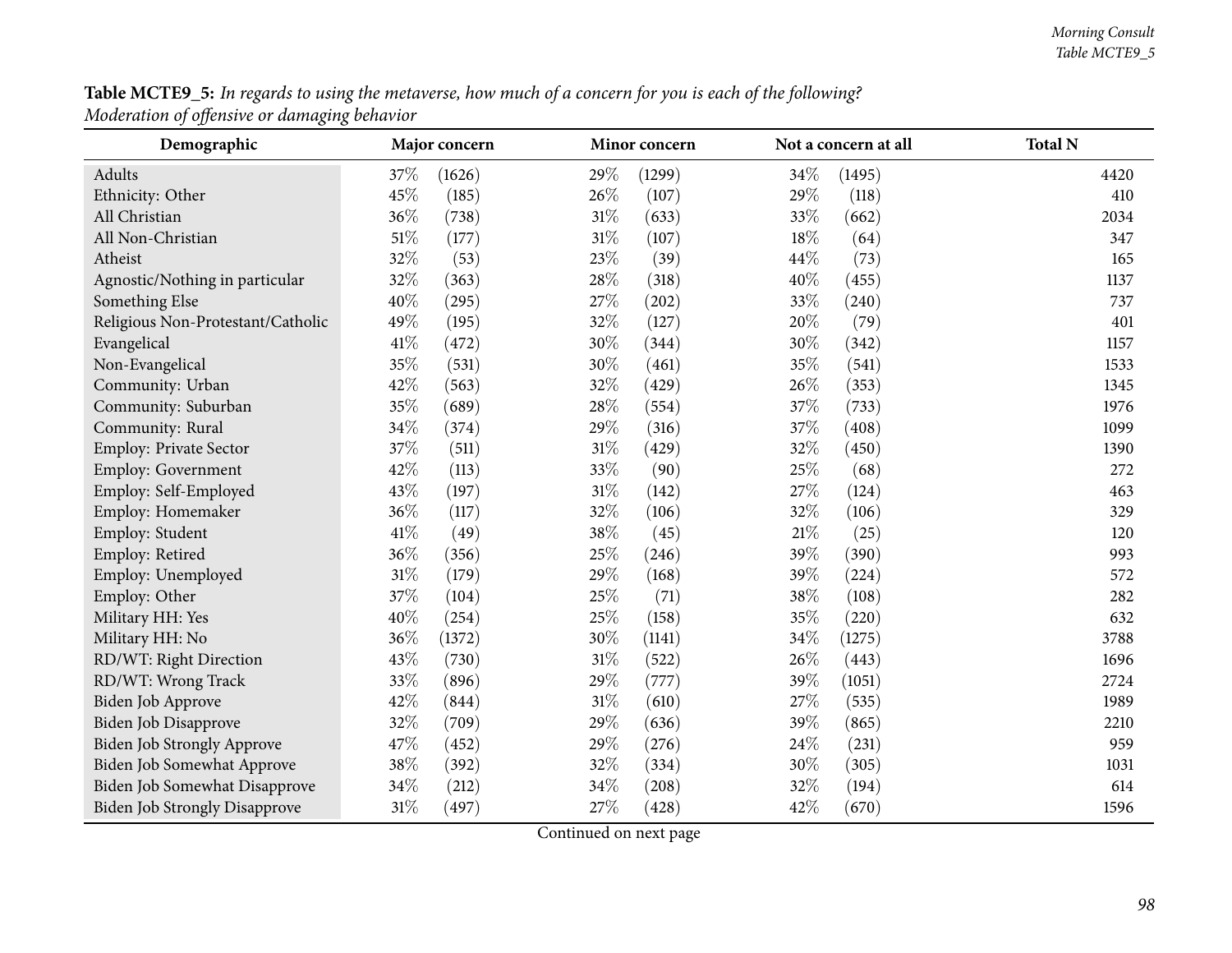**Table MCTE9_5:** *In regards to using the metaverse, how much of a concern for you is each of the following? Moderation of offensive or damaging behavior*

| Demographic | Major concern | | Minor concern | | Not a concern at all | | Total N |
|---|---|---|---|---|---|---|---|
| Adults | 37% | (1626) | 29% | (1299) | 34% | (1495) | 4420 |
| Ethnicity: Other | 45% | (185) | 26% | (107) | 29% | (118) | 410 |
| All Christian | 36% | (738) | 31% | (633) | 33% | (662) | 2034 |
| All Non-Christian | 51% | (177) | 31% | (107) | 18% | (64) | 347 |
| Atheist | 32% | (53) | 23% | (39) | 44% | (73) | 165 |
| Agnostic/Nothing in particular | 32% | (363) | 28% | (318) | 40% | (455) | 1137 |
| Something Else | 40% | (295) | 27% | (202) | 33% | (240) | 737 |
| Religious Non-Protestant/Catholic | 49% | (195) | 32% | (127) | 20% | (79) | 401 |
| Evangelical | 41% | (472) | 30% | (344) | 30% | (342) | 1157 |
| Non-Evangelical | 35% | (531) | 30% | (461) | 35% | (541) | 1533 |
| Community: Urban | 42% | (563) | 32% | (429) | 26% | (353) | 1345 |
| Community: Suburban | 35% | (689) | 28% | (554) | 37% | (733) | 1976 |
| Community: Rural | 34% | (374) | 29% | (316) | 37% | (408) | 1099 |
| Employ: Private Sector | 37% | (511) | 31% | (429) | 32% | (450) | 1390 |
| Employ: Government | 42% | (113) | 33% | (90) | 25% | (68) | 272 |
| Employ: Self-Employed | 43% | (197) | 31% | (142) | 27% | (124) | 463 |
| Employ: Homemaker | 36% | (117) | 32% | (106) | 32% | (106) | 329 |
| Employ: Student | 41% | (49) | 38% | (45) | 21% | (25) | 120 |
| Employ: Retired | 36% | (356) | 25% | (246) | 39% | (390) | 993 |
| Employ: Unemployed | 31% | (179) | 29% | (168) | 39% | (224) | 572 |
| Employ: Other | 37% | (104) | 25% | (71) | 38% | (108) | 282 |
| Military HH: Yes | 40% | (254) | 25% | (158) | 35% | (220) | 632 |
| Military HH: No | 36% | (1372) | 30% | (1141) | 34% | (1275) | 3788 |
| RD/WT: Right Direction | 43% | (730) | 31% | (522) | 26% | (443) | 1696 |
| RD/WT: Wrong Track | 33% | (896) | 29% | (777) | 39% | (1051) | 2724 |
| Biden Job Approve | 42% | (844) | 31% | (610) | 27% | (535) | 1989 |
| Biden Job Disapprove | 32% | (709) | 29% | (636) | 39% | (865) | 2210 |
| Biden Job Strongly Approve | 47% | (452) | 29% | (276) | 24% | (231) | 959 |
| Biden Job Somewhat Approve | 38% | (392) | 32% | (334) | 30% | (305) | 1031 |
| Biden Job Somewhat Disapprove | 34% | (212) | 34% | (208) | 32% | (194) | 614 |
| Biden Job Strongly Disapprove | 31% | (497) | 27% | (428) | 42% | (670) | 1596 |

Continued on next page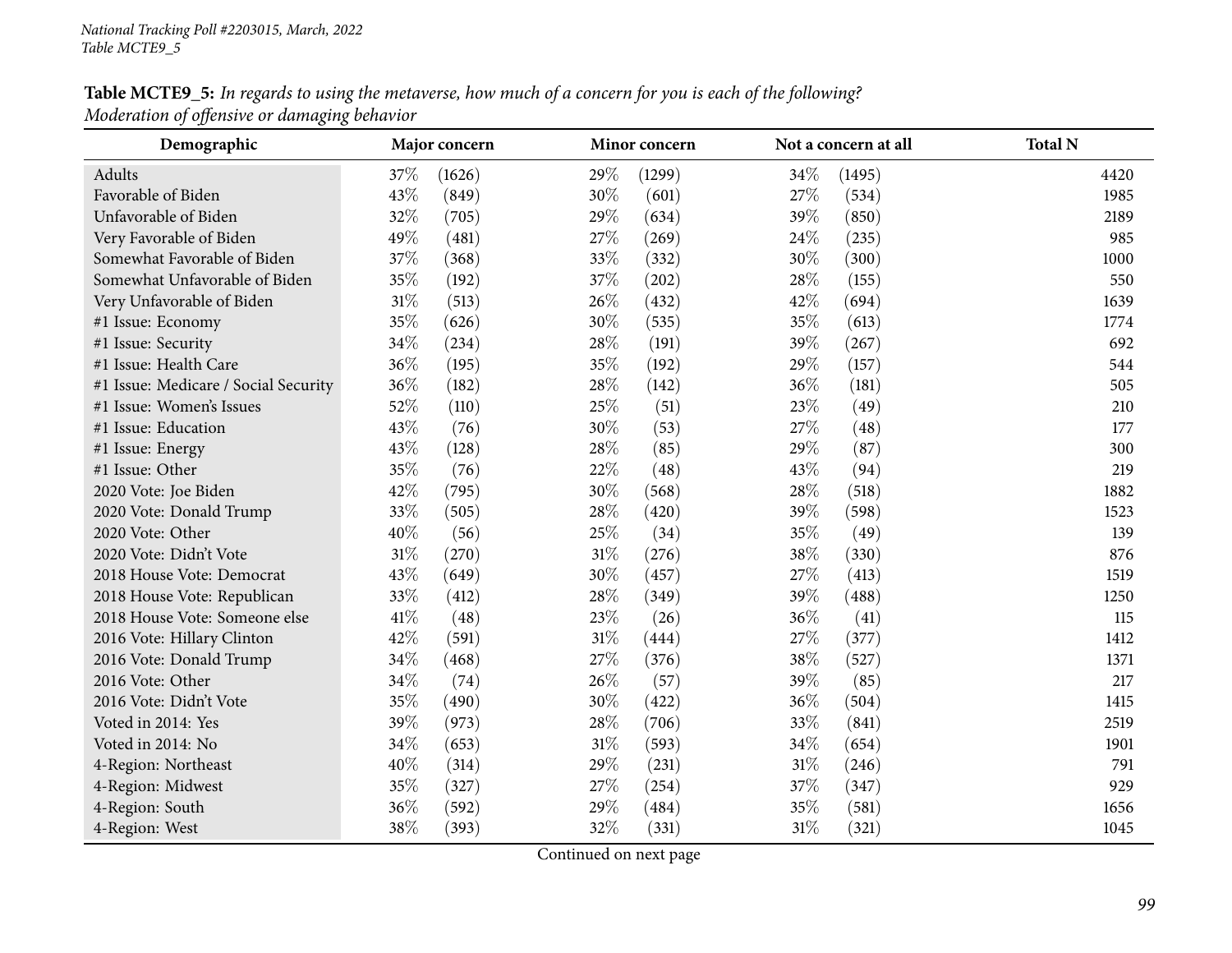*National Tracking Poll #2203015, March, 2022*
*Table MCTE9_5*

**Table MCTE9_5:** *In regards to using the metaverse, how much of a concern for you is each of the following? Moderation of offensive or damaging behavior*

| Demographic | Major concern | | Minor concern | | Not a concern at all | | Total N |
|---|---|---|---|---|---|---|---|
| Adults | 37% | (1626) | 29% | (1299) | 34% | (1495) | 4420 |
| Favorable of Biden | 43% | (849) | 30% | (601) | 27% | (534) | 1985 |
| Unfavorable of Biden | 32% | (705) | 29% | (634) | 39% | (850) | 2189 |
| Very Favorable of Biden | 49% | (481) | 27% | (269) | 24% | (235) | 985 |
| Somewhat Favorable of Biden | 37% | (368) | 33% | (332) | 30% | (300) | 1000 |
| Somewhat Unfavorable of Biden | 35% | (192) | 37% | (202) | 28% | (155) | 550 |
| Very Unfavorable of Biden | 31% | (513) | 26% | (432) | 42% | (694) | 1639 |
| #1 Issue: Economy | 35% | (626) | 30% | (535) | 35% | (613) | 1774 |
| #1 Issue: Security | 34% | (234) | 28% | (191) | 39% | (267) | 692 |
| #1 Issue: Health Care | 36% | (195) | 35% | (192) | 29% | (157) | 544 |
| #1 Issue: Medicare / Social Security | 36% | (182) | 28% | (142) | 36% | (181) | 505 |
| #1 Issue: Women's Issues | 52% | (110) | 25% | (51) | 23% | (49) | 210 |
| #1 Issue: Education | 43% | (76) | 30% | (53) | 27% | (48) | 177 |
| #1 Issue: Energy | 43% | (128) | 28% | (85) | 29% | (87) | 300 |
| #1 Issue: Other | 35% | (76) | 22% | (48) | 43% | (94) | 219 |
| 2020 Vote: Joe Biden | 42% | (795) | 30% | (568) | 28% | (518) | 1882 |
| 2020 Vote: Donald Trump | 33% | (505) | 28% | (420) | 39% | (598) | 1523 |
| 2020 Vote: Other | 40% | (56) | 25% | (34) | 35% | (49) | 139 |
| 2020 Vote: Didn't Vote | 31% | (270) | 31% | (276) | 38% | (330) | 876 |
| 2018 House Vote: Democrat | 43% | (649) | 30% | (457) | 27% | (413) | 1519 |
| 2018 House Vote: Republican | 33% | (412) | 28% | (349) | 39% | (488) | 1250 |
| 2018 House Vote: Someone else | 41% | (48) | 23% | (26) | 36% | (41) | 115 |
| 2016 Vote: Hillary Clinton | 42% | (591) | 31% | (444) | 27% | (377) | 1412 |
| 2016 Vote: Donald Trump | 34% | (468) | 27% | (376) | 38% | (527) | 1371 |
| 2016 Vote: Other | 34% | (74) | 26% | (57) | 39% | (85) | 217 |
| 2016 Vote: Didn't Vote | 35% | (490) | 30% | (422) | 36% | (504) | 1415 |
| Voted in 2014: Yes | 39% | (973) | 28% | (706) | 33% | (841) | 2519 |
| Voted in 2014: No | 34% | (653) | 31% | (593) | 34% | (654) | 1901 |
| 4-Region: Northeast | 40% | (314) | 29% | (231) | 31% | (246) | 791 |
| 4-Region: Midwest | 35% | (327) | 27% | (254) | 37% | (347) | 929 |
| 4-Region: South | 36% | (592) | 29% | (484) | 35% | (581) | 1656 |
| 4-Region: West | 38% | (393) | 32% | (331) | 31% | (321) | 1045 |

Continued on next page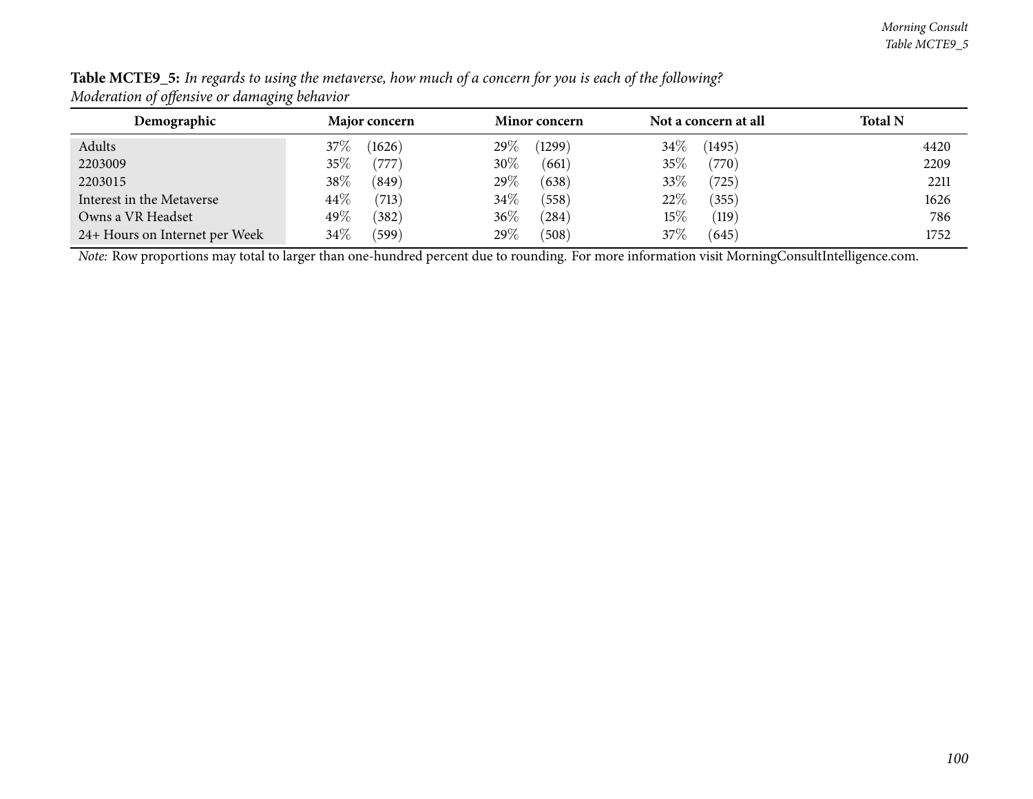**Table MCTE9_5:** *In regards to using the metaverse, how much of a concern for you is each of the following?*
*Moderation of offensive or damaging behavior*

| Demographic | Major concern | | Minor concern | | Not a concern at all | | Total N |
|---|---|---|---|---|---|---|---|
| Adults | 37% | (1626) | 29% | (1299) | 34% | (1495) | 4420 |
| 2203009 | 35% | (777) | 30% | (661) | 35% | (770) | 2209 |
| 2203015 | 38% | (849) | 29% | (638) | 33% | (725) | 2211 |
| Interest in the Metaverse | 44% | (713) | 34% | (558) | 22% | (355) | 1626 |
| Owns a VR Headset | 49% | (382) | 36% | (284) | 15% | (119) | 786 |
| 24+ Hours on Internet per Week | 34% | (599) | 29% | (508) | 37% | (645) | 1752 |

*Note:* Row proportions may total to larger than one-hundred percent due to rounding. For more information visit MorningConsultIntelligence.com.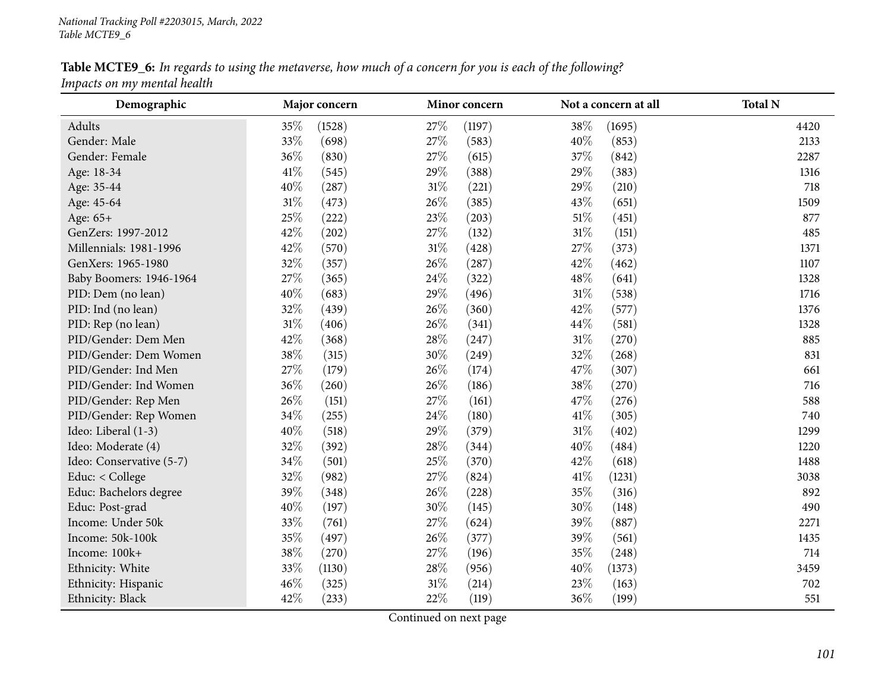**Table MCTE9_6:** *In regards to using the metaverse, how much of a concern for you is each of the following?*
*Impacts on my mental health*

| Demographic | Major concern | | Minor concern | | Not a concern at all | | Total N |
|---|---|---|---|---|---|---|---|
| Adults | 35% | (1528) | 27% | (1197) | 38% | (1695) | 4420 |
| Gender: Male | 33% | (698) | 27% | (583) | 40% | (853) | 2133 |
| Gender: Female | 36% | (830) | 27% | (615) | 37% | (842) | 2287 |
| Age: 18-34 | 41% | (545) | 29% | (388) | 29% | (383) | 1316 |
| Age: 35-44 | 40% | (287) | 31% | (221) | 29% | (210) | 718 |
| Age: 45-64 | 31% | (473) | 26% | (385) | 43% | (651) | 1509 |
| Age: 65+ | 25% | (222) | 23% | (203) | 51% | (451) | 877 |
| GenZers: 1997-2012 | 42% | (202) | 27% | (132) | 31% | (151) | 485 |
| Millennials: 1981-1996 | 42% | (570) | 31% | (428) | 27% | (373) | 1371 |
| GenXers: 1965-1980 | 32% | (357) | 26% | (287) | 42% | (462) | 1107 |
| Baby Boomers: 1946-1964 | 27% | (365) | 24% | (322) | 48% | (641) | 1328 |
| PID: Dem (no lean) | 40% | (683) | 29% | (496) | 31% | (538) | 1716 |
| PID: Ind (no lean) | 32% | (439) | 26% | (360) | 42% | (577) | 1376 |
| PID: Rep (no lean) | 31% | (406) | 26% | (341) | 44% | (581) | 1328 |
| PID/Gender: Dem Men | 42% | (368) | 28% | (247) | 31% | (270) | 885 |
| PID/Gender: Dem Women | 38% | (315) | 30% | (249) | 32% | (268) | 831 |
| PID/Gender: Ind Men | 27% | (179) | 26% | (174) | 47% | (307) | 661 |
| PID/Gender: Ind Women | 36% | (260) | 26% | (186) | 38% | (270) | 716 |
| PID/Gender: Rep Men | 26% | (151) | 27% | (161) | 47% | (276) | 588 |
| PID/Gender: Rep Women | 34% | (255) | 24% | (180) | 41% | (305) | 740 |
| Ideo: Liberal (1-3) | 40% | (518) | 29% | (379) | 31% | (402) | 1299 |
| Ideo: Moderate (4) | 32% | (392) | 28% | (344) | 40% | (484) | 1220 |
| Ideo: Conservative (5-7) | 34% | (501) | 25% | (370) | 42% | (618) | 1488 |
| Educ: < College | 32% | (982) | 27% | (824) | 41% | (1231) | 3038 |
| Educ: Bachelors degree | 39% | (348) | 26% | (228) | 35% | (316) | 892 |
| Educ: Post-grad | 40% | (197) | 30% | (145) | 30% | (148) | 490 |
| Income: Under 50k | 33% | (761) | 27% | (624) | 39% | (887) | 2271 |
| Income: 50k-100k | 35% | (497) | 26% | (377) | 39% | (561) | 1435 |
| Income: 100k+ | 38% | (270) | 27% | (196) | 35% | (248) | 714 |
| Ethnicity: White | 33% | (1130) | 28% | (956) | 40% | (1373) | 3459 |
| Ethnicity: Hispanic | 46% | (325) | 31% | (214) | 23% | (163) | 702 |
| Ethnicity: Black | 42% | (233) | 22% | (119) | 36% | (199) | 551 |

Continued on next page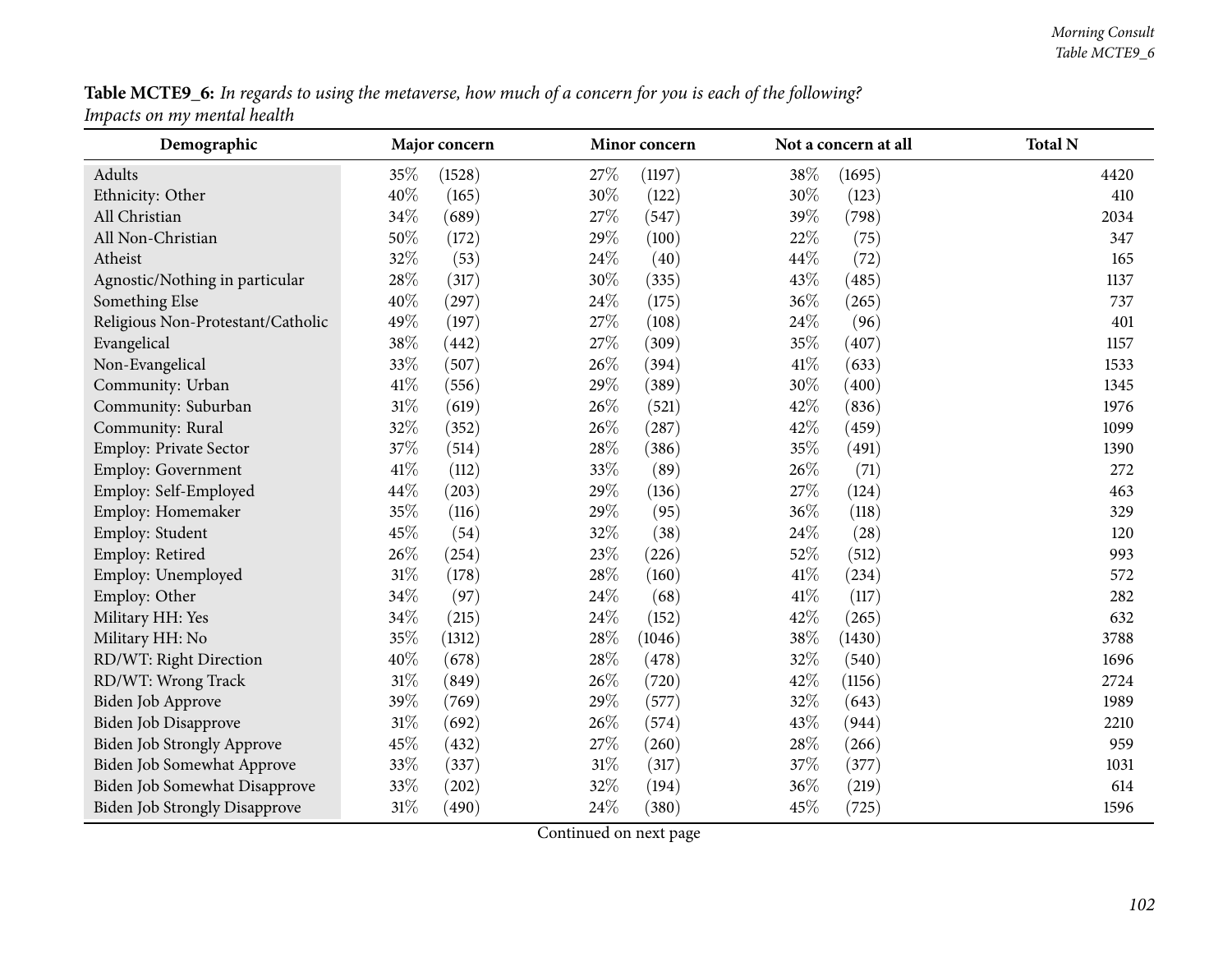**Table MCTE9_6:** *In regards to using the metaverse, how much of a concern for you is each of the following? Impacts on my mental health*

| Demographic | Major concern | | Minor concern | | Not a concern at all | | Total N |
|---|---|---|---|---|---|---|---|
| Adults | 35% | (1528) | 27% | (1197) | 38% | (1695) | 4420 |
| Ethnicity: Other | 40% | (165) | 30% | (122) | 30% | (123) | 410 |
| All Christian | 34% | (689) | 27% | (547) | 39% | (798) | 2034 |
| All Non-Christian | 50% | (172) | 29% | (100) | 22% | (75) | 347 |
| Atheist | 32% | (53) | 24% | (40) | 44% | (72) | 165 |
| Agnostic/Nothing in particular | 28% | (317) | 30% | (335) | 43% | (485) | 1137 |
| Something Else | 40% | (297) | 24% | (175) | 36% | (265) | 737 |
| Religious Non-Protestant/Catholic | 49% | (197) | 27% | (108) | 24% | (96) | 401 |
| Evangelical | 38% | (442) | 27% | (309) | 35% | (407) | 1157 |
| Non-Evangelical | 33% | (507) | 26% | (394) | 41% | (633) | 1533 |
| Community: Urban | 41% | (556) | 29% | (389) | 30% | (400) | 1345 |
| Community: Suburban | 31% | (619) | 26% | (521) | 42% | (836) | 1976 |
| Community: Rural | 32% | (352) | 26% | (287) | 42% | (459) | 1099 |
| Employ: Private Sector | 37% | (514) | 28% | (386) | 35% | (491) | 1390 |
| Employ: Government | 41% | (112) | 33% | (89) | 26% | (71) | 272 |
| Employ: Self-Employed | 44% | (203) | 29% | (136) | 27% | (124) | 463 |
| Employ: Homemaker | 35% | (116) | 29% | (95) | 36% | (118) | 329 |
| Employ: Student | 45% | (54) | 32% | (38) | 24% | (28) | 120 |
| Employ: Retired | 26% | (254) | 23% | (226) | 52% | (512) | 993 |
| Employ: Unemployed | 31% | (178) | 28% | (160) | 41% | (234) | 572 |
| Employ: Other | 34% | (97) | 24% | (68) | 41% | (117) | 282 |
| Military HH: Yes | 34% | (215) | 24% | (152) | 42% | (265) | 632 |
| Military HH: No | 35% | (1312) | 28% | (1046) | 38% | (1430) | 3788 |
| RD/WT: Right Direction | 40% | (678) | 28% | (478) | 32% | (540) | 1696 |
| RD/WT: Wrong Track | 31% | (849) | 26% | (720) | 42% | (1156) | 2724 |
| Biden Job Approve | 39% | (769) | 29% | (577) | 32% | (643) | 1989 |
| Biden Job Disapprove | 31% | (692) | 26% | (574) | 43% | (944) | 2210 |
| Biden Job Strongly Approve | 45% | (432) | 27% | (260) | 28% | (266) | 959 |
| Biden Job Somewhat Approve | 33% | (337) | 31% | (317) | 37% | (377) | 1031 |
| Biden Job Somewhat Disapprove | 33% | (202) | 32% | (194) | 36% | (219) | 614 |
| Biden Job Strongly Disapprove | 31% | (490) | 24% | (380) | 45% | (725) | 1596 |

Continued on next page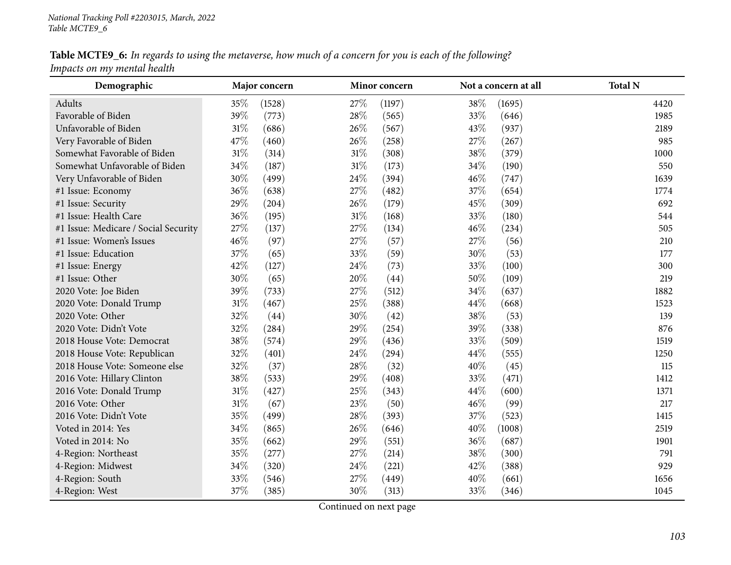**Table MCTE9_6:** *In regards to using the metaverse, how much of a concern for you is each of the following?*
*Impacts on my mental health*

| Demographic | Major concern | | Minor concern | | Not a concern at all | | Total N |
|---|---|---|---|---|---|---|---|
| Adults | 35% | (1528) | 27% | (1197) | 38% | (1695) | 4420 |
| Favorable of Biden | 39% | (773) | 28% | (565) | 33% | (646) | 1985 |
| Unfavorable of Biden | 31% | (686) | 26% | (567) | 43% | (937) | 2189 |
| Very Favorable of Biden | 47% | (460) | 26% | (258) | 27% | (267) | 985 |
| Somewhat Favorable of Biden | 31% | (314) | 31% | (308) | 38% | (379) | 1000 |
| Somewhat Unfavorable of Biden | 34% | (187) | 31% | (173) | 34% | (190) | 550 |
| Very Unfavorable of Biden | 30% | (499) | 24% | (394) | 46% | (747) | 1639 |
| #1 Issue: Economy | 36% | (638) | 27% | (482) | 37% | (654) | 1774 |
| #1 Issue: Security | 29% | (204) | 26% | (179) | 45% | (309) | 692 |
| #1 Issue: Health Care | 36% | (195) | 31% | (168) | 33% | (180) | 544 |
| #1 Issue: Medicare / Social Security | 27% | (137) | 27% | (134) | 46% | (234) | 505 |
| #1 Issue: Women's Issues | 46% | (97) | 27% | (57) | 27% | (56) | 210 |
| #1 Issue: Education | 37% | (65) | 33% | (59) | 30% | (53) | 177 |
| #1 Issue: Energy | 42% | (127) | 24% | (73) | 33% | (100) | 300 |
| #1 Issue: Other | 30% | (65) | 20% | (44) | 50% | (109) | 219 |
| 2020 Vote: Joe Biden | 39% | (733) | 27% | (512) | 34% | (637) | 1882 |
| 2020 Vote: Donald Trump | 31% | (467) | 25% | (388) | 44% | (668) | 1523 |
| 2020 Vote: Other | 32% | (44) | 30% | (42) | 38% | (53) | 139 |
| 2020 Vote: Didn't Vote | 32% | (284) | 29% | (254) | 39% | (338) | 876 |
| 2018 House Vote: Democrat | 38% | (574) | 29% | (436) | 33% | (509) | 1519 |
| 2018 House Vote: Republican | 32% | (401) | 24% | (294) | 44% | (555) | 1250 |
| 2018 House Vote: Someone else | 32% | (37) | 28% | (32) | 40% | (45) | 115 |
| 2016 Vote: Hillary Clinton | 38% | (533) | 29% | (408) | 33% | (471) | 1412 |
| 2016 Vote: Donald Trump | 31% | (427) | 25% | (343) | 44% | (600) | 1371 |
| 2016 Vote: Other | 31% | (67) | 23% | (50) | 46% | (99) | 217 |
| 2016 Vote: Didn't Vote | 35% | (499) | 28% | (393) | 37% | (523) | 1415 |
| Voted in 2014: Yes | 34% | (865) | 26% | (646) | 40% | (1008) | 2519 |
| Voted in 2014: No | 35% | (662) | 29% | (551) | 36% | (687) | 1901 |
| 4-Region: Northeast | 35% | (277) | 27% | (214) | 38% | (300) | 791 |
| 4-Region: Midwest | 34% | (320) | 24% | (221) | 42% | (388) | 929 |
| 4-Region: South | 33% | (546) | 27% | (449) | 40% | (661) | 1656 |
| 4-Region: West | 37% | (385) | 30% | (313) | 33% | (346) | 1045 |

Continued on next page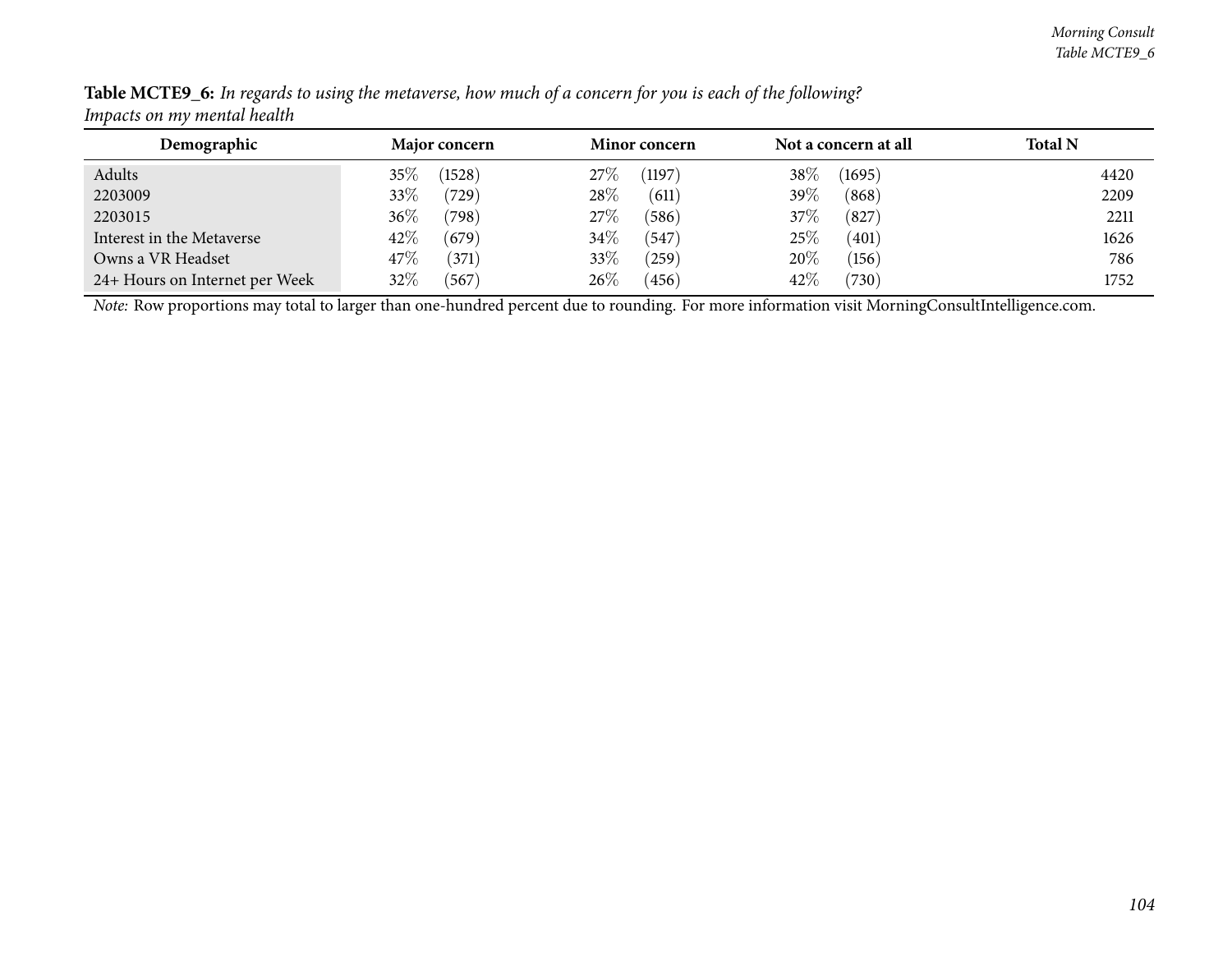**Table MCTE9_6:** *In regards to using the metaverse, how much of a concern for you is each of the following?*
*Impacts on my mental health*

| Demographic | Major concern | | Minor concern | | Not a concern at all | | Total N |
|---|---|---|---|---|---|---|---|
| Adults | 35% | (1528) | 27% | (1197) | 38% | (1695) | 4420 |
| 2203009 | 33% | (729) | 28% | (611) | 39% | (868) | 2209 |
| 2203015 | 36% | (798) | 27% | (586) | 37% | (827) | 2211 |
| Interest in the Metaverse | 42% | (679) | 34% | (547) | 25% | (401) | 1626 |
| Owns a VR Headset | 47% | (371) | 33% | (259) | 20% | (156) | 786 |
| 24+ Hours on Internet per Week | 32% | (567) | 26% | (456) | 42% | (730) | 1752 |

*Note:* Row proportions may total to larger than one-hundred percent due to rounding. For more information visit MorningConsultIntelligence.com.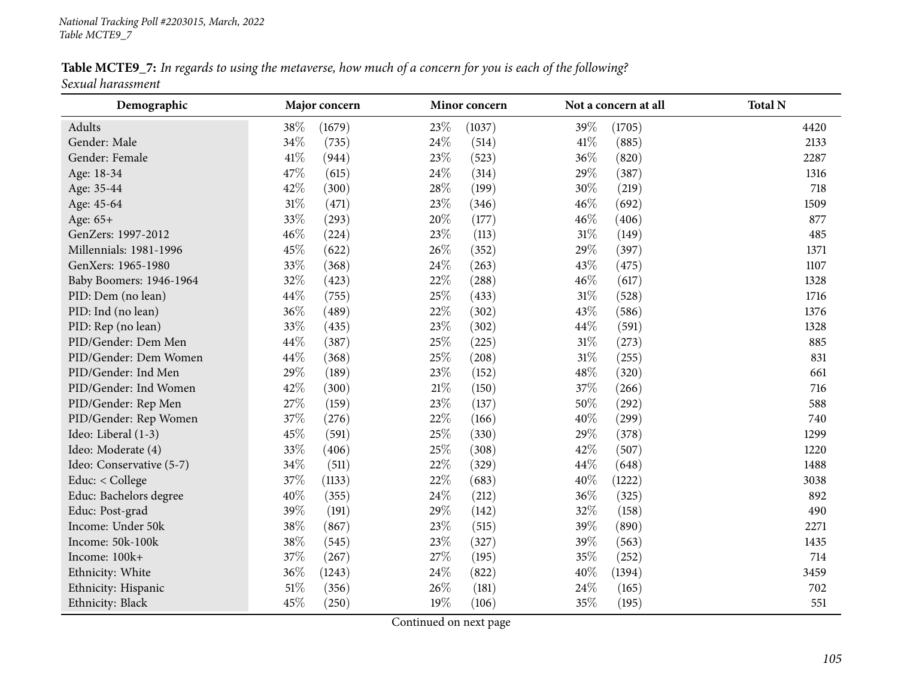**Table MCTE9_7:** *In regards to using the metaverse, how much of a concern for you is each of the following?*
*Sexual harassment*

| Demographic | Major concern | | Minor concern | | Not a concern at all | | Total N |
|---|---|---|---|---|---|---|---|
| Adults | 38% | (1679) | 23% | (1037) | 39% | (1705) | 4420 |
| Gender: Male | 34% | (735) | 24% | (514) | 41% | (885) | 2133 |
| Gender: Female | 41% | (944) | 23% | (523) | 36% | (820) | 2287 |
| Age: 18-34 | 47% | (615) | 24% | (314) | 29% | (387) | 1316 |
| Age: 35-44 | 42% | (300) | 28% | (199) | 30% | (219) | 718 |
| Age: 45-64 | 31% | (471) | 23% | (346) | 46% | (692) | 1509 |
| Age: 65+ | 33% | (293) | 20% | (177) | 46% | (406) | 877 |
| GenZers: 1997-2012 | 46% | (224) | 23% | (113) | 31% | (149) | 485 |
| Millennials: 1981-1996 | 45% | (622) | 26% | (352) | 29% | (397) | 1371 |
| GenXers: 1965-1980 | 33% | (368) | 24% | (263) | 43% | (475) | 1107 |
| Baby Boomers: 1946-1964 | 32% | (423) | 22% | (288) | 46% | (617) | 1328 |
| PID: Dem (no lean) | 44% | (755) | 25% | (433) | 31% | (528) | 1716 |
| PID: Ind (no lean) | 36% | (489) | 22% | (302) | 43% | (586) | 1376 |
| PID: Rep (no lean) | 33% | (435) | 23% | (302) | 44% | (591) | 1328 |
| PID/Gender: Dem Men | 44% | (387) | 25% | (225) | 31% | (273) | 885 |
| PID/Gender: Dem Women | 44% | (368) | 25% | (208) | 31% | (255) | 831 |
| PID/Gender: Ind Men | 29% | (189) | 23% | (152) | 48% | (320) | 661 |
| PID/Gender: Ind Women | 42% | (300) | 21% | (150) | 37% | (266) | 716 |
| PID/Gender: Rep Men | 27% | (159) | 23% | (137) | 50% | (292) | 588 |
| PID/Gender: Rep Women | 37% | (276) | 22% | (166) | 40% | (299) | 740 |
| Ideo: Liberal (1-3) | 45% | (591) | 25% | (330) | 29% | (378) | 1299 |
| Ideo: Moderate (4) | 33% | (406) | 25% | (308) | 42% | (507) | 1220 |
| Ideo: Conservative (5-7) | 34% | (511) | 22% | (329) | 44% | (648) | 1488 |
| Educ: < College | 37% | (1133) | 22% | (683) | 40% | (1222) | 3038 |
| Educ: Bachelors degree | 40% | (355) | 24% | (212) | 36% | (325) | 892 |
| Educ: Post-grad | 39% | (191) | 29% | (142) | 32% | (158) | 490 |
| Income: Under 50k | 38% | (867) | 23% | (515) | 39% | (890) | 2271 |
| Income: 50k-100k | 38% | (545) | 23% | (327) | 39% | (563) | 1435 |
| Income: 100k+ | 37% | (267) | 27% | (195) | 35% | (252) | 714 |
| Ethnicity: White | 36% | (1243) | 24% | (822) | 40% | (1394) | 3459 |
| Ethnicity: Hispanic | 51% | (356) | 26% | (181) | 24% | (165) | 702 |
| Ethnicity: Black | 45% | (250) | 19% | (106) | 35% | (195) | 551 |

Continued on next page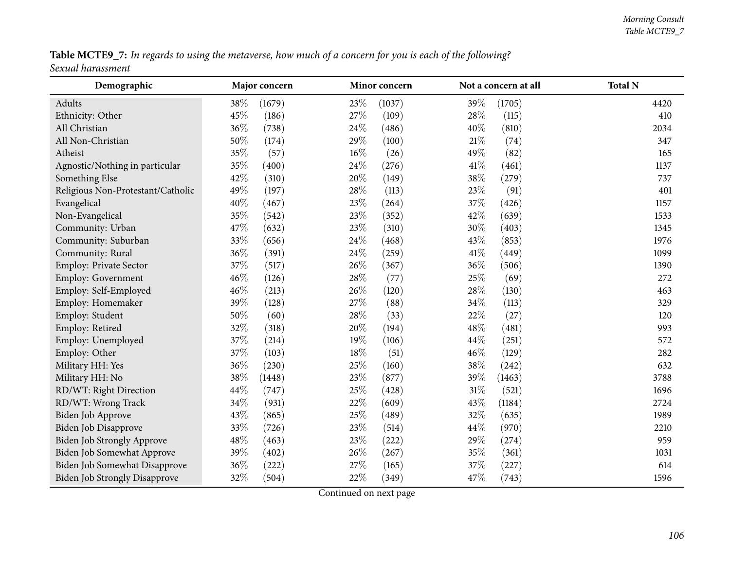**Table MCTE9_7:** *In regards to using the metaverse, how much of a concern for you is each of the following?*
*Sexual harassment*

| Demographic | Major concern | | Minor concern | | Not a concern at all | | Total N |
|---|---|---|---|---|---|---|---|
| Adults | 38% | (1679) | 23% | (1037) | 39% | (1705) | 4420 |
| Ethnicity: Other | 45% | (186) | 27% | (109) | 28% | (115) | 410 |
| All Christian | 36% | (738) | 24% | (486) | 40% | (810) | 2034 |
| All Non-Christian | 50% | (174) | 29% | (100) | 21% | (74) | 347 |
| Atheist | 35% | (57) | 16% | (26) | 49% | (82) | 165 |
| Agnostic/Nothing in particular | 35% | (400) | 24% | (276) | 41% | (461) | 1137 |
| Something Else | 42% | (310) | 20% | (149) | 38% | (279) | 737 |
| Religious Non-Protestant/Catholic | 49% | (197) | 28% | (113) | 23% | (91) | 401 |
| Evangelical | 40% | (467) | 23% | (264) | 37% | (426) | 1157 |
| Non-Evangelical | 35% | (542) | 23% | (352) | 42% | (639) | 1533 |
| Community: Urban | 47% | (632) | 23% | (310) | 30% | (403) | 1345 |
| Community: Suburban | 33% | (656) | 24% | (468) | 43% | (853) | 1976 |
| Community: Rural | 36% | (391) | 24% | (259) | 41% | (449) | 1099 |
| Employ: Private Sector | 37% | (517) | 26% | (367) | 36% | (506) | 1390 |
| Employ: Government | 46% | (126) | 28% | (77) | 25% | (69) | 272 |
| Employ: Self-Employed | 46% | (213) | 26% | (120) | 28% | (130) | 463 |
| Employ: Homemaker | 39% | (128) | 27% | (88) | 34% | (113) | 329 |
| Employ: Student | 50% | (60) | 28% | (33) | 22% | (27) | 120 |
| Employ: Retired | 32% | (318) | 20% | (194) | 48% | (481) | 993 |
| Employ: Unemployed | 37% | (214) | 19% | (106) | 44% | (251) | 572 |
| Employ: Other | 37% | (103) | 18% | (51) | 46% | (129) | 282 |
| Military HH: Yes | 36% | (230) | 25% | (160) | 38% | (242) | 632 |
| Military HH: No | 38% | (1448) | 23% | (877) | 39% | (1463) | 3788 |
| RD/WT: Right Direction | 44% | (747) | 25% | (428) | 31% | (521) | 1696 |
| RD/WT: Wrong Track | 34% | (931) | 22% | (609) | 43% | (1184) | 2724 |
| Biden Job Approve | 43% | (865) | 25% | (489) | 32% | (635) | 1989 |
| Biden Job Disapprove | 33% | (726) | 23% | (514) | 44% | (970) | 2210 |
| Biden Job Strongly Approve | 48% | (463) | 23% | (222) | 29% | (274) | 959 |
| Biden Job Somewhat Approve | 39% | (402) | 26% | (267) | 35% | (361) | 1031 |
| Biden Job Somewhat Disapprove | 36% | (222) | 27% | (165) | 37% | (227) | 614 |
| Biden Job Strongly Disapprove | 32% | (504) | 22% | (349) | 47% | (743) | 1596 |

Continued on next page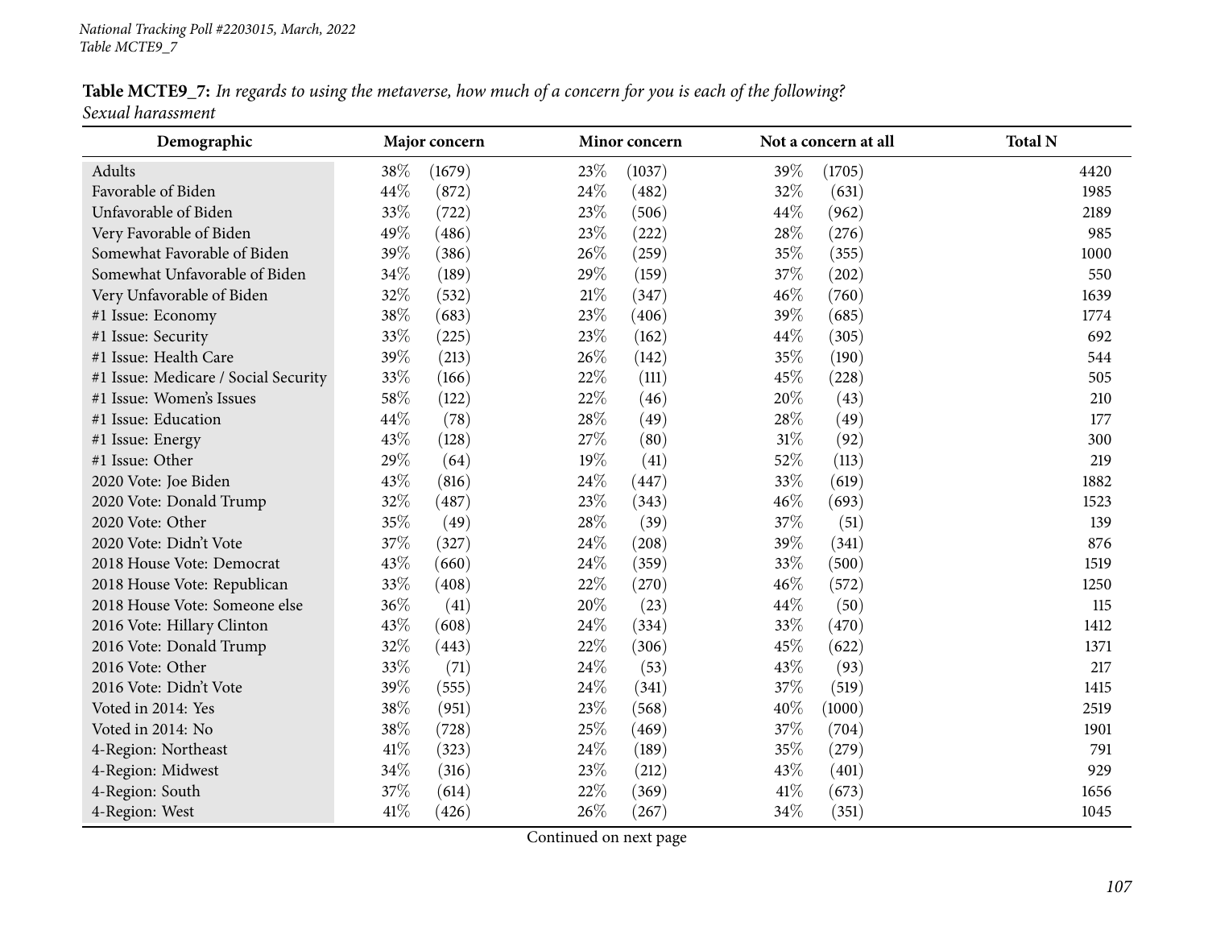**Table MCTE9_7:** *In regards to using the metaverse, how much of a concern for you is each of the following?*
*Sexual harassment*

| Demographic | Major concern | | Minor concern | | Not a concern at all | | Total N |
|---|---|---|---|---|---|---|---|
| Adults | 38% | (1679) | 23% | (1037) | 39% | (1705) | 4420 |
| Favorable of Biden | 44% | (872) | 24% | (482) | 32% | (631) | 1985 |
| Unfavorable of Biden | 33% | (722) | 23% | (506) | 44% | (962) | 2189 |
| Very Favorable of Biden | 49% | (486) | 23% | (222) | 28% | (276) | 985 |
| Somewhat Favorable of Biden | 39% | (386) | 26% | (259) | 35% | (355) | 1000 |
| Somewhat Unfavorable of Biden | 34% | (189) | 29% | (159) | 37% | (202) | 550 |
| Very Unfavorable of Biden | 32% | (532) | 21% | (347) | 46% | (760) | 1639 |
| #1 Issue: Economy | 38% | (683) | 23% | (406) | 39% | (685) | 1774 |
| #1 Issue: Security | 33% | (225) | 23% | (162) | 44% | (305) | 692 |
| #1 Issue: Health Care | 39% | (213) | 26% | (142) | 35% | (190) | 544 |
| #1 Issue: Medicare / Social Security | 33% | (166) | 22% | (111) | 45% | (228) | 505 |
| #1 Issue: Women's Issues | 58% | (122) | 22% | (46) | 20% | (43) | 210 |
| #1 Issue: Education | 44% | (78) | 28% | (49) | 28% | (49) | 177 |
| #1 Issue: Energy | 43% | (128) | 27% | (80) | 31% | (92) | 300 |
| #1 Issue: Other | 29% | (64) | 19% | (41) | 52% | (113) | 219 |
| 2020 Vote: Joe Biden | 43% | (816) | 24% | (447) | 33% | (619) | 1882 |
| 2020 Vote: Donald Trump | 32% | (487) | 23% | (343) | 46% | (693) | 1523 |
| 2020 Vote: Other | 35% | (49) | 28% | (39) | 37% | (51) | 139 |
| 2020 Vote: Didn't Vote | 37% | (327) | 24% | (208) | 39% | (341) | 876 |
| 2018 House Vote: Democrat | 43% | (660) | 24% | (359) | 33% | (500) | 1519 |
| 2018 House Vote: Republican | 33% | (408) | 22% | (270) | 46% | (572) | 1250 |
| 2018 House Vote: Someone else | 36% | (41) | 20% | (23) | 44% | (50) | 115 |
| 2016 Vote: Hillary Clinton | 43% | (608) | 24% | (334) | 33% | (470) | 1412 |
| 2016 Vote: Donald Trump | 32% | (443) | 22% | (306) | 45% | (622) | 1371 |
| 2016 Vote: Other | 33% | (71) | 24% | (53) | 43% | (93) | 217 |
| 2016 Vote: Didn't Vote | 39% | (555) | 24% | (341) | 37% | (519) | 1415 |
| Voted in 2014: Yes | 38% | (951) | 23% | (568) | 40% | (1000) | 2519 |
| Voted in 2014: No | 38% | (728) | 25% | (469) | 37% | (704) | 1901 |
| 4-Region: Northeast | 41% | (323) | 24% | (189) | 35% | (279) | 791 |
| 4-Region: Midwest | 34% | (316) | 23% | (212) | 43% | (401) | 929 |
| 4-Region: South | 37% | (614) | 22% | (369) | 41% | (673) | 1656 |
| 4-Region: West | 41% | (426) | 26% | (267) | 34% | (351) | 1045 |

Continued on next page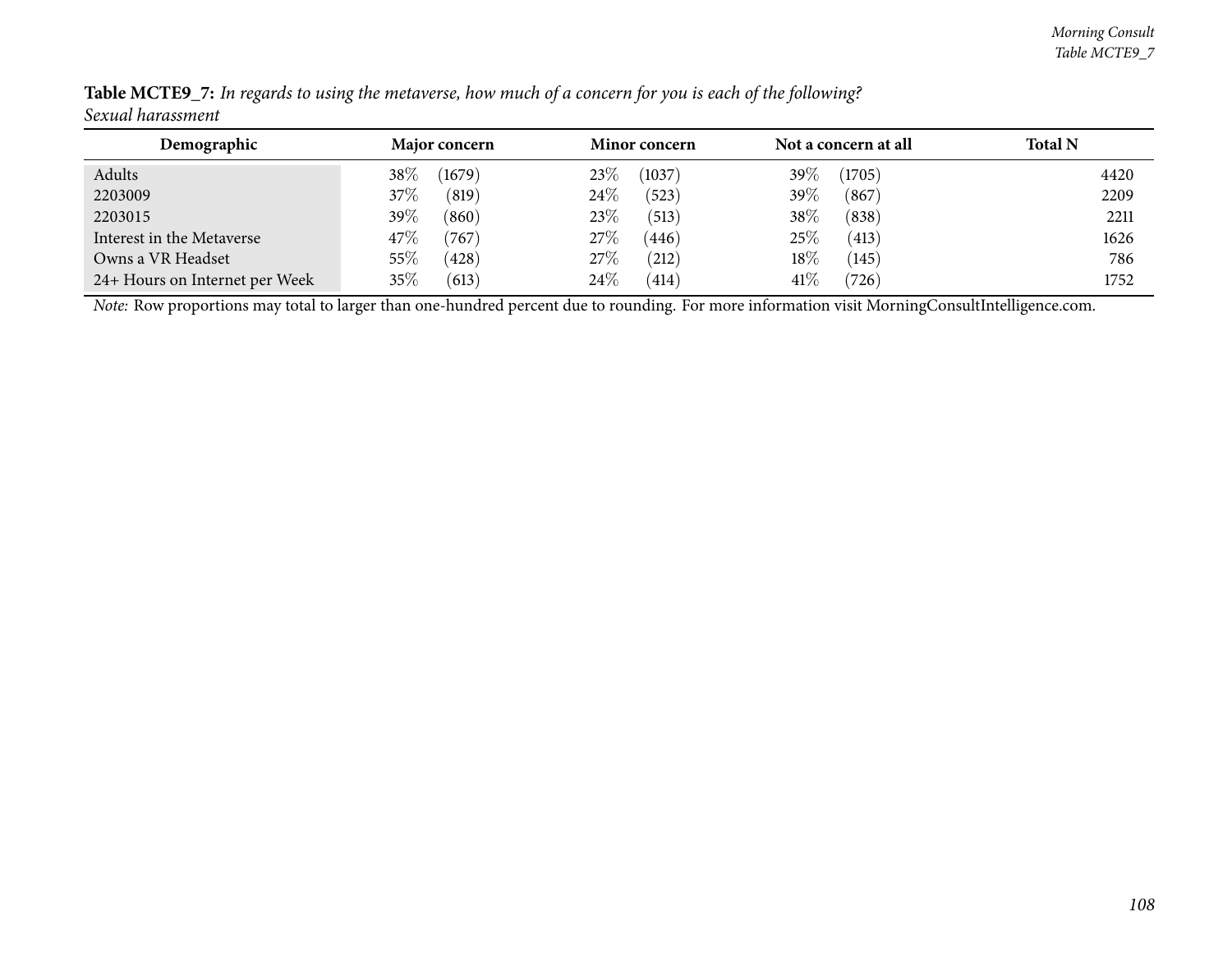**Table MCTE9_7:** *In regards to using the metaverse, how much of a concern for you is each of the following?*
*Sexual harassment*

| Demographic | Major concern | | Minor concern | | Not a concern at all | | Total N |
|---|---|---|---|---|---|---|---|
| Adults | 38% | (1679) | 23% | (1037) | 39% | (1705) | 4420 |
| 2203009 | 37% | (819) | 24% | (523) | 39% | (867) | 2209 |
| 2203015 | 39% | (860) | 23% | (513) | 38% | (838) | 2211 |
| Interest in the Metaverse | 47% | (767) | 27% | (446) | 25% | (413) | 1626 |
| Owns a VR Headset | 55% | (428) | 27% | (212) | 18% | (145) | 786 |
| 24+ Hours on Internet per Week | 35% | (613) | 24% | (414) | 41% | (726) | 1752 |

*Note:* Row proportions may total to larger than one-hundred percent due to rounding. For more information visit MorningConsultIntelligence.com.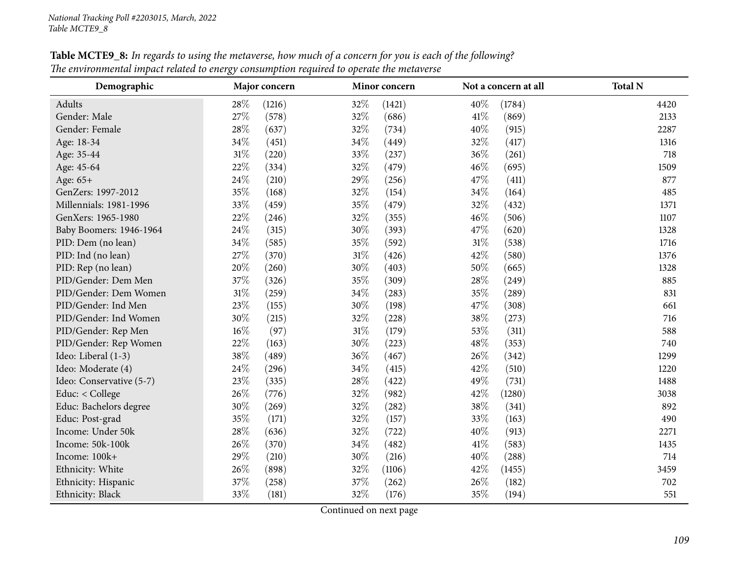**Table MCTE9_8:** *In regards to using the metaverse, how much of a concern for you is each of the following?*
*The environmental impact related to energy consumption required to operate the metaverse*

| Demographic | Major concern | | Minor concern | | Not a concern at all | | Total N |
|---|---|---|---|---|---|---|---|
| Adults | 28% | (1216) | 32% | (1421) | 40% | (1784) | 4420 |
| Gender: Male | 27% | (578) | 32% | (686) | 41% | (869) | 2133 |
| Gender: Female | 28% | (637) | 32% | (734) | 40% | (915) | 2287 |
| Age: 18-34 | 34% | (451) | 34% | (449) | 32% | (417) | 1316 |
| Age: 35-44 | 31% | (220) | 33% | (237) | 36% | (261) | 718 |
| Age: 45-64 | 22% | (334) | 32% | (479) | 46% | (695) | 1509 |
| Age: 65+ | 24% | (210) | 29% | (256) | 47% | (411) | 877 |
| GenZers: 1997-2012 | 35% | (168) | 32% | (154) | 34% | (164) | 485 |
| Millennials: 1981-1996 | 33% | (459) | 35% | (479) | 32% | (432) | 1371 |
| GenXers: 1965-1980 | 22% | (246) | 32% | (355) | 46% | (506) | 1107 |
| Baby Boomers: 1946-1964 | 24% | (315) | 30% | (393) | 47% | (620) | 1328 |
| PID: Dem (no lean) | 34% | (585) | 35% | (592) | 31% | (538) | 1716 |
| PID: Ind (no lean) | 27% | (370) | 31% | (426) | 42% | (580) | 1376 |
| PID: Rep (no lean) | 20% | (260) | 30% | (403) | 50% | (665) | 1328 |
| PID/Gender: Dem Men | 37% | (326) | 35% | (309) | 28% | (249) | 885 |
| PID/Gender: Dem Women | 31% | (259) | 34% | (283) | 35% | (289) | 831 |
| PID/Gender: Ind Men | 23% | (155) | 30% | (198) | 47% | (308) | 661 |
| PID/Gender: Ind Women | 30% | (215) | 32% | (228) | 38% | (273) | 716 |
| PID/Gender: Rep Men | 16% | (97) | 31% | (179) | 53% | (311) | 588 |
| PID/Gender: Rep Women | 22% | (163) | 30% | (223) | 48% | (353) | 740 |
| Ideo: Liberal (1-3) | 38% | (489) | 36% | (467) | 26% | (342) | 1299 |
| Ideo: Moderate (4) | 24% | (296) | 34% | (415) | 42% | (510) | 1220 |
| Ideo: Conservative (5-7) | 23% | (335) | 28% | (422) | 49% | (731) | 1488 |
| Educ: < College | 26% | (776) | 32% | (982) | 42% | (1280) | 3038 |
| Educ: Bachelors degree | 30% | (269) | 32% | (282) | 38% | (341) | 892 |
| Educ: Post-grad | 35% | (171) | 32% | (157) | 33% | (163) | 490 |
| Income: Under 50k | 28% | (636) | 32% | (722) | 40% | (913) | 2271 |
| Income: 50k-100k | 26% | (370) | 34% | (482) | 41% | (583) | 1435 |
| Income: 100k+ | 29% | (210) | 30% | (216) | 40% | (288) | 714 |
| Ethnicity: White | 26% | (898) | 32% | (1106) | 42% | (1455) | 3459 |
| Ethnicity: Hispanic | 37% | (258) | 37% | (262) | 26% | (182) | 702 |
| Ethnicity: Black | 33% | (181) | 32% | (176) | 35% | (194) | 551 |

Continued on next page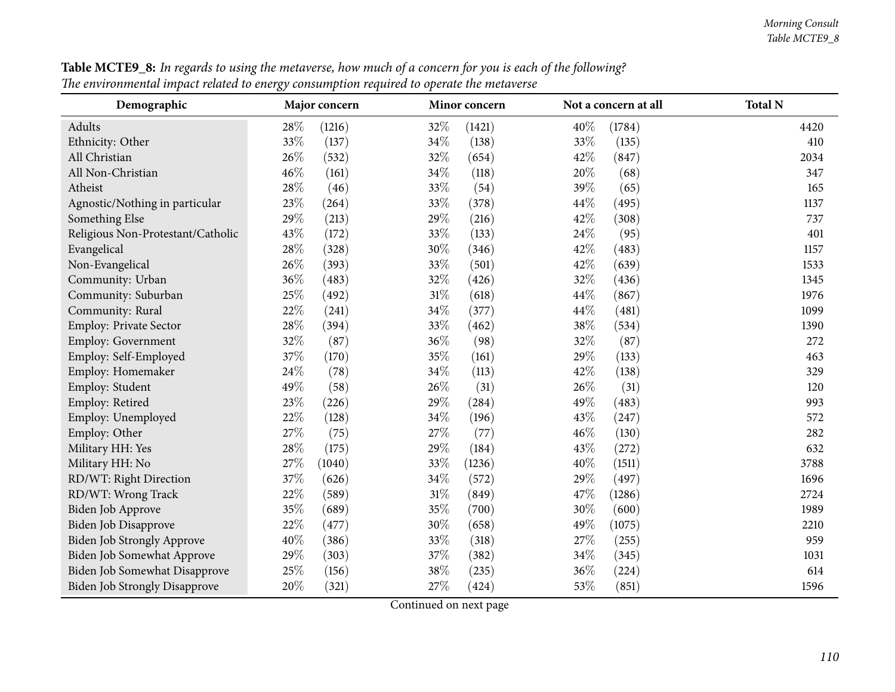**Table MCTE9_8:** *In regards to using the metaverse, how much of a concern for you is each of the following?*
*The environmental impact related to energy consumption required to operate the metaverse*

| Demographic | Major concern | | Minor concern | | Not a concern at all | | Total N |
|---|---|---|---|---|---|---|---|
| Adults | 28% | (1216) | 32% | (1421) | 40% | (1784) | 4420 |
| Ethnicity: Other | 33% | (137) | 34% | (138) | 33% | (135) | 410 |
| All Christian | 26% | (532) | 32% | (654) | 42% | (847) | 2034 |
| All Non-Christian | 46% | (161) | 34% | (118) | 20% | (68) | 347 |
| Atheist | 28% | (46) | 33% | (54) | 39% | (65) | 165 |
| Agnostic/Nothing in particular | 23% | (264) | 33% | (378) | 44% | (495) | 1137 |
| Something Else | 29% | (213) | 29% | (216) | 42% | (308) | 737 |
| Religious Non-Protestant/Catholic | 43% | (172) | 33% | (133) | 24% | (95) | 401 |
| Evangelical | 28% | (328) | 30% | (346) | 42% | (483) | 1157 |
| Non-Evangelical | 26% | (393) | 33% | (501) | 42% | (639) | 1533 |
| Community: Urban | 36% | (483) | 32% | (426) | 32% | (436) | 1345 |
| Community: Suburban | 25% | (492) | 31% | (618) | 44% | (867) | 1976 |
| Community: Rural | 22% | (241) | 34% | (377) | 44% | (481) | 1099 |
| Employ: Private Sector | 28% | (394) | 33% | (462) | 38% | (534) | 1390 |
| Employ: Government | 32% | (87) | 36% | (98) | 32% | (87) | 272 |
| Employ: Self-Employed | 37% | (170) | 35% | (161) | 29% | (133) | 463 |
| Employ: Homemaker | 24% | (78) | 34% | (113) | 42% | (138) | 329 |
| Employ: Student | 49% | (58) | 26% | (31) | 26% | (31) | 120 |
| Employ: Retired | 23% | (226) | 29% | (284) | 49% | (483) | 993 |
| Employ: Unemployed | 22% | (128) | 34% | (196) | 43% | (247) | 572 |
| Employ: Other | 27% | (75) | 27% | (77) | 46% | (130) | 282 |
| Military HH: Yes | 28% | (175) | 29% | (184) | 43% | (272) | 632 |
| Military HH: No | 27% | (1040) | 33% | (1236) | 40% | (1511) | 3788 |
| RD/WT: Right Direction | 37% | (626) | 34% | (572) | 29% | (497) | 1696 |
| RD/WT: Wrong Track | 22% | (589) | 31% | (849) | 47% | (1286) | 2724 |
| Biden Job Approve | 35% | (689) | 35% | (700) | 30% | (600) | 1989 |
| Biden Job Disapprove | 22% | (477) | 30% | (658) | 49% | (1075) | 2210 |
| Biden Job Strongly Approve | 40% | (386) | 33% | (318) | 27% | (255) | 959 |
| Biden Job Somewhat Approve | 29% | (303) | 37% | (382) | 34% | (345) | 1031 |
| Biden Job Somewhat Disapprove | 25% | (156) | 38% | (235) | 36% | (224) | 614 |
| Biden Job Strongly Disapprove | 20% | (321) | 27% | (424) | 53% | (851) | 1596 |

Continued on next page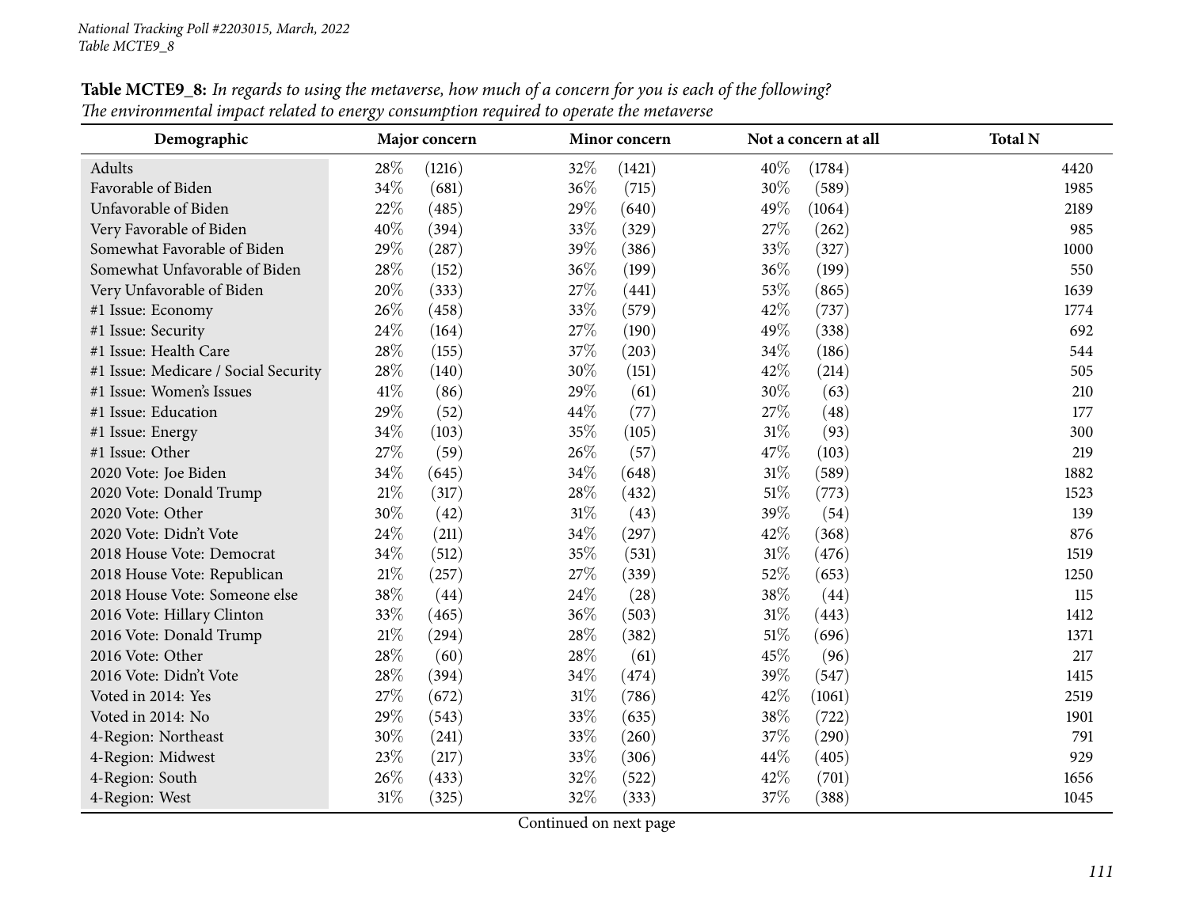*National Tracking Poll #2203015, March, 2022*
*Table MCTE9_8*

**Table MCTE9_8:** *In regards to using the metaverse, how much of a concern for you is each of the following?*
*The environmental impact related to energy consumption required to operate the metaverse*

| Demographic | Major concern | | Minor concern | | Not a concern at all | | Total N |
|---|---|---|---|---|---|---|---|
| Adults | 28% | (1216) | 32% | (1421) | 40% | (1784) | 4420 |
| Favorable of Biden | 34% | (681) | 36% | (715) | 30% | (589) | 1985 |
| Unfavorable of Biden | 22% | (485) | 29% | (640) | 49% | (1064) | 2189 |
| Very Favorable of Biden | 40% | (394) | 33% | (329) | 27% | (262) | 985 |
| Somewhat Favorable of Biden | 29% | (287) | 39% | (386) | 33% | (327) | 1000 |
| Somewhat Unfavorable of Biden | 28% | (152) | 36% | (199) | 36% | (199) | 550 |
| Very Unfavorable of Biden | 20% | (333) | 27% | (441) | 53% | (865) | 1639 |
| #1 Issue: Economy | 26% | (458) | 33% | (579) | 42% | (737) | 1774 |
| #1 Issue: Security | 24% | (164) | 27% | (190) | 49% | (338) | 692 |
| #1 Issue: Health Care | 28% | (155) | 37% | (203) | 34% | (186) | 544 |
| #1 Issue: Medicare / Social Security | 28% | (140) | 30% | (151) | 42% | (214) | 505 |
| #1 Issue: Women's Issues | 41% | (86) | 29% | (61) | 30% | (63) | 210 |
| #1 Issue: Education | 29% | (52) | 44% | (77) | 27% | (48) | 177 |
| #1 Issue: Energy | 34% | (103) | 35% | (105) | 31% | (93) | 300 |
| #1 Issue: Other | 27% | (59) | 26% | (57) | 47% | (103) | 219 |
| 2020 Vote: Joe Biden | 34% | (645) | 34% | (648) | 31% | (589) | 1882 |
| 2020 Vote: Donald Trump | 21% | (317) | 28% | (432) | 51% | (773) | 1523 |
| 2020 Vote: Other | 30% | (42) | 31% | (43) | 39% | (54) | 139 |
| 2020 Vote: Didn't Vote | 24% | (211) | 34% | (297) | 42% | (368) | 876 |
| 2018 House Vote: Democrat | 34% | (512) | 35% | (531) | 31% | (476) | 1519 |
| 2018 House Vote: Republican | 21% | (257) | 27% | (339) | 52% | (653) | 1250 |
| 2018 House Vote: Someone else | 38% | (44) | 24% | (28) | 38% | (44) | 115 |
| 2016 Vote: Hillary Clinton | 33% | (465) | 36% | (503) | 31% | (443) | 1412 |
| 2016 Vote: Donald Trump | 21% | (294) | 28% | (382) | 51% | (696) | 1371 |
| 2016 Vote: Other | 28% | (60) | 28% | (61) | 45% | (96) | 217 |
| 2016 Vote: Didn't Vote | 28% | (394) | 34% | (474) | 39% | (547) | 1415 |
| Voted in 2014: Yes | 27% | (672) | 31% | (786) | 42% | (1061) | 2519 |
| Voted in 2014: No | 29% | (543) | 33% | (635) | 38% | (722) | 1901 |
| 4-Region: Northeast | 30% | (241) | 33% | (260) | 37% | (290) | 791 |
| 4-Region: Midwest | 23% | (217) | 33% | (306) | 44% | (405) | 929 |
| 4-Region: South | 26% | (433) | 32% | (522) | 42% | (701) | 1656 |
| 4-Region: West | 31% | (325) | 32% | (333) | 37% | (388) | 1045 |

Continued on next page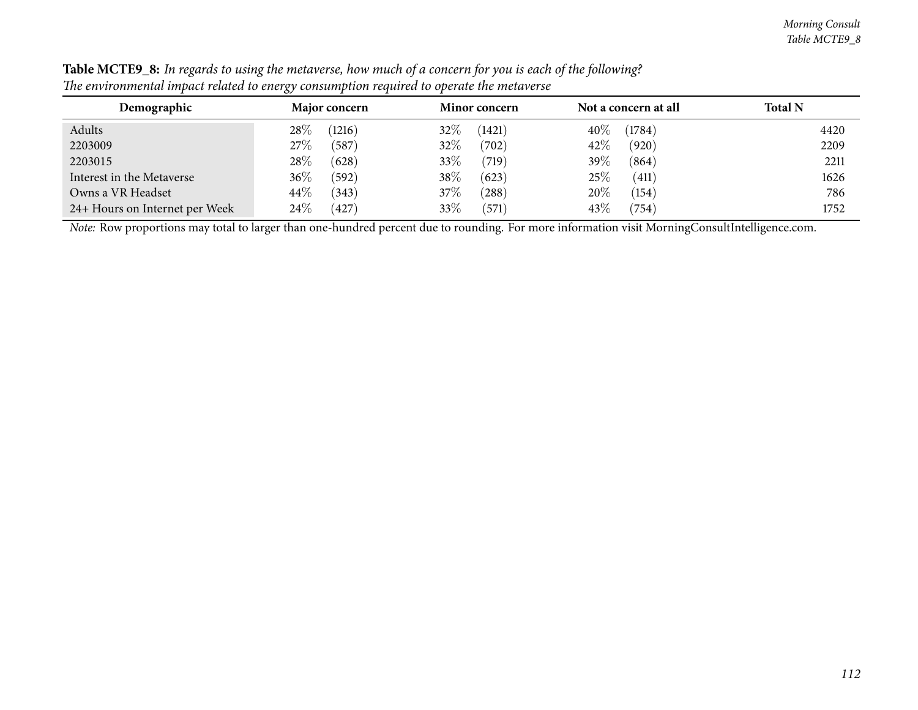**Table MCTE9_8:** *In regards to using the metaverse, how much of a concern for you is each of the following?*
*The environmental impact related to energy consumption required to operate the metaverse*

| Demographic | Major concern | Minor concern | Not a concern at all | Total N |
|---|---|---|---|---|
| Adults | 28% (1216) | 32% (1421) | 40% (1784) | 4420 |
| 2203009 | 27% (587) | 32% (702) | 42% (920) | 2209 |
| 2203015 | 28% (628) | 33% (719) | 39% (864) | 2211 |
| Interest in the Metaverse | 36% (592) | 38% (623) | 25% (411) | 1626 |
| Owns a VR Headset | 44% (343) | 37% (288) | 20% (154) | 786 |
| 24+ Hours on Internet per Week | 24% (427) | 33% (571) | 43% (754) | 1752 |

*Note:* Row proportions may total to larger than one-hundred percent due to rounding. For more information visit MorningConsultIntelligence.com.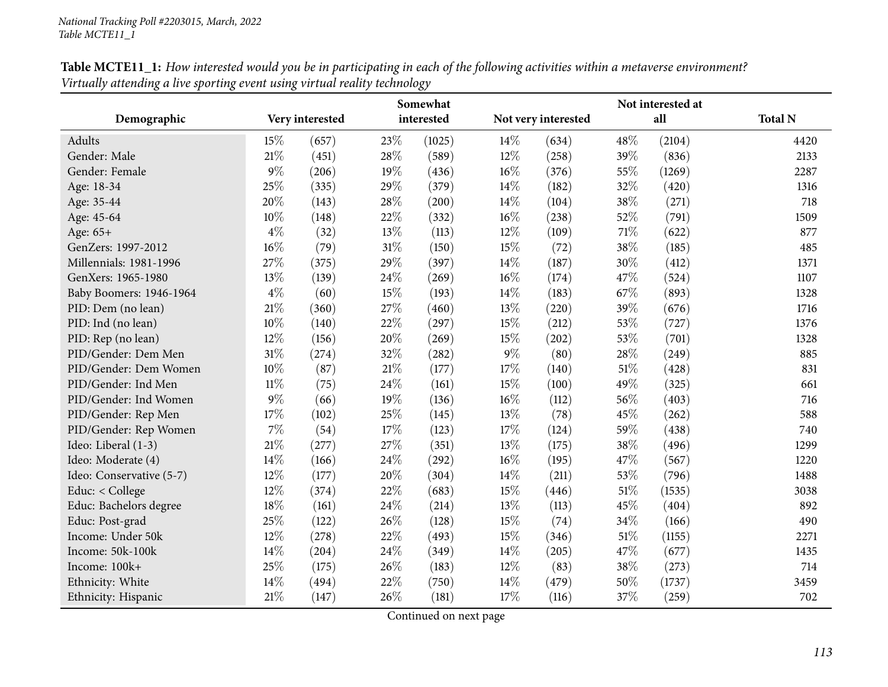National Tracking Poll #2203015, March, 2022
Table MCTE11_1

**Table MCTE11_1:** *How interested would you be in participating in each of the following activities within a metaverse environment? Virtually attending a live sporting event using virtual reality technology*

| Demographic | Very interested | | Somewhat interested | | Not very interested | | Not interested at all | | Total N |
|---|---|---|---|---|---|---|---|---|---|
| Adults | 15% | (657) | 23% | (1025) | 14% | (634) | 48% | (2104) | 4420 |
| Gender: Male | 21% | (451) | 28% | (589) | 12% | (258) | 39% | (836) | 2133 |
| Gender: Female | 9% | (206) | 19% | (436) | 16% | (376) | 55% | (1269) | 2287 |
| Age: 18-34 | 25% | (335) | 29% | (379) | 14% | (182) | 32% | (420) | 1316 |
| Age: 35-44 | 20% | (143) | 28% | (200) | 14% | (104) | 38% | (271) | 718 |
| Age: 45-64 | 10% | (148) | 22% | (332) | 16% | (238) | 52% | (791) | 1509 |
| Age: 65+ | 4% | (32) | 13% | (113) | 12% | (109) | 71% | (622) | 877 |
| GenZers: 1997-2012 | 16% | (79) | 31% | (150) | 15% | (72) | 38% | (185) | 485 |
| Millennials: 1981-1996 | 27% | (375) | 29% | (397) | 14% | (187) | 30% | (412) | 1371 |
| GenXers: 1965-1980 | 13% | (139) | 24% | (269) | 16% | (174) | 47% | (524) | 1107 |
| Baby Boomers: 1946-1964 | 4% | (60) | 15% | (193) | 14% | (183) | 67% | (893) | 1328 |
| PID: Dem (no lean) | 21% | (360) | 27% | (460) | 13% | (220) | 39% | (676) | 1716 |
| PID: Ind (no lean) | 10% | (140) | 22% | (297) | 15% | (212) | 53% | (727) | 1376 |
| PID: Rep (no lean) | 12% | (156) | 20% | (269) | 15% | (202) | 53% | (701) | 1328 |
| PID/Gender: Dem Men | 31% | (274) | 32% | (282) | 9% | (80) | 28% | (249) | 885 |
| PID/Gender: Dem Women | 10% | (87) | 21% | (177) | 17% | (140) | 51% | (428) | 831 |
| PID/Gender: Ind Men | 11% | (75) | 24% | (161) | 15% | (100) | 49% | (325) | 661 |
| PID/Gender: Ind Women | 9% | (66) | 19% | (136) | 16% | (112) | 56% | (403) | 716 |
| PID/Gender: Rep Men | 17% | (102) | 25% | (145) | 13% | (78) | 45% | (262) | 588 |
| PID/Gender: Rep Women | 7% | (54) | 17% | (123) | 17% | (124) | 59% | (438) | 740 |
| Ideo: Liberal (1-3) | 21% | (277) | 27% | (351) | 13% | (175) | 38% | (496) | 1299 |
| Ideo: Moderate (4) | 14% | (166) | 24% | (292) | 16% | (195) | 47% | (567) | 1220 |
| Ideo: Conservative (5-7) | 12% | (177) | 20% | (304) | 14% | (211) | 53% | (796) | 1488 |
| Educ: < College | 12% | (374) | 22% | (683) | 15% | (446) | 51% | (1535) | 3038 |
| Educ: Bachelors degree | 18% | (161) | 24% | (214) | 13% | (113) | 45% | (404) | 892 |
| Educ: Post-grad | 25% | (122) | 26% | (128) | 15% | (74) | 34% | (166) | 490 |
| Income: Under 50k | 12% | (278) | 22% | (493) | 15% | (346) | 51% | (1155) | 2271 |
| Income: 50k-100k | 14% | (204) | 24% | (349) | 14% | (205) | 47% | (677) | 1435 |
| Income: 100k+ | 25% | (175) | 26% | (183) | 12% | (83) | 38% | (273) | 714 |
| Ethnicity: White | 14% | (494) | 22% | (750) | 14% | (479) | 50% | (1737) | 3459 |
| Ethnicity: Hispanic | 21% | (147) | 26% | (181) | 17% | (116) | 37% | (259) | 702 |

Continued on next page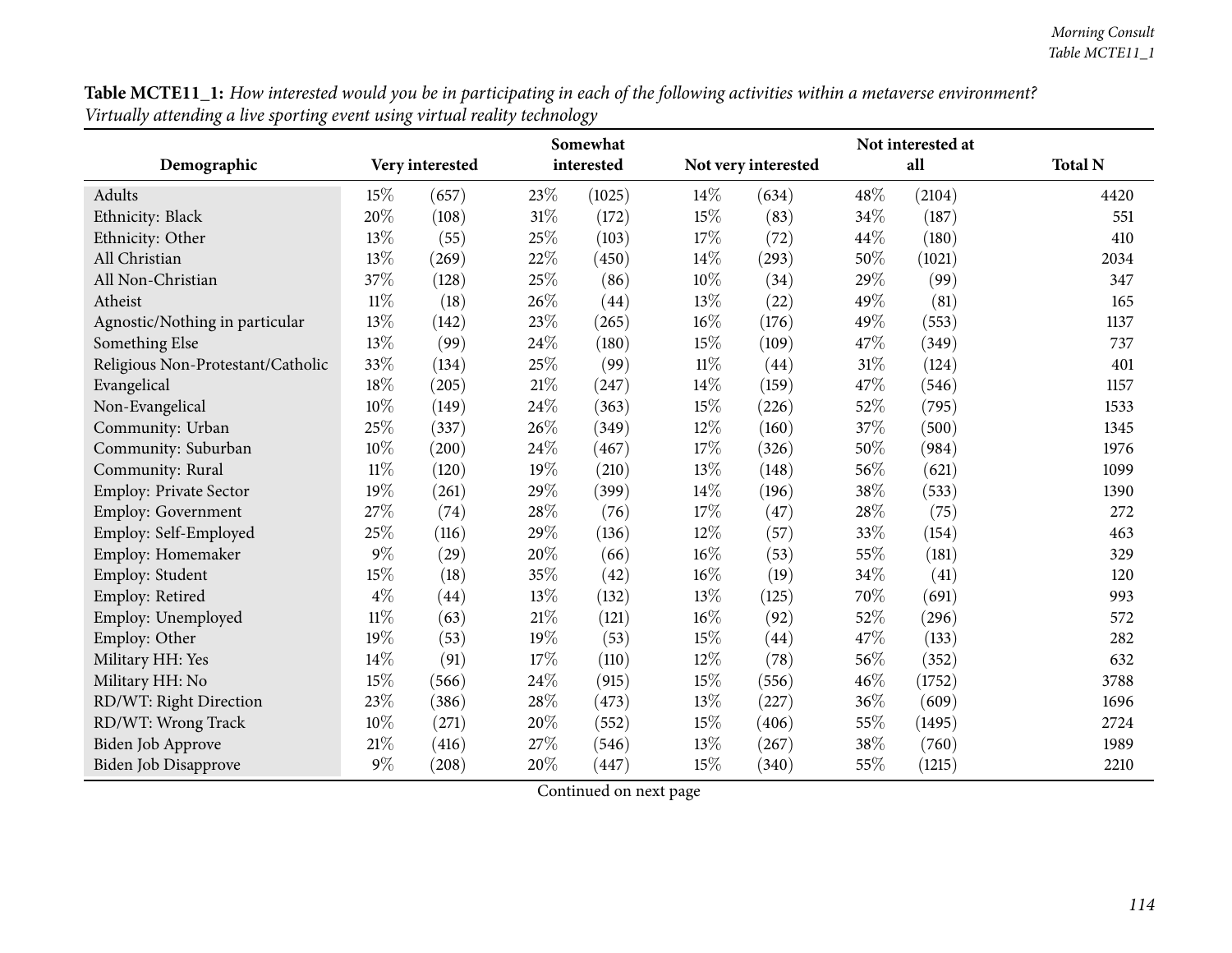**Table MCTE11_1:** *How interested would you be in participating in each of the following activities within a metaverse environment? Virtually attending a live sporting event using virtual reality technology*

| Demographic | Very interested | | Somewhat interested | | Not very interested | | Not interested at all | | Total N |
|---|---|---|---|---|---|---|---|---|---|
| Adults | 15% | (657) | 23% | (1025) | 14% | (634) | 48% | (2104) | 4420 |
| Ethnicity: Black | 20% | (108) | 31% | (172) | 15% | (83) | 34% | (187) | 551 |
| Ethnicity: Other | 13% | (55) | 25% | (103) | 17% | (72) | 44% | (180) | 410 |
| All Christian | 13% | (269) | 22% | (450) | 14% | (293) | 50% | (1021) | 2034 |
| All Non-Christian | 37% | (128) | 25% | (86) | 10% | (34) | 29% | (99) | 347 |
| Atheist | 11% | (18) | 26% | (44) | 13% | (22) | 49% | (81) | 165 |
| Agnostic/Nothing in particular | 13% | (142) | 23% | (265) | 16% | (176) | 49% | (553) | 1137 |
| Something Else | 13% | (99) | 24% | (180) | 15% | (109) | 47% | (349) | 737 |
| Religious Non-Protestant/Catholic | 33% | (134) | 25% | (99) | 11% | (44) | 31% | (124) | 401 |
| Evangelical | 18% | (205) | 21% | (247) | 14% | (159) | 47% | (546) | 1157 |
| Non-Evangelical | 10% | (149) | 24% | (363) | 15% | (226) | 52% | (795) | 1533 |
| Community: Urban | 25% | (337) | 26% | (349) | 12% | (160) | 37% | (500) | 1345 |
| Community: Suburban | 10% | (200) | 24% | (467) | 17% | (326) | 50% | (984) | 1976 |
| Community: Rural | 11% | (120) | 19% | (210) | 13% | (148) | 56% | (621) | 1099 |
| Employ: Private Sector | 19% | (261) | 29% | (399) | 14% | (196) | 38% | (533) | 1390 |
| Employ: Government | 27% | (74) | 28% | (76) | 17% | (47) | 28% | (75) | 272 |
| Employ: Self-Employed | 25% | (116) | 29% | (136) | 12% | (57) | 33% | (154) | 463 |
| Employ: Homemaker | 9% | (29) | 20% | (66) | 16% | (53) | 55% | (181) | 329 |
| Employ: Student | 15% | (18) | 35% | (42) | 16% | (19) | 34% | (41) | 120 |
| Employ: Retired | 4% | (44) | 13% | (132) | 13% | (125) | 70% | (691) | 993 |
| Employ: Unemployed | 11% | (63) | 21% | (121) | 16% | (92) | 52% | (296) | 572 |
| Employ: Other | 19% | (53) | 19% | (53) | 15% | (44) | 47% | (133) | 282 |
| Military HH: Yes | 14% | (91) | 17% | (110) | 12% | (78) | 56% | (352) | 632 |
| Military HH: No | 15% | (566) | 24% | (915) | 15% | (556) | 46% | (1752) | 3788 |
| RD/WT: Right Direction | 23% | (386) | 28% | (473) | 13% | (227) | 36% | (609) | 1696 |
| RD/WT: Wrong Track | 10% | (271) | 20% | (552) | 15% | (406) | 55% | (1495) | 2724 |
| Biden Job Approve | 21% | (416) | 27% | (546) | 13% | (267) | 38% | (760) | 1989 |
| Biden Job Disapprove | 9% | (208) | 20% | (447) | 15% | (340) | 55% | (1215) | 2210 |

Continued on next page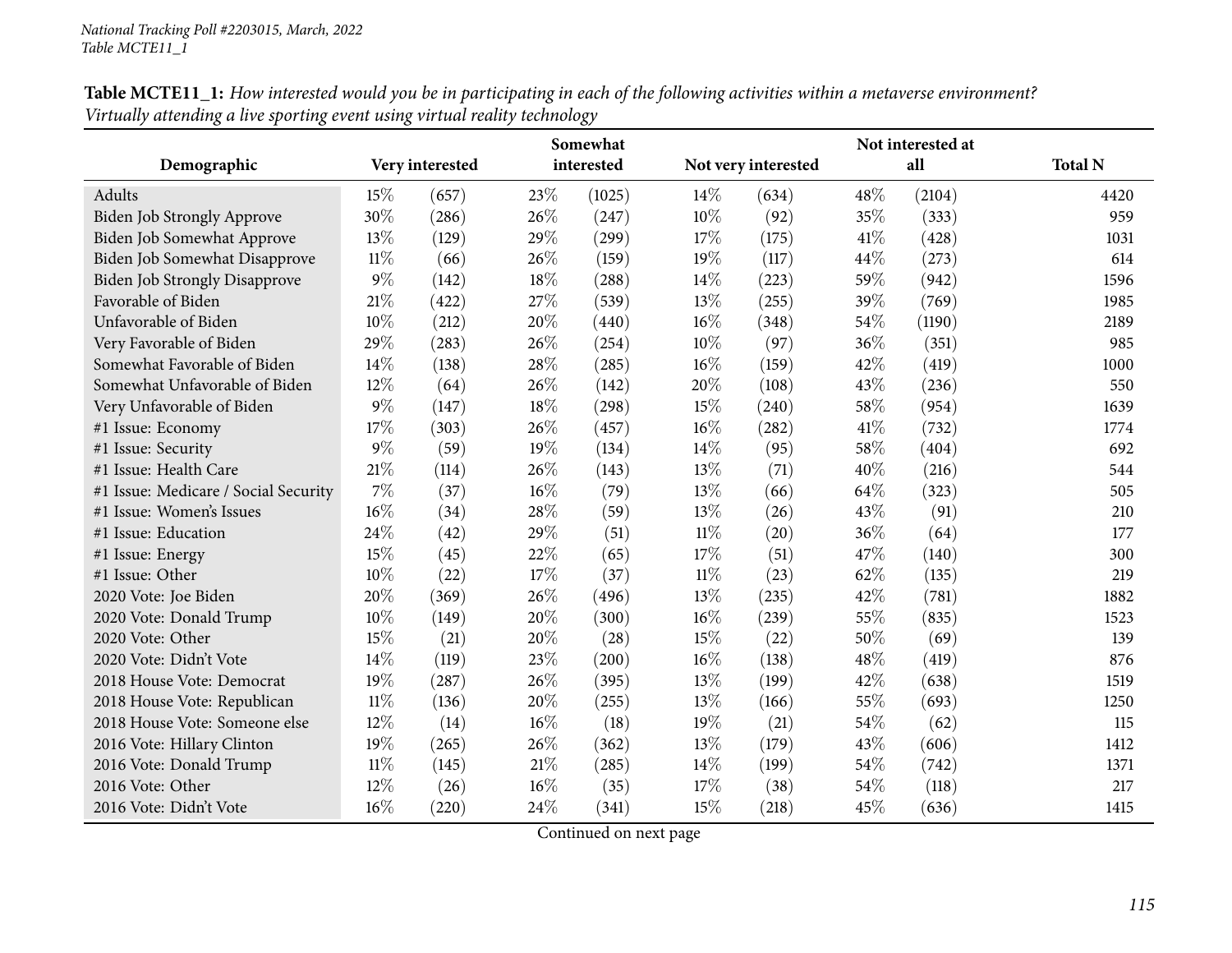*National Tracking Poll #2203015, March, 2022*
*Table MCTE11_1*

**Table MCTE11_1:** *How interested would you be in participating in each of the following activities within a metaverse environment? Virtually attending a live sporting event using virtual reality technology*

| Demographic | Very interested | | Somewhat interested | | Not very interested | | Not interested at all | | Total N |
|---|---|---|---|---|---|---|---|---|---|
| Adults | 15% | (657) | 23% | (1025) | 14% | (634) | 48% | (2104) | 4420 |
| Biden Job Strongly Approve | 30% | (286) | 26% | (247) | 10% | (92) | 35% | (333) | 959 |
| Biden Job Somewhat Approve | 13% | (129) | 29% | (299) | 17% | (175) | 41% | (428) | 1031 |
| Biden Job Somewhat Disapprove | 11% | (66) | 26% | (159) | 19% | (117) | 44% | (273) | 614 |
| Biden Job Strongly Disapprove | 9% | (142) | 18% | (288) | 14% | (223) | 59% | (942) | 1596 |
| Favorable of Biden | 21% | (422) | 27% | (539) | 13% | (255) | 39% | (769) | 1985 |
| Unfavorable of Biden | 10% | (212) | 20% | (440) | 16% | (348) | 54% | (1190) | 2189 |
| Very Favorable of Biden | 29% | (283) | 26% | (254) | 10% | (97) | 36% | (351) | 985 |
| Somewhat Favorable of Biden | 14% | (138) | 28% | (285) | 16% | (159) | 42% | (419) | 1000 |
| Somewhat Unfavorable of Biden | 12% | (64) | 26% | (142) | 20% | (108) | 43% | (236) | 550 |
| Very Unfavorable of Biden | 9% | (147) | 18% | (298) | 15% | (240) | 58% | (954) | 1639 |
| #1 Issue: Economy | 17% | (303) | 26% | (457) | 16% | (282) | 41% | (732) | 1774 |
| #1 Issue: Security | 9% | (59) | 19% | (134) | 14% | (95) | 58% | (404) | 692 |
| #1 Issue: Health Care | 21% | (114) | 26% | (143) | 13% | (71) | 40% | (216) | 544 |
| #1 Issue: Medicare / Social Security | 7% | (37) | 16% | (79) | 13% | (66) | 64% | (323) | 505 |
| #1 Issue: Women's Issues | 16% | (34) | 28% | (59) | 13% | (26) | 43% | (91) | 210 |
| #1 Issue: Education | 24% | (42) | 29% | (51) | 11% | (20) | 36% | (64) | 177 |
| #1 Issue: Energy | 15% | (45) | 22% | (65) | 17% | (51) | 47% | (140) | 300 |
| #1 Issue: Other | 10% | (22) | 17% | (37) | 11% | (23) | 62% | (135) | 219 |
| 2020 Vote: Joe Biden | 20% | (369) | 26% | (496) | 13% | (235) | 42% | (781) | 1882 |
| 2020 Vote: Donald Trump | 10% | (149) | 20% | (300) | 16% | (239) | 55% | (835) | 1523 |
| 2020 Vote: Other | 15% | (21) | 20% | (28) | 15% | (22) | 50% | (69) | 139 |
| 2020 Vote: Didn't Vote | 14% | (119) | 23% | (200) | 16% | (138) | 48% | (419) | 876 |
| 2018 House Vote: Democrat | 19% | (287) | 26% | (395) | 13% | (199) | 42% | (638) | 1519 |
| 2018 House Vote: Republican | 11% | (136) | 20% | (255) | 13% | (166) | 55% | (693) | 1250 |
| 2018 House Vote: Someone else | 12% | (14) | 16% | (18) | 19% | (21) | 54% | (62) | 115 |
| 2016 Vote: Hillary Clinton | 19% | (265) | 26% | (362) | 13% | (179) | 43% | (606) | 1412 |
| 2016 Vote: Donald Trump | 11% | (145) | 21% | (285) | 14% | (199) | 54% | (742) | 1371 |
| 2016 Vote: Other | 12% | (26) | 16% | (35) | 17% | (38) | 54% | (118) | 217 |
| 2016 Vote: Didn't Vote | 16% | (220) | 24% | (341) | 15% | (218) | 45% | (636) | 1415 |

Continued on next page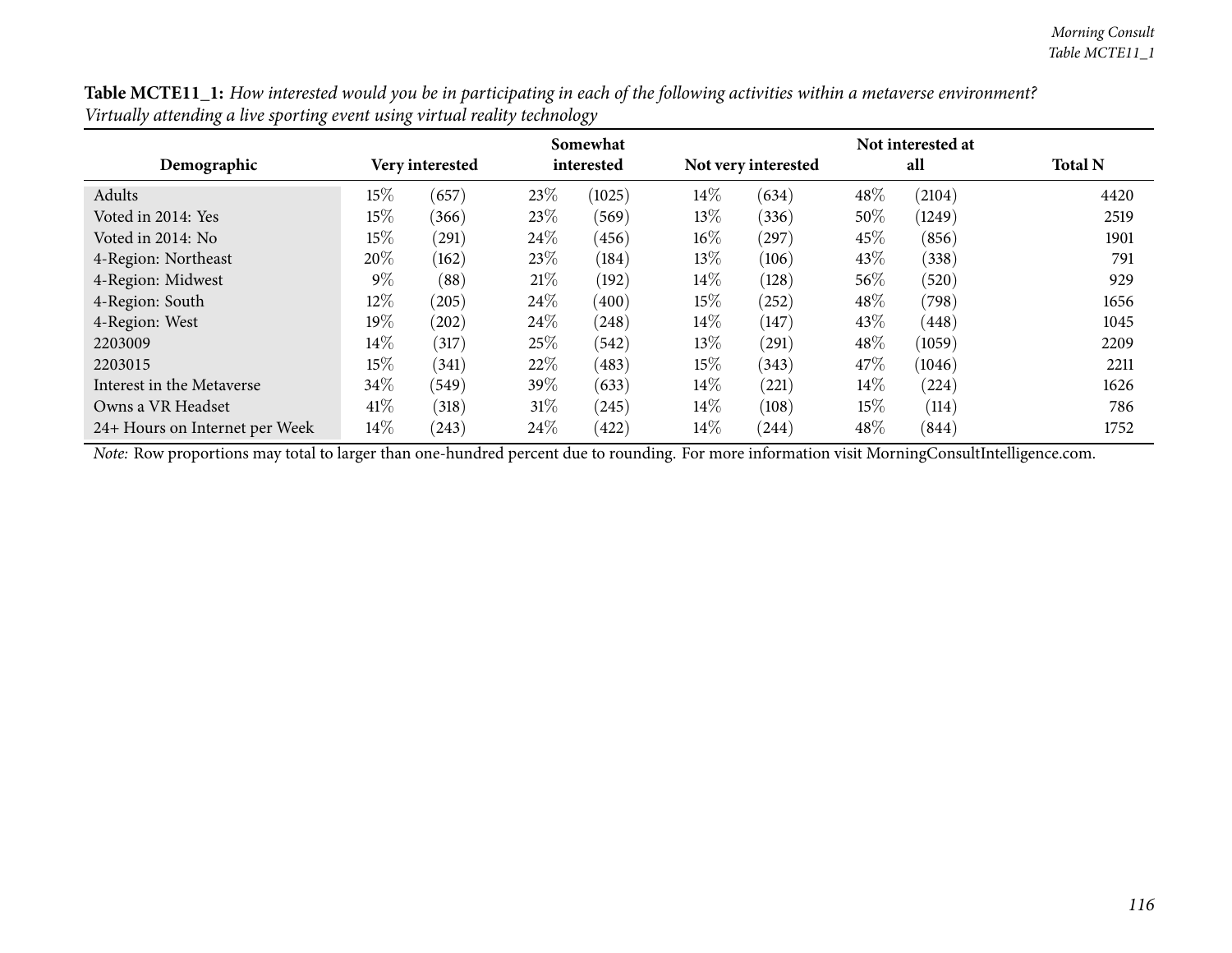**Table MCTE11_1:** *How interested would you be in participating in each of the following activities within a metaverse environment? Virtually attending a live sporting event using virtual reality technology*

| Demographic | Very interested | | Somewhat interested | | Not very interested | | Not interested at all | | Total N |
|---|---|---|---|---|---|---|---|---|---|
| Adults | 15% | (657) | 23% | (1025) | 14% | (634) | 48% | (2104) | 4420 |
| Voted in 2014: Yes | 15% | (366) | 23% | (569) | 13% | (336) | 50% | (1249) | 2519 |
| Voted in 2014: No | 15% | (291) | 24% | (456) | 16% | (297) | 45% | (856) | 1901 |
| 4-Region: Northeast | 20% | (162) | 23% | (184) | 13% | (106) | 43% | (338) | 791 |
| 4-Region: Midwest | 9% | (88) | 21% | (192) | 14% | (128) | 56% | (520) | 929 |
| 4-Region: South | 12% | (205) | 24% | (400) | 15% | (252) | 48% | (798) | 1656 |
| 4-Region: West | 19% | (202) | 24% | (248) | 14% | (147) | 43% | (448) | 1045 |
| 2203009 | 14% | (317) | 25% | (542) | 13% | (291) | 48% | (1059) | 2209 |
| 2203015 | 15% | (341) | 22% | (483) | 15% | (343) | 47% | (1046) | 2211 |
| Interest in the Metaverse | 34% | (549) | 39% | (633) | 14% | (221) | 14% | (224) | 1626 |
| Owns a VR Headset | 41% | (318) | 31% | (245) | 14% | (108) | 15% | (114) | 786 |
| 24+ Hours on Internet per Week | 14% | (243) | 24% | (422) | 14% | (244) | 48% | (844) | 1752 |

*Note:* Row proportions may total to larger than one-hundred percent due to rounding. For more information visit MorningConsultIntelligence.com.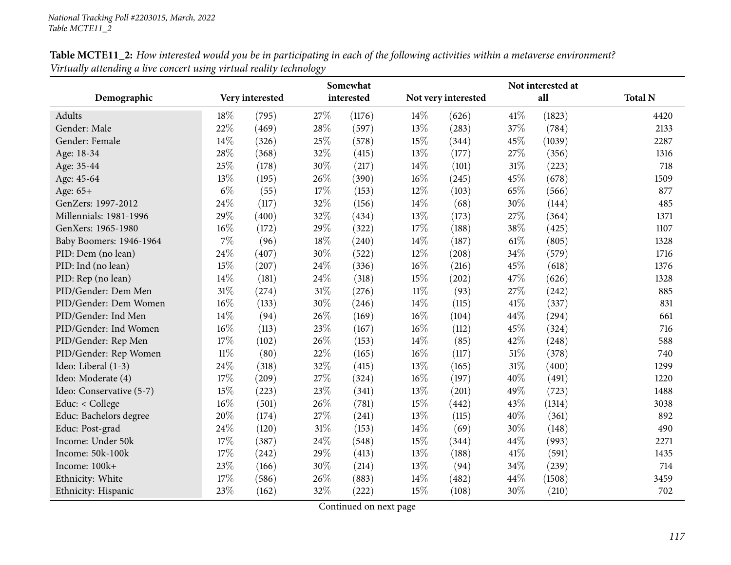**Table MCTE11_2:** *How interested would you be in participating in each of the following activities within a metaverse environment? Virtually attending a live concert using virtual reality technology*

| Demographic | Very interested | | Somewhat interested | | Not very interested | | Not interested at all | | Total N |
|---|---|---|---|---|---|---|---|---|---|
| Adults | 18% | (795) | 27% | (1176) | 14% | (626) | 41% | (1823) | 4420 |
| Gender: Male | 22% | (469) | 28% | (597) | 13% | (283) | 37% | (784) | 2133 |
| Gender: Female | 14% | (326) | 25% | (578) | 15% | (344) | 45% | (1039) | 2287 |
| Age: 18-34 | 28% | (368) | 32% | (415) | 13% | (177) | 27% | (356) | 1316 |
| Age: 35-44 | 25% | (178) | 30% | (217) | 14% | (101) | 31% | (223) | 718 |
| Age: 45-64 | 13% | (195) | 26% | (390) | 16% | (245) | 45% | (678) | 1509 |
| Age: 65+ | 6% | (55) | 17% | (153) | 12% | (103) | 65% | (566) | 877 |
| GenZers: 1997-2012 | 24% | (117) | 32% | (156) | 14% | (68) | 30% | (144) | 485 |
| Millennials: 1981-1996 | 29% | (400) | 32% | (434) | 13% | (173) | 27% | (364) | 1371 |
| GenXers: 1965-1980 | 16% | (172) | 29% | (322) | 17% | (188) | 38% | (425) | 1107 |
| Baby Boomers: 1946-1964 | 7% | (96) | 18% | (240) | 14% | (187) | 61% | (805) | 1328 |
| PID: Dem (no lean) | 24% | (407) | 30% | (522) | 12% | (208) | 34% | (579) | 1716 |
| PID: Ind (no lean) | 15% | (207) | 24% | (336) | 16% | (216) | 45% | (618) | 1376 |
| PID: Rep (no lean) | 14% | (181) | 24% | (318) | 15% | (202) | 47% | (626) | 1328 |
| PID/Gender: Dem Men | 31% | (274) | 31% | (276) | 11% | (93) | 27% | (242) | 885 |
| PID/Gender: Dem Women | 16% | (133) | 30% | (246) | 14% | (115) | 41% | (337) | 831 |
| PID/Gender: Ind Men | 14% | (94) | 26% | (169) | 16% | (104) | 44% | (294) | 661 |
| PID/Gender: Ind Women | 16% | (113) | 23% | (167) | 16% | (112) | 45% | (324) | 716 |
| PID/Gender: Rep Men | 17% | (102) | 26% | (153) | 14% | (85) | 42% | (248) | 588 |
| PID/Gender: Rep Women | 11% | (80) | 22% | (165) | 16% | (117) | 51% | (378) | 740 |
| Ideo: Liberal (1-3) | 24% | (318) | 32% | (415) | 13% | (165) | 31% | (400) | 1299 |
| Ideo: Moderate (4) | 17% | (209) | 27% | (324) | 16% | (197) | 40% | (491) | 1220 |
| Ideo: Conservative (5-7) | 15% | (223) | 23% | (341) | 13% | (201) | 49% | (723) | 1488 |
| Educ: < College | 16% | (501) | 26% | (781) | 15% | (442) | 43% | (1314) | 3038 |
| Educ: Bachelors degree | 20% | (174) | 27% | (241) | 13% | (115) | 40% | (361) | 892 |
| Educ: Post-grad | 24% | (120) | 31% | (153) | 14% | (69) | 30% | (148) | 490 |
| Income: Under 50k | 17% | (387) | 24% | (548) | 15% | (344) | 44% | (993) | 2271 |
| Income: 50k-100k | 17% | (242) | 29% | (413) | 13% | (188) | 41% | (591) | 1435 |
| Income: 100k+ | 23% | (166) | 30% | (214) | 13% | (94) | 34% | (239) | 714 |
| Ethnicity: White | 17% | (586) | 26% | (883) | 14% | (482) | 44% | (1508) | 3459 |
| Ethnicity: Hispanic | 23% | (162) | 32% | (222) | 15% | (108) | 30% | (210) | 702 |

Continued on next page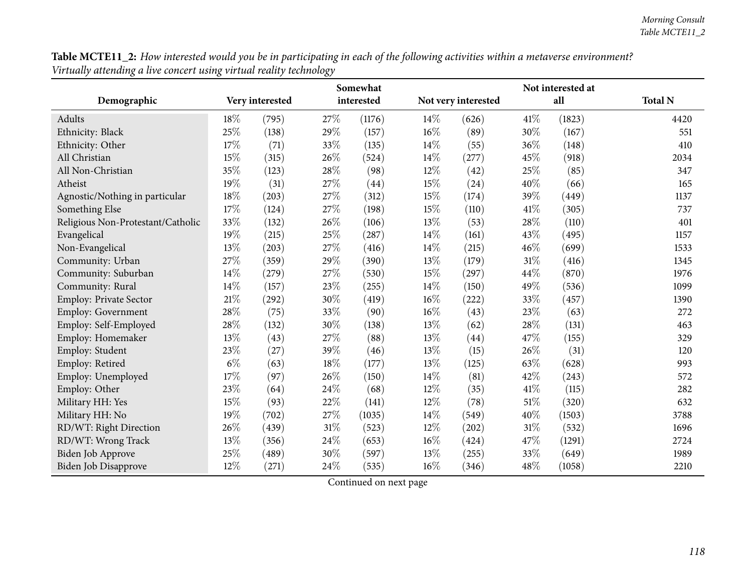**Table MCTE11_2:** *How interested would you be in participating in each of the following activities within a metaverse environment? Virtually attending a live concert using virtual reality technology*

| Demographic | Very interested | | Somewhat interested | | Not very interested | | Not interested at all | | Total N |
|---|---|---|---|---|---|---|---|---|---|
| Adults | 18% | (795) | 27% | (1176) | 14% | (626) | 41% | (1823) | 4420 |
| Ethnicity: Black | 25% | (138) | 29% | (157) | 16% | (89) | 30% | (167) | 551 |
| Ethnicity: Other | 17% | (71) | 33% | (135) | 14% | (55) | 36% | (148) | 410 |
| All Christian | 15% | (315) | 26% | (524) | 14% | (277) | 45% | (918) | 2034 |
| All Non-Christian | 35% | (123) | 28% | (98) | 12% | (42) | 25% | (85) | 347 |
| Atheist | 19% | (31) | 27% | (44) | 15% | (24) | 40% | (66) | 165 |
| Agnostic/Nothing in particular | 18% | (203) | 27% | (312) | 15% | (174) | 39% | (449) | 1137 |
| Something Else | 17% | (124) | 27% | (198) | 15% | (110) | 41% | (305) | 737 |
| Religious Non-Protestant/Catholic | 33% | (132) | 26% | (106) | 13% | (53) | 28% | (110) | 401 |
| Evangelical | 19% | (215) | 25% | (287) | 14% | (161) | 43% | (495) | 1157 |
| Non-Evangelical | 13% | (203) | 27% | (416) | 14% | (215) | 46% | (699) | 1533 |
| Community: Urban | 27% | (359) | 29% | (390) | 13% | (179) | 31% | (416) | 1345 |
| Community: Suburban | 14% | (279) | 27% | (530) | 15% | (297) | 44% | (870) | 1976 |
| Community: Rural | 14% | (157) | 23% | (255) | 14% | (150) | 49% | (536) | 1099 |
| Employ: Private Sector | 21% | (292) | 30% | (419) | 16% | (222) | 33% | (457) | 1390 |
| Employ: Government | 28% | (75) | 33% | (90) | 16% | (43) | 23% | (63) | 272 |
| Employ: Self-Employed | 28% | (132) | 30% | (138) | 13% | (62) | 28% | (131) | 463 |
| Employ: Homemaker | 13% | (43) | 27% | (88) | 13% | (44) | 47% | (155) | 329 |
| Employ: Student | 23% | (27) | 39% | (46) | 13% | (15) | 26% | (31) | 120 |
| Employ: Retired | 6% | (63) | 18% | (177) | 13% | (125) | 63% | (628) | 993 |
| Employ: Unemployed | 17% | (97) | 26% | (150) | 14% | (81) | 42% | (243) | 572 |
| Employ: Other | 23% | (64) | 24% | (68) | 12% | (35) | 41% | (115) | 282 |
| Military HH: Yes | 15% | (93) | 22% | (141) | 12% | (78) | 51% | (320) | 632 |
| Military HH: No | 19% | (702) | 27% | (1035) | 14% | (549) | 40% | (1503) | 3788 |
| RD/WT: Right Direction | 26% | (439) | 31% | (523) | 12% | (202) | 31% | (532) | 1696 |
| RD/WT: Wrong Track | 13% | (356) | 24% | (653) | 16% | (424) | 47% | (1291) | 2724 |
| Biden Job Approve | 25% | (489) | 30% | (597) | 13% | (255) | 33% | (649) | 1989 |
| Biden Job Disapprove | 12% | (271) | 24% | (535) | 16% | (346) | 48% | (1058) | 2210 |

Continued on next page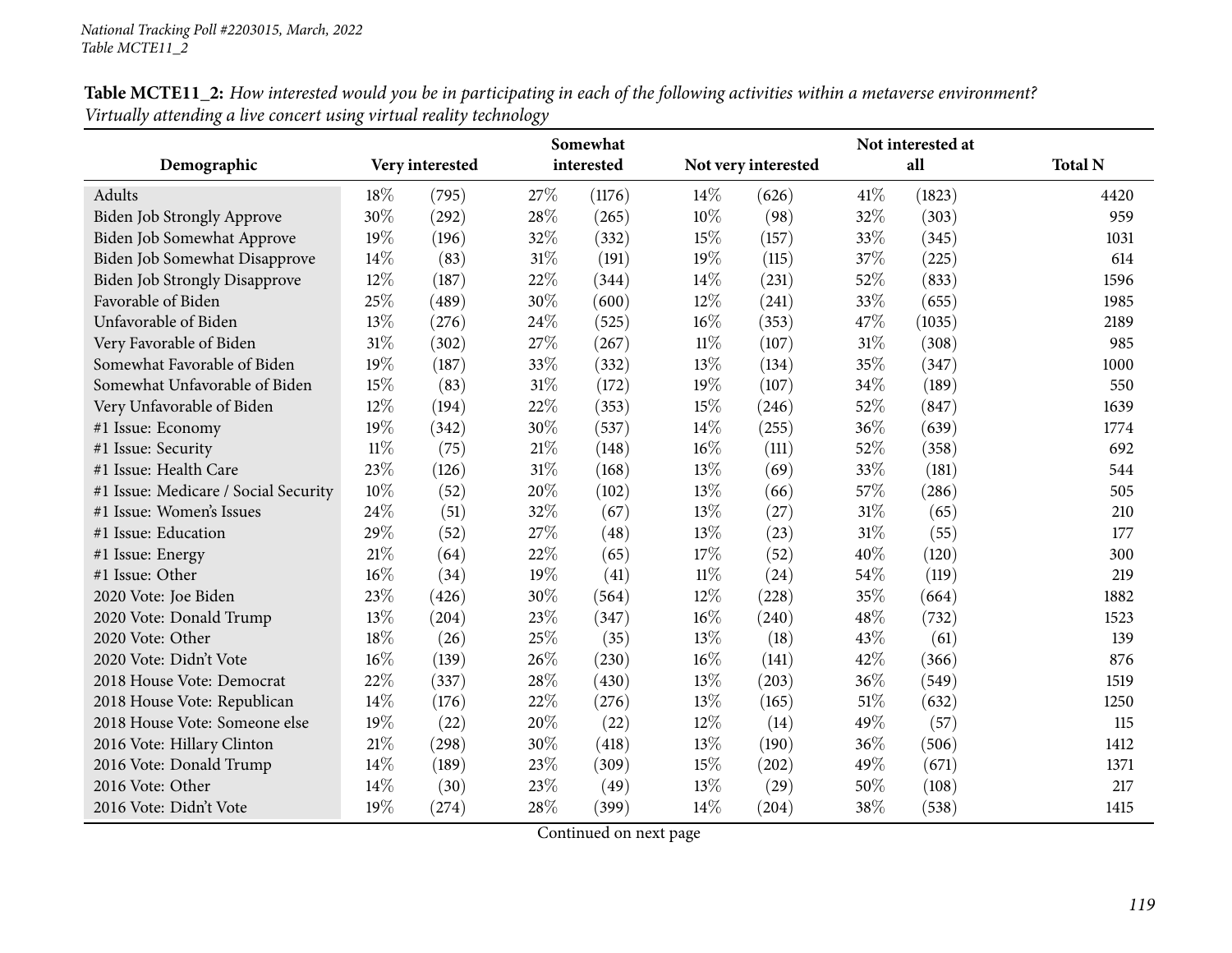**Table MCTE11_2:** *How interested would you be in participating in each of the following activities within a metaverse environment? Virtually attending a live concert using virtual reality technology*

| Demographic | Very interested | | Somewhat interested | | Not very interested | | Not interested at all | | Total N |
|---|---|---|---|---|---|---|---|---|---|
| Adults | 18% | (795) | 27% | (1176) | 14% | (626) | 41% | (1823) | 4420 |
| Biden Job Strongly Approve | 30% | (292) | 28% | (265) | 10% | (98) | 32% | (303) | 959 |
| Biden Job Somewhat Approve | 19% | (196) | 32% | (332) | 15% | (157) | 33% | (345) | 1031 |
| Biden Job Somewhat Disapprove | 14% | (83) | 31% | (191) | 19% | (115) | 37% | (225) | 614 |
| Biden Job Strongly Disapprove | 12% | (187) | 22% | (344) | 14% | (231) | 52% | (833) | 1596 |
| Favorable of Biden | 25% | (489) | 30% | (600) | 12% | (241) | 33% | (655) | 1985 |
| Unfavorable of Biden | 13% | (276) | 24% | (525) | 16% | (353) | 47% | (1035) | 2189 |
| Very Favorable of Biden | 31% | (302) | 27% | (267) | 11% | (107) | 31% | (308) | 985 |
| Somewhat Favorable of Biden | 19% | (187) | 33% | (332) | 13% | (134) | 35% | (347) | 1000 |
| Somewhat Unfavorable of Biden | 15% | (83) | 31% | (172) | 19% | (107) | 34% | (189) | 550 |
| Very Unfavorable of Biden | 12% | (194) | 22% | (353) | 15% | (246) | 52% | (847) | 1639 |
| #1 Issue: Economy | 19% | (342) | 30% | (537) | 14% | (255) | 36% | (639) | 1774 |
| #1 Issue: Security | 11% | (75) | 21% | (148) | 16% | (111) | 52% | (358) | 692 |
| #1 Issue: Health Care | 23% | (126) | 31% | (168) | 13% | (69) | 33% | (181) | 544 |
| #1 Issue: Medicare / Social Security | 10% | (52) | 20% | (102) | 13% | (66) | 57% | (286) | 505 |
| #1 Issue: Women's Issues | 24% | (51) | 32% | (67) | 13% | (27) | 31% | (65) | 210 |
| #1 Issue: Education | 29% | (52) | 27% | (48) | 13% | (23) | 31% | (55) | 177 |
| #1 Issue: Energy | 21% | (64) | 22% | (65) | 17% | (52) | 40% | (120) | 300 |
| #1 Issue: Other | 16% | (34) | 19% | (41) | 11% | (24) | 54% | (119) | 219 |
| 2020 Vote: Joe Biden | 23% | (426) | 30% | (564) | 12% | (228) | 35% | (664) | 1882 |
| 2020 Vote: Donald Trump | 13% | (204) | 23% | (347) | 16% | (240) | 48% | (732) | 1523 |
| 2020 Vote: Other | 18% | (26) | 25% | (35) | 13% | (18) | 43% | (61) | 139 |
| 2020 Vote: Didn't Vote | 16% | (139) | 26% | (230) | 16% | (141) | 42% | (366) | 876 |
| 2018 House Vote: Democrat | 22% | (337) | 28% | (430) | 13% | (203) | 36% | (549) | 1519 |
| 2018 House Vote: Republican | 14% | (176) | 22% | (276) | 13% | (165) | 51% | (632) | 1250 |
| 2018 House Vote: Someone else | 19% | (22) | 20% | (22) | 12% | (14) | 49% | (57) | 115 |
| 2016 Vote: Hillary Clinton | 21% | (298) | 30% | (418) | 13% | (190) | 36% | (506) | 1412 |
| 2016 Vote: Donald Trump | 14% | (189) | 23% | (309) | 15% | (202) | 49% | (671) | 1371 |
| 2016 Vote: Other | 14% | (30) | 23% | (49) | 13% | (29) | 50% | (108) | 217 |
| 2016 Vote: Didn't Vote | 19% | (274) | 28% | (399) | 14% | (204) | 38% | (538) | 1415 |

Continued on next page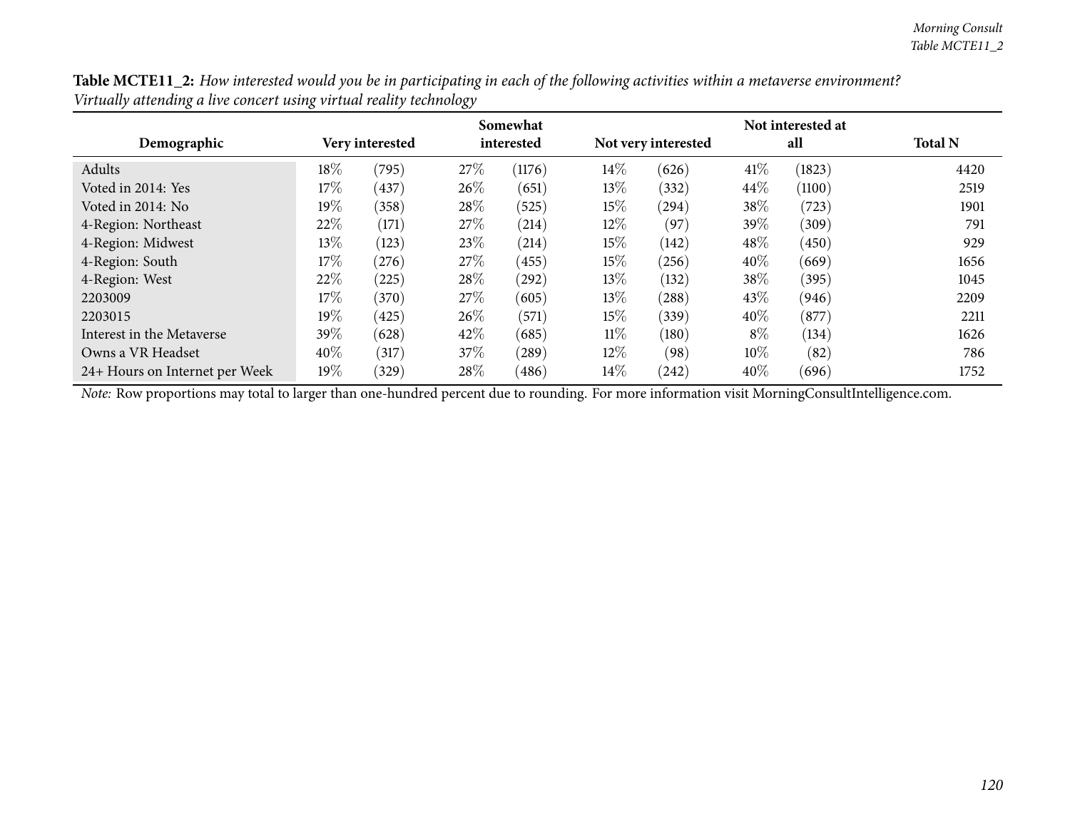**Table MCTE11_2:** *How interested would you be in participating in each of the following activities within a metaverse environment? Virtually attending a live concert using virtual reality technology*

| Demographic | Very interested | | Somewhat interested | | Not very interested | | Not interested at all | | Total N |
|---|---|---|---|---|---|---|---|---|---|
| Adults | 18% | (795) | 27% | (1176) | 14% | (626) | 41% | (1823) | 4420 |
| Voted in 2014: Yes | 17% | (437) | 26% | (651) | 13% | (332) | 44% | (1100) | 2519 |
| Voted in 2014: No | 19% | (358) | 28% | (525) | 15% | (294) | 38% | (723) | 1901 |
| 4-Region: Northeast | 22% | (171) | 27% | (214) | 12% | (97) | 39% | (309) | 791 |
| 4-Region: Midwest | 13% | (123) | 23% | (214) | 15% | (142) | 48% | (450) | 929 |
| 4-Region: South | 17% | (276) | 27% | (455) | 15% | (256) | 40% | (669) | 1656 |
| 4-Region: West | 22% | (225) | 28% | (292) | 13% | (132) | 38% | (395) | 1045 |
| 2203009 | 17% | (370) | 27% | (605) | 13% | (288) | 43% | (946) | 2209 |
| 2203015 | 19% | (425) | 26% | (571) | 15% | (339) | 40% | (877) | 2211 |
| Interest in the Metaverse | 39% | (628) | 42% | (685) | 11% | (180) | 8% | (134) | 1626 |
| Owns a VR Headset | 40% | (317) | 37% | (289) | 12% | (98) | 10% | (82) | 786 |
| 24+ Hours on Internet per Week | 19% | (329) | 28% | (486) | 14% | (242) | 40% | (696) | 1752 |

*Note:* Row proportions may total to larger than one-hundred percent due to rounding. For more information visit MorningConsultIntelligence.com.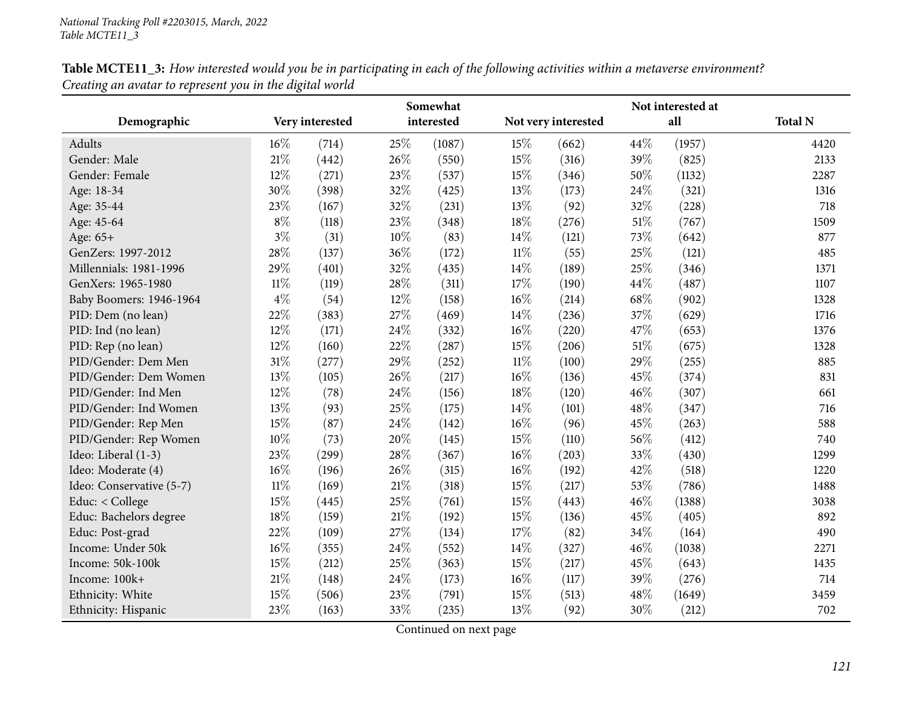**Table MCTE11_3:** *How interested would you be in participating in each of the following activities within a metaverse environment? Creating an avatar to represent you in the digital world*

| Demographic | Very interested | | Somewhat interested | | Not very interested | | Not interested at all | | Total N |
|---|---|---|---|---|---|---|---|---|---|
| Adults | 16% | (714) | 25% | (1087) | 15% | (662) | 44% | (1957) | 4420 |
| Gender: Male | 21% | (442) | 26% | (550) | 15% | (316) | 39% | (825) | 2133 |
| Gender: Female | 12% | (271) | 23% | (537) | 15% | (346) | 50% | (1132) | 2287 |
| Age: 18-34 | 30% | (398) | 32% | (425) | 13% | (173) | 24% | (321) | 1316 |
| Age: 35-44 | 23% | (167) | 32% | (231) | 13% | (92) | 32% | (228) | 718 |
| Age: 45-64 | 8% | (118) | 23% | (348) | 18% | (276) | 51% | (767) | 1509 |
| Age: 65+ | 3% | (31) | 10% | (83) | 14% | (121) | 73% | (642) | 877 |
| GenZers: 1997-2012 | 28% | (137) | 36% | (172) | 11% | (55) | 25% | (121) | 485 |
| Millennials: 1981-1996 | 29% | (401) | 32% | (435) | 14% | (189) | 25% | (346) | 1371 |
| GenXers: 1965-1980 | 11% | (119) | 28% | (311) | 17% | (190) | 44% | (487) | 1107 |
| Baby Boomers: 1946-1964 | 4% | (54) | 12% | (158) | 16% | (214) | 68% | (902) | 1328 |
| PID: Dem (no lean) | 22% | (383) | 27% | (469) | 14% | (236) | 37% | (629) | 1716 |
| PID: Ind (no lean) | 12% | (171) | 24% | (332) | 16% | (220) | 47% | (653) | 1376 |
| PID: Rep (no lean) | 12% | (160) | 22% | (287) | 15% | (206) | 51% | (675) | 1328 |
| PID/Gender: Dem Men | 31% | (277) | 29% | (252) | 11% | (100) | 29% | (255) | 885 |
| PID/Gender: Dem Women | 13% | (105) | 26% | (217) | 16% | (136) | 45% | (374) | 831 |
| PID/Gender: Ind Men | 12% | (78) | 24% | (156) | 18% | (120) | 46% | (307) | 661 |
| PID/Gender: Ind Women | 13% | (93) | 25% | (175) | 14% | (101) | 48% | (347) | 716 |
| PID/Gender: Rep Men | 15% | (87) | 24% | (142) | 16% | (96) | 45% | (263) | 588 |
| PID/Gender: Rep Women | 10% | (73) | 20% | (145) | 15% | (110) | 56% | (412) | 740 |
| Ideo: Liberal (1-3) | 23% | (299) | 28% | (367) | 16% | (203) | 33% | (430) | 1299 |
| Ideo: Moderate (4) | 16% | (196) | 26% | (315) | 16% | (192) | 42% | (518) | 1220 |
| Ideo: Conservative (5-7) | 11% | (169) | 21% | (318) | 15% | (217) | 53% | (786) | 1488 |
| Educ: < College | 15% | (445) | 25% | (761) | 15% | (443) | 46% | (1388) | 3038 |
| Educ: Bachelors degree | 18% | (159) | 21% | (192) | 15% | (136) | 45% | (405) | 892 |
| Educ: Post-grad | 22% | (109) | 27% | (134) | 17% | (82) | 34% | (164) | 490 |
| Income: Under 50k | 16% | (355) | 24% | (552) | 14% | (327) | 46% | (1038) | 2271 |
| Income: 50k-100k | 15% | (212) | 25% | (363) | 15% | (217) | 45% | (643) | 1435 |
| Income: 100k+ | 21% | (148) | 24% | (173) | 16% | (117) | 39% | (276) | 714 |
| Ethnicity: White | 15% | (506) | 23% | (791) | 15% | (513) | 48% | (1649) | 3459 |
| Ethnicity: Hispanic | 23% | (163) | 33% | (235) | 13% | (92) | 30% | (212) | 702 |

Continued on next page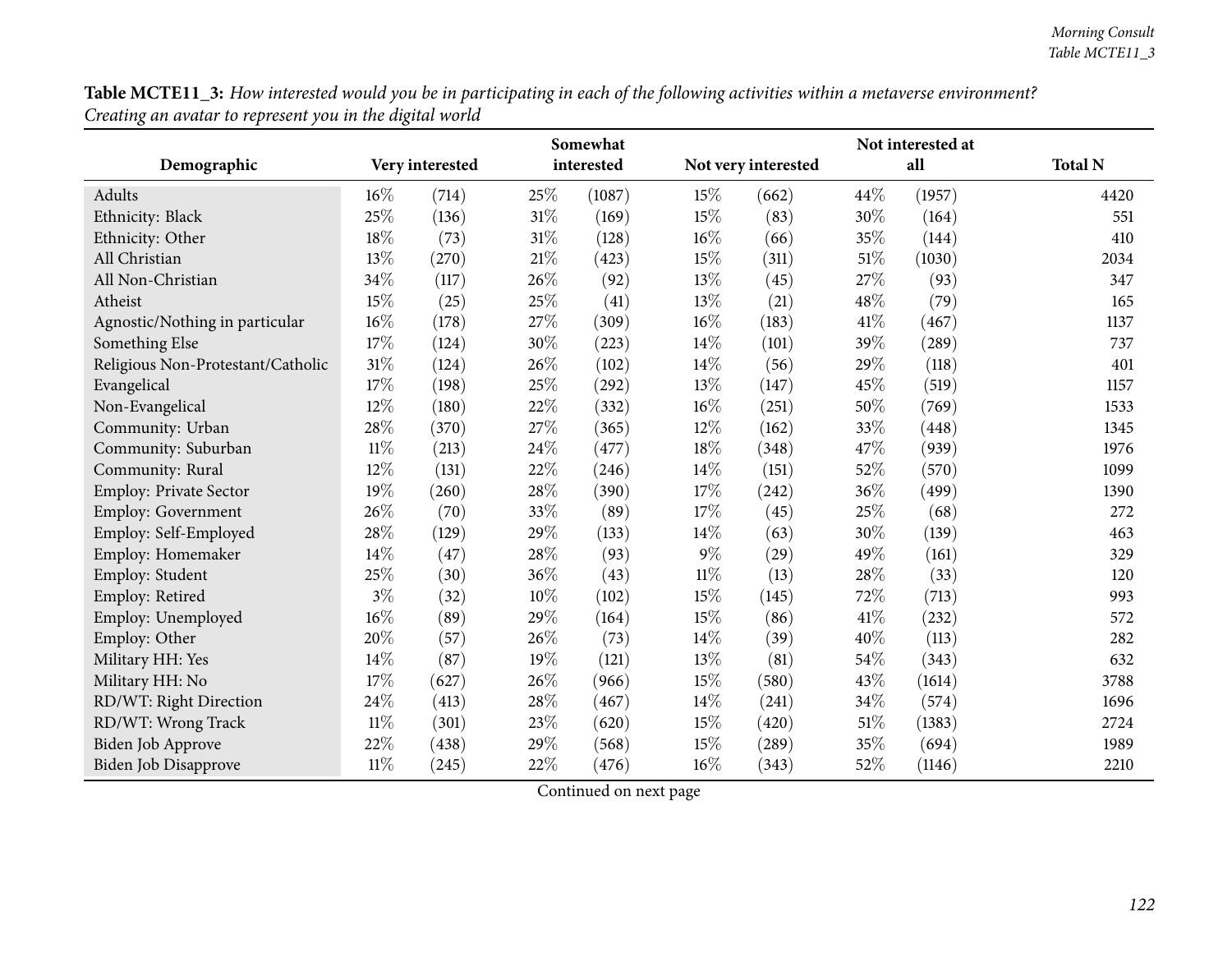**Table MCTE11_3:** *How interested would you be in participating in each of the following activities within a metaverse environment? Creating an avatar to represent you in the digital world*

| Demographic | Very interested | | Somewhat interested | | Not very interested | | Not interested at all | | Total N |
|---|---|---|---|---|---|---|---|---|---|
| Adults | 16% | (714) | 25% | (1087) | 15% | (662) | 44% | (1957) | 4420 |
| Ethnicity: Black | 25% | (136) | 31% | (169) | 15% | (83) | 30% | (164) | 551 |
| Ethnicity: Other | 18% | (73) | 31% | (128) | 16% | (66) | 35% | (144) | 410 |
| All Christian | 13% | (270) | 21% | (423) | 15% | (311) | 51% | (1030) | 2034 |
| All Non-Christian | 34% | (117) | 26% | (92) | 13% | (45) | 27% | (93) | 347 |
| Atheist | 15% | (25) | 25% | (41) | 13% | (21) | 48% | (79) | 165 |
| Agnostic/Nothing in particular | 16% | (178) | 27% | (309) | 16% | (183) | 41% | (467) | 1137 |
| Something Else | 17% | (124) | 30% | (223) | 14% | (101) | 39% | (289) | 737 |
| Religious Non-Protestant/Catholic | 31% | (124) | 26% | (102) | 14% | (56) | 29% | (118) | 401 |
| Evangelical | 17% | (198) | 25% | (292) | 13% | (147) | 45% | (519) | 1157 |
| Non-Evangelical | 12% | (180) | 22% | (332) | 16% | (251) | 50% | (769) | 1533 |
| Community: Urban | 28% | (370) | 27% | (365) | 12% | (162) | 33% | (448) | 1345 |
| Community: Suburban | 11% | (213) | 24% | (477) | 18% | (348) | 47% | (939) | 1976 |
| Community: Rural | 12% | (131) | 22% | (246) | 14% | (151) | 52% | (570) | 1099 |
| Employ: Private Sector | 19% | (260) | 28% | (390) | 17% | (242) | 36% | (499) | 1390 |
| Employ: Government | 26% | (70) | 33% | (89) | 17% | (45) | 25% | (68) | 272 |
| Employ: Self-Employed | 28% | (129) | 29% | (133) | 14% | (63) | 30% | (139) | 463 |
| Employ: Homemaker | 14% | (47) | 28% | (93) | 9% | (29) | 49% | (161) | 329 |
| Employ: Student | 25% | (30) | 36% | (43) | 11% | (13) | 28% | (33) | 120 |
| Employ: Retired | 3% | (32) | 10% | (102) | 15% | (145) | 72% | (713) | 993 |
| Employ: Unemployed | 16% | (89) | 29% | (164) | 15% | (86) | 41% | (232) | 572 |
| Employ: Other | 20% | (57) | 26% | (73) | 14% | (39) | 40% | (113) | 282 |
| Military HH: Yes | 14% | (87) | 19% | (121) | 13% | (81) | 54% | (343) | 632 |
| Military HH: No | 17% | (627) | 26% | (966) | 15% | (580) | 43% | (1614) | 3788 |
| RD/WT: Right Direction | 24% | (413) | 28% | (467) | 14% | (241) | 34% | (574) | 1696 |
| RD/WT: Wrong Track | 11% | (301) | 23% | (620) | 15% | (420) | 51% | (1383) | 2724 |
| Biden Job Approve | 22% | (438) | 29% | (568) | 15% | (289) | 35% | (694) | 1989 |
| Biden Job Disapprove | 11% | (245) | 22% | (476) | 16% | (343) | 52% | (1146) | 2210 |

Continued on next page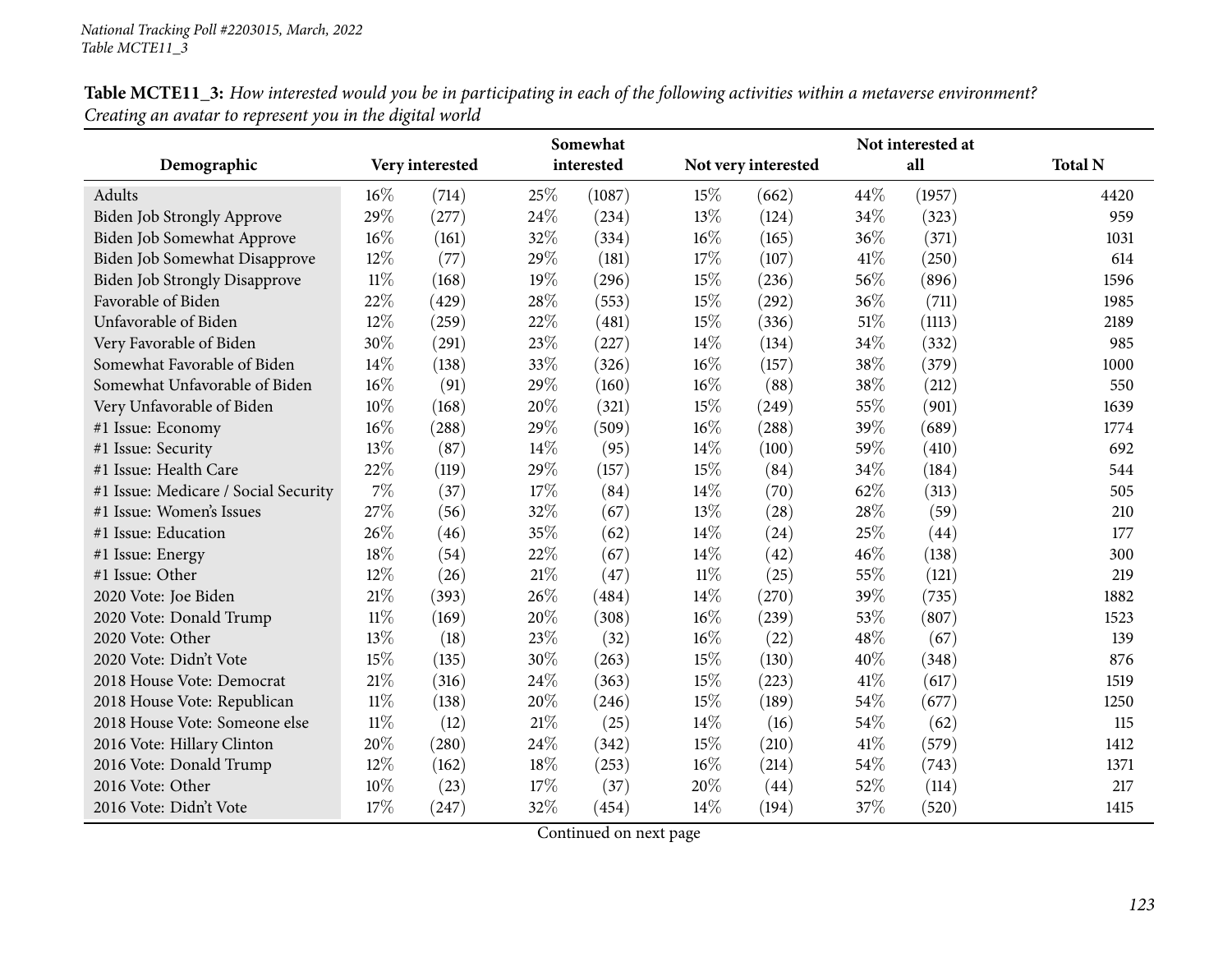*National Tracking Poll #2203015, March, 2022*
*Table MCTE11_3*

**Table MCTE11_3:** *How interested would you be in participating in each of the following activities within a metaverse environment? Creating an avatar to represent you in the digital world*

| Demographic | Very interested | | Somewhat interested | | Not very interested | | Not interested at all | | Total N |
|---|---|---|---|---|---|---|---|---|---|
| Adults | 16% | (714) | 25% | (1087) | 15% | (662) | 44% | (1957) | 4420 |
| Biden Job Strongly Approve | 29% | (277) | 24% | (234) | 13% | (124) | 34% | (323) | 959 |
| Biden Job Somewhat Approve | 16% | (161) | 32% | (334) | 16% | (165) | 36% | (371) | 1031 |
| Biden Job Somewhat Disapprove | 12% | (77) | 29% | (181) | 17% | (107) | 41% | (250) | 614 |
| Biden Job Strongly Disapprove | 11% | (168) | 19% | (296) | 15% | (236) | 56% | (896) | 1596 |
| Favorable of Biden | 22% | (429) | 28% | (553) | 15% | (292) | 36% | (711) | 1985 |
| Unfavorable of Biden | 12% | (259) | 22% | (481) | 15% | (336) | 51% | (1113) | 2189 |
| Very Favorable of Biden | 30% | (291) | 23% | (227) | 14% | (134) | 34% | (332) | 985 |
| Somewhat Favorable of Biden | 14% | (138) | 33% | (326) | 16% | (157) | 38% | (379) | 1000 |
| Somewhat Unfavorable of Biden | 16% | (91) | 29% | (160) | 16% | (88) | 38% | (212) | 550 |
| Very Unfavorable of Biden | 10% | (168) | 20% | (321) | 15% | (249) | 55% | (901) | 1639 |
| #1 Issue: Economy | 16% | (288) | 29% | (509) | 16% | (288) | 39% | (689) | 1774 |
| #1 Issue: Security | 13% | (87) | 14% | (95) | 14% | (100) | 59% | (410) | 692 |
| #1 Issue: Health Care | 22% | (119) | 29% | (157) | 15% | (84) | 34% | (184) | 544 |
| #1 Issue: Medicare / Social Security | 7% | (37) | 17% | (84) | 14% | (70) | 62% | (313) | 505 |
| #1 Issue: Women's Issues | 27% | (56) | 32% | (67) | 13% | (28) | 28% | (59) | 210 |
| #1 Issue: Education | 26% | (46) | 35% | (62) | 14% | (24) | 25% | (44) | 177 |
| #1 Issue: Energy | 18% | (54) | 22% | (67) | 14% | (42) | 46% | (138) | 300 |
| #1 Issue: Other | 12% | (26) | 21% | (47) | 11% | (25) | 55% | (121) | 219 |
| 2020 Vote: Joe Biden | 21% | (393) | 26% | (484) | 14% | (270) | 39% | (735) | 1882 |
| 2020 Vote: Donald Trump | 11% | (169) | 20% | (308) | 16% | (239) | 53% | (807) | 1523 |
| 2020 Vote: Other | 13% | (18) | 23% | (32) | 16% | (22) | 48% | (67) | 139 |
| 2020 Vote: Didn't Vote | 15% | (135) | 30% | (263) | 15% | (130) | 40% | (348) | 876 |
| 2018 House Vote: Democrat | 21% | (316) | 24% | (363) | 15% | (223) | 41% | (617) | 1519 |
| 2018 House Vote: Republican | 11% | (138) | 20% | (246) | 15% | (189) | 54% | (677) | 1250 |
| 2018 House Vote: Someone else | 11% | (12) | 21% | (25) | 14% | (16) | 54% | (62) | 115 |
| 2016 Vote: Hillary Clinton | 20% | (280) | 24% | (342) | 15% | (210) | 41% | (579) | 1412 |
| 2016 Vote: Donald Trump | 12% | (162) | 18% | (253) | 16% | (214) | 54% | (743) | 1371 |
| 2016 Vote: Other | 10% | (23) | 17% | (37) | 20% | (44) | 52% | (114) | 217 |
| 2016 Vote: Didn't Vote | 17% | (247) | 32% | (454) | 14% | (194) | 37% | (520) | 1415 |

Continued on next page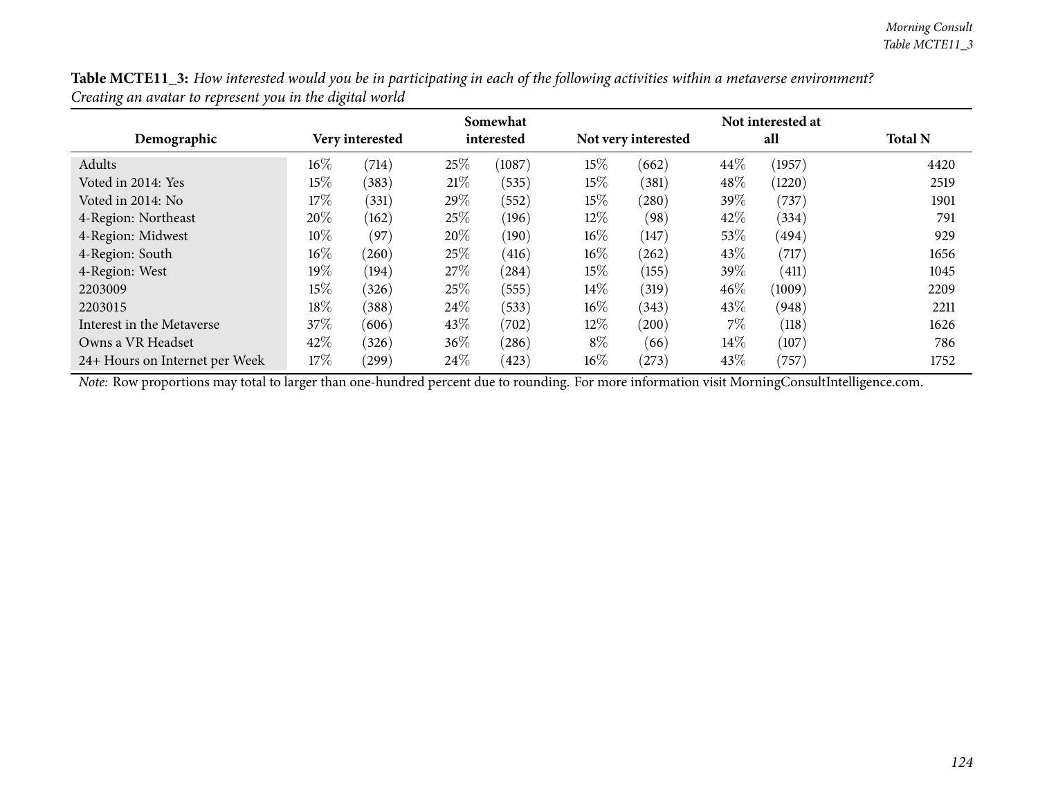**Table MCTE11_3:** *How interested would you be in participating in each of the following activities within a metaverse environment? Creating an avatar to represent you in the digital world*

| Demographic | Very interested | | Somewhat interested | | Not very interested | | Not interested at all | | Total N |
|---|---|---|---|---|---|---|---|---|---|
| Adults | 16% | (714) | 25% | (1087) | 15% | (662) | 44% | (1957) | 4420 |
| Voted in 2014: Yes | 15% | (383) | 21% | (535) | 15% | (381) | 48% | (1220) | 2519 |
| Voted in 2014: No | 17% | (331) | 29% | (552) | 15% | (280) | 39% | (737) | 1901 |
| 4-Region: Northeast | 20% | (162) | 25% | (196) | 12% | (98) | 42% | (334) | 791 |
| 4-Region: Midwest | 10% | (97) | 20% | (190) | 16% | (147) | 53% | (494) | 929 |
| 4-Region: South | 16% | (260) | 25% | (416) | 16% | (262) | 43% | (717) | 1656 |
| 4-Region: West | 19% | (194) | 27% | (284) | 15% | (155) | 39% | (411) | 1045 |
| 2203009 | 15% | (326) | 25% | (555) | 14% | (319) | 46% | (1009) | 2209 |
| 2203015 | 18% | (388) | 24% | (533) | 16% | (343) | 43% | (948) | 2211 |
| Interest in the Metaverse | 37% | (606) | 43% | (702) | 12% | (200) | 7% | (118) | 1626 |
| Owns a VR Headset | 42% | (326) | 36% | (286) | 8% | (66) | 14% | (107) | 786 |
| 24+ Hours on Internet per Week | 17% | (299) | 24% | (423) | 16% | (273) | 43% | (757) | 1752 |

*Note:* Row proportions may total to larger than one-hundred percent due to rounding. For more information visit MorningConsultIntelligence.com.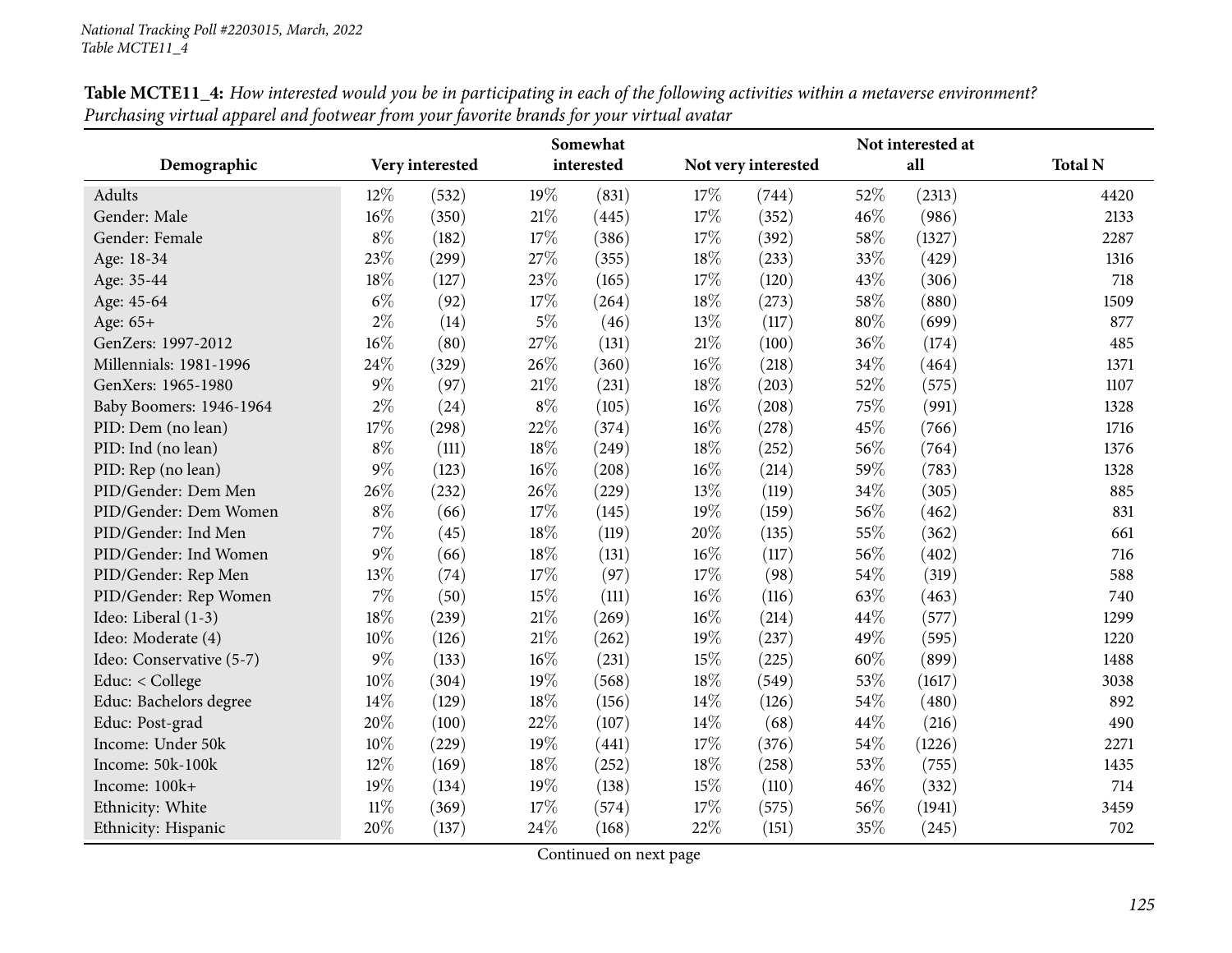National Tracking Poll #2203015, March, 2022
Table MCTE11_4

**Table MCTE11_4:** *How interested would you be in participating in each of the following activities within a metaverse environment? Purchasing virtual apparel and footwear from your favorite brands for your virtual avatar*

| Demographic | Very interested | | Somewhat interested | | Not very interested | | Not interested at all | | Total N |
|---|---|---|---|---|---|---|---|---|---|
| Adults | 12% | (532) | 19% | (831) | 17% | (744) | 52% | (2313) | 4420 |
| Gender: Male | 16% | (350) | 21% | (445) | 17% | (352) | 46% | (986) | 2133 |
| Gender: Female | 8% | (182) | 17% | (386) | 17% | (392) | 58% | (1327) | 2287 |
| Age: 18-34 | 23% | (299) | 27% | (355) | 18% | (233) | 33% | (429) | 1316 |
| Age: 35-44 | 18% | (127) | 23% | (165) | 17% | (120) | 43% | (306) | 718 |
| Age: 45-64 | 6% | (92) | 17% | (264) | 18% | (273) | 58% | (880) | 1509 |
| Age: 65+ | 2% | (14) | 5% | (46) | 13% | (117) | 80% | (699) | 877 |
| GenZers: 1997-2012 | 16% | (80) | 27% | (131) | 21% | (100) | 36% | (174) | 485 |
| Millennials: 1981-1996 | 24% | (329) | 26% | (360) | 16% | (218) | 34% | (464) | 1371 |
| GenXers: 1965-1980 | 9% | (97) | 21% | (231) | 18% | (203) | 52% | (575) | 1107 |
| Baby Boomers: 1946-1964 | 2% | (24) | 8% | (105) | 16% | (208) | 75% | (991) | 1328 |
| PID: Dem (no lean) | 17% | (298) | 22% | (374) | 16% | (278) | 45% | (766) | 1716 |
| PID: Ind (no lean) | 8% | (111) | 18% | (249) | 18% | (252) | 56% | (764) | 1376 |
| PID: Rep (no lean) | 9% | (123) | 16% | (208) | 16% | (214) | 59% | (783) | 1328 |
| PID/Gender: Dem Men | 26% | (232) | 26% | (229) | 13% | (119) | 34% | (305) | 885 |
| PID/Gender: Dem Women | 8% | (66) | 17% | (145) | 19% | (159) | 56% | (462) | 831 |
| PID/Gender: Ind Men | 7% | (45) | 18% | (119) | 20% | (135) | 55% | (362) | 661 |
| PID/Gender: Ind Women | 9% | (66) | 18% | (131) | 16% | (117) | 56% | (402) | 716 |
| PID/Gender: Rep Men | 13% | (74) | 17% | (97) | 17% | (98) | 54% | (319) | 588 |
| PID/Gender: Rep Women | 7% | (50) | 15% | (111) | 16% | (116) | 63% | (463) | 740 |
| Ideo: Liberal (1-3) | 18% | (239) | 21% | (269) | 16% | (214) | 44% | (577) | 1299 |
| Ideo: Moderate (4) | 10% | (126) | 21% | (262) | 19% | (237) | 49% | (595) | 1220 |
| Ideo: Conservative (5-7) | 9% | (133) | 16% | (231) | 15% | (225) | 60% | (899) | 1488 |
| Educ: < College | 10% | (304) | 19% | (568) | 18% | (549) | 53% | (1617) | 3038 |
| Educ: Bachelors degree | 14% | (129) | 18% | (156) | 14% | (126) | 54% | (480) | 892 |
| Educ: Post-grad | 20% | (100) | 22% | (107) | 14% | (68) | 44% | (216) | 490 |
| Income: Under 50k | 10% | (229) | 19% | (441) | 17% | (376) | 54% | (1226) | 2271 |
| Income: 50k-100k | 12% | (169) | 18% | (252) | 18% | (258) | 53% | (755) | 1435 |
| Income: 100k+ | 19% | (134) | 19% | (138) | 15% | (110) | 46% | (332) | 714 |
| Ethnicity: White | 11% | (369) | 17% | (574) | 17% | (575) | 56% | (1941) | 3459 |
| Ethnicity: Hispanic | 20% | (137) | 24% | (168) | 22% | (151) | 35% | (245) | 702 |

Continued on next page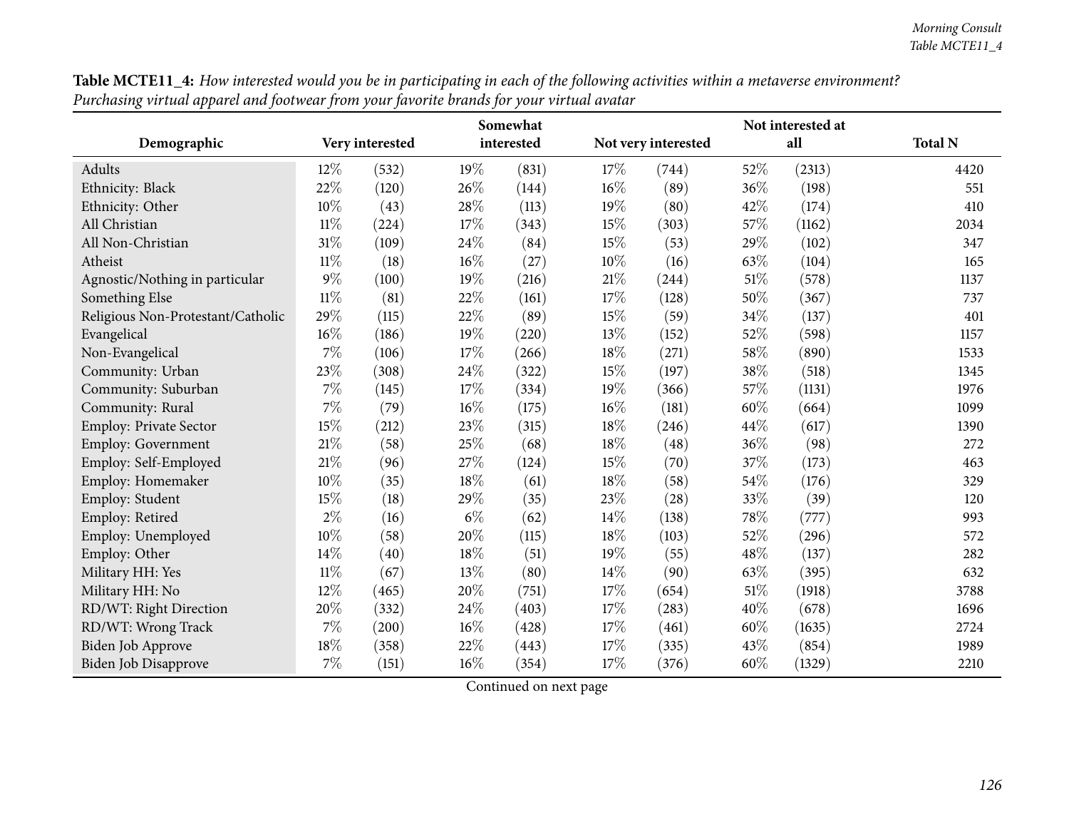**Table MCTE11_4:** *How interested would you be in participating in each of the following activities within a metaverse environment? Purchasing virtual apparel and footwear from your favorite brands for your virtual avatar*

| Demographic | Very interested | | Somewhat interested | | Not very interested | | Not interested at all | | Total N |
|---|---|---|---|---|---|---|---|---|---|
| Adults | 12% | (532) | 19% | (831) | 17% | (744) | 52% | (2313) | 4420 |
| Ethnicity: Black | 22% | (120) | 26% | (144) | 16% | (89) | 36% | (198) | 551 |
| Ethnicity: Other | 10% | (43) | 28% | (113) | 19% | (80) | 42% | (174) | 410 |
| All Christian | 11% | (224) | 17% | (343) | 15% | (303) | 57% | (1162) | 2034 |
| All Non-Christian | 31% | (109) | 24% | (84) | 15% | (53) | 29% | (102) | 347 |
| Atheist | 11% | (18) | 16% | (27) | 10% | (16) | 63% | (104) | 165 |
| Agnostic/Nothing in particular | 9% | (100) | 19% | (216) | 21% | (244) | 51% | (578) | 1137 |
| Something Else | 11% | (81) | 22% | (161) | 17% | (128) | 50% | (367) | 737 |
| Religious Non-Protestant/Catholic | 29% | (115) | 22% | (89) | 15% | (59) | 34% | (137) | 401 |
| Evangelical | 16% | (186) | 19% | (220) | 13% | (152) | 52% | (598) | 1157 |
| Non-Evangelical | 7% | (106) | 17% | (266) | 18% | (271) | 58% | (890) | 1533 |
| Community: Urban | 23% | (308) | 24% | (322) | 15% | (197) | 38% | (518) | 1345 |
| Community: Suburban | 7% | (145) | 17% | (334) | 19% | (366) | 57% | (1131) | 1976 |
| Community: Rural | 7% | (79) | 16% | (175) | 16% | (181) | 60% | (664) | 1099 |
| Employ: Private Sector | 15% | (212) | 23% | (315) | 18% | (246) | 44% | (617) | 1390 |
| Employ: Government | 21% | (58) | 25% | (68) | 18% | (48) | 36% | (98) | 272 |
| Employ: Self-Employed | 21% | (96) | 27% | (124) | 15% | (70) | 37% | (173) | 463 |
| Employ: Homemaker | 10% | (35) | 18% | (61) | 18% | (58) | 54% | (176) | 329 |
| Employ: Student | 15% | (18) | 29% | (35) | 23% | (28) | 33% | (39) | 120 |
| Employ: Retired | 2% | (16) | 6% | (62) | 14% | (138) | 78% | (777) | 993 |
| Employ: Unemployed | 10% | (58) | 20% | (115) | 18% | (103) | 52% | (296) | 572 |
| Employ: Other | 14% | (40) | 18% | (51) | 19% | (55) | 48% | (137) | 282 |
| Military HH: Yes | 11% | (67) | 13% | (80) | 14% | (90) | 63% | (395) | 632 |
| Military HH: No | 12% | (465) | 20% | (751) | 17% | (654) | 51% | (1918) | 3788 |
| RD/WT: Right Direction | 20% | (332) | 24% | (403) | 17% | (283) | 40% | (678) | 1696 |
| RD/WT: Wrong Track | 7% | (200) | 16% | (428) | 17% | (461) | 60% | (1635) | 2724 |
| Biden Job Approve | 18% | (358) | 22% | (443) | 17% | (335) | 43% | (854) | 1989 |
| Biden Job Disapprove | 7% | (151) | 16% | (354) | 17% | (376) | 60% | (1329) | 2210 |

Continued on next page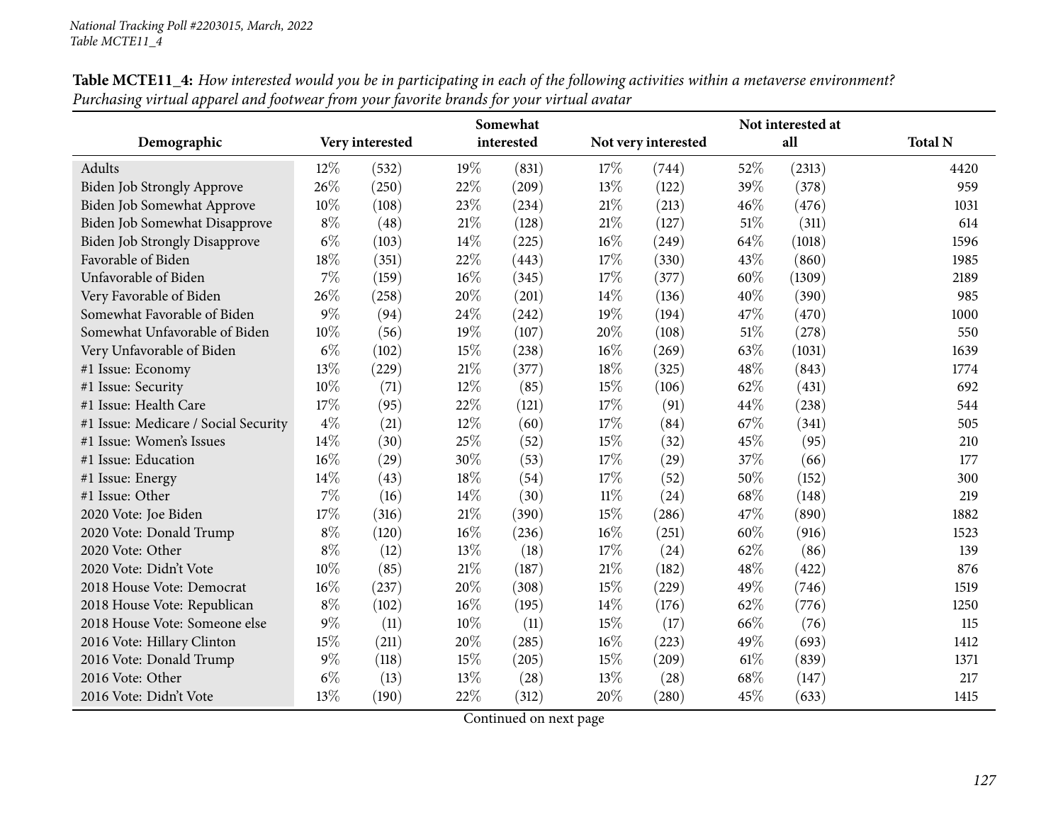National Tracking Poll #2203015, March, 2022
Table MCTE11_4

**Table MCTE11_4:** *How interested would you be in participating in each of the following activities within a metaverse environment? Purchasing virtual apparel and footwear from your favorite brands for your virtual avatar*

| Demographic | Very interested | | Somewhat interested | | Not very interested | | Not interested at all | | Total N |
|---|---|---|---|---|---|---|---|---|---|
| Adults | 12% | (532) | 19% | (831) | 17% | (744) | 52% | (2313) | 4420 |
| Biden Job Strongly Approve | 26% | (250) | 22% | (209) | 13% | (122) | 39% | (378) | 959 |
| Biden Job Somewhat Approve | 10% | (108) | 23% | (234) | 21% | (213) | 46% | (476) | 1031 |
| Biden Job Somewhat Disapprove | 8% | (48) | 21% | (128) | 21% | (127) | 51% | (311) | 614 |
| Biden Job Strongly Disapprove | 6% | (103) | 14% | (225) | 16% | (249) | 64% | (1018) | 1596 |
| Favorable of Biden | 18% | (351) | 22% | (443) | 17% | (330) | 43% | (860) | 1985 |
| Unfavorable of Biden | 7% | (159) | 16% | (345) | 17% | (377) | 60% | (1309) | 2189 |
| Very Favorable of Biden | 26% | (258) | 20% | (201) | 14% | (136) | 40% | (390) | 985 |
| Somewhat Favorable of Biden | 9% | (94) | 24% | (242) | 19% | (194) | 47% | (470) | 1000 |
| Somewhat Unfavorable of Biden | 10% | (56) | 19% | (107) | 20% | (108) | 51% | (278) | 550 |
| Very Unfavorable of Biden | 6% | (102) | 15% | (238) | 16% | (269) | 63% | (1031) | 1639 |
| #1 Issue: Economy | 13% | (229) | 21% | (377) | 18% | (325) | 48% | (843) | 1774 |
| #1 Issue: Security | 10% | (71) | 12% | (85) | 15% | (106) | 62% | (431) | 692 |
| #1 Issue: Health Care | 17% | (95) | 22% | (121) | 17% | (91) | 44% | (238) | 544 |
| #1 Issue: Medicare / Social Security | 4% | (21) | 12% | (60) | 17% | (84) | 67% | (341) | 505 |
| #1 Issue: Women's Issues | 14% | (30) | 25% | (52) | 15% | (32) | 45% | (95) | 210 |
| #1 Issue: Education | 16% | (29) | 30% | (53) | 17% | (29) | 37% | (66) | 177 |
| #1 Issue: Energy | 14% | (43) | 18% | (54) | 17% | (52) | 50% | (152) | 300 |
| #1 Issue: Other | 7% | (16) | 14% | (30) | 11% | (24) | 68% | (148) | 219 |
| 2020 Vote: Joe Biden | 17% | (316) | 21% | (390) | 15% | (286) | 47% | (890) | 1882 |
| 2020 Vote: Donald Trump | 8% | (120) | 16% | (236) | 16% | (251) | 60% | (916) | 1523 |
| 2020 Vote: Other | 8% | (12) | 13% | (18) | 17% | (24) | 62% | (86) | 139 |
| 2020 Vote: Didn't Vote | 10% | (85) | 21% | (187) | 21% | (182) | 48% | (422) | 876 |
| 2018 House Vote: Democrat | 16% | (237) | 20% | (308) | 15% | (229) | 49% | (746) | 1519 |
| 2018 House Vote: Republican | 8% | (102) | 16% | (195) | 14% | (176) | 62% | (776) | 1250 |
| 2018 House Vote: Someone else | 9% | (11) | 10% | (11) | 15% | (17) | 66% | (76) | 115 |
| 2016 Vote: Hillary Clinton | 15% | (211) | 20% | (285) | 16% | (223) | 49% | (693) | 1412 |
| 2016 Vote: Donald Trump | 9% | (118) | 15% | (205) | 15% | (209) | 61% | (839) | 1371 |
| 2016 Vote: Other | 6% | (13) | 13% | (28) | 13% | (28) | 68% | (147) | 217 |
| 2016 Vote: Didn't Vote | 13% | (190) | 22% | (312) | 20% | (280) | 45% | (633) | 1415 |

Continued on next page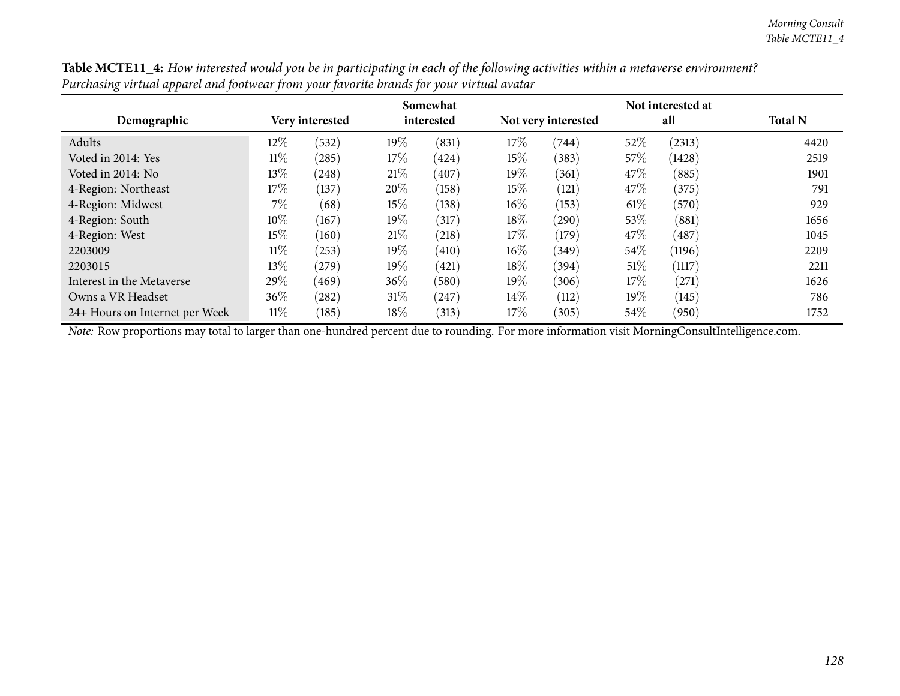**Table MCTE11_4:** *How interested would you be in participating in each of the following activities within a metaverse environment? Purchasing virtual apparel and footwear from your favorite brands for your virtual avatar*

| Demographic | Very interested | | Somewhat interested | | Not very interested | | Not interested at all | | Total N |
|---|---|---|---|---|---|---|---|---|---|
| Adults | 12% | (532) | 19% | (831) | 17% | (744) | 52% | (2313) | 4420 |
| Voted in 2014: Yes | 11% | (285) | 17% | (424) | 15% | (383) | 57% | (1428) | 2519 |
| Voted in 2014: No | 13% | (248) | 21% | (407) | 19% | (361) | 47% | (885) | 1901 |
| 4-Region: Northeast | 17% | (137) | 20% | (158) | 15% | (121) | 47% | (375) | 791 |
| 4-Region: Midwest | 7% | (68) | 15% | (138) | 16% | (153) | 61% | (570) | 929 |
| 4-Region: South | 10% | (167) | 19% | (317) | 18% | (290) | 53% | (881) | 1656 |
| 4-Region: West | 15% | (160) | 21% | (218) | 17% | (179) | 47% | (487) | 1045 |
| 2203009 | 11% | (253) | 19% | (410) | 16% | (349) | 54% | (1196) | 2209 |
| 2203015 | 13% | (279) | 19% | (421) | 18% | (394) | 51% | (1117) | 2211 |
| Interest in the Metaverse | 29% | (469) | 36% | (580) | 19% | (306) | 17% | (271) | 1626 |
| Owns a VR Headset | 36% | (282) | 31% | (247) | 14% | (112) | 19% | (145) | 786 |
| 24+ Hours on Internet per Week | 11% | (185) | 18% | (313) | 17% | (305) | 54% | (950) | 1752 |

*Note:* Row proportions may total to larger than one-hundred percent due to rounding. For more information visit MorningConsultIntelligence.com.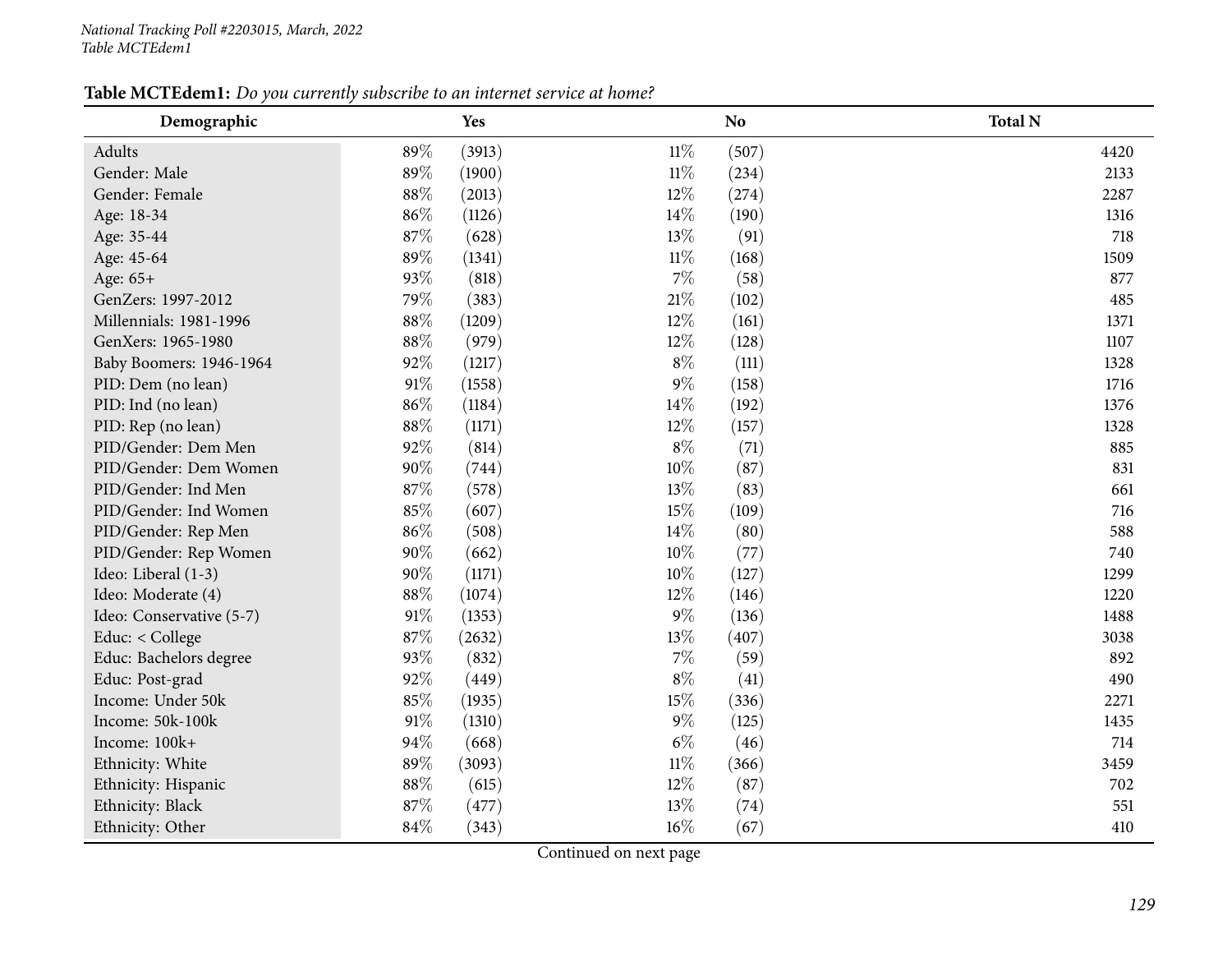**Table MCTEdem1:** *Do you currently subscribe to an internet service at home?*

| Demographic | Yes | | No | | Total N |
|---|---|---|---|---|---|
| Adults | 89% | (3913) | 11% | (507) | 4420 |
| Gender: Male | 89% | (1900) | 11% | (234) | 2133 |
| Gender: Female | 88% | (2013) | 12% | (274) | 2287 |
| Age: 18-34 | 86% | (1126) | 14% | (190) | 1316 |
| Age: 35-44 | 87% | (628) | 13% | (91) | 718 |
| Age: 45-64 | 89% | (1341) | 11% | (168) | 1509 |
| Age: 65+ | 93% | (818) | 7% | (58) | 877 |
| GenZers: 1997-2012 | 79% | (383) | 21% | (102) | 485 |
| Millennials: 1981-1996 | 88% | (1209) | 12% | (161) | 1371 |
| GenXers: 1965-1980 | 88% | (979) | 12% | (128) | 1107 |
| Baby Boomers: 1946-1964 | 92% | (1217) | 8% | (111) | 1328 |
| PID: Dem (no lean) | 91% | (1558) | 9% | (158) | 1716 |
| PID: Ind (no lean) | 86% | (1184) | 14% | (192) | 1376 |
| PID: Rep (no lean) | 88% | (1171) | 12% | (157) | 1328 |
| PID/Gender: Dem Men | 92% | (814) | 8% | (71) | 885 |
| PID/Gender: Dem Women | 90% | (744) | 10% | (87) | 831 |
| PID/Gender: Ind Men | 87% | (578) | 13% | (83) | 661 |
| PID/Gender: Ind Women | 85% | (607) | 15% | (109) | 716 |
| PID/Gender: Rep Men | 86% | (508) | 14% | (80) | 588 |
| PID/Gender: Rep Women | 90% | (662) | 10% | (77) | 740 |
| Ideo: Liberal (1-3) | 90% | (1171) | 10% | (127) | 1299 |
| Ideo: Moderate (4) | 88% | (1074) | 12% | (146) | 1220 |
| Ideo: Conservative (5-7) | 91% | (1353) | 9% | (136) | 1488 |
| Educ: < College | 87% | (2632) | 13% | (407) | 3038 |
| Educ: Bachelors degree | 93% | (832) | 7% | (59) | 892 |
| Educ: Post-grad | 92% | (449) | 8% | (41) | 490 |
| Income: Under 50k | 85% | (1935) | 15% | (336) | 2271 |
| Income: 50k-100k | 91% | (1310) | 9% | (125) | 1435 |
| Income: 100k+ | 94% | (668) | 6% | (46) | 714 |
| Ethnicity: White | 89% | (3093) | 11% | (366) | 3459 |
| Ethnicity: Hispanic | 88% | (615) | 12% | (87) | 702 |
| Ethnicity: Black | 87% | (477) | 13% | (74) | 551 |
| Ethnicity: Other | 84% | (343) | 16% | (67) | 410 |

Continued on next page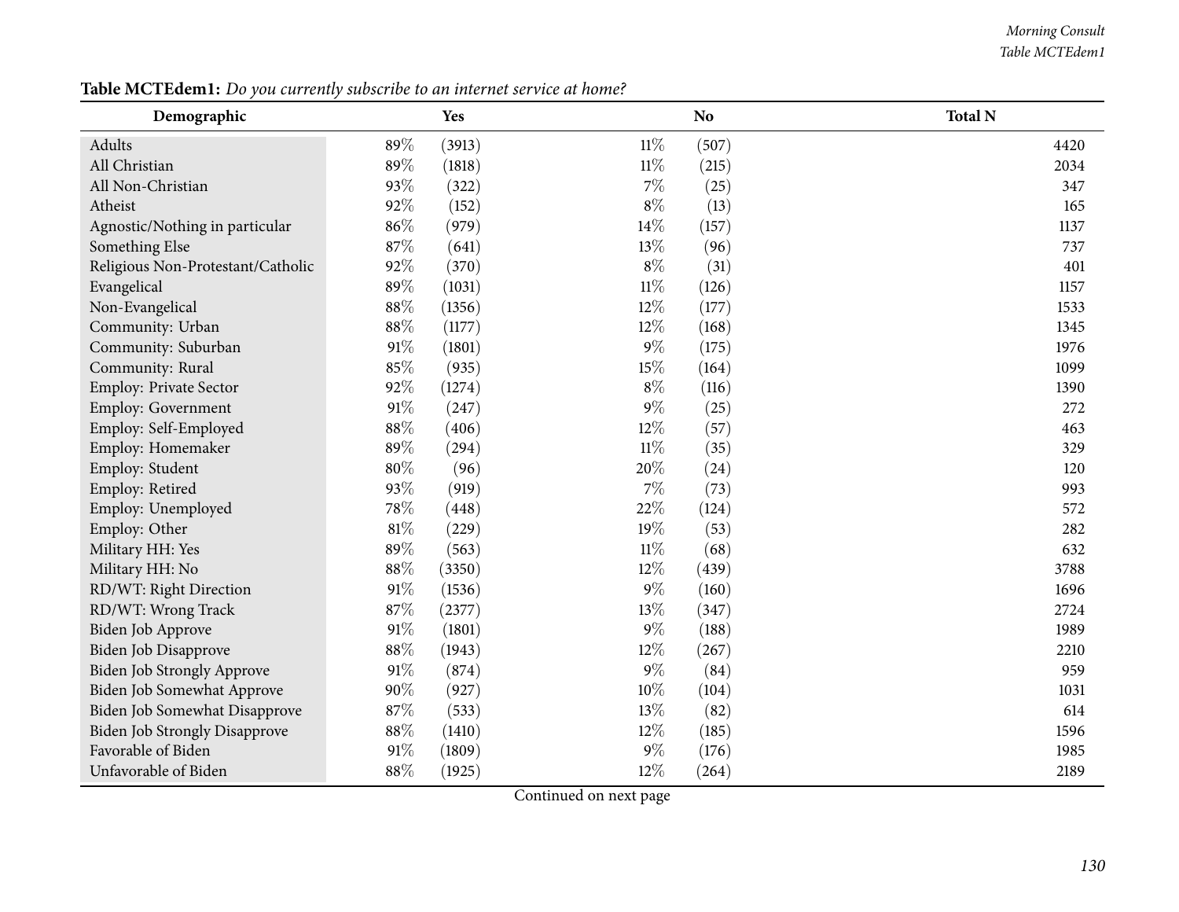**Table MCTEdem1:** *Do you currently subscribe to an internet service at home?*

| Demographic | Yes | | No | | Total N |
|---|---|---|---|---|---|
| Adults | 89% | (3913) | 11% | (507) | 4420 |
| All Christian | 89% | (1818) | 11% | (215) | 2034 |
| All Non-Christian | 93% | (322) | 7% | (25) | 347 |
| Atheist | 92% | (152) | 8% | (13) | 165 |
| Agnostic/Nothing in particular | 86% | (979) | 14% | (157) | 1137 |
| Something Else | 87% | (641) | 13% | (96) | 737 |
| Religious Non-Protestant/Catholic | 92% | (370) | 8% | (31) | 401 |
| Evangelical | 89% | (1031) | 11% | (126) | 1157 |
| Non-Evangelical | 88% | (1356) | 12% | (177) | 1533 |
| Community: Urban | 88% | (1177) | 12% | (168) | 1345 |
| Community: Suburban | 91% | (1801) | 9% | (175) | 1976 |
| Community: Rural | 85% | (935) | 15% | (164) | 1099 |
| Employ: Private Sector | 92% | (1274) | 8% | (116) | 1390 |
| Employ: Government | 91% | (247) | 9% | (25) | 272 |
| Employ: Self-Employed | 88% | (406) | 12% | (57) | 463 |
| Employ: Homemaker | 89% | (294) | 11% | (35) | 329 |
| Employ: Student | 80% | (96) | 20% | (24) | 120 |
| Employ: Retired | 93% | (919) | 7% | (73) | 993 |
| Employ: Unemployed | 78% | (448) | 22% | (124) | 572 |
| Employ: Other | 81% | (229) | 19% | (53) | 282 |
| Military HH: Yes | 89% | (563) | 11% | (68) | 632 |
| Military HH: No | 88% | (3350) | 12% | (439) | 3788 |
| RD/WT: Right Direction | 91% | (1536) | 9% | (160) | 1696 |
| RD/WT: Wrong Track | 87% | (2377) | 13% | (347) | 2724 |
| Biden Job Approve | 91% | (1801) | 9% | (188) | 1989 |
| Biden Job Disapprove | 88% | (1943) | 12% | (267) | 2210 |
| Biden Job Strongly Approve | 91% | (874) | 9% | (84) | 959 |
| Biden Job Somewhat Approve | 90% | (927) | 10% | (104) | 1031 |
| Biden Job Somewhat Disapprove | 87% | (533) | 13% | (82) | 614 |
| Biden Job Strongly Disapprove | 88% | (1410) | 12% | (185) | 1596 |
| Favorable of Biden | 91% | (1809) | 9% | (176) | 1985 |
| Unfavorable of Biden | 88% | (1925) | 12% | (264) | 2189 |

Continued on next page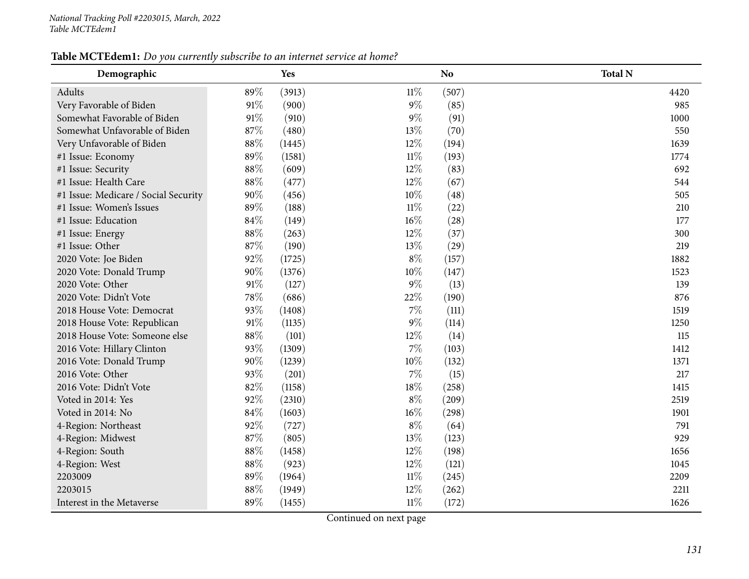National Tracking Poll #2203015, March, 2022
Table MCTEdem1

**Table MCTEdem1:** *Do you currently subscribe to an internet service at home?*

| Demographic | Yes | | No | | Total N |
|---|---|---|---|---|---|
| Adults | 89% | (3913) | 11% | (507) | 4420 |
| Very Favorable of Biden | 91% | (900) | 9% | (85) | 985 |
| Somewhat Favorable of Biden | 91% | (910) | 9% | (91) | 1000 |
| Somewhat Unfavorable of Biden | 87% | (480) | 13% | (70) | 550 |
| Very Unfavorable of Biden | 88% | (1445) | 12% | (194) | 1639 |
| #1 Issue: Economy | 89% | (1581) | 11% | (193) | 1774 |
| #1 Issue: Security | 88% | (609) | 12% | (83) | 692 |
| #1 Issue: Health Care | 88% | (477) | 12% | (67) | 544 |
| #1 Issue: Medicare / Social Security | 90% | (456) | 10% | (48) | 505 |
| #1 Issue: Women's Issues | 89% | (188) | 11% | (22) | 210 |
| #1 Issue: Education | 84% | (149) | 16% | (28) | 177 |
| #1 Issue: Energy | 88% | (263) | 12% | (37) | 300 |
| #1 Issue: Other | 87% | (190) | 13% | (29) | 219 |
| 2020 Vote: Joe Biden | 92% | (1725) | 8% | (157) | 1882 |
| 2020 Vote: Donald Trump | 90% | (1376) | 10% | (147) | 1523 |
| 2020 Vote: Other | 91% | (127) | 9% | (13) | 139 |
| 2020 Vote: Didn't Vote | 78% | (686) | 22% | (190) | 876 |
| 2018 House Vote: Democrat | 93% | (1408) | 7% | (111) | 1519 |
| 2018 House Vote: Republican | 91% | (1135) | 9% | (114) | 1250 |
| 2018 House Vote: Someone else | 88% | (101) | 12% | (14) | 115 |
| 2016 Vote: Hillary Clinton | 93% | (1309) | 7% | (103) | 1412 |
| 2016 Vote: Donald Trump | 90% | (1239) | 10% | (132) | 1371 |
| 2016 Vote: Other | 93% | (201) | 7% | (15) | 217 |
| 2016 Vote: Didn't Vote | 82% | (1158) | 18% | (258) | 1415 |
| Voted in 2014: Yes | 92% | (2310) | 8% | (209) | 2519 |
| Voted in 2014: No | 84% | (1603) | 16% | (298) | 1901 |
| 4-Region: Northeast | 92% | (727) | 8% | (64) | 791 |
| 4-Region: Midwest | 87% | (805) | 13% | (123) | 929 |
| 4-Region: South | 88% | (1458) | 12% | (198) | 1656 |
| 4-Region: West | 88% | (923) | 12% | (121) | 1045 |
| 2203009 | 89% | (1964) | 11% | (245) | 2209 |
| 2203015 | 88% | (1949) | 12% | (262) | 2211 |
| Interest in the Metaverse | 89% | (1455) | 11% | (172) | 1626 |

Continued on next page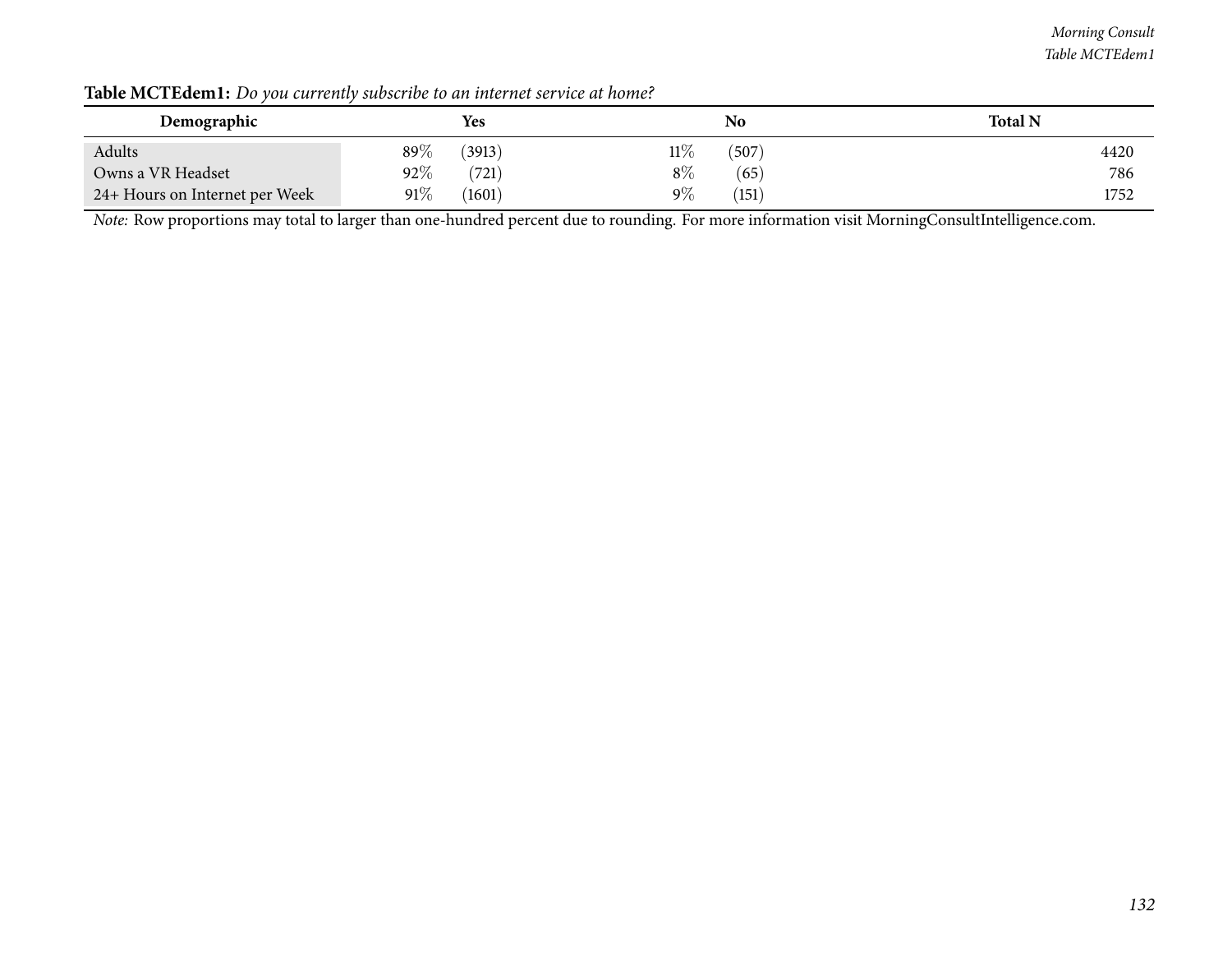**Table MCTEdem1:** *Do you currently subscribe to an internet service at home?*

| Demographic | Yes | | No | | Total N |
|---|---|---|---|---|---|
| Adults | 89% | (3913) | 11% | (507) | 4420 |
| Owns a VR Headset | 92% | (721) | 8% | (65) | 786 |
| 24+ Hours on Internet per Week | 91% | (1601) | 9% | (151) | 1752 |

*Note:* Row proportions may total to larger than one-hundred percent due to rounding. For more information visit MorningConsultIntelligence.com.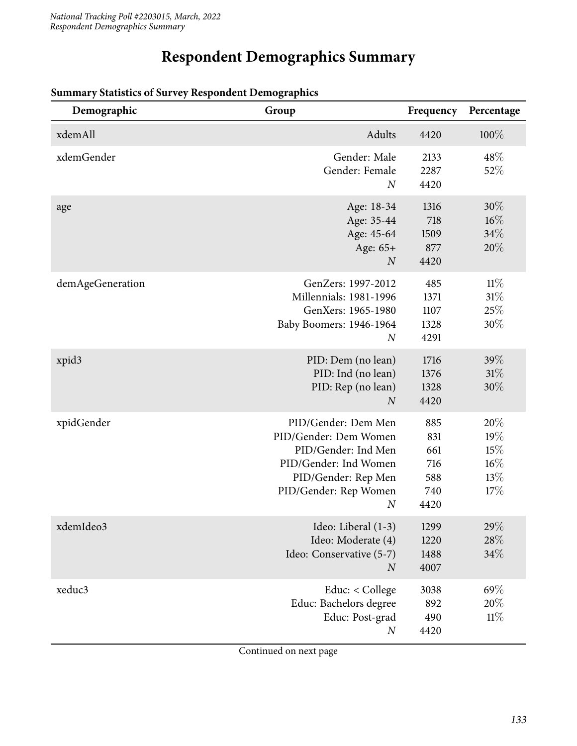# Respondent Demographics Summary

**Summary Statistics of Survey Respondent Demographics**

| Demographic | Group | Frequency | Percentage |
|---|---|---|---|
| xdemAll | Adults | 4420 | 100% |
| xdemGender | Gender: Male | 2133 | 48% |
| | Gender: Female | 2287 | 52% |
| | *N* | 4420 | |
| age | Age: 18-34 | 1316 | 30% |
| | Age: 35-44 | 718 | 16% |
| | Age: 45-64 | 1509 | 34% |
| | Age: 65+ | 877 | 20% |
| | *N* | 4420 | |
| demAgeGeneration | GenZers: 1997-2012 | 485 | 11% |
| | Millennials: 1981-1996 | 1371 | 31% |
| | GenXers: 1965-1980 | 1107 | 25% |
| | Baby Boomers: 1946-1964 | 1328 | 30% |
| | *N* | 4291 | |
| xpid3 | PID: Dem (no lean) | 1716 | 39% |
| | PID: Ind (no lean) | 1376 | 31% |
| | PID: Rep (no lean) | 1328 | 30% |
| | *N* | 4420 | |
| xpidGender | PID/Gender: Dem Men | 885 | 20% |
| | PID/Gender: Dem Women | 831 | 19% |
| | PID/Gender: Ind Men | 661 | 15% |
| | PID/Gender: Ind Women | 716 | 16% |
| | PID/Gender: Rep Men | 588 | 13% |
| | PID/Gender: Rep Women | 740 | 17% |
| | *N* | 4420 | |
| xdemIdeo3 | Ideo: Liberal (1-3) | 1299 | 29% |
| | Ideo: Moderate (4) | 1220 | 28% |
| | Ideo: Conservative (5-7) | 1488 | 34% |
| | *N* | 4007 | |
| xeduc3 | Educ: < College | 3038 | 69% |
| | Educ: Bachelors degree | 892 | 20% |
| | Educ: Post-grad | 490 | 11% |
| | *N* | 4420 | |

Continued on next page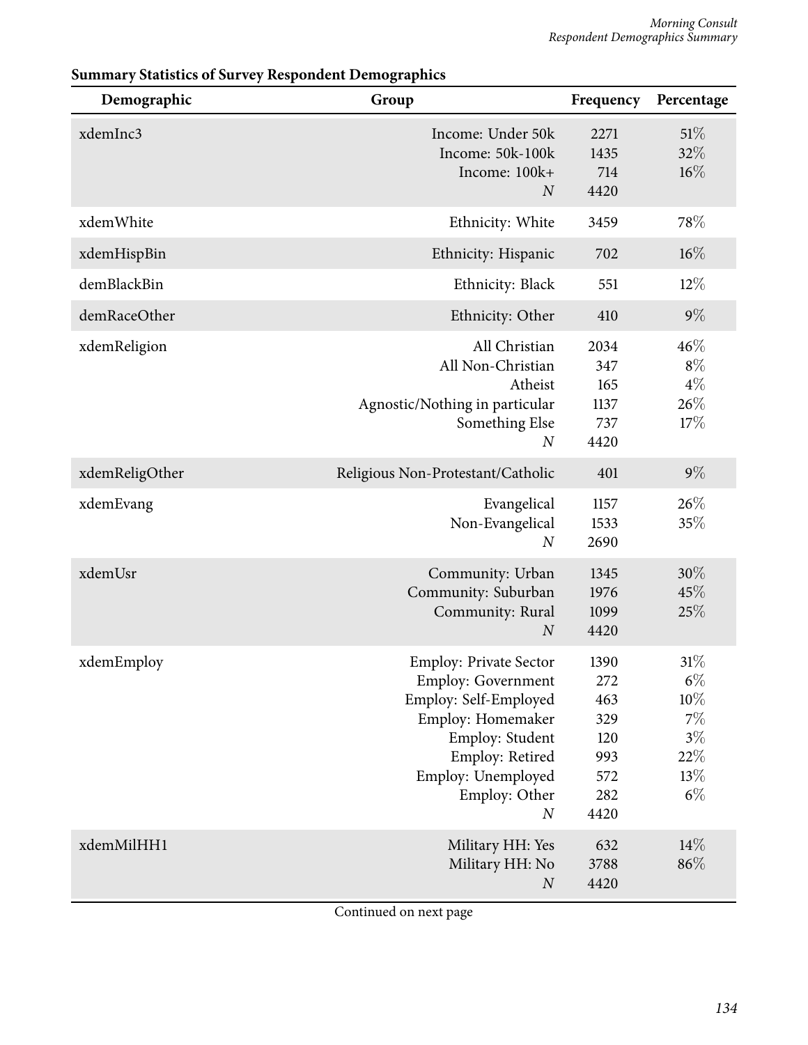**Summary Statistics of Survey Respondent Demographics**

| Demographic | Group | Frequency | Percentage |
|---|---|---|---|
| xdemInc3 | Income: Under 50k | 2271 | 51% |
| | Income: 50k-100k | 1435 | 32% |
| | Income: 100k+ | 714 | 16% |
| | *N* | 4420 | |
| xdemWhite | Ethnicity: White | 3459 | 78% |
| xdemHispBin | Ethnicity: Hispanic | 702 | 16% |
| demBlackBin | Ethnicity: Black | 551 | 12% |
| demRaceOther | Ethnicity: Other | 410 | 9% |
| xdemReligion | All Christian | 2034 | 46% |
| | All Non-Christian | 347 | 8% |
| | Atheist | 165 | 4% |
| | Agnostic/Nothing in particular | 1137 | 26% |
| | Something Else | 737 | 17% |
| | *N* | 4420 | |
| xdemReligOther | Religious Non-Protestant/Catholic | 401 | 9% |
| xdemEvang | Evangelical | 1157 | 26% |
| | Non-Evangelical | 1533 | 35% |
| | *N* | 2690 | |
| xdemUsr | Community: Urban | 1345 | 30% |
| | Community: Suburban | 1976 | 45% |
| | Community: Rural | 1099 | 25% |
| | *N* | 4420 | |
| xdemEmploy | Employ: Private Sector | 1390 | 31% |
| | Employ: Government | 272 | 6% |
| | Employ: Self-Employed | 463 | 10% |
| | Employ: Homemaker | 329 | 7% |
| | Employ: Student | 120 | 3% |
| | Employ: Retired | 993 | 22% |
| | Employ: Unemployed | 572 | 13% |
| | Employ: Other | 282 | 6% |
| | *N* | 4420 | |
| xdemMilHH1 | Military HH: Yes | 632 | 14% |
| | Military HH: No | 3788 | 86% |
| | *N* | 4420 | |

Continued on next page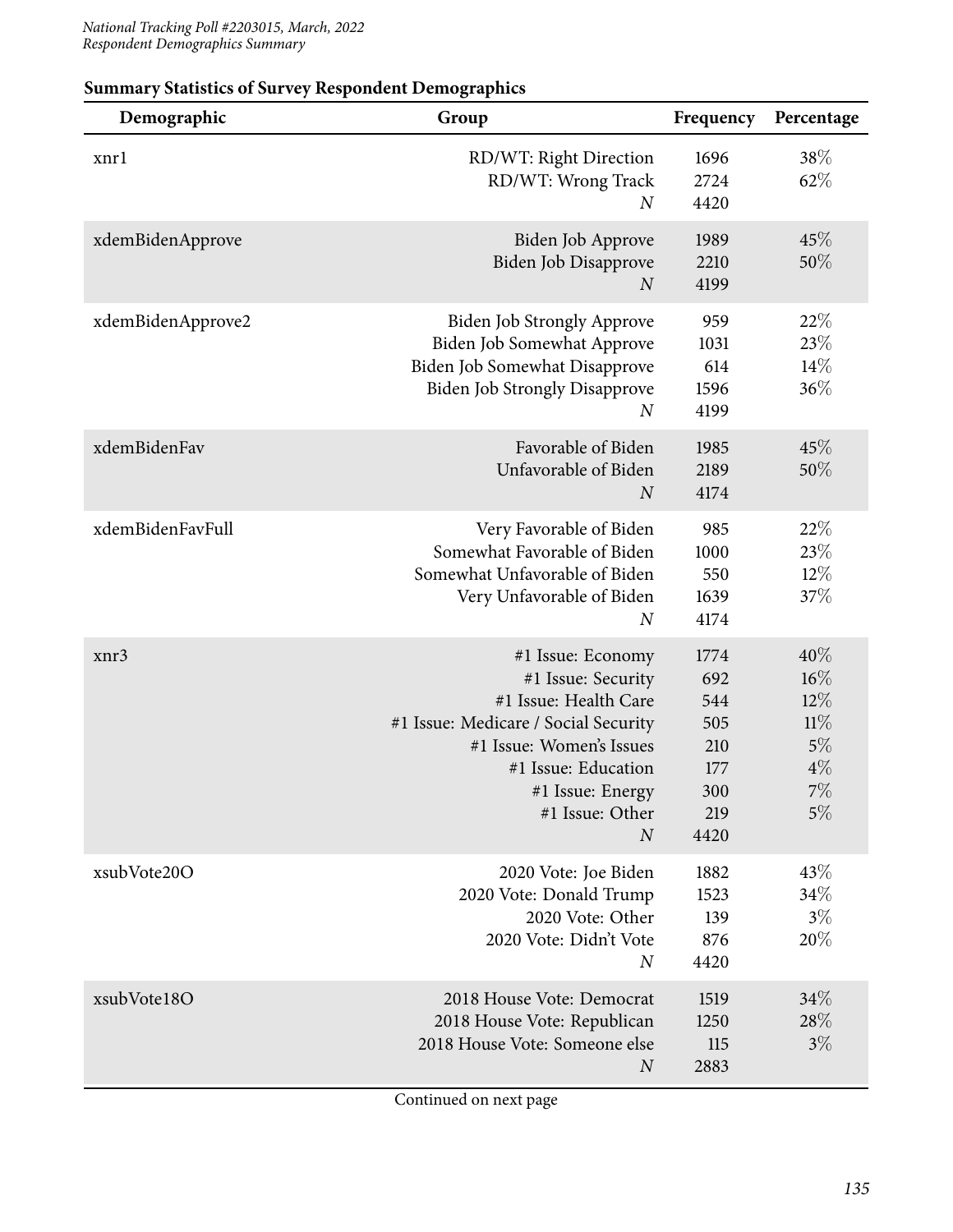**Summary Statistics of Survey Respondent Demographics**

| Demographic | Group | Frequency | Percentage |
|---|---|---|---|
| xnr1 | RD/WT: Right Direction | 1696 | 38% |
| | RD/WT: Wrong Track | 2724 | 62% |
| | *N* | 4420 | |
| xdemBidenApprove | Biden Job Approve | 1989 | 45% |
| | Biden Job Disapprove | 2210 | 50% |
| | *N* | 4199 | |
| xdemBidenApprove2 | Biden Job Strongly Approve | 959 | 22% |
| | Biden Job Somewhat Approve | 1031 | 23% |
| | Biden Job Somewhat Disapprove | 614 | 14% |
| | Biden Job Strongly Disapprove | 1596 | 36% |
| | *N* | 4199 | |
| xdemBidenFav | Favorable of Biden | 1985 | 45% |
| | Unfavorable of Biden | 2189 | 50% |
| | *N* | 4174 | |
| xdemBidenFavFull | Very Favorable of Biden | 985 | 22% |
| | Somewhat Favorable of Biden | 1000 | 23% |
| | Somewhat Unfavorable of Biden | 550 | 12% |
| | Very Unfavorable of Biden | 1639 | 37% |
| | *N* | 4174 | |
| xnr3 | #1 Issue: Economy | 1774 | 40% |
| | #1 Issue: Security | 692 | 16% |
| | #1 Issue: Health Care | 544 | 12% |
| | #1 Issue: Medicare / Social Security | 505 | 11% |
| | #1 Issue: Women's Issues | 210 | 5% |
| | #1 Issue: Education | 177 | 4% |
| | #1 Issue: Energy | 300 | 7% |
| | #1 Issue: Other | 219 | 5% |
| | *N* | 4420 | |
| xsubVote20O | 2020 Vote: Joe Biden | 1882 | 43% |
| | 2020 Vote: Donald Trump | 1523 | 34% |
| | 2020 Vote: Other | 139 | 3% |
| | 2020 Vote: Didn't Vote | 876 | 20% |
| | *N* | 4420 | |
| xsubVote18O | 2018 House Vote: Democrat | 1519 | 34% |
| | 2018 House Vote: Republican | 1250 | 28% |
| | 2018 House Vote: Someone else | 115 | 3% |
| | *N* | 2883 | |

Continued on next page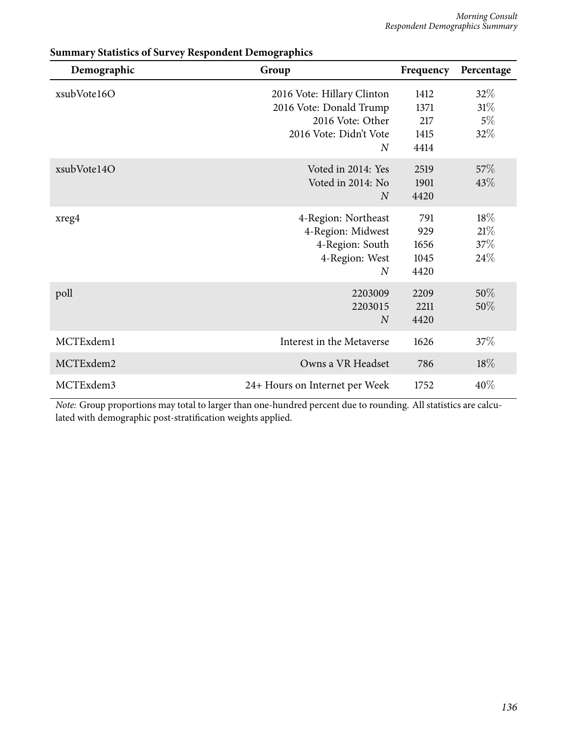**Summary Statistics of Survey Respondent Demographics**

| Demographic | Group | Frequency | Percentage |
|---|---|---|---|
| xsubVote16O | 2016 Vote: Hillary Clinton | 1412 | 32% |
| | 2016 Vote: Donald Trump | 1371 | 31% |
| | 2016 Vote: Other | 217 | 5% |
| | 2016 Vote: Didn't Vote | 1415 | 32% |
| | *N* | 4414 | |
| xsubVote14O | Voted in 2014: Yes | 2519 | 57% |
| | Voted in 2014: No | 1901 | 43% |
| | *N* | 4420 | |
| xreg4 | 4-Region: Northeast | 791 | 18% |
| | 4-Region: Midwest | 929 | 21% |
| | 4-Region: South | 1656 | 37% |
| | 4-Region: West | 1045 | 24% |
| | *N* | 4420 | |
| poll | 2203009 | 2209 | 50% |
| | 2203015 | 2211 | 50% |
| | *N* | 4420 | |
| MCTExdem1 | Interest in the Metaverse | 1626 | 37% |
| MCTExdem2 | Owns a VR Headset | 786 | 18% |
| MCTExdem3 | 24+ Hours on Internet per Week | 1752 | 40% |

*Note:* Group proportions may total to larger than one-hundred percent due to rounding. All statistics are calculated with demographic post-stratification weights applied.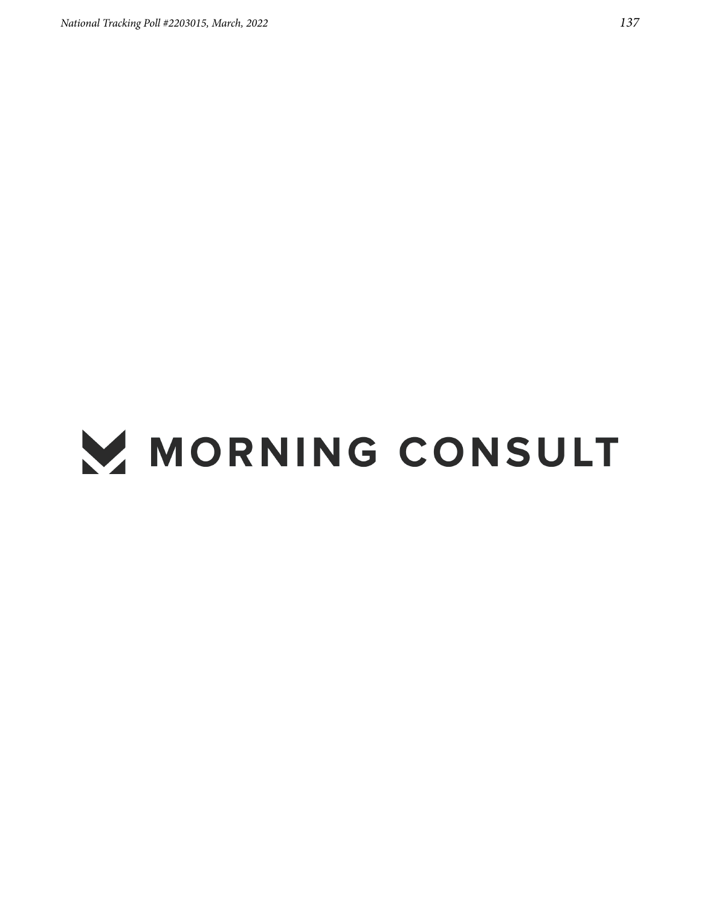MORNING CONSULT